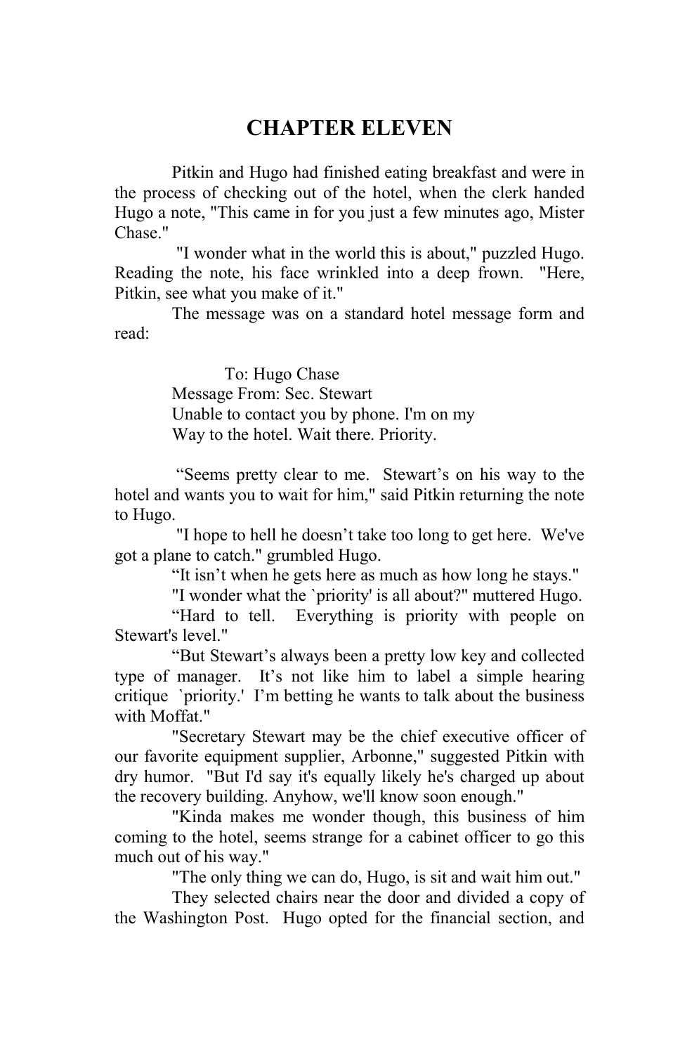# CHAPTER ELEVEN

Pitkin and Hugo had finished eating breakfast and were in the process of checking out of the hotel, when the clerk handed Hugo a note, "This came in for you just a few minutes ago, Mister Chase."

"I wonder what in the world this is about," puzzled Hugo. Reading the note, his face wrinkled into a deep frown. "Here, Pitkin, see what you make of it."

The message was on a standard hotel message form and read:

> To: Hugo Chase
> Message From: Sec. Stewart
> Unable to contact you by phone. I'm on my
> Way to the hotel. Wait there. Priority.

"Seems pretty clear to me. Stewart's on his way to the hotel and wants you to wait for him," said Pitkin returning the note to Hugo.

"I hope to hell he doesn't take too long to get here. We've got a plane to catch." grumbled Hugo.

"It isn't when he gets here as much as how long he stays."

"I wonder what the `priority' is all about?" muttered Hugo.

"Hard to tell. Everything is priority with people on Stewart's level."

"But Stewart's always been a pretty low key and collected type of manager. It's not like him to label a simple hearing critique `priority.' I'm betting he wants to talk about the business with Moffat."

"Secretary Stewart may be the chief executive officer of our favorite equipment supplier, Arbonne," suggested Pitkin with dry humor. "But I'd say it's equally likely he's charged up about the recovery building. Anyhow, we'll know soon enough."

"Kinda makes me wonder though, this business of him coming to the hotel, seems strange for a cabinet officer to go this much out of his way."

"The only thing we can do, Hugo, is sit and wait him out."

They selected chairs near the door and divided a copy of the Washington Post. Hugo opted for the financial section, and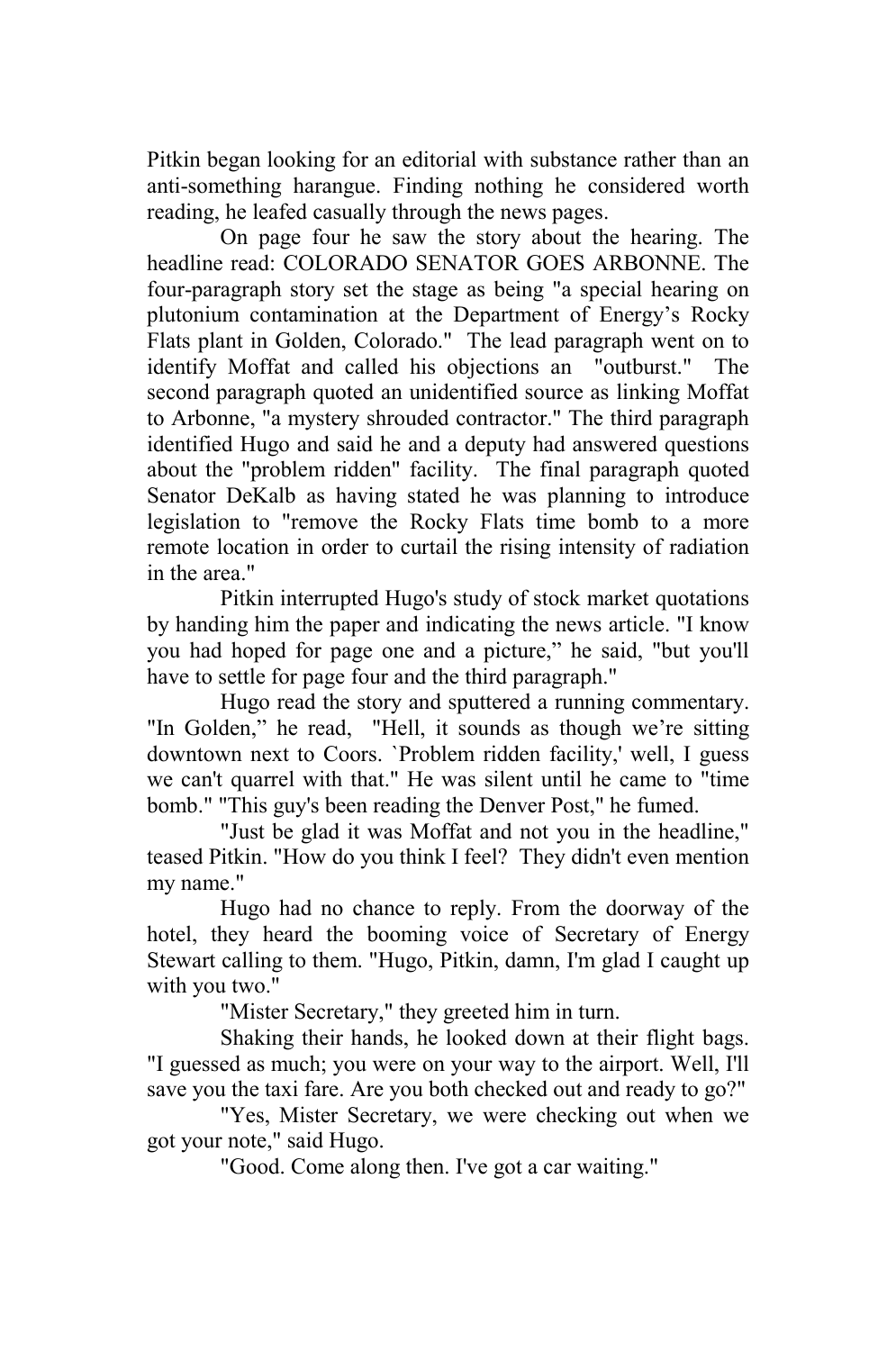Pitkin began looking for an editorial with substance rather than an anti-something harangue. Finding nothing he considered worth reading, he leafed casually through the news pages.

On page four he saw the story about the hearing. The headline read: COLORADO SENATOR GOES ARBONNE. The four-paragraph story set the stage as being "a special hearing on plutonium contamination at the Department of Energy's Rocky Flats plant in Golden, Colorado." The lead paragraph went on to identify Moffat and called his objections an "outburst." The second paragraph quoted an unidentified source as linking Moffat to Arbonne, "a mystery shrouded contractor." The third paragraph identified Hugo and said he and a deputy had answered questions about the "problem ridden" facility. The final paragraph quoted Senator DeKalb as having stated he was planning to introduce legislation to "remove the Rocky Flats time bomb to a more remote location in order to curtail the rising intensity of radiation in the area."

Pitkin interrupted Hugo's study of stock market quotations by handing him the paper and indicating the news article. "I know you had hoped for page one and a picture," he said, "but you'll have to settle for page four and the third paragraph."

Hugo read the story and sputtered a running commentary. "In Golden," he read, "Hell, it sounds as though we're sitting downtown next to Coors. `Problem ridden facility,' well, I guess we can't quarrel with that." He was silent until he came to "time bomb." "This guy's been reading the Denver Post," he fumed.

"Just be glad it was Moffat and not you in the headline," teased Pitkin. "How do you think I feel? They didn't even mention my name."

Hugo had no chance to reply. From the doorway of the hotel, they heard the booming voice of Secretary of Energy Stewart calling to them. "Hugo, Pitkin, damn, I'm glad I caught up with you two."

"Mister Secretary," they greeted him in turn.

Shaking their hands, he looked down at their flight bags. "I guessed as much; you were on your way to the airport. Well, I'll save you the taxi fare. Are you both checked out and ready to go?"

"Yes, Mister Secretary, we were checking out when we got your note," said Hugo.

"Good. Come along then. I've got a car waiting."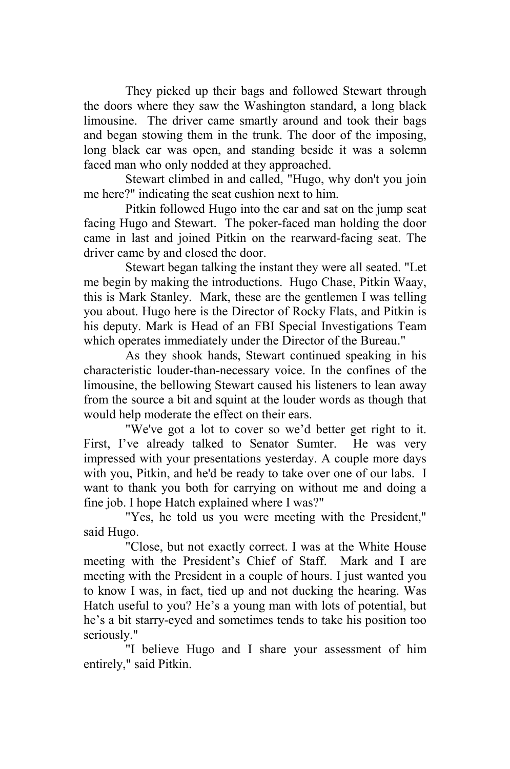They picked up their bags and followed Stewart through the doors where they saw the Washington standard, a long black limousine. The driver came smartly around and took their bags and began stowing them in the trunk. The door of the imposing, long black car was open, and standing beside it was a solemn faced man who only nodded at they approached.

Stewart climbed in and called, "Hugo, why don't you join me here?" indicating the seat cushion next to him.

Pitkin followed Hugo into the car and sat on the jump seat facing Hugo and Stewart. The poker-faced man holding the door came in last and joined Pitkin on the rearward-facing seat. The driver came by and closed the door.

Stewart began talking the instant they were all seated. "Let me begin by making the introductions. Hugo Chase, Pitkin Waay, this is Mark Stanley. Mark, these are the gentlemen I was telling you about. Hugo here is the Director of Rocky Flats, and Pitkin is his deputy. Mark is Head of an FBI Special Investigations Team which operates immediately under the Director of the Bureau."

As they shook hands, Stewart continued speaking in his characteristic louder-than-necessary voice. In the confines of the limousine, the bellowing Stewart caused his listeners to lean away from the source a bit and squint at the louder words as though that would help moderate the effect on their ears.

"We've got a lot to cover so we'd better get right to it. First, I've already talked to Senator Sumter. He was very impressed with your presentations yesterday. A couple more days with you, Pitkin, and he'd be ready to take over one of our labs. I want to thank you both for carrying on without me and doing a fine job. I hope Hatch explained where I was?"

"Yes, he told us you were meeting with the President," said Hugo.

"Close, but not exactly correct. I was at the White House meeting with the President's Chief of Staff. Mark and I are meeting with the President in a couple of hours. I just wanted you to know I was, in fact, tied up and not ducking the hearing. Was Hatch useful to you? He's a young man with lots of potential, but he's a bit starry-eyed and sometimes tends to take his position too seriously."

"I believe Hugo and I share your assessment of him entirely," said Pitkin.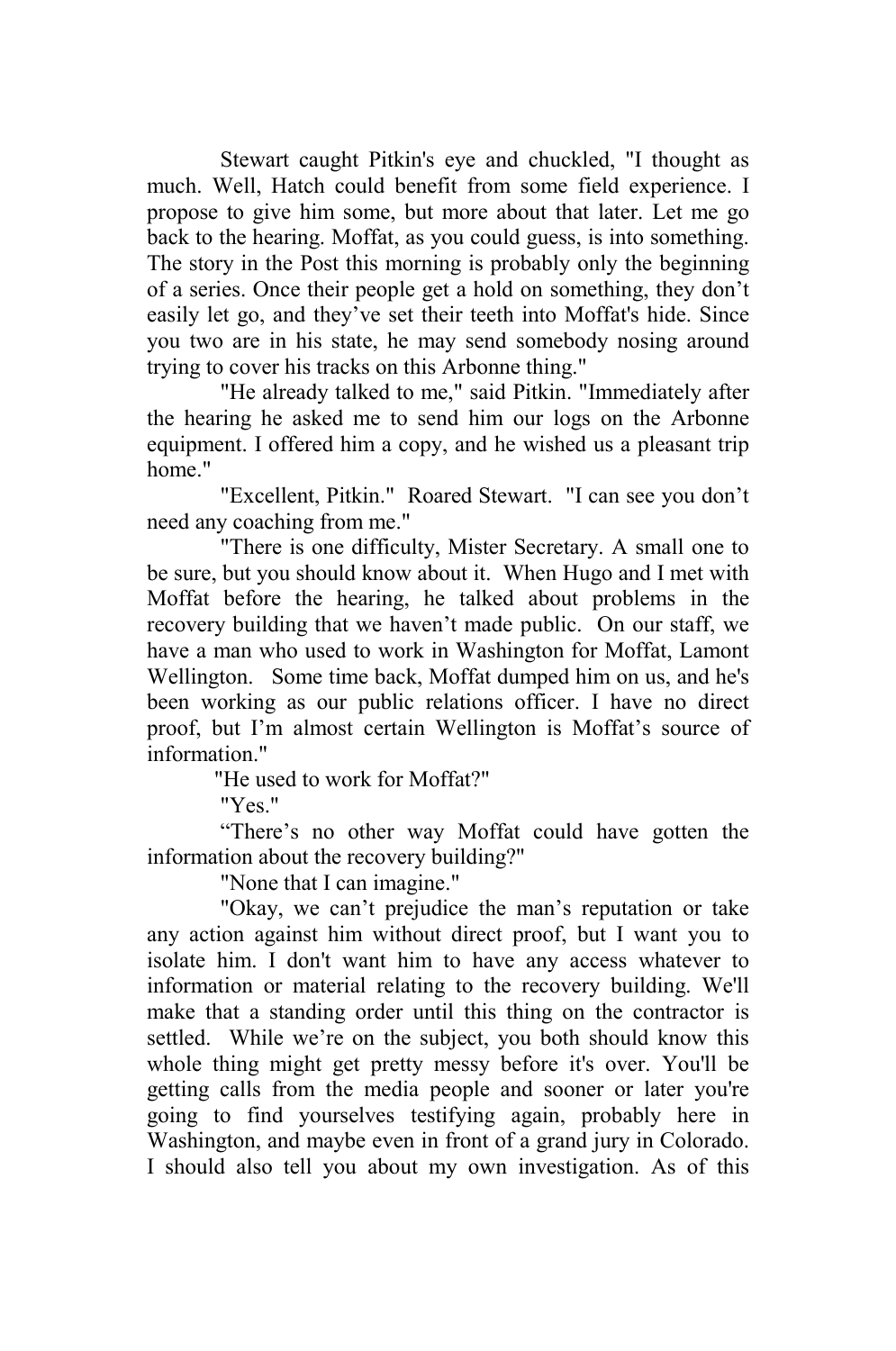Stewart caught Pitkin's eye and chuckled, "I thought as much. Well, Hatch could benefit from some field experience. I propose to give him some, but more about that later. Let me go back to the hearing. Moffat, as you could guess, is into something. The story in the Post this morning is probably only the beginning of a series. Once their people get a hold on something, they don't easily let go, and they've set their teeth into Moffat's hide. Since you two are in his state, he may send somebody nosing around trying to cover his tracks on this Arbonne thing."

"He already talked to me," said Pitkin. "Immediately after the hearing he asked me to send him our logs on the Arbonne equipment. I offered him a copy, and he wished us a pleasant trip home."

"Excellent, Pitkin." Roared Stewart. "I can see you don't need any coaching from me."

"There is one difficulty, Mister Secretary. A small one to be sure, but you should know about it. When Hugo and I met with Moffat before the hearing, he talked about problems in the recovery building that we haven't made public. On our staff, we have a man who used to work in Washington for Moffat, Lamont Wellington. Some time back, Moffat dumped him on us, and he's been working as our public relations officer. I have no direct proof, but I'm almost certain Wellington is Moffat's source of information."

"He used to work for Moffat?"

"Yes."

"There's no other way Moffat could have gotten the information about the recovery building?"

"None that I can imagine."

"Okay, we can't prejudice the man's reputation or take any action against him without direct proof, but I want you to isolate him. I don't want him to have any access whatever to information or material relating to the recovery building. We'll make that a standing order until this thing on the contractor is settled. While we're on the subject, you both should know this whole thing might get pretty messy before it's over. You'll be getting calls from the media people and sooner or later you're going to find yourselves testifying again, probably here in Washington, and maybe even in front of a grand jury in Colorado. I should also tell you about my own investigation. As of this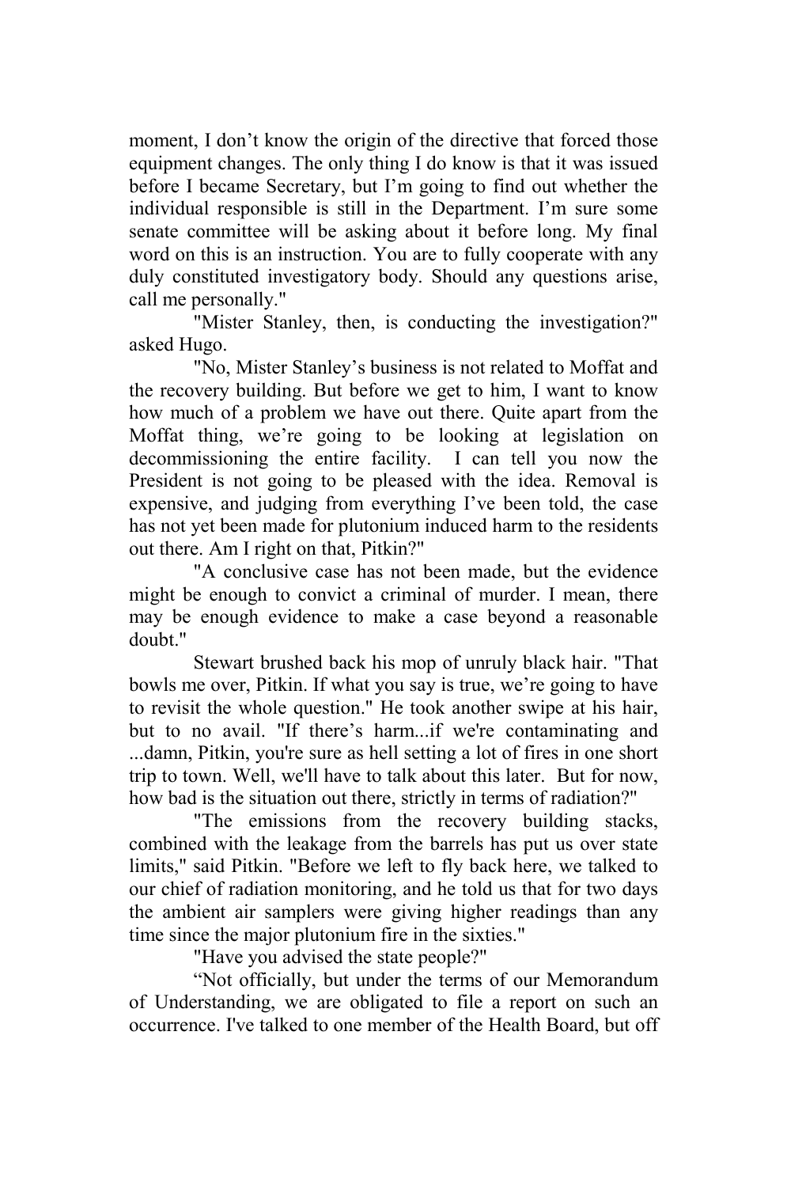moment, I don’t know the origin of the directive that forced those equipment changes. The only thing I do know is that it was issued before I became Secretary, but I’m going to find out whether the individual responsible is still in the Department. I’m sure some senate committee will be asking about it before long. My final word on this is an instruction. You are to fully cooperate with any duly constituted investigatory body. Should any questions arise, call me personally."

"Mister Stanley, then, is conducting the investigation?" asked Hugo.

"No, Mister Stanley’s business is not related to Moffat and the recovery building. But before we get to him, I want to know how much of a problem we have out there. Quite apart from the Moffat thing, we’re going to be looking at legislation on decommissioning the entire facility. I can tell you now the President is not going to be pleased with the idea. Removal is expensive, and judging from everything I’ve been told, the case has not yet been made for plutonium induced harm to the residents out there. Am I right on that, Pitkin?"

"A conclusive case has not been made, but the evidence might be enough to convict a criminal of murder. I mean, there may be enough evidence to make a case beyond a reasonable doubt."

Stewart brushed back his mop of unruly black hair. "That bowls me over, Pitkin. If what you say is true, we’re going to have to revisit the whole question." He took another swipe at his hair, but to no avail. "If there’s harm...if we're contaminating and ...damn, Pitkin, you're sure as hell setting a lot of fires in one short trip to town. Well, we'll have to talk about this later. But for now, how bad is the situation out there, strictly in terms of radiation?"

"The emissions from the recovery building stacks, combined with the leakage from the barrels has put us over state limits," said Pitkin. "Before we left to fly back here, we talked to our chief of radiation monitoring, and he told us that for two days the ambient air samplers were giving higher readings than any time since the major plutonium fire in the sixties."

"Have you advised the state people?"

“Not officially, but under the terms of our Memorandum of Understanding, we are obligated to file a report on such an occurrence. I've talked to one member of the Health Board, but off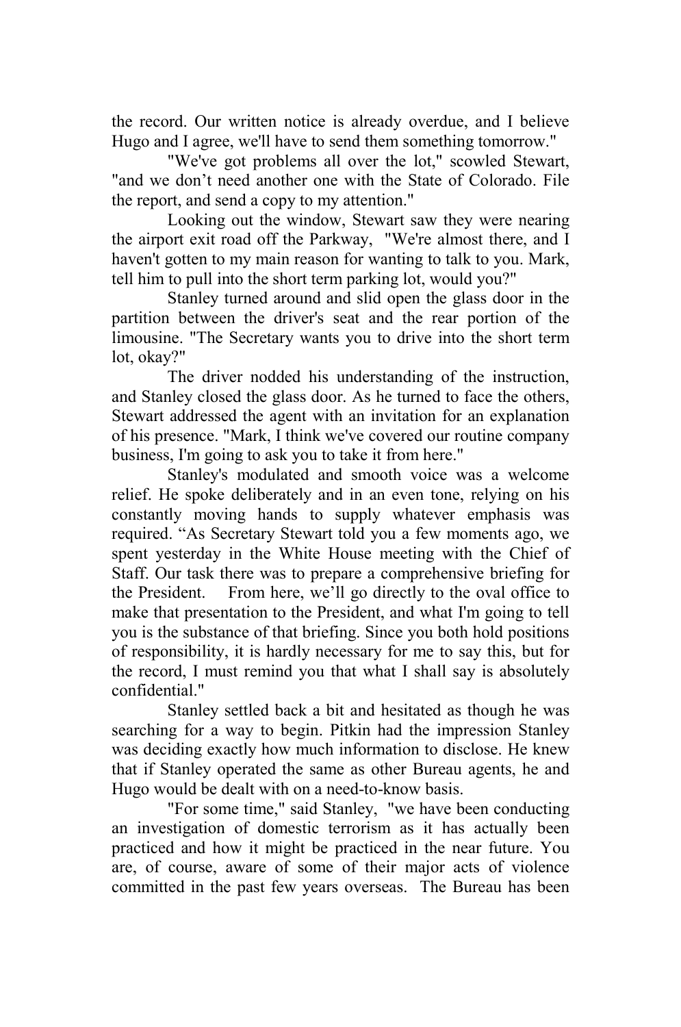the record. Our written notice is already overdue, and I believe Hugo and I agree, we'll have to send them something tomorrow."

"We've got problems all over the lot," scowled Stewart, "and we don't need another one with the State of Colorado. File the report, and send a copy to my attention."

Looking out the window, Stewart saw they were nearing the airport exit road off the Parkway, "We're almost there, and I haven't gotten to my main reason for wanting to talk to you. Mark, tell him to pull into the short term parking lot, would you?"

Stanley turned around and slid open the glass door in the partition between the driver's seat and the rear portion of the limousine. "The Secretary wants you to drive into the short term lot, okay?"

The driver nodded his understanding of the instruction, and Stanley closed the glass door. As he turned to face the others, Stewart addressed the agent with an invitation for an explanation of his presence. "Mark, I think we've covered our routine company business, I'm going to ask you to take it from here."

Stanley's modulated and smooth voice was a welcome relief. He spoke deliberately and in an even tone, relying on his constantly moving hands to supply whatever emphasis was required. "As Secretary Stewart told you a few moments ago, we spent yesterday in the White House meeting with the Chief of Staff. Our task there was to prepare a comprehensive briefing for the President. From here, we'll go directly to the oval office to make that presentation to the President, and what I'm going to tell you is the substance of that briefing. Since you both hold positions of responsibility, it is hardly necessary for me to say this, but for the record, I must remind you that what I shall say is absolutely confidential."

Stanley settled back a bit and hesitated as though he was searching for a way to begin. Pitkin had the impression Stanley was deciding exactly how much information to disclose. He knew that if Stanley operated the same as other Bureau agents, he and Hugo would be dealt with on a need-to-know basis.

"For some time," said Stanley, "we have been conducting an investigation of domestic terrorism as it has actually been practiced and how it might be practiced in the near future. You are, of course, aware of some of their major acts of violence committed in the past few years overseas. The Bureau has been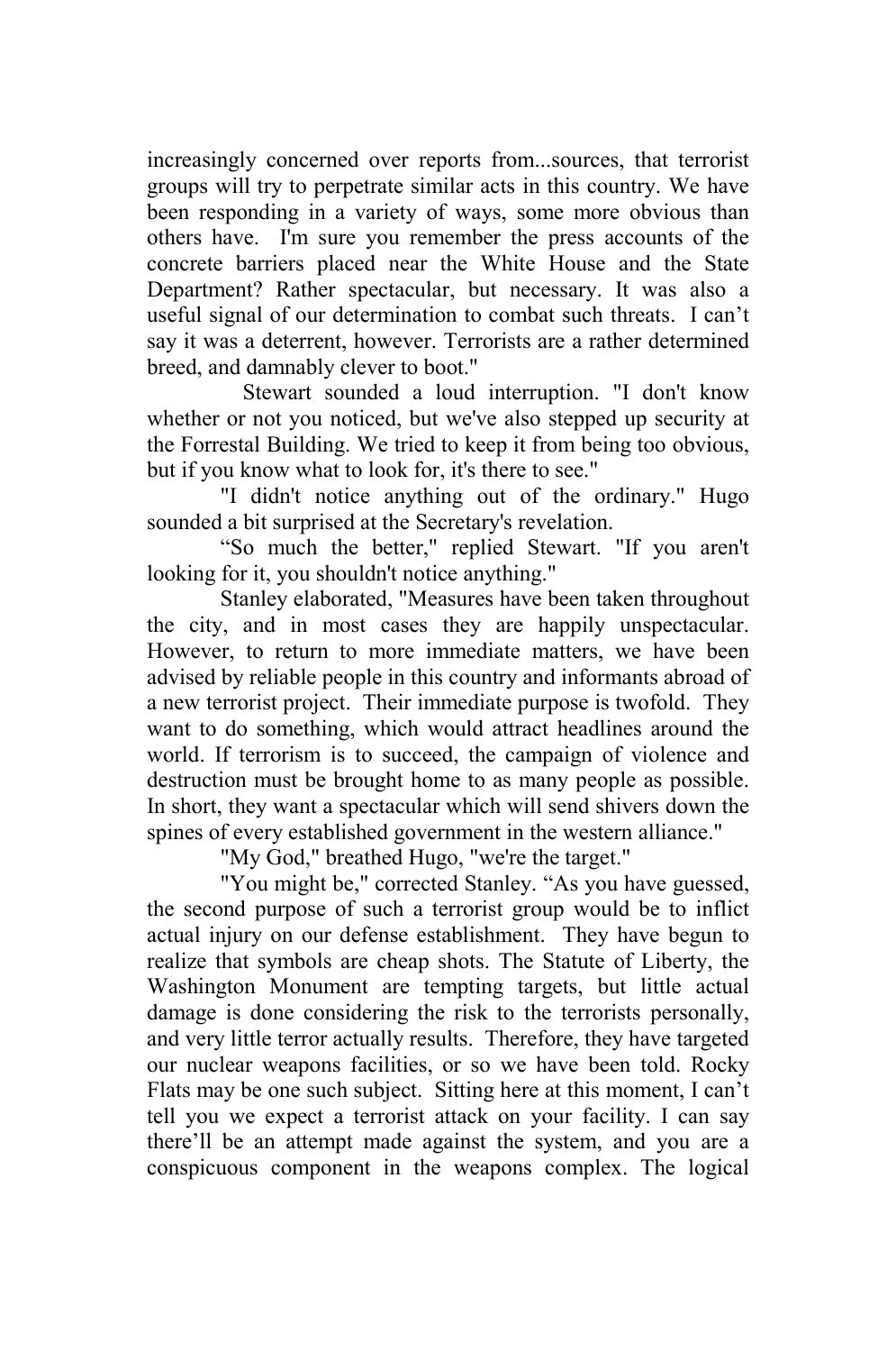increasingly concerned over reports from...sources, that terrorist groups will try to perpetrate similar acts in this country. We have been responding in a variety of ways, some more obvious than others have. I'm sure you remember the press accounts of the concrete barriers placed near the White House and the State Department? Rather spectacular, but necessary. It was also a useful signal of our determination to combat such threats. I can't say it was a deterrent, however. Terrorists are a rather determined breed, and damnably clever to boot."

Stewart sounded a loud interruption. "I don't know whether or not you noticed, but we've also stepped up security at the Forrestal Building. We tried to keep it from being too obvious, but if you know what to look for, it's there to see."

"I didn't notice anything out of the ordinary." Hugo sounded a bit surprised at the Secretary's revelation.

"So much the better," replied Stewart. "If you aren't looking for it, you shouldn't notice anything."

Stanley elaborated, "Measures have been taken throughout the city, and in most cases they are happily unspectacular. However, to return to more immediate matters, we have been advised by reliable people in this country and informants abroad of a new terrorist project. Their immediate purpose is twofold. They want to do something, which would attract headlines around the world. If terrorism is to succeed, the campaign of violence and destruction must be brought home to as many people as possible. In short, they want a spectacular which will send shivers down the spines of every established government in the western alliance."

"My God," breathed Hugo, "we're the target."

"You might be," corrected Stanley. "As you have guessed, the second purpose of such a terrorist group would be to inflict actual injury on our defense establishment. They have begun to realize that symbols are cheap shots. The Statute of Liberty, the Washington Monument are tempting targets, but little actual damage is done considering the risk to the terrorists personally, and very little terror actually results. Therefore, they have targeted our nuclear weapons facilities, or so we have been told. Rocky Flats may be one such subject. Sitting here at this moment, I can't tell you we expect a terrorist attack on your facility. I can say there'll be an attempt made against the system, and you are a conspicuous component in the weapons complex. The logical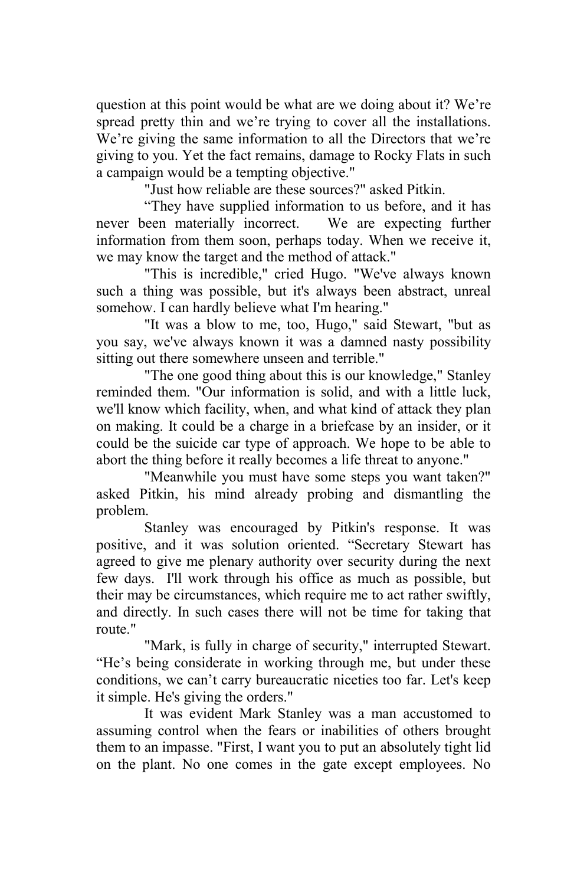question at this point would be what are we doing about it? We're spread pretty thin and we're trying to cover all the installations. We're giving the same information to all the Directors that we're giving to you. Yet the fact remains, damage to Rocky Flats in such a campaign would be a tempting objective."

"Just how reliable are these sources?" asked Pitkin.

"They have supplied information to us before, and it has never been materially incorrect. We are expecting further information from them soon, perhaps today. When we receive it, we may know the target and the method of attack."

"This is incredible," cried Hugo. "We've always known such a thing was possible, but it's always been abstract, unreal somehow. I can hardly believe what I'm hearing."

"It was a blow to me, too, Hugo," said Stewart, "but as you say, we've always known it was a damned nasty possibility sitting out there somewhere unseen and terrible."

"The one good thing about this is our knowledge," Stanley reminded them. "Our information is solid, and with a little luck, we'll know which facility, when, and what kind of attack they plan on making. It could be a charge in a briefcase by an insider, or it could be the suicide car type of approach. We hope to be able to abort the thing before it really becomes a life threat to anyone."

"Meanwhile you must have some steps you want taken?" asked Pitkin, his mind already probing and dismantling the problem.

Stanley was encouraged by Pitkin's response. It was positive, and it was solution oriented. "Secretary Stewart has agreed to give me plenary authority over security during the next few days. I'll work through his office as much as possible, but their may be circumstances, which require me to act rather swiftly, and directly. In such cases there will not be time for taking that route."

"Mark, is fully in charge of security," interrupted Stewart. "He's being considerate in working through me, but under these conditions, we can't carry bureaucratic niceties too far. Let's keep it simple. He's giving the orders."

It was evident Mark Stanley was a man accustomed to assuming control when the fears or inabilities of others brought them to an impasse. "First, I want you to put an absolutely tight lid on the plant. No one comes in the gate except employees. No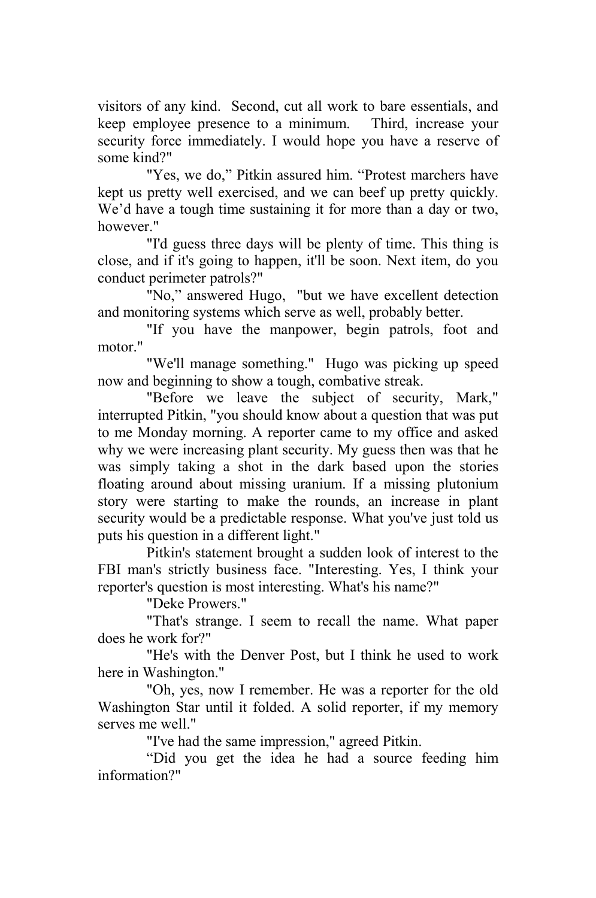visitors of any kind. Second, cut all work to bare essentials, and keep employee presence to a minimum. Third, increase your security force immediately. I would hope you have a reserve of some kind?"

"Yes, we do," Pitkin assured him. "Protest marchers have kept us pretty well exercised, and we can beef up pretty quickly. We'd have a tough time sustaining it for more than a day or two, however."

"I'd guess three days will be plenty of time. This thing is close, and if it's going to happen, it'll be soon. Next item, do you conduct perimeter patrols?"

"No," answered Hugo, "but we have excellent detection and monitoring systems which serve as well, probably better.

"If you have the manpower, begin patrols, foot and motor."

"We'll manage something." Hugo was picking up speed now and beginning to show a tough, combative streak.

"Before we leave the subject of security, Mark," interrupted Pitkin, "you should know about a question that was put to me Monday morning. A reporter came to my office and asked why we were increasing plant security. My guess then was that he was simply taking a shot in the dark based upon the stories floating around about missing uranium. If a missing plutonium story were starting to make the rounds, an increase in plant security would be a predictable response. What you've just told us puts his question in a different light."

Pitkin's statement brought a sudden look of interest to the FBI man's strictly business face. "Interesting. Yes, I think your reporter's question is most interesting. What's his name?"

"Deke Prowers."

"That's strange. I seem to recall the name. What paper does he work for?"

"He's with the Denver Post, but I think he used to work here in Washington."

"Oh, yes, now I remember. He was a reporter for the old Washington Star until it folded. A solid reporter, if my memory serves me well."

"I've had the same impression," agreed Pitkin.

"Did you get the idea he had a source feeding him information?"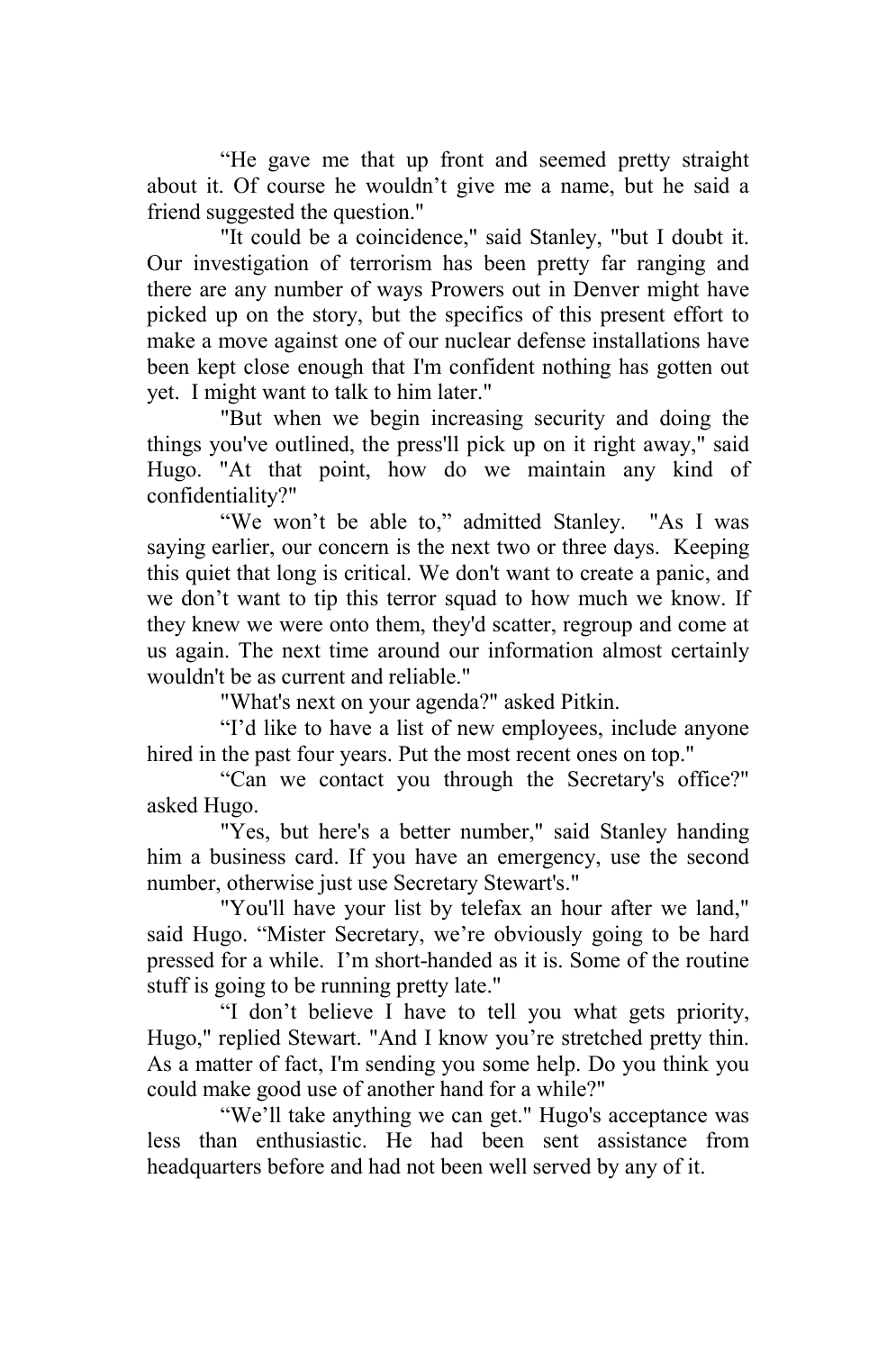"He gave me that up front and seemed pretty straight about it. Of course he wouldn't give me a name, but he said a friend suggested the question."

"It could be a coincidence," said Stanley, "but I doubt it. Our investigation of terrorism has been pretty far ranging and there are any number of ways Prowers out in Denver might have picked up on the story, but the specifics of this present effort to make a move against one of our nuclear defense installations have been kept close enough that I'm confident nothing has gotten out yet. I might want to talk to him later."

"But when we begin increasing security and doing the things you've outlined, the press'll pick up on it right away," said Hugo. "At that point, how do we maintain any kind of confidentiality?"

"We won't be able to," admitted Stanley. "As I was saying earlier, our concern is the next two or three days. Keeping this quiet that long is critical. We don't want to create a panic, and we don't want to tip this terror squad to how much we know. If they knew we were onto them, they'd scatter, regroup and come at us again. The next time around our information almost certainly wouldn't be as current and reliable."

"What's next on your agenda?" asked Pitkin.

"I'd like to have a list of new employees, include anyone hired in the past four years. Put the most recent ones on top."

"Can we contact you through the Secretary's office?" asked Hugo.

"Yes, but here's a better number," said Stanley handing him a business card. If you have an emergency, use the second number, otherwise just use Secretary Stewart's."

"You'll have your list by telefax an hour after we land," said Hugo. "Mister Secretary, we're obviously going to be hard pressed for a while. I'm short-handed as it is. Some of the routine stuff is going to be running pretty late."

"I don't believe I have to tell you what gets priority, Hugo," replied Stewart. "And I know you're stretched pretty thin. As a matter of fact, I'm sending you some help. Do you think you could make good use of another hand for a while?"

"We'll take anything we can get." Hugo's acceptance was less than enthusiastic. He had been sent assistance from headquarters before and had not been well served by any of it.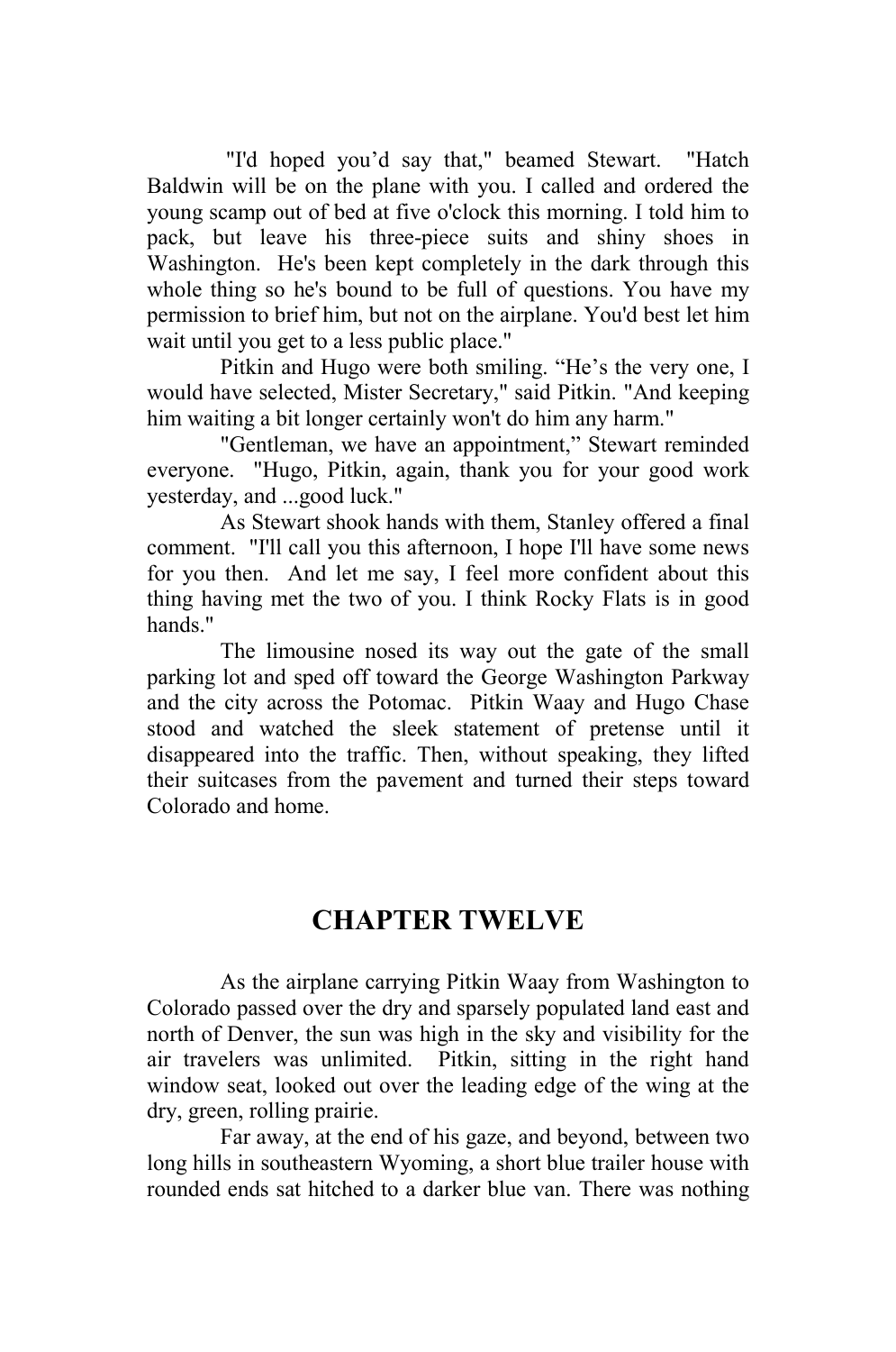"I'd hoped you'd say that," beamed Stewart. "Hatch Baldwin will be on the plane with you. I called and ordered the young scamp out of bed at five o'clock this morning. I told him to pack, but leave his three-piece suits and shiny shoes in Washington. He's been kept completely in the dark through this whole thing so he's bound to be full of questions. You have my permission to brief him, but not on the airplane. You'd best let him wait until you get to a less public place."

Pitkin and Hugo were both smiling. "He's the very one, I would have selected, Mister Secretary," said Pitkin. "And keeping him waiting a bit longer certainly won't do him any harm."

"Gentleman, we have an appointment," Stewart reminded everyone. "Hugo, Pitkin, again, thank you for your good work yesterday, and ...good luck."

As Stewart shook hands with them, Stanley offered a final comment. "I'll call you this afternoon, I hope I'll have some news for you then. And let me say, I feel more confident about this thing having met the two of you. I think Rocky Flats is in good hands."

The limousine nosed its way out the gate of the small parking lot and sped off toward the George Washington Parkway and the city across the Potomac. Pitkin Waay and Hugo Chase stood and watched the sleek statement of pretense until it disappeared into the traffic. Then, without speaking, they lifted their suitcases from the pavement and turned their steps toward Colorado and home.

## CHAPTER TWELVE

As the airplane carrying Pitkin Waay from Washington to Colorado passed over the dry and sparsely populated land east and north of Denver, the sun was high in the sky and visibility for the air travelers was unlimited. Pitkin, sitting in the right hand window seat, looked out over the leading edge of the wing at the dry, green, rolling prairie.

Far away, at the end of his gaze, and beyond, between two long hills in southeastern Wyoming, a short blue trailer house with rounded ends sat hitched to a darker blue van. There was nothing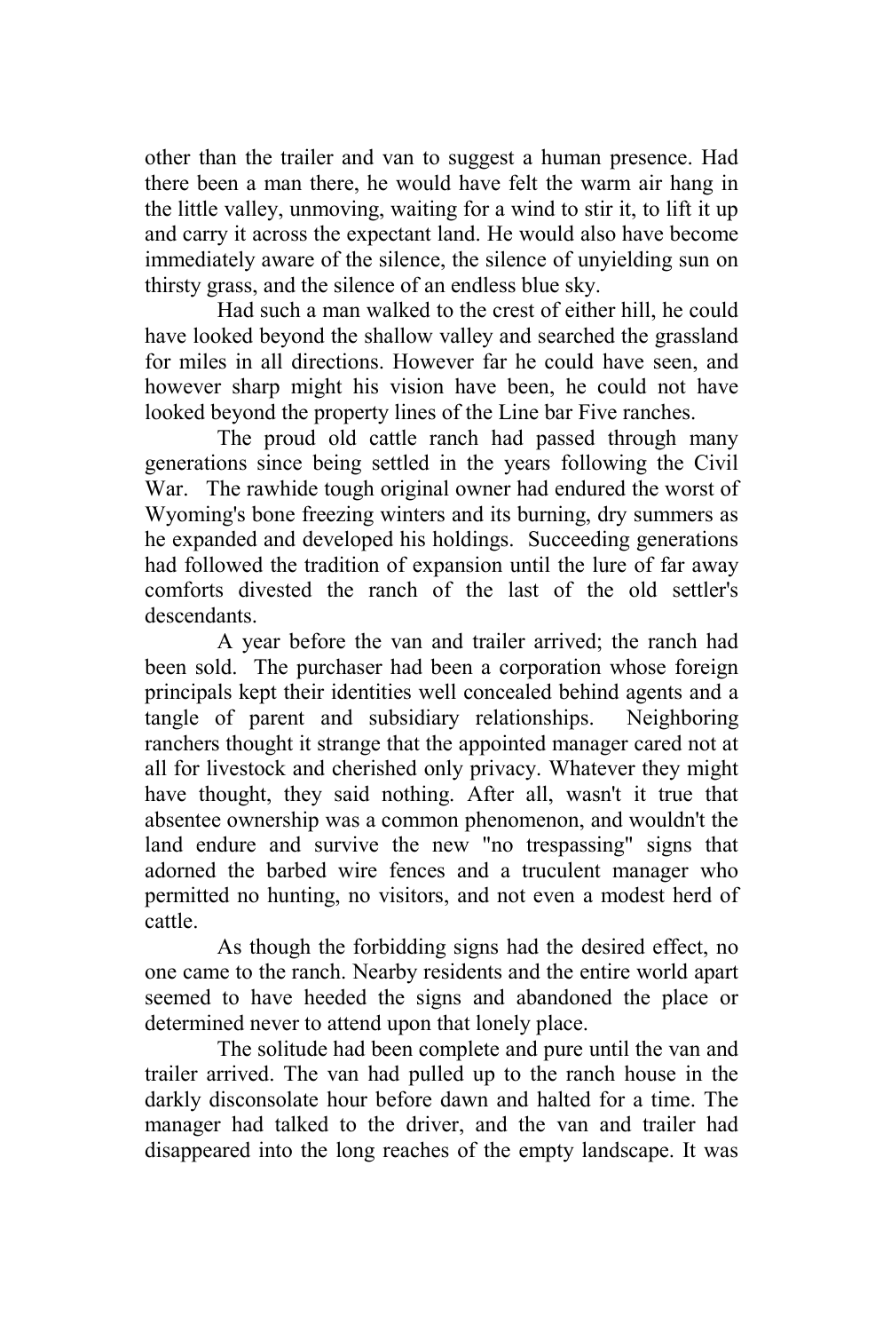other than the trailer and van to suggest a human presence. Had there been a man there, he would have felt the warm air hang in the little valley, unmoving, waiting for a wind to stir it, to lift it up and carry it across the expectant land. He would also have become immediately aware of the silence, the silence of unyielding sun on thirsty grass, and the silence of an endless blue sky.

Had such a man walked to the crest of either hill, he could have looked beyond the shallow valley and searched the grassland for miles in all directions. However far he could have seen, and however sharp might his vision have been, he could not have looked beyond the property lines of the Line bar Five ranches.

The proud old cattle ranch had passed through many generations since being settled in the years following the Civil War. The rawhide tough original owner had endured the worst of Wyoming's bone freezing winters and its burning, dry summers as he expanded and developed his holdings. Succeeding generations had followed the tradition of expansion until the lure of far away comforts divested the ranch of the last of the old settler's descendants.

A year before the van and trailer arrived; the ranch had been sold. The purchaser had been a corporation whose foreign principals kept their identities well concealed behind agents and a tangle of parent and subsidiary relationships. Neighboring ranchers thought it strange that the appointed manager cared not at all for livestock and cherished only privacy. Whatever they might have thought, they said nothing. After all, wasn't it true that absentee ownership was a common phenomenon, and wouldn't the land endure and survive the new "no trespassing" signs that adorned the barbed wire fences and a truculent manager who permitted no hunting, no visitors, and not even a modest herd of cattle.

As though the forbidding signs had the desired effect, no one came to the ranch. Nearby residents and the entire world apart seemed to have heeded the signs and abandoned the place or determined never to attend upon that lonely place.

The solitude had been complete and pure until the van and trailer arrived. The van had pulled up to the ranch house in the darkly disconsolate hour before dawn and halted for a time. The manager had talked to the driver, and the van and trailer had disappeared into the long reaches of the empty landscape. It was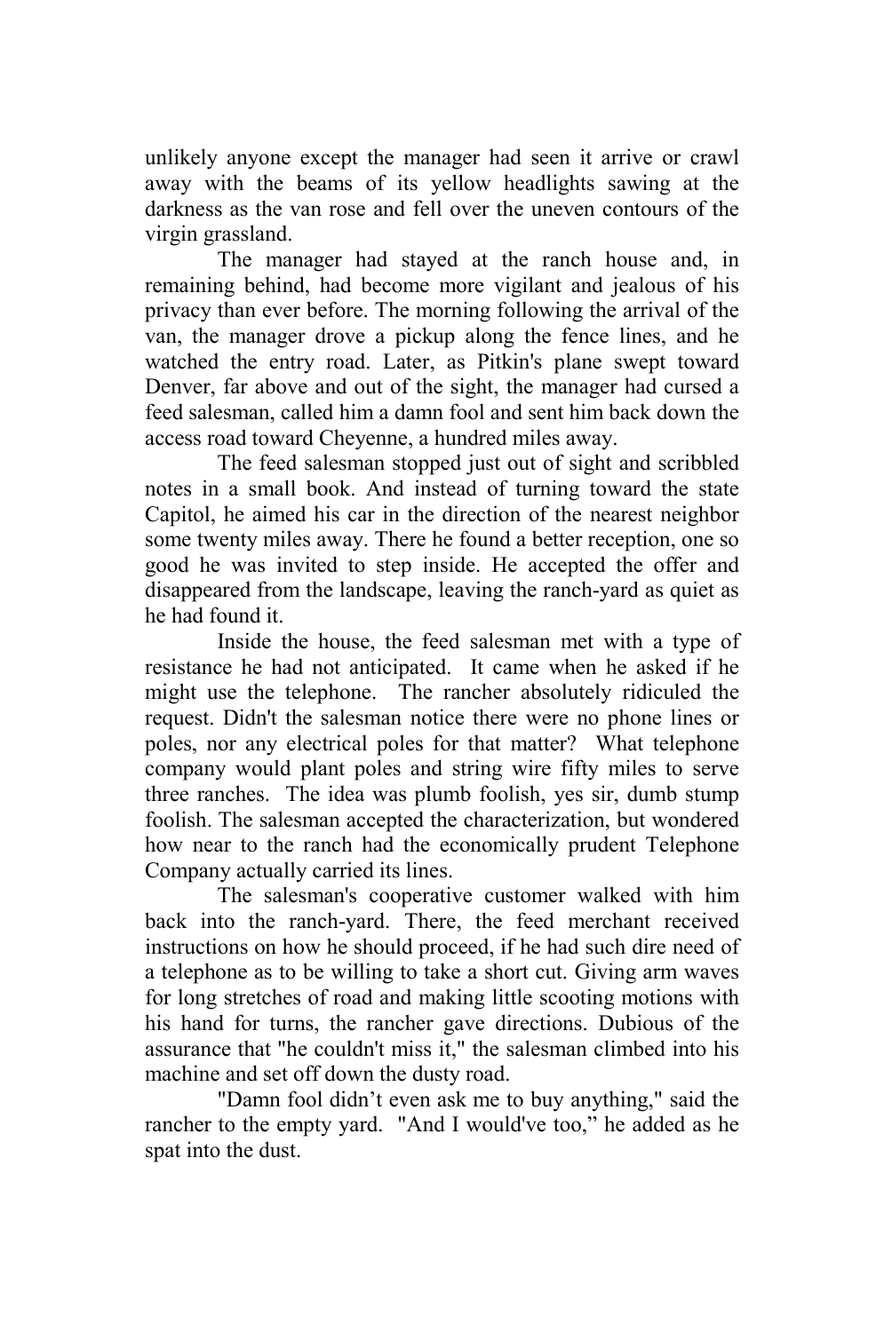unlikely anyone except the manager had seen it arrive or crawl away with the beams of its yellow headlights sawing at the darkness as the van rose and fell over the uneven contours of the virgin grassland.

The manager had stayed at the ranch house and, in remaining behind, had become more vigilant and jealous of his privacy than ever before. The morning following the arrival of the van, the manager drove a pickup along the fence lines, and he watched the entry road. Later, as Pitkin's plane swept toward Denver, far above and out of the sight, the manager had cursed a feed salesman, called him a damn fool and sent him back down the access road toward Cheyenne, a hundred miles away.

The feed salesman stopped just out of sight and scribbled notes in a small book. And instead of turning toward the state Capitol, he aimed his car in the direction of the nearest neighbor some twenty miles away. There he found a better reception, one so good he was invited to step inside. He accepted the offer and disappeared from the landscape, leaving the ranch-yard as quiet as he had found it.

Inside the house, the feed salesman met with a type of resistance he had not anticipated. It came when he asked if he might use the telephone. The rancher absolutely ridiculed the request. Didn't the salesman notice there were no phone lines or poles, nor any electrical poles for that matter? What telephone company would plant poles and string wire fifty miles to serve three ranches. The idea was plumb foolish, yes sir, dumb stump foolish. The salesman accepted the characterization, but wondered how near to the ranch had the economically prudent Telephone Company actually carried its lines.

The salesman's cooperative customer walked with him back into the ranch-yard. There, the feed merchant received instructions on how he should proceed, if he had such dire need of a telephone as to be willing to take a short cut. Giving arm waves for long stretches of road and making little scooting motions with his hand for turns, the rancher gave directions. Dubious of the assurance that "he couldn't miss it," the salesman climbed into his machine and set off down the dusty road.

"Damn fool didn't even ask me to buy anything," said the rancher to the empty yard. "And I would've too," he added as he spat into the dust.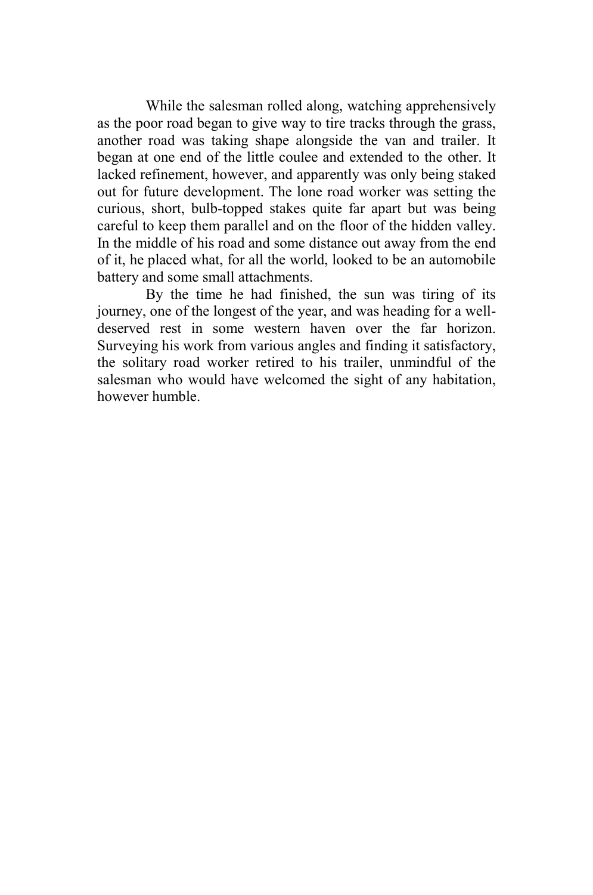While the salesman rolled along, watching apprehensively as the poor road began to give way to tire tracks through the grass, another road was taking shape alongside the van and trailer. It began at one end of the little coulee and extended to the other. It lacked refinement, however, and apparently was only being staked out for future development. The lone road worker was setting the curious, short, bulb-topped stakes quite far apart but was being careful to keep them parallel and on the floor of the hidden valley. In the middle of his road and some distance out away from the end of it, he placed what, for all the world, looked to be an automobile battery and some small attachments.

By the time he had finished, the sun was tiring of its journey, one of the longest of the year, and was heading for a well-deserved rest in some western haven over the far horizon. Surveying his work from various angles and finding it satisfactory, the solitary road worker retired to his trailer, unmindful of the salesman who would have welcomed the sight of any habitation, however humble.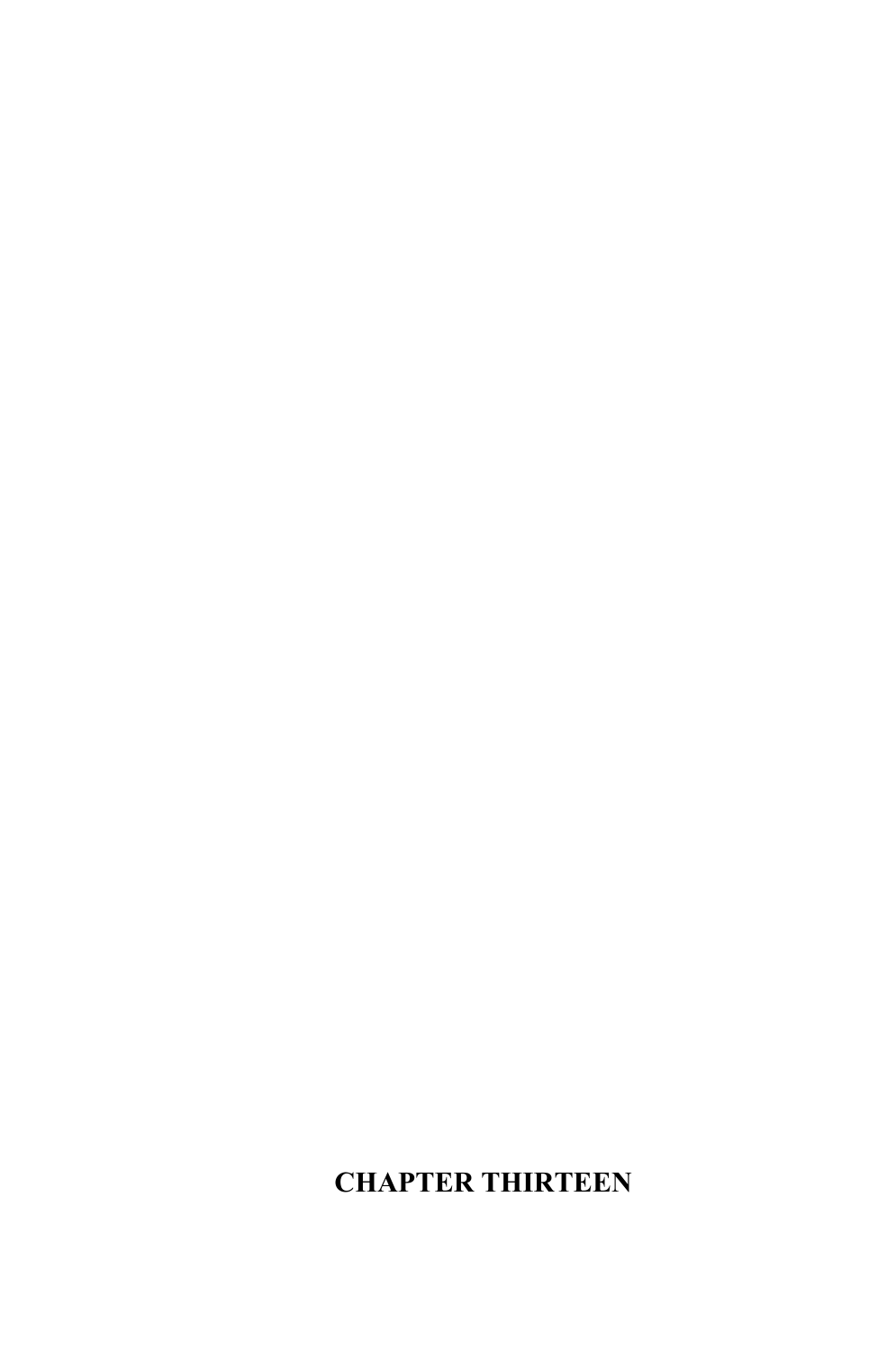# CHAPTER THIRTEEN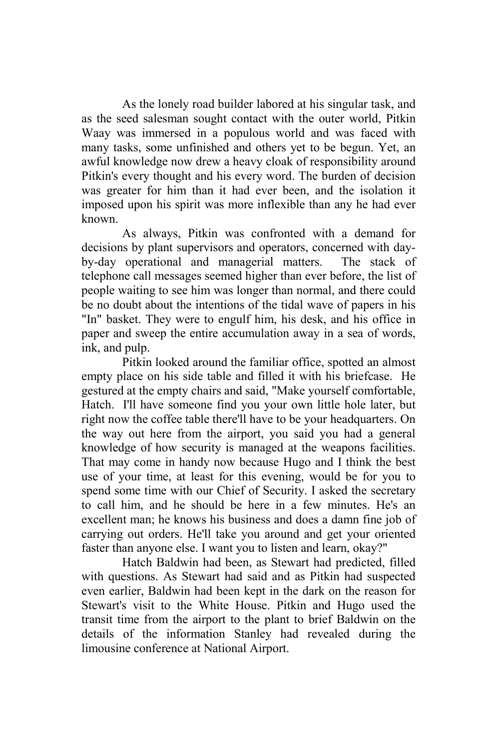As the lonely road builder labored at his singular task, and as the seed salesman sought contact with the outer world, Pitkin Waay was immersed in a populous world and was faced with many tasks, some unfinished and others yet to be begun. Yet, an awful knowledge now drew a heavy cloak of responsibility around Pitkin's every thought and his every word. The burden of decision was greater for him than it had ever been, and the isolation it imposed upon his spirit was more inflexible than any he had ever known.

As always, Pitkin was confronted with a demand for decisions by plant supervisors and operators, concerned with day-by-day operational and managerial matters. The stack of telephone call messages seemed higher than ever before, the list of people waiting to see him was longer than normal, and there could be no doubt about the intentions of the tidal wave of papers in his "In" basket. They were to engulf him, his desk, and his office in paper and sweep the entire accumulation away in a sea of words, ink, and pulp.

Pitkin looked around the familiar office, spotted an almost empty place on his side table and filled it with his briefcase. He gestured at the empty chairs and said, "Make yourself comfortable, Hatch. I'll have someone find you your own little hole later, but right now the coffee table there'll have to be your headquarters. On the way out here from the airport, you said you had a general knowledge of how security is managed at the weapons facilities. That may come in handy now because Hugo and I think the best use of your time, at least for this evening, would be for you to spend some time with our Chief of Security. I asked the secretary to call him, and he should be here in a few minutes. He's an excellent man; he knows his business and does a damn fine job of carrying out orders. He'll take you around and get your oriented faster than anyone else. I want you to listen and learn, okay?"

Hatch Baldwin had been, as Stewart had predicted, filled with questions. As Stewart had said and as Pitkin had suspected even earlier, Baldwin had been kept in the dark on the reason for Stewart's visit to the White House. Pitkin and Hugo used the transit time from the airport to the plant to brief Baldwin on the details of the information Stanley had revealed during the limousine conference at National Airport.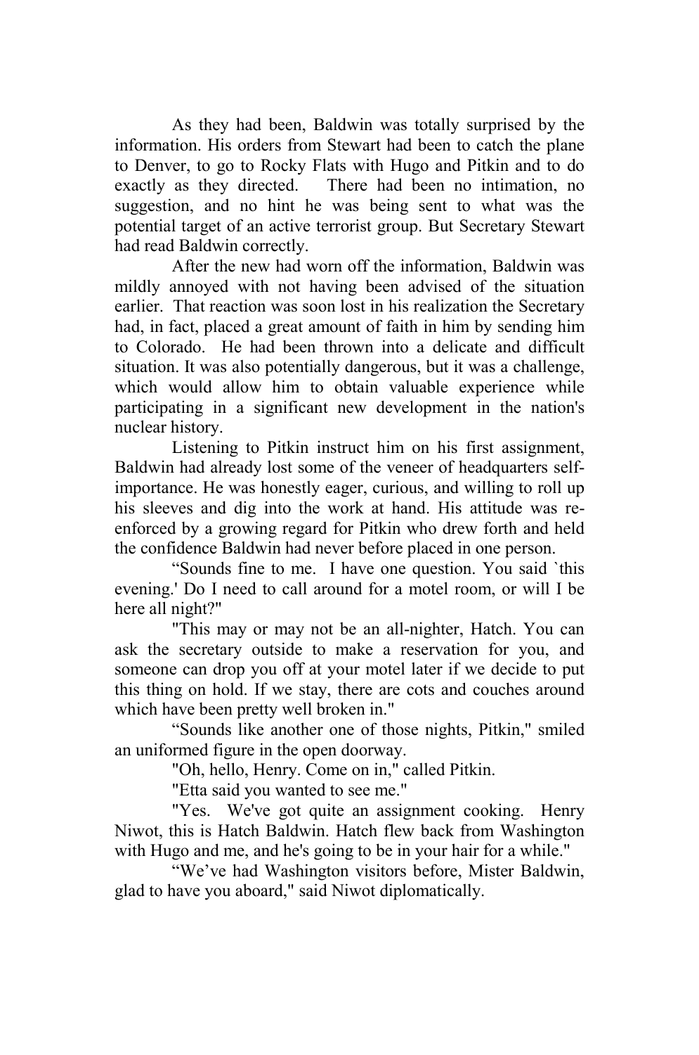As they had been, Baldwin was totally surprised by the information. His orders from Stewart had been to catch the plane to Denver, to go to Rocky Flats with Hugo and Pitkin and to do exactly as they directed. There had been no intimation, no suggestion, and no hint he was being sent to what was the potential target of an active terrorist group. But Secretary Stewart had read Baldwin correctly.

After the new had worn off the information, Baldwin was mildly annoyed with not having been advised of the situation earlier. That reaction was soon lost in his realization the Secretary had, in fact, placed a great amount of faith in him by sending him to Colorado. He had been thrown into a delicate and difficult situation. It was also potentially dangerous, but it was a challenge, which would allow him to obtain valuable experience while participating in a significant new development in the nation's nuclear history.

Listening to Pitkin instruct him on his first assignment, Baldwin had already lost some of the veneer of headquarters self-importance. He was honestly eager, curious, and willing to roll up his sleeves and dig into the work at hand. His attitude was re-enforced by a growing regard for Pitkin who drew forth and held the confidence Baldwin had never before placed in one person.

"Sounds fine to me. I have one question. You said `this evening.' Do I need to call around for a motel room, or will I be here all night?"

"This may or may not be an all-nighter, Hatch. You can ask the secretary outside to make a reservation for you, and someone can drop you off at your motel later if we decide to put this thing on hold. If we stay, there are cots and couches around which have been pretty well broken in."

"Sounds like another one of those nights, Pitkin," smiled an uniformed figure in the open doorway.

"Oh, hello, Henry. Come on in," called Pitkin.

"Etta said you wanted to see me."

"Yes. We've got quite an assignment cooking. Henry Niwot, this is Hatch Baldwin. Hatch flew back from Washington with Hugo and me, and he's going to be in your hair for a while."

"We've had Washington visitors before, Mister Baldwin, glad to have you aboard," said Niwot diplomatically.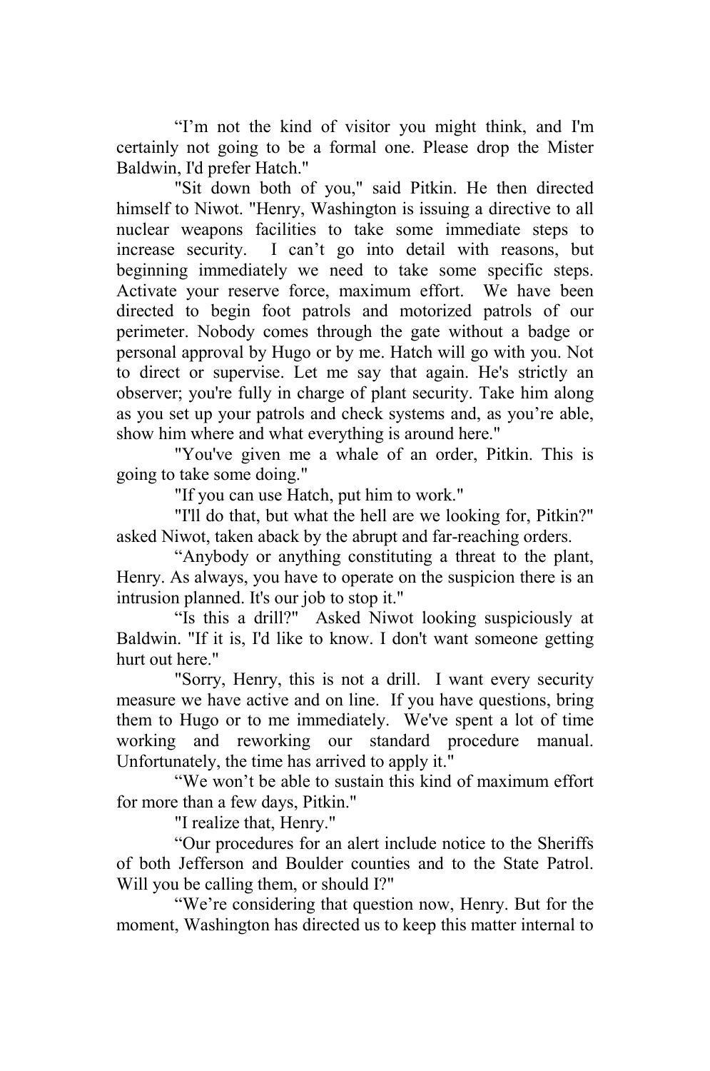"I'm not the kind of visitor you might think, and I'm certainly not going to be a formal one. Please drop the Mister Baldwin, I'd prefer Hatch."

"Sit down both of you," said Pitkin. He then directed himself to Niwot. "Henry, Washington is issuing a directive to all nuclear weapons facilities to take some immediate steps to increase security. I can't go into detail with reasons, but beginning immediately we need to take some specific steps. Activate your reserve force, maximum effort. We have been directed to begin foot patrols and motorized patrols of our perimeter. Nobody comes through the gate without a badge or personal approval by Hugo or by me. Hatch will go with you. Not to direct or supervise. Let me say that again. He's strictly an observer; you're fully in charge of plant security. Take him along as you set up your patrols and check systems and, as you're able, show him where and what everything is around here."

"You've given me a whale of an order, Pitkin. This is going to take some doing."

"If you can use Hatch, put him to work."

"I'll do that, but what the hell are we looking for, Pitkin?" asked Niwot, taken aback by the abrupt and far-reaching orders.

"Anybody or anything constituting a threat to the plant, Henry. As always, you have to operate on the suspicion there is an intrusion planned. It's our job to stop it."

"Is this a drill?" Asked Niwot looking suspiciously at Baldwin. "If it is, I'd like to know. I don't want someone getting hurt out here."

"Sorry, Henry, this is not a drill. I want every security measure we have active and on line. If you have questions, bring them to Hugo or to me immediately. We've spent a lot of time working and reworking our standard procedure manual. Unfortunately, the time has arrived to apply it."

"We won't be able to sustain this kind of maximum effort for more than a few days, Pitkin."

"I realize that, Henry."

"Our procedures for an alert include notice to the Sheriffs of both Jefferson and Boulder counties and to the State Patrol. Will you be calling them, or should I?"

"We're considering that question now, Henry. But for the moment, Washington has directed us to keep this matter internal to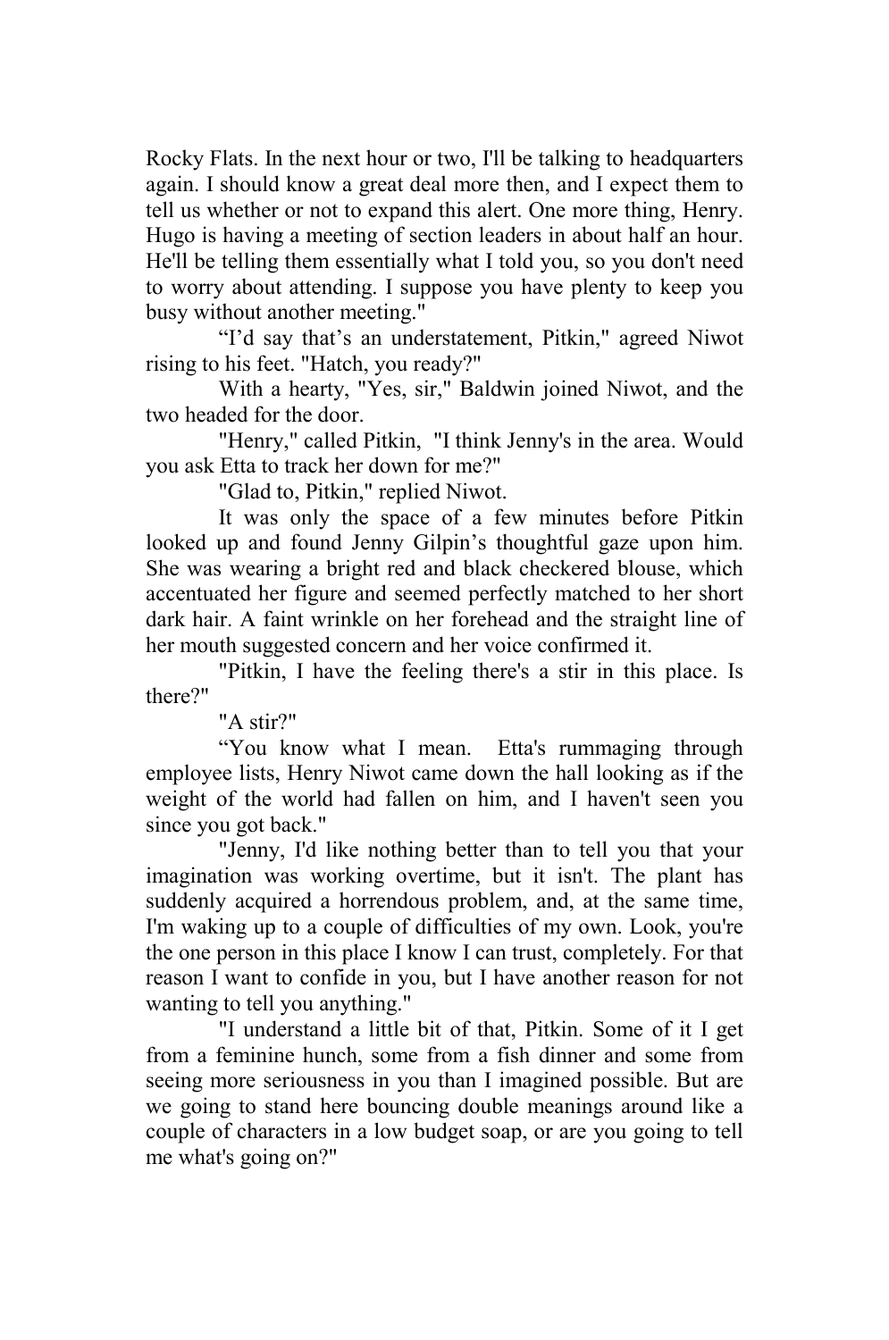Rocky Flats. In the next hour or two, I'll be talking to headquarters again. I should know a great deal more then, and I expect them to tell us whether or not to expand this alert. One more thing, Henry. Hugo is having a meeting of section leaders in about half an hour. He'll be telling them essentially what I told you, so you don't need to worry about attending. I suppose you have plenty to keep you busy without another meeting."

"I'd say that's an understatement, Pitkin," agreed Niwot rising to his feet. "Hatch, you ready?"

With a hearty, "Yes, sir," Baldwin joined Niwot, and the two headed for the door.

"Henry," called Pitkin, "I think Jenny's in the area. Would you ask Etta to track her down for me?"

"Glad to, Pitkin," replied Niwot.

It was only the space of a few minutes before Pitkin looked up and found Jenny Gilpin's thoughtful gaze upon him. She was wearing a bright red and black checkered blouse, which accentuated her figure and seemed perfectly matched to her short dark hair. A faint wrinkle on her forehead and the straight line of her mouth suggested concern and her voice confirmed it.

"Pitkin, I have the feeling there's a stir in this place. Is there?"

"A stir?"

"You know what I mean. Etta's rummaging through employee lists, Henry Niwot came down the hall looking as if the weight of the world had fallen on him, and I haven't seen you since you got back."

"Jenny, I'd like nothing better than to tell you that your imagination was working overtime, but it isn't. The plant has suddenly acquired a horrendous problem, and, at the same time, I'm waking up to a couple of difficulties of my own. Look, you're the one person in this place I know I can trust, completely. For that reason I want to confide in you, but I have another reason for not wanting to tell you anything."

"I understand a little bit of that, Pitkin. Some of it I get from a feminine hunch, some from a fish dinner and some from seeing more seriousness in you than I imagined possible. But are we going to stand here bouncing double meanings around like a couple of characters in a low budget soap, or are you going to tell me what's going on?"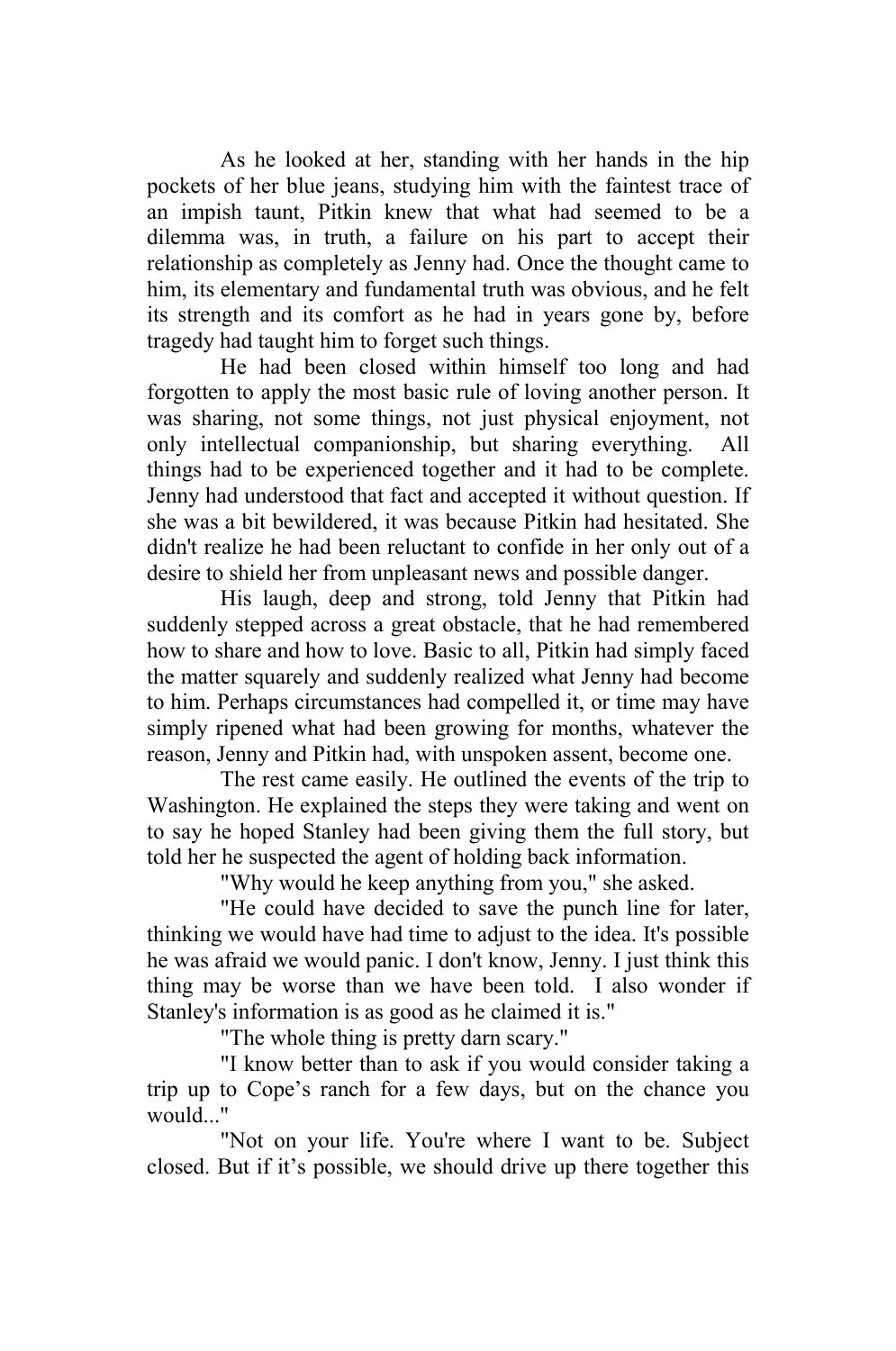As he looked at her, standing with her hands in the hip pockets of her blue jeans, studying him with the faintest trace of an impish taunt, Pitkin knew that what had seemed to be a dilemma was, in truth, a failure on his part to accept their relationship as completely as Jenny had. Once the thought came to him, its elementary and fundamental truth was obvious, and he felt its strength and its comfort as he had in years gone by, before tragedy had taught him to forget such things.

He had been closed within himself too long and had forgotten to apply the most basic rule of loving another person. It was sharing, not some things, not just physical enjoyment, not only intellectual companionship, but sharing everything. All things had to be experienced together and it had to be complete. Jenny had understood that fact and accepted it without question. If she was a bit bewildered, it was because Pitkin had hesitated. She didn't realize he had been reluctant to confide in her only out of a desire to shield her from unpleasant news and possible danger.

His laugh, deep and strong, told Jenny that Pitkin had suddenly stepped across a great obstacle, that he had remembered how to share and how to love. Basic to all, Pitkin had simply faced the matter squarely and suddenly realized what Jenny had become to him. Perhaps circumstances had compelled it, or time may have simply ripened what had been growing for months, whatever the reason, Jenny and Pitkin had, with unspoken assent, become one.

The rest came easily. He outlined the events of the trip to Washington. He explained the steps they were taking and went on to say he hoped Stanley had been giving them the full story, but told her he suspected the agent of holding back information.

"Why would he keep anything from you," she asked.

"He could have decided to save the punch line for later, thinking we would have had time to adjust to the idea. It's possible he was afraid we would panic. I don't know, Jenny. I just think this thing may be worse than we have been told. I also wonder if Stanley's information is as good as he claimed it is."

"The whole thing is pretty darn scary."

"I know better than to ask if you would consider taking a trip up to Cope's ranch for a few days, but on the chance you would..."

"Not on your life. You're where I want to be. Subject closed. But if it's possible, we should drive up there together this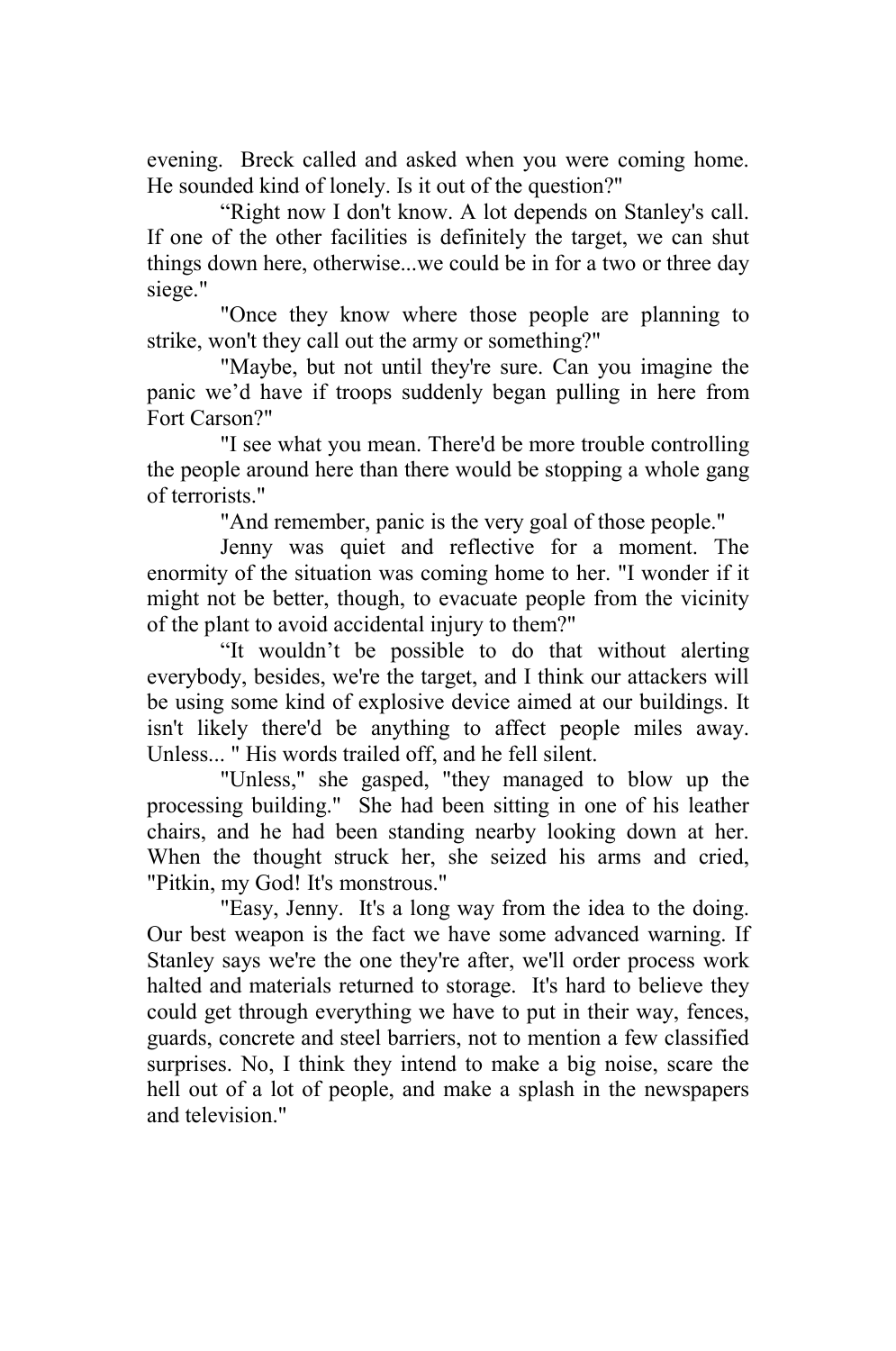evening. Breck called and asked when you were coming home. He sounded kind of lonely. Is it out of the question?"

"Right now I don't know. A lot depends on Stanley's call. If one of the other facilities is definitely the target, we can shut things down here, otherwise...we could be in for a two or three day siege."

"Once they know where those people are planning to strike, won't they call out the army or something?"

"Maybe, but not until they're sure. Can you imagine the panic we'd have if troops suddenly began pulling in here from Fort Carson?"

"I see what you mean. There'd be more trouble controlling the people around here than there would be stopping a whole gang of terrorists."

"And remember, panic is the very goal of those people."

Jenny was quiet and reflective for a moment. The enormity of the situation was coming home to her. "I wonder if it might not be better, though, to evacuate people from the vicinity of the plant to avoid accidental injury to them?"

"It wouldn't be possible to do that without alerting everybody, besides, we're the target, and I think our attackers will be using some kind of explosive device aimed at our buildings. It isn't likely there'd be anything to affect people miles away. Unless... " His words trailed off, and he fell silent.

"Unless," she gasped, "they managed to blow up the processing building." She had been sitting in one of his leather chairs, and he had been standing nearby looking down at her. When the thought struck her, she seized his arms and cried, "Pitkin, my God! It's monstrous."

"Easy, Jenny. It's a long way from the idea to the doing. Our best weapon is the fact we have some advanced warning. If Stanley says we're the one they're after, we'll order process work halted and materials returned to storage. It's hard to believe they could get through everything we have to put in their way, fences, guards, concrete and steel barriers, not to mention a few classified surprises. No, I think they intend to make a big noise, scare the hell out of a lot of people, and make a splash in the newspapers and television."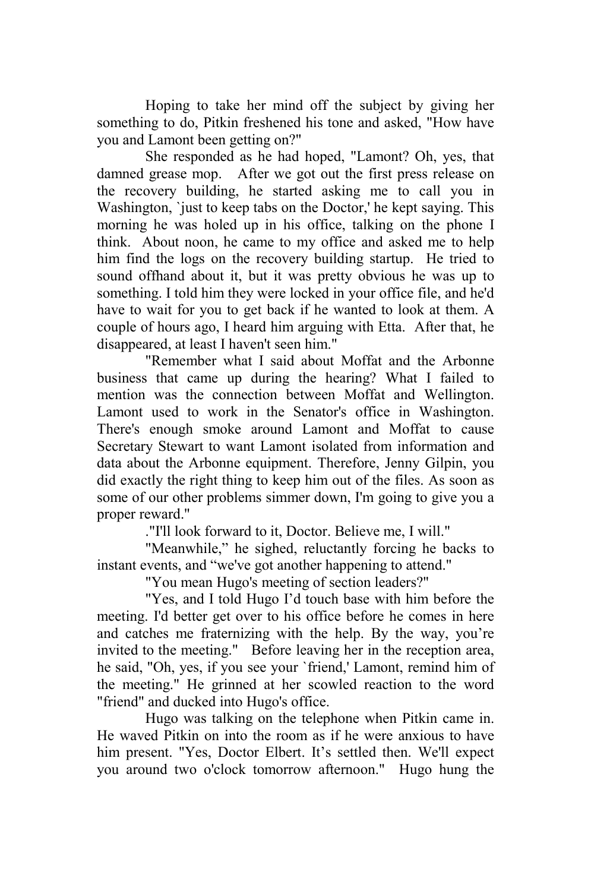Hoping to take her mind off the subject by giving her something to do, Pitkin freshened his tone and asked, "How have you and Lamont been getting on?"

She responded as he had hoped, "Lamont? Oh, yes, that damned grease mop. After we got out the first press release on the recovery building, he started asking me to call you in Washington, `just to keep tabs on the Doctor,' he kept saying. This morning he was holed up in his office, talking on the phone I think. About noon, he came to my office and asked me to help him find the logs on the recovery building startup. He tried to sound offhand about it, but it was pretty obvious he was up to something. I told him they were locked in your office file, and he'd have to wait for you to get back if he wanted to look at them. A couple of hours ago, I heard him arguing with Etta. After that, he disappeared, at least I haven't seen him."

"Remember what I said about Moffat and the Arbonne business that came up during the hearing? What I failed to mention was the connection between Moffat and Wellington. Lamont used to work in the Senator's office in Washington. There's enough smoke around Lamont and Moffat to cause Secretary Stewart to want Lamont isolated from information and data about the Arbonne equipment. Therefore, Jenny Gilpin, you did exactly the right thing to keep him out of the files. As soon as some of our other problems simmer down, I'm going to give you a proper reward."

."I'll look forward to it, Doctor. Believe me, I will."

"Meanwhile," he sighed, reluctantly forcing he backs to instant events, and "we've got another happening to attend."

"You mean Hugo's meeting of section leaders?"

"Yes, and I told Hugo I'd touch base with him before the meeting. I'd better get over to his office before he comes in here and catches me fraternizing with the help. By the way, you're invited to the meeting." Before leaving her in the reception area, he said, "Oh, yes, if you see your `friend,' Lamont, remind him of the meeting." He grinned at her scowled reaction to the word "friend" and ducked into Hugo's office.

Hugo was talking on the telephone when Pitkin came in. He waved Pitkin on into the room as if he were anxious to have him present. "Yes, Doctor Elbert. It's settled then. We'll expect you around two o'clock tomorrow afternoon." Hugo hung the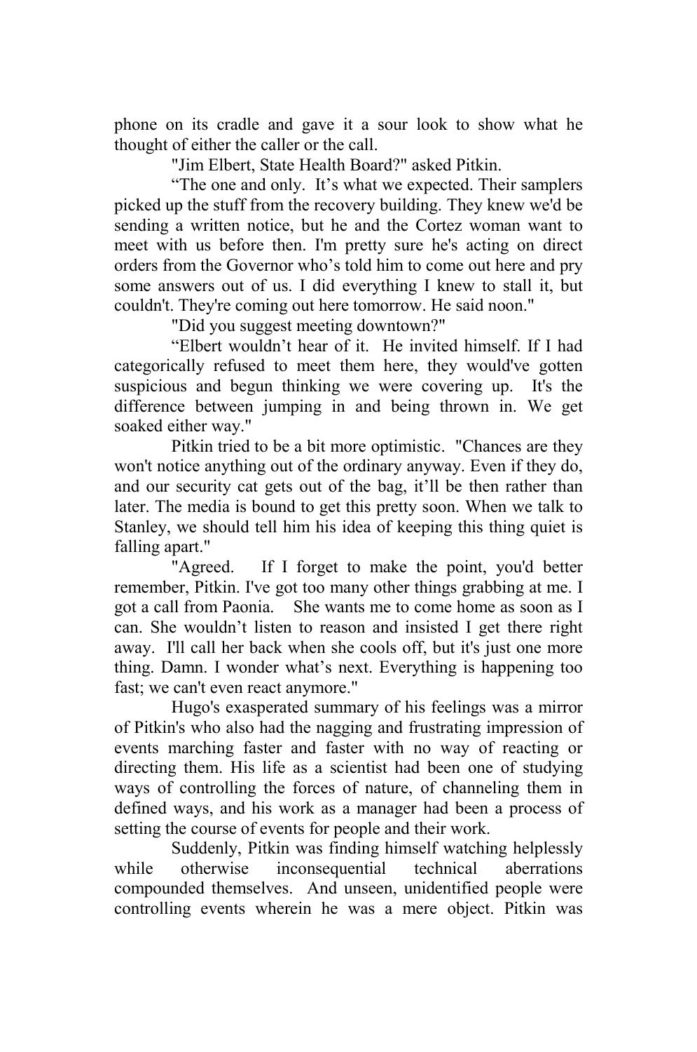phone on its cradle and gave it a sour look to show what he thought of either the caller or the call.

"Jim Elbert, State Health Board?" asked Pitkin.

"The one and only. It's what we expected. Their samplers picked up the stuff from the recovery building. They knew we'd be sending a written notice, but he and the Cortez woman want to meet with us before then. I'm pretty sure he's acting on direct orders from the Governor who's told him to come out here and pry some answers out of us. I did everything I knew to stall it, but couldn't. They're coming out here tomorrow. He said noon."

"Did you suggest meeting downtown?"

"Elbert wouldn't hear of it. He invited himself. If I had categorically refused to meet them here, they would've gotten suspicious and begun thinking we were covering up. It's the difference between jumping in and being thrown in. We get soaked either way."

Pitkin tried to be a bit more optimistic. "Chances are they won't notice anything out of the ordinary anyway. Even if they do, and our security cat gets out of the bag, it'll be then rather than later. The media is bound to get this pretty soon. When we talk to Stanley, we should tell him his idea of keeping this thing quiet is falling apart."

"Agreed. If I forget to make the point, you'd better remember, Pitkin. I've got too many other things grabbing at me. I got a call from Paonia. She wants me to come home as soon as I can. She wouldn't listen to reason and insisted I get there right away. I'll call her back when she cools off, but it's just one more thing. Damn. I wonder what's next. Everything is happening too fast; we can't even react anymore."

Hugo's exasperated summary of his feelings was a mirror of Pitkin's who also had the nagging and frustrating impression of events marching faster and faster with no way of reacting or directing them. His life as a scientist had been one of studying ways of controlling the forces of nature, of channeling them in defined ways, and his work as a manager had been a process of setting the course of events for people and their work.

Suddenly, Pitkin was finding himself watching helplessly while otherwise inconsequential technical aberrations compounded themselves. And unseen, unidentified people were controlling events wherein he was a mere object. Pitkin was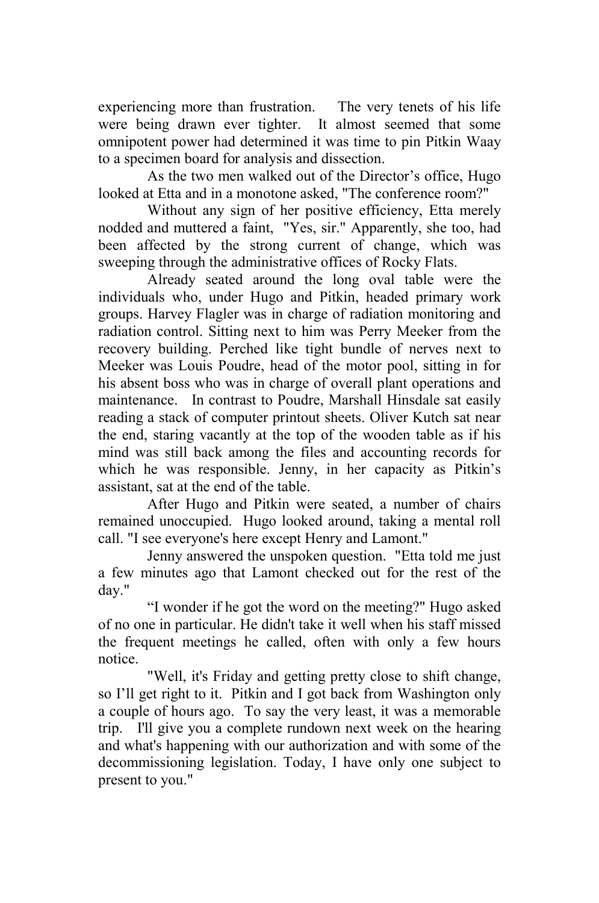experiencing more than frustration. The very tenets of his life were being drawn ever tighter. It almost seemed that some omnipotent power had determined it was time to pin Pitkin Waay to a specimen board for analysis and dissection.

As the two men walked out of the Director's office, Hugo looked at Etta and in a monotone asked, "The conference room?"

Without any sign of her positive efficiency, Etta merely nodded and muttered a faint, "Yes, sir." Apparently, she too, had been affected by the strong current of change, which was sweeping through the administrative offices of Rocky Flats.

Already seated around the long oval table were the individuals who, under Hugo and Pitkin, headed primary work groups. Harvey Flagler was in charge of radiation monitoring and radiation control. Sitting next to him was Perry Meeker from the recovery building. Perched like tight bundle of nerves next to Meeker was Louis Poudre, head of the motor pool, sitting in for his absent boss who was in charge of overall plant operations and maintenance. In contrast to Poudre, Marshall Hinsdale sat easily reading a stack of computer printout sheets. Oliver Kutch sat near the end, staring vacantly at the top of the wooden table as if his mind was still back among the files and accounting records for which he was responsible. Jenny, in her capacity as Pitkin's assistant, sat at the end of the table.

After Hugo and Pitkin were seated, a number of chairs remained unoccupied. Hugo looked around, taking a mental roll call. "I see everyone's here except Henry and Lamont."

Jenny answered the unspoken question. "Etta told me just a few minutes ago that Lamont checked out for the rest of the day."

"I wonder if he got the word on the meeting?" Hugo asked of no one in particular. He didn't take it well when his staff missed the frequent meetings he called, often with only a few hours notice.

"Well, it's Friday and getting pretty close to shift change, so I'll get right to it. Pitkin and I got back from Washington only a couple of hours ago. To say the very least, it was a memorable trip. I'll give you a complete rundown next week on the hearing and what's happening with our authorization and with some of the decommissioning legislation. Today, I have only one subject to present to you."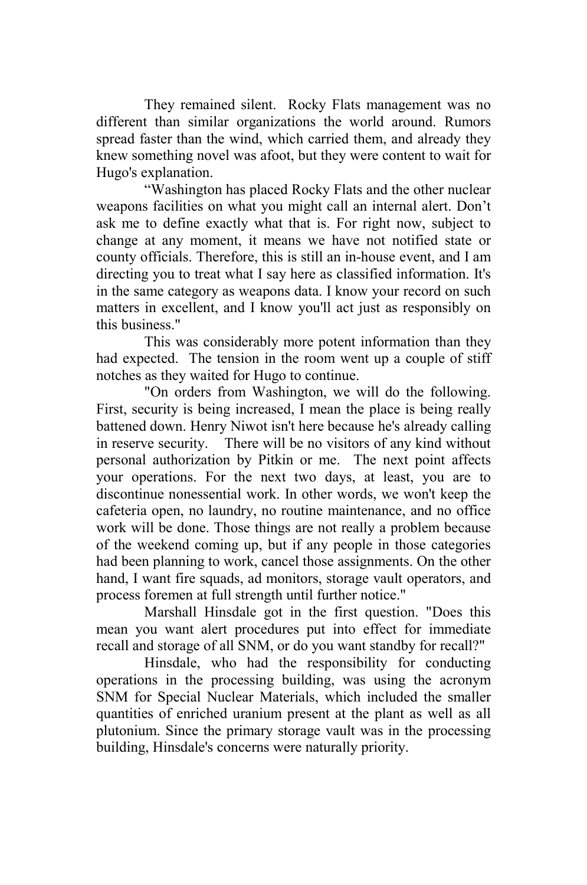They remained silent. Rocky Flats management was no different than similar organizations the world around. Rumors spread faster than the wind, which carried them, and already they knew something novel was afoot, but they were content to wait for Hugo's explanation.

"Washington has placed Rocky Flats and the other nuclear weapons facilities on what you might call an internal alert. Don't ask me to define exactly what that is. For right now, subject to change at any moment, it means we have not notified state or county officials. Therefore, this is still an in-house event, and I am directing you to treat what I say here as classified information. It's in the same category as weapons data. I know your record on such matters in excellent, and I know you'll act just as responsibly on this business."

This was considerably more potent information than they had expected. The tension in the room went up a couple of stiff notches as they waited for Hugo to continue.

"On orders from Washington, we will do the following. First, security is being increased, I mean the place is being really battened down. Henry Niwot isn't here because he's already calling in reserve security. There will be no visitors of any kind without personal authorization by Pitkin or me. The next point affects your operations. For the next two days, at least, you are to discontinue nonessential work. In other words, we won't keep the cafeteria open, no laundry, no routine maintenance, and no office work will be done. Those things are not really a problem because of the weekend coming up, but if any people in those categories had been planning to work, cancel those assignments. On the other hand, I want fire squads, ad monitors, storage vault operators, and process foremen at full strength until further notice."

Marshall Hinsdale got in the first question. "Does this mean you want alert procedures put into effect for immediate recall and storage of all SNM, or do you want standby for recall?"

Hinsdale, who had the responsibility for conducting operations in the processing building, was using the acronym SNM for Special Nuclear Materials, which included the smaller quantities of enriched uranium present at the plant as well as all plutonium. Since the primary storage vault was in the processing building, Hinsdale's concerns were naturally priority.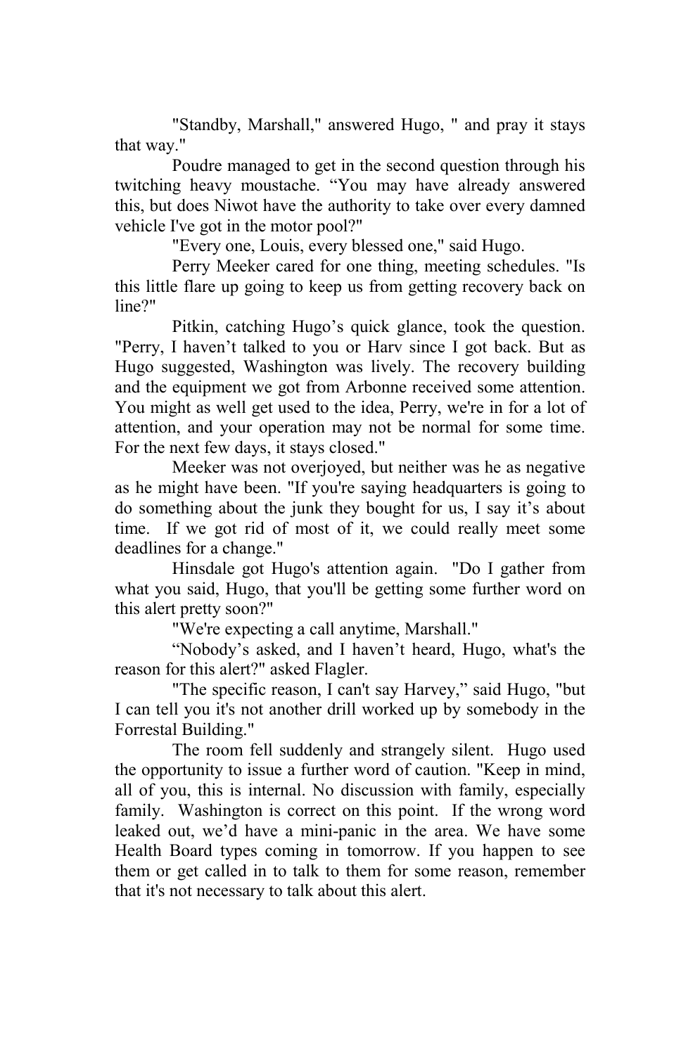"Standby, Marshall," answered Hugo, " and pray it stays that way."

Poudre managed to get in the second question through his twitching heavy moustache. “You may have already answered this, but does Niwot have the authority to take over every damned vehicle I've got in the motor pool?"

"Every one, Louis, every blessed one," said Hugo.

Perry Meeker cared for one thing, meeting schedules. "Is this little flare up going to keep us from getting recovery back on line?"

Pitkin, catching Hugo’s quick glance, took the question. "Perry, I haven’t talked to you or Harv since I got back. But as Hugo suggested, Washington was lively. The recovery building and the equipment we got from Arbonne received some attention. You might as well get used to the idea, Perry, we're in for a lot of attention, and your operation may not be normal for some time. For the next few days, it stays closed."

Meeker was not overjoyed, but neither was he as negative as he might have been. "If you're saying headquarters is going to do something about the junk they bought for us, I say it’s about time. If we got rid of most of it, we could really meet some deadlines for a change."

Hinsdale got Hugo's attention again. "Do I gather from what you said, Hugo, that you'll be getting some further word on this alert pretty soon?"

"We're expecting a call anytime, Marshall."

“Nobody’s asked, and I haven’t heard, Hugo, what's the reason for this alert?" asked Flagler.

"The specific reason, I can't say Harvey,” said Hugo, "but I can tell you it's not another drill worked up by somebody in the Forrestal Building."

The room fell suddenly and strangely silent. Hugo used the opportunity to issue a further word of caution. "Keep in mind, all of you, this is internal. No discussion with family, especially family. Washington is correct on this point. If the wrong word leaked out, we’d have a mini-panic in the area. We have some Health Board types coming in tomorrow. If you happen to see them or get called in to talk to them for some reason, remember that it's not necessary to talk about this alert.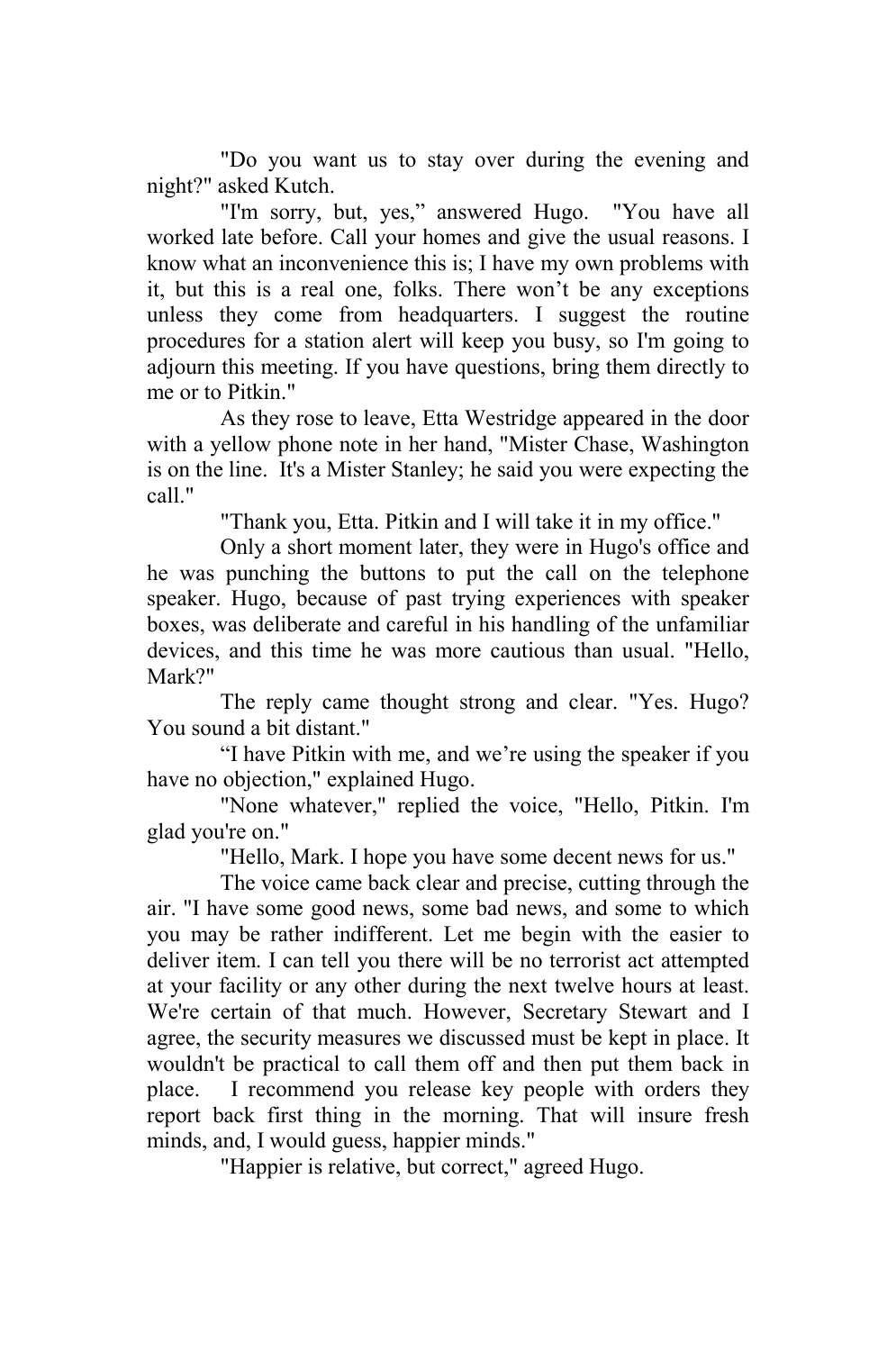"Do you want us to stay over during the evening and night?" asked Kutch.

"I'm sorry, but, yes," answered Hugo. "You have all worked late before. Call your homes and give the usual reasons. I know what an inconvenience this is; I have my own problems with it, but this is a real one, folks. There won't be any exceptions unless they come from headquarters. I suggest the routine procedures for a station alert will keep you busy, so I'm going to adjourn this meeting. If you have questions, bring them directly to me or to Pitkin."

As they rose to leave, Etta Westridge appeared in the door with a yellow phone note in her hand, "Mister Chase, Washington is on the line. It's a Mister Stanley; he said you were expecting the call."

"Thank you, Etta. Pitkin and I will take it in my office."

Only a short moment later, they were in Hugo's office and he was punching the buttons to put the call on the telephone speaker. Hugo, because of past trying experiences with speaker boxes, was deliberate and careful in his handling of the unfamiliar devices, and this time he was more cautious than usual. "Hello, Mark?"

The reply came thought strong and clear. "Yes. Hugo? You sound a bit distant."

"I have Pitkin with me, and we're using the speaker if you have no objection," explained Hugo.

"None whatever," replied the voice, "Hello, Pitkin. I'm glad you're on."

"Hello, Mark. I hope you have some decent news for us."

The voice came back clear and precise, cutting through the air. "I have some good news, some bad news, and some to which you may be rather indifferent. Let me begin with the easier to deliver item. I can tell you there will be no terrorist act attempted at your facility or any other during the next twelve hours at least. We're certain of that much. However, Secretary Stewart and I agree, the security measures we discussed must be kept in place. It wouldn't be practical to call them off and then put them back in place. I recommend you release key people with orders they report back first thing in the morning. That will insure fresh minds, and, I would guess, happier minds."

"Happier is relative, but correct," agreed Hugo.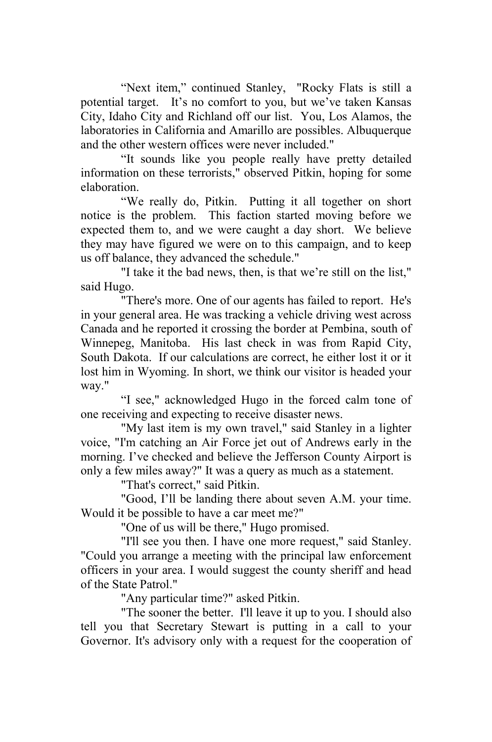“Next item,” continued Stanley, "Rocky Flats is still a potential target. It’s no comfort to you, but we’ve taken Kansas City, Idaho City and Richland off our list. You, Los Alamos, the laboratories in California and Amarillo are possibles. Albuquerque and the other western offices were never included."

“It sounds like you people really have pretty detailed information on these terrorists," observed Pitkin, hoping for some elaboration.

“We really do, Pitkin. Putting it all together on short notice is the problem. This faction started moving before we expected them to, and we were caught a day short. We believe they may have figured we were on to this campaign, and to keep us off balance, they advanced the schedule."

"I take it the bad news, then, is that we’re still on the list," said Hugo.

"There's more. One of our agents has failed to report. He's in your general area. He was tracking a vehicle driving west across Canada and he reported it crossing the border at Pembina, south of Winnepeg, Manitoba. His last check in was from Rapid City, South Dakota. If our calculations are correct, he either lost it or it lost him in Wyoming. In short, we think our visitor is headed your way."

“I see," acknowledged Hugo in the forced calm tone of one receiving and expecting to receive disaster news.

"My last item is my own travel," said Stanley in a lighter voice, "I'm catching an Air Force jet out of Andrews early in the morning. I’ve checked and believe the Jefferson County Airport is only a few miles away?" It was a query as much as a statement.

"That's correct," said Pitkin.

"Good, I’ll be landing there about seven A.M. your time. Would it be possible to have a car meet me?"

"One of us will be there," Hugo promised.

"I'll see you then. I have one more request," said Stanley. "Could you arrange a meeting with the principal law enforcement officers in your area. I would suggest the county sheriff and head of the State Patrol."

"Any particular time?" asked Pitkin.

"The sooner the better. I'll leave it up to you. I should also tell you that Secretary Stewart is putting in a call to your Governor. It's advisory only with a request for the cooperation of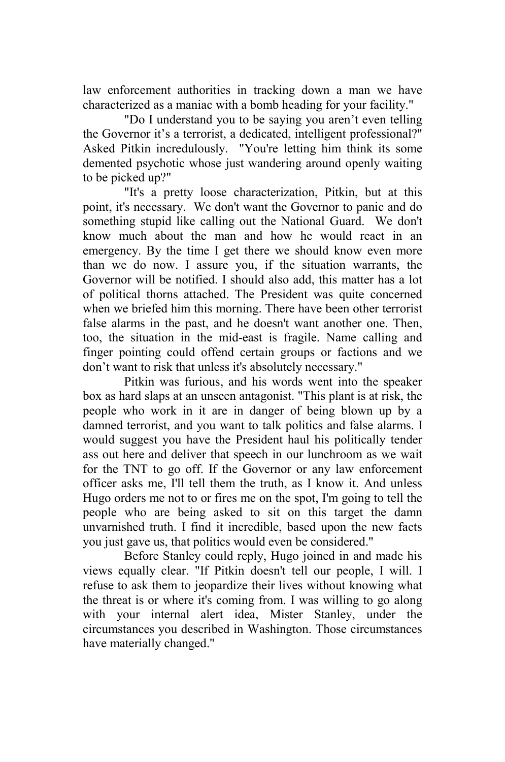law enforcement authorities in tracking down a man we have characterized as a maniac with a bomb heading for your facility."

"Do I understand you to be saying you aren't even telling the Governor it's a terrorist, a dedicated, intelligent professional?" Asked Pitkin incredulously. "You're letting him think its some demented psychotic whose just wandering around openly waiting to be picked up?"

"It's a pretty loose characterization, Pitkin, but at this point, it's necessary. We don't want the Governor to panic and do something stupid like calling out the National Guard. We don't know much about the man and how he would react in an emergency. By the time I get there we should know even more than we do now. I assure you, if the situation warrants, the Governor will be notified. I should also add, this matter has a lot of political thorns attached. The President was quite concerned when we briefed him this morning. There have been other terrorist false alarms in the past, and he doesn't want another one. Then, too, the situation in the mid-east is fragile. Name calling and finger pointing could offend certain groups or factions and we don't want to risk that unless it's absolutely necessary."

Pitkin was furious, and his words went into the speaker box as hard slaps at an unseen antagonist. "This plant is at risk, the people who work in it are in danger of being blown up by a damned terrorist, and you want to talk politics and false alarms. I would suggest you have the President haul his politically tender ass out here and deliver that speech in our lunchroom as we wait for the TNT to go off. If the Governor or any law enforcement officer asks me, I'll tell them the truth, as I know it. And unless Hugo orders me not to or fires me on the spot, I'm going to tell the people who are being asked to sit on this target the damn unvarnished truth. I find it incredible, based upon the new facts you just gave us, that politics would even be considered."

Before Stanley could reply, Hugo joined in and made his views equally clear. "If Pitkin doesn't tell our people, I will. I refuse to ask them to jeopardize their lives without knowing what the threat is or where it's coming from. I was willing to go along with your internal alert idea, Mister Stanley, under the circumstances you described in Washington. Those circumstances have materially changed."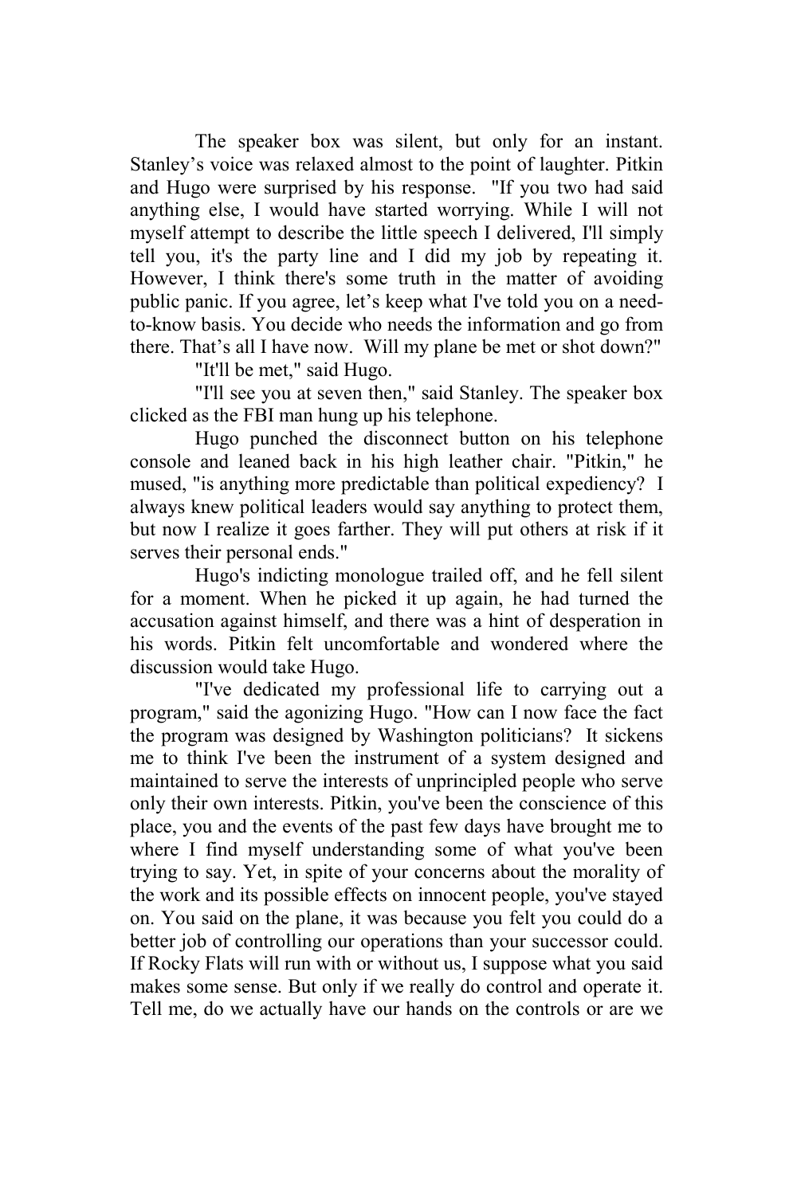The speaker box was silent, but only for an instant. Stanley's voice was relaxed almost to the point of laughter. Pitkin and Hugo were surprised by his response. "If you two had said anything else, I would have started worrying. While I will not myself attempt to describe the little speech I delivered, I'll simply tell you, it's the party line and I did my job by repeating it. However, I think there's some truth in the matter of avoiding public panic. If you agree, let's keep what I've told you on a need-to-know basis. You decide who needs the information and go from there. That's all I have now. Will my plane be met or shot down?"

"It'll be met," said Hugo.

"I'll see you at seven then," said Stanley. The speaker box clicked as the FBI man hung up his telephone.

Hugo punched the disconnect button on his telephone console and leaned back in his high leather chair. "Pitkin," he mused, "is anything more predictable than political expediency? I always knew political leaders would say anything to protect them, but now I realize it goes farther. They will put others at risk if it serves their personal ends."

Hugo's indicting monologue trailed off, and he fell silent for a moment. When he picked it up again, he had turned the accusation against himself, and there was a hint of desperation in his words. Pitkin felt uncomfortable and wondered where the discussion would take Hugo.

"I've dedicated my professional life to carrying out a program," said the agonizing Hugo. "How can I now face the fact the program was designed by Washington politicians? It sickens me to think I've been the instrument of a system designed and maintained to serve the interests of unprincipled people who serve only their own interests. Pitkin, you've been the conscience of this place, you and the events of the past few days have brought me to where I find myself understanding some of what you've been trying to say. Yet, in spite of your concerns about the morality of the work and its possible effects on innocent people, you've stayed on. You said on the plane, it was because you felt you could do a better job of controlling our operations than your successor could. If Rocky Flats will run with or without us, I suppose what you said makes some sense. But only if we really do control and operate it. Tell me, do we actually have our hands on the controls or are we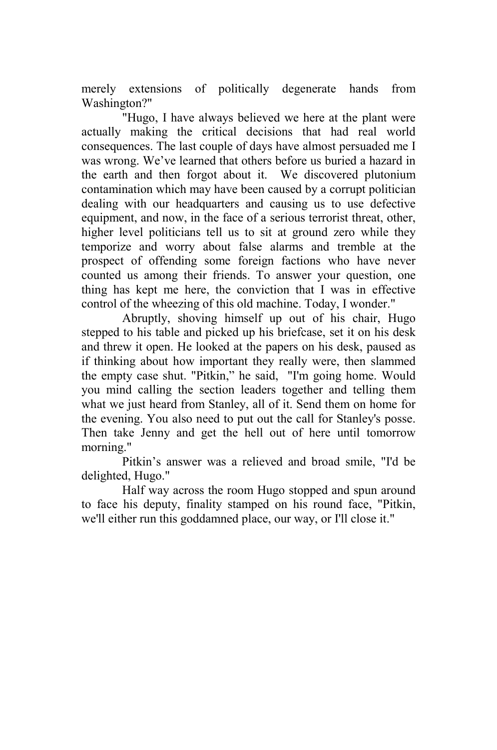merely extensions of politically degenerate hands from Washington?"

"Hugo, I have always believed we here at the plant were actually making the critical decisions that had real world consequences. The last couple of days have almost persuaded me I was wrong. We've learned that others before us buried a hazard in the earth and then forgot about it. We discovered plutonium contamination which may have been caused by a corrupt politician dealing with our headquarters and causing us to use defective equipment, and now, in the face of a serious terrorist threat, other, higher level politicians tell us to sit at ground zero while they temporize and worry about false alarms and tremble at the prospect of offending some foreign factions who have never counted us among their friends. To answer your question, one thing has kept me here, the conviction that I was in effective control of the wheezing of this old machine. Today, I wonder."

Abruptly, shoving himself up out of his chair, Hugo stepped to his table and picked up his briefcase, set it on his desk and threw it open. He looked at the papers on his desk, paused as if thinking about how important they really were, then slammed the empty case shut. "Pitkin," he said, "I'm going home. Would you mind calling the section leaders together and telling them what we just heard from Stanley, all of it. Send them on home for the evening. You also need to put out the call for Stanley's posse. Then take Jenny and get the hell out of here until tomorrow morning."

Pitkin's answer was a relieved and broad smile, "I'd be delighted, Hugo."

Half way across the room Hugo stopped and spun around to face his deputy, finality stamped on his round face, "Pitkin, we'll either run this goddamned place, our way, or I'll close it."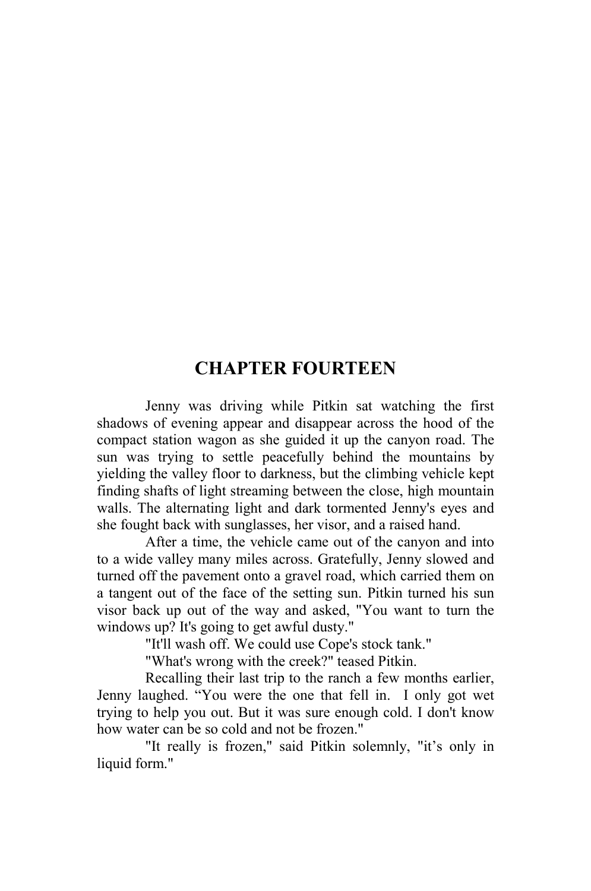# CHAPTER FOURTEEN

Jenny was driving while Pitkin sat watching the first shadows of evening appear and disappear across the hood of the compact station wagon as she guided it up the canyon road. The sun was trying to settle peacefully behind the mountains by yielding the valley floor to darkness, but the climbing vehicle kept finding shafts of light streaming between the close, high mountain walls. The alternating light and dark tormented Jenny's eyes and she fought back with sunglasses, her visor, and a raised hand.

After a time, the vehicle came out of the canyon and into to a wide valley many miles across. Gratefully, Jenny slowed and turned off the pavement onto a gravel road, which carried them on a tangent out of the face of the setting sun. Pitkin turned his sun visor back up out of the way and asked, "You want to turn the windows up? It's going to get awful dusty."

"It'll wash off. We could use Cope's stock tank."

"What's wrong with the creek?" teased Pitkin.

Recalling their last trip to the ranch a few months earlier, Jenny laughed. "You were the one that fell in. I only got wet trying to help you out. But it was sure enough cold. I don't know how water can be so cold and not be frozen."

"It really is frozen," said Pitkin solemnly, "it's only in liquid form."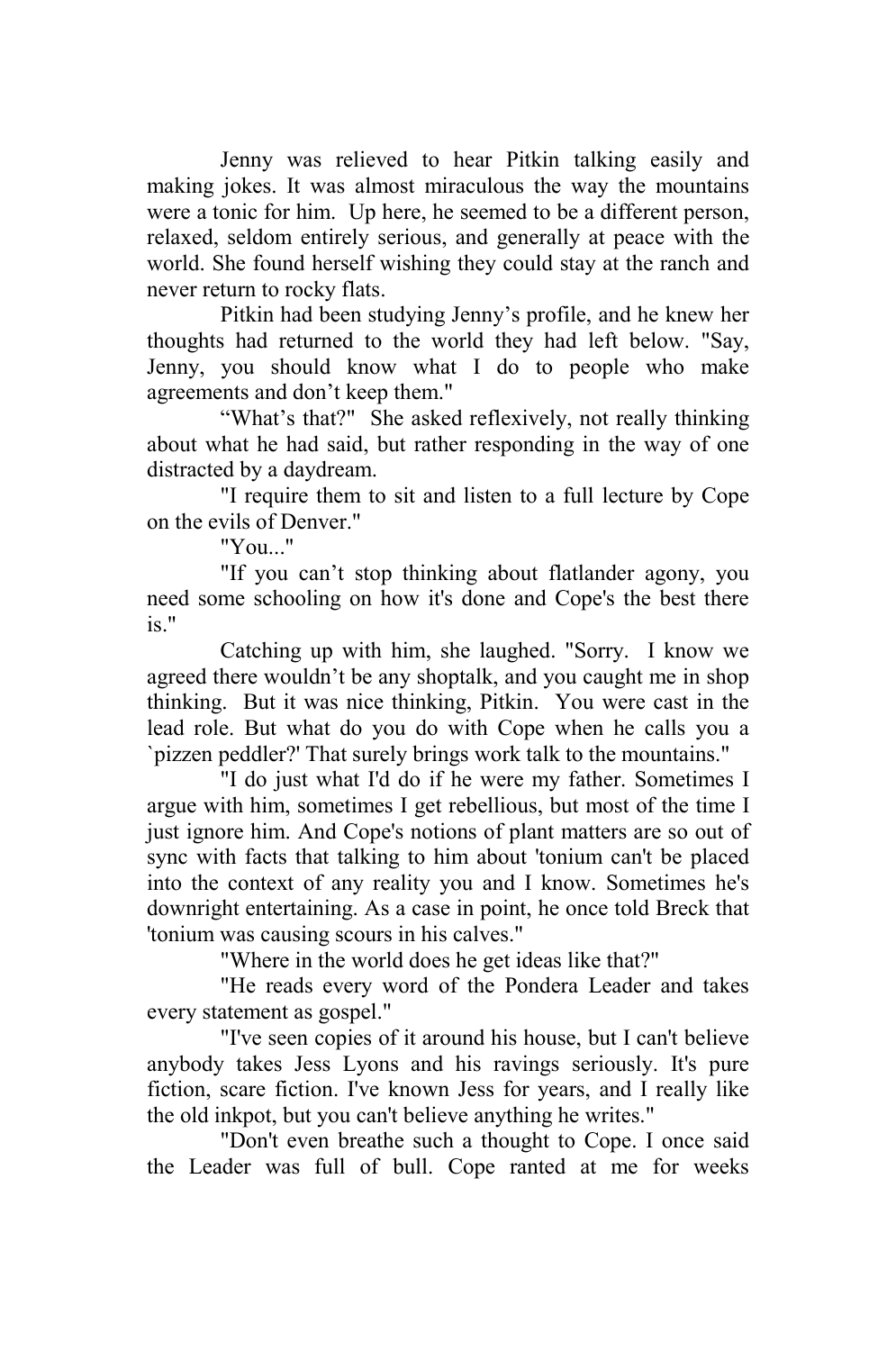Jenny was relieved to hear Pitkin talking easily and making jokes. It was almost miraculous the way the mountains were a tonic for him. Up here, he seemed to be a different person, relaxed, seldom entirely serious, and generally at peace with the world. She found herself wishing they could stay at the ranch and never return to rocky flats.

Pitkin had been studying Jenny's profile, and he knew her thoughts had returned to the world they had left below. "Say, Jenny, you should know what I do to people who make agreements and don't keep them."

"What's that?" She asked reflexively, not really thinking about what he had said, but rather responding in the way of one distracted by a daydream.

"I require them to sit and listen to a full lecture by Cope on the evils of Denver."

"You..."

"If you can't stop thinking about flatlander agony, you need some schooling on how it's done and Cope's the best there is."

Catching up with him, she laughed. "Sorry. I know we agreed there wouldn't be any shoptalk, and you caught me in shop thinking. But it was nice thinking, Pitkin. You were cast in the lead role. But what do you do with Cope when he calls you a `pizzen peddler?' That surely brings work talk to the mountains."

"I do just what I'd do if he were my father. Sometimes I argue with him, sometimes I get rebellious, but most of the time I just ignore him. And Cope's notions of plant matters are so out of sync with facts that talking to him about 'tonium can't be placed into the context of any reality you and I know. Sometimes he's downright entertaining. As a case in point, he once told Breck that 'tonium was causing scours in his calves."

"Where in the world does he get ideas like that?"

"He reads every word of the Pondera Leader and takes every statement as gospel."

"I've seen copies of it around his house, but I can't believe anybody takes Jess Lyons and his ravings seriously. It's pure fiction, scare fiction. I've known Jess for years, and I really like the old inkpot, but you can't believe anything he writes."

"Don't even breathe such a thought to Cope. I once said the Leader was full of bull. Cope ranted at me for weeks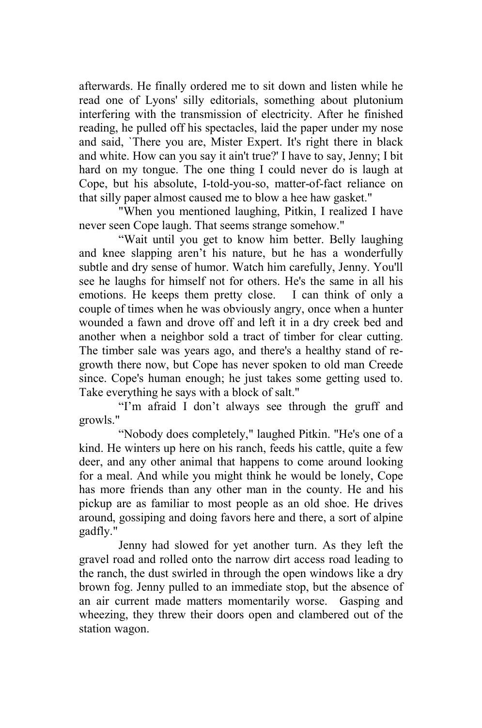afterwards. He finally ordered me to sit down and listen while he read one of Lyons' silly editorials, something about plutonium interfering with the transmission of electricity. After he finished reading, he pulled off his spectacles, laid the paper under my nose and said, `There you are, Mister Expert. It's right there in black and white. How can you say it ain't true?' I have to say, Jenny; I bit hard on my tongue. The one thing I could never do is laugh at Cope, but his absolute, I-told-you-so, matter-of-fact reliance on that silly paper almost caused me to blow a hee haw gasket."

"When you mentioned laughing, Pitkin, I realized I have never seen Cope laugh. That seems strange somehow."

"Wait until you get to know him better. Belly laughing and knee slapping aren't his nature, but he has a wonderfully subtle and dry sense of humor. Watch him carefully, Jenny. You'll see he laughs for himself not for others. He's the same in all his emotions. He keeps them pretty close. I can think of only a couple of times when he was obviously angry, once when a hunter wounded a fawn and drove off and left it in a dry creek bed and another when a neighbor sold a tract of timber for clear cutting. The timber sale was years ago, and there's a healthy stand of re-growth there now, but Cope has never spoken to old man Creede since. Cope's human enough; he just takes some getting used to. Take everything he says with a block of salt."

"I'm afraid I don't always see through the gruff and growls."

"Nobody does completely," laughed Pitkin. "He's one of a kind. He winters up here on his ranch, feeds his cattle, quite a few deer, and any other animal that happens to come around looking for a meal. And while you might think he would be lonely, Cope has more friends than any other man in the county. He and his pickup are as familiar to most people as an old shoe. He drives around, gossiping and doing favors here and there, a sort of alpine gadfly."

Jenny had slowed for yet another turn. As they left the gravel road and rolled onto the narrow dirt access road leading to the ranch, the dust swirled in through the open windows like a dry brown fog. Jenny pulled to an immediate stop, but the absence of an air current made matters momentarily worse. Gasping and wheezing, they threw their doors open and clambered out of the station wagon.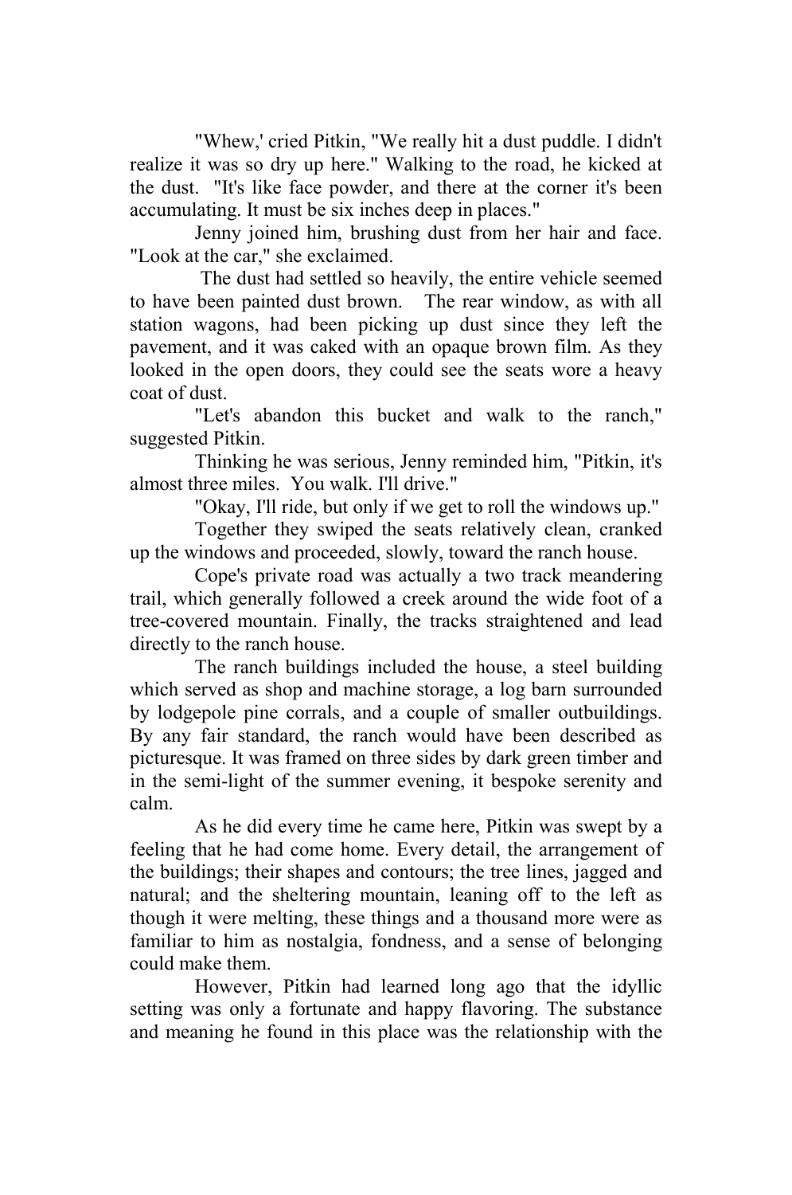"Whew,' cried Pitkin, "We really hit a dust puddle. I didn't realize it was so dry up here." Walking to the road, he kicked at the dust. "It's like face powder, and there at the corner it's been accumulating. It must be six inches deep in places."

Jenny joined him, brushing dust from her hair and face. "Look at the car," she exclaimed.

The dust had settled so heavily, the entire vehicle seemed to have been painted dust brown. The rear window, as with all station wagons, had been picking up dust since they left the pavement, and it was caked with an opaque brown film. As they looked in the open doors, they could see the seats wore a heavy coat of dust.

"Let's abandon this bucket and walk to the ranch," suggested Pitkin.

Thinking he was serious, Jenny reminded him, "Pitkin, it's almost three miles. You walk. I'll drive."

"Okay, I'll ride, but only if we get to roll the windows up."

Together they swiped the seats relatively clean, cranked up the windows and proceeded, slowly, toward the ranch house.

Cope's private road was actually a two track meandering trail, which generally followed a creek around the wide foot of a tree-covered mountain. Finally, the tracks straightened and lead directly to the ranch house.

The ranch buildings included the house, a steel building which served as shop and machine storage, a log barn surrounded by lodgepole pine corrals, and a couple of smaller outbuildings. By any fair standard, the ranch would have been described as picturesque. It was framed on three sides by dark green timber and in the semi-light of the summer evening, it bespoke serenity and calm.

As he did every time he came here, Pitkin was swept by a feeling that he had come home. Every detail, the arrangement of the buildings; their shapes and contours; the tree lines, jagged and natural; and the sheltering mountain, leaning off to the left as though it were melting, these things and a thousand more were as familiar to him as nostalgia, fondness, and a sense of belonging could make them.

However, Pitkin had learned long ago that the idyllic setting was only a fortunate and happy flavoring. The substance and meaning he found in this place was the relationship with the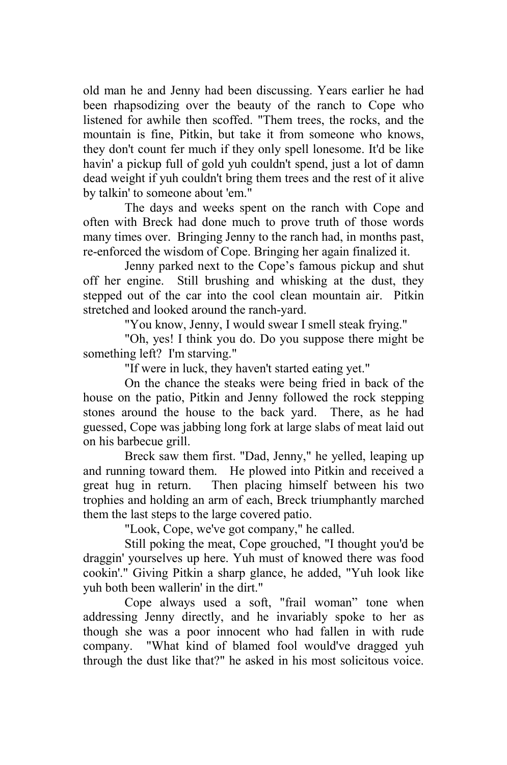old man he and Jenny had been discussing. Years earlier he had been rhapsodizing over the beauty of the ranch to Cope who listened for awhile then scoffed. "Them trees, the rocks, and the mountain is fine, Pitkin, but take it from someone who knows, they don't count fer much if they only spell lonesome. It'd be like havin' a pickup full of gold yuh couldn't spend, just a lot of damn dead weight if yuh couldn't bring them trees and the rest of it alive by talkin' to someone about 'em."

The days and weeks spent on the ranch with Cope and often with Breck had done much to prove truth of those words many times over. Bringing Jenny to the ranch had, in months past, re-enforced the wisdom of Cope. Bringing her again finalized it.

Jenny parked next to the Cope's famous pickup and shut off her engine. Still brushing and whisking at the dust, they stepped out of the car into the cool clean mountain air. Pitkin stretched and looked around the ranch-yard.

"You know, Jenny, I would swear I smell steak frying."

"Oh, yes! I think you do. Do you suppose there might be something left? I'm starving."

"If were in luck, they haven't started eating yet."

On the chance the steaks were being fried in back of the house on the patio, Pitkin and Jenny followed the rock stepping stones around the house to the back yard. There, as he had guessed, Cope was jabbing long fork at large slabs of meat laid out on his barbecue grill.

Breck saw them first. "Dad, Jenny," he yelled, leaping up and running toward them. He plowed into Pitkin and received a great hug in return. Then placing himself between his two trophies and holding an arm of each, Breck triumphantly marched them the last steps to the large covered patio.

"Look, Cope, we've got company," he called.

Still poking the meat, Cope grouched, "I thought you'd be draggin' yourselves up here. Yuh must of knowed there was food cookin'." Giving Pitkin a sharp glance, he added, "Yuh look like yuh both been wallerin' in the dirt."

Cope always used a soft, "frail woman" tone when addressing Jenny directly, and he invariably spoke to her as though she was a poor innocent who had fallen in with rude company. "What kind of blamed fool would've dragged yuh through the dust like that?" he asked in his most solicitous voice.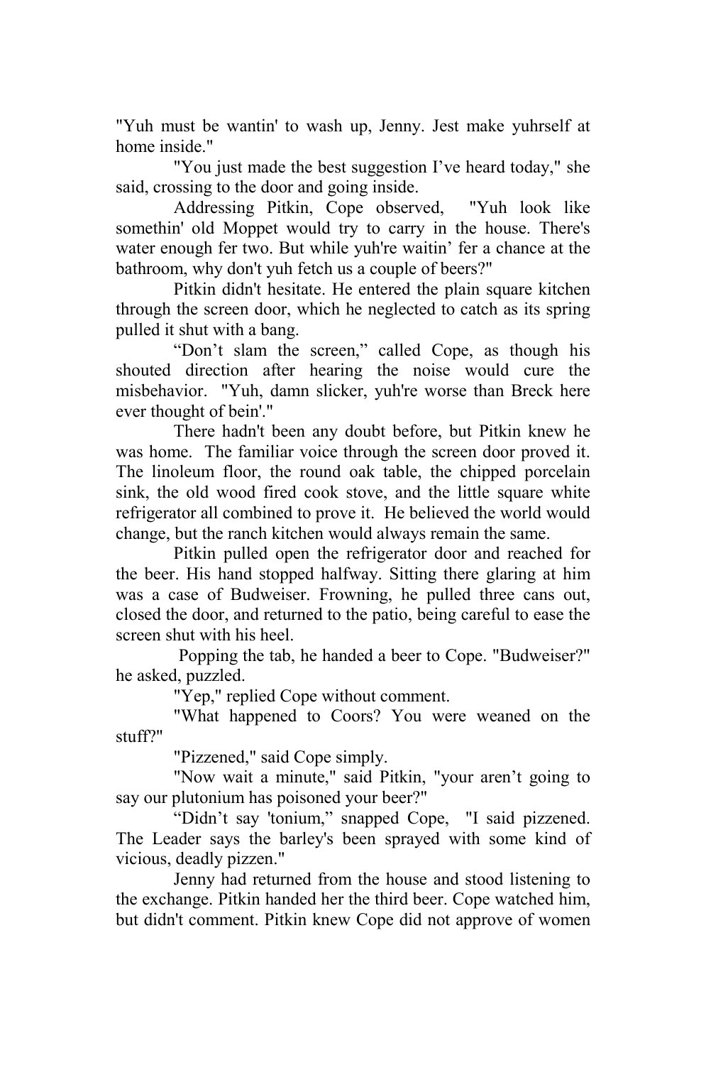"Yuh must be wantin' to wash up, Jenny. Jest make yuhrself at home inside."

"You just made the best suggestion I've heard today," she said, crossing to the door and going inside.

Addressing Pitkin, Cope observed, "Yuh look like somethin' old Moppet would try to carry in the house. There's water enough fer two. But while yuh're waitin' fer a chance at the bathroom, why don't yuh fetch us a couple of beers?"

Pitkin didn't hesitate. He entered the plain square kitchen through the screen door, which he neglected to catch as its spring pulled it shut with a bang.

"Don't slam the screen," called Cope, as though his shouted direction after hearing the noise would cure the misbehavior. "Yuh, damn slicker, yuh're worse than Breck here ever thought of bein'."

There hadn't been any doubt before, but Pitkin knew he was home. The familiar voice through the screen door proved it. The linoleum floor, the round oak table, the chipped porcelain sink, the old wood fired cook stove, and the little square white refrigerator all combined to prove it. He believed the world would change, but the ranch kitchen would always remain the same.

Pitkin pulled open the refrigerator door and reached for the beer. His hand stopped halfway. Sitting there glaring at him was a case of Budweiser. Frowning, he pulled three cans out, closed the door, and returned to the patio, being careful to ease the screen shut with his heel.

Popping the tab, he handed a beer to Cope. "Budweiser?" he asked, puzzled.

"Yep," replied Cope without comment.

"What happened to Coors? You were weaned on the stuff?"

"Pizzened," said Cope simply.

"Now wait a minute," said Pitkin, "your aren't going to say our plutonium has poisoned your beer?"

"Didn't say 'tonium," snapped Cope, "I said pizzened. The Leader says the barley's been sprayed with some kind of vicious, deadly pizzen."

Jenny had returned from the house and stood listening to the exchange. Pitkin handed her the third beer. Cope watched him, but didn't comment. Pitkin knew Cope did not approve of women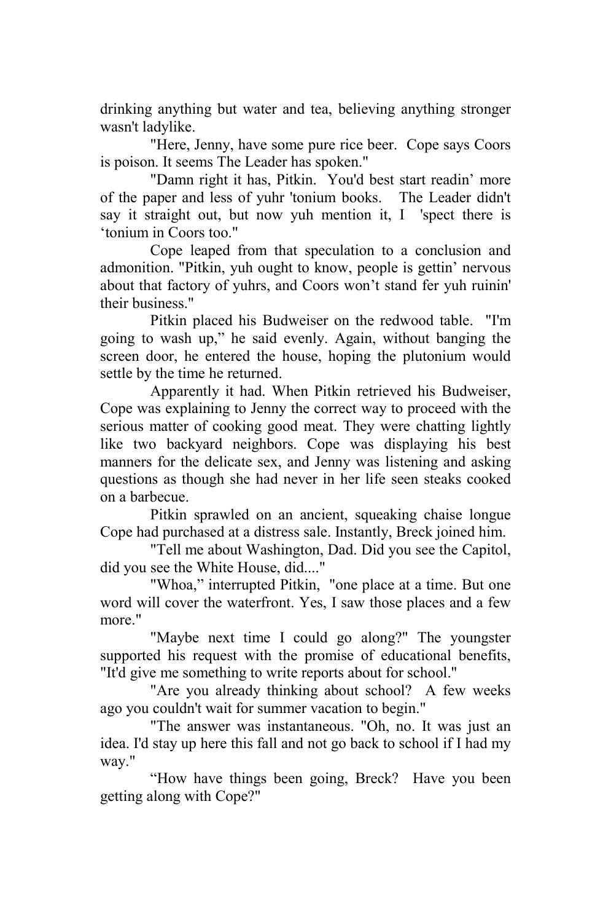drinking anything but water and tea, believing anything stronger wasn't ladylike.

"Here, Jenny, have some pure rice beer. Cope says Coors is poison. It seems The Leader has spoken."

"Damn right it has, Pitkin. You'd best start readin' more of the paper and less of yuhr 'tonium books. The Leader didn't say it straight out, but now yuh mention it, I 'spect there is 'tonium in Coors too."

Cope leaped from that speculation to a conclusion and admonition. "Pitkin, yuh ought to know, people is gettin' nervous about that factory of yuhrs, and Coors won't stand fer yuh ruinin' their business."

Pitkin placed his Budweiser on the redwood table. "I'm going to wash up," he said evenly. Again, without banging the screen door, he entered the house, hoping the plutonium would settle by the time he returned.

Apparently it had. When Pitkin retrieved his Budweiser, Cope was explaining to Jenny the correct way to proceed with the serious matter of cooking good meat. They were chatting lightly like two backyard neighbors. Cope was displaying his best manners for the delicate sex, and Jenny was listening and asking questions as though she had never in her life seen steaks cooked on a barbecue.

Pitkin sprawled on an ancient, squeaking chaise longue Cope had purchased at a distress sale. Instantly, Breck joined him.

"Tell me about Washington, Dad. Did you see the Capitol, did you see the White House, did...."

"Whoa," interrupted Pitkin, "one place at a time. But one word will cover the waterfront. Yes, I saw those places and a few more."

"Maybe next time I could go along?" The youngster supported his request with the promise of educational benefits, "It'd give me something to write reports about for school."

"Are you already thinking about school? A few weeks ago you couldn't wait for summer vacation to begin."

"The answer was instantaneous. "Oh, no. It was just an idea. I'd stay up here this fall and not go back to school if I had my way."

"How have things been going, Breck? Have you been getting along with Cope?"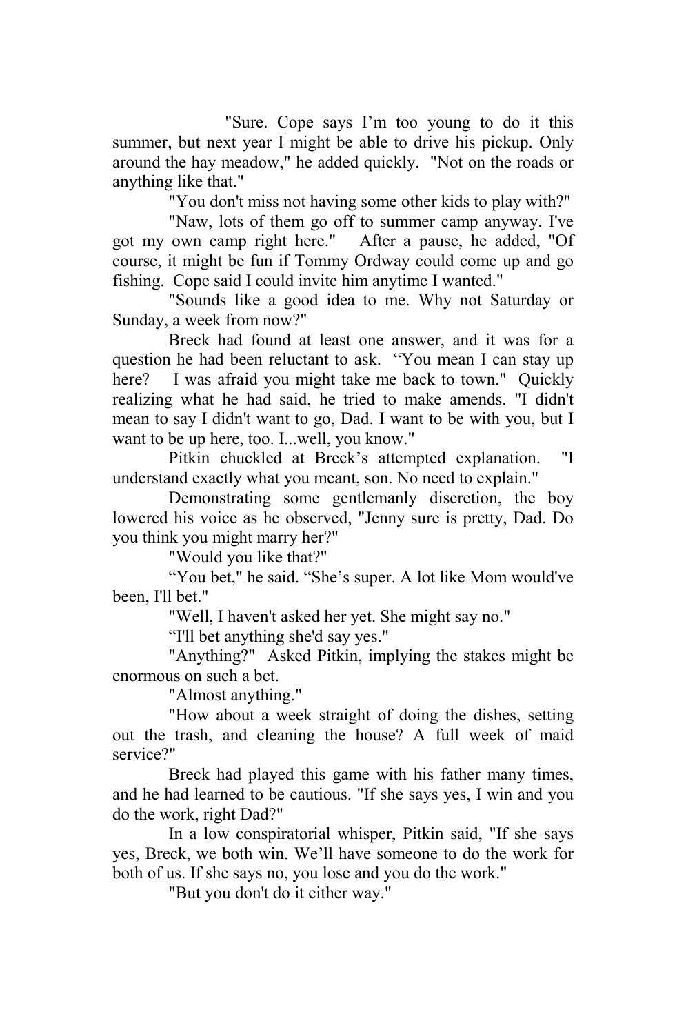"Sure. Cope says I'm too young to do it this summer, but next year I might be able to drive his pickup. Only around the hay meadow," he added quickly. "Not on the roads or anything like that."

"You don't miss not having some other kids to play with?"

"Naw, lots of them go off to summer camp anyway. I've got my own camp right here." After a pause, he added, "Of course, it might be fun if Tommy Ordway could come up and go fishing. Cope said I could invite him anytime I wanted."

"Sounds like a good idea to me. Why not Saturday or Sunday, a week from now?"

Breck had found at least one answer, and it was for a question he had been reluctant to ask. "You mean I can stay up here? I was afraid you might take me back to town." Quickly realizing what he had said, he tried to make amends. "I didn't mean to say I didn't want to go, Dad. I want to be with you, but I want to be up here, too. I...well, you know."

Pitkin chuckled at Breck's attempted explanation. "I understand exactly what you meant, son. No need to explain."

Demonstrating some gentlemanly discretion, the boy lowered his voice as he observed, "Jenny sure is pretty, Dad. Do you think you might marry her?"

"Would you like that?"

"You bet," he said. "She's super. A lot like Mom would've been, I'll bet."

"Well, I haven't asked her yet. She might say no."

"I'll bet anything she'd say yes."

"Anything?" Asked Pitkin, implying the stakes might be enormous on such a bet.

"Almost anything."

"How about a week straight of doing the dishes, setting out the trash, and cleaning the house? A full week of maid service?"

Breck had played this game with his father many times, and he had learned to be cautious. "If she says yes, I win and you do the work, right Dad?"

In a low conspiratorial whisper, Pitkin said, "If she says yes, Breck, we both win. We'll have someone to do the work for both of us. If she says no, you lose and you do the work."

"But you don't do it either way."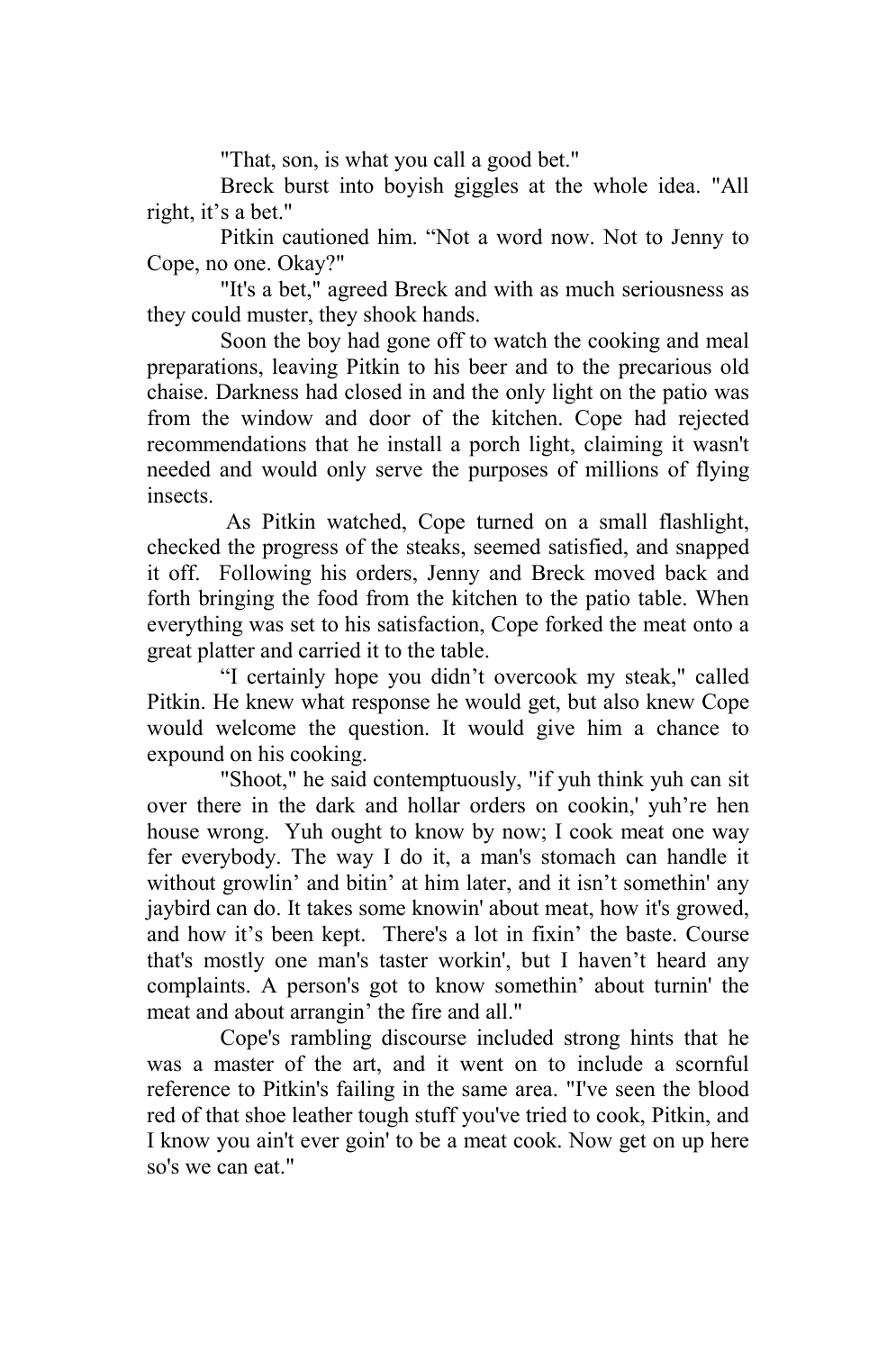"That, son, is what you call a good bet."

Breck burst into boyish giggles at the whole idea. "All right, it's a bet."

Pitkin cautioned him. "Not a word now. Not to Jenny to Cope, no one. Okay?"

"It's a bet," agreed Breck and with as much seriousness as they could muster, they shook hands.

Soon the boy had gone off to watch the cooking and meal preparations, leaving Pitkin to his beer and to the precarious old chaise. Darkness had closed in and the only light on the patio was from the window and door of the kitchen. Cope had rejected recommendations that he install a porch light, claiming it wasn't needed and would only serve the purposes of millions of flying insects.

As Pitkin watched, Cope turned on a small flashlight, checked the progress of the steaks, seemed satisfied, and snapped it off. Following his orders, Jenny and Breck moved back and forth bringing the food from the kitchen to the patio table. When everything was set to his satisfaction, Cope forked the meat onto a great platter and carried it to the table.

"I certainly hope you didn't overcook my steak," called Pitkin. He knew what response he would get, but also knew Cope would welcome the question. It would give him a chance to expound on his cooking.

"Shoot," he said contemptuously, "if yuh think yuh can sit over there in the dark and hollar orders on cookin,' yuh're hen house wrong. Yuh ought to know by now; I cook meat one way fer everybody. The way I do it, a man's stomach can handle it without growlin' and bitin' at him later, and it isn't somethin' any jaybird can do. It takes some knowin' about meat, how it's growed, and how it's been kept. There's a lot in fixin' the baste. Course that's mostly one man's taster workin', but I haven't heard any complaints. A person's got to know somethin' about turnin' the meat and about arrangin' the fire and all."

Cope's rambling discourse included strong hints that he was a master of the art, and it went on to include a scornful reference to Pitkin's failing in the same area. "I've seen the blood red of that shoe leather tough stuff you've tried to cook, Pitkin, and I know you ain't ever goin' to be a meat cook. Now get on up here so's we can eat."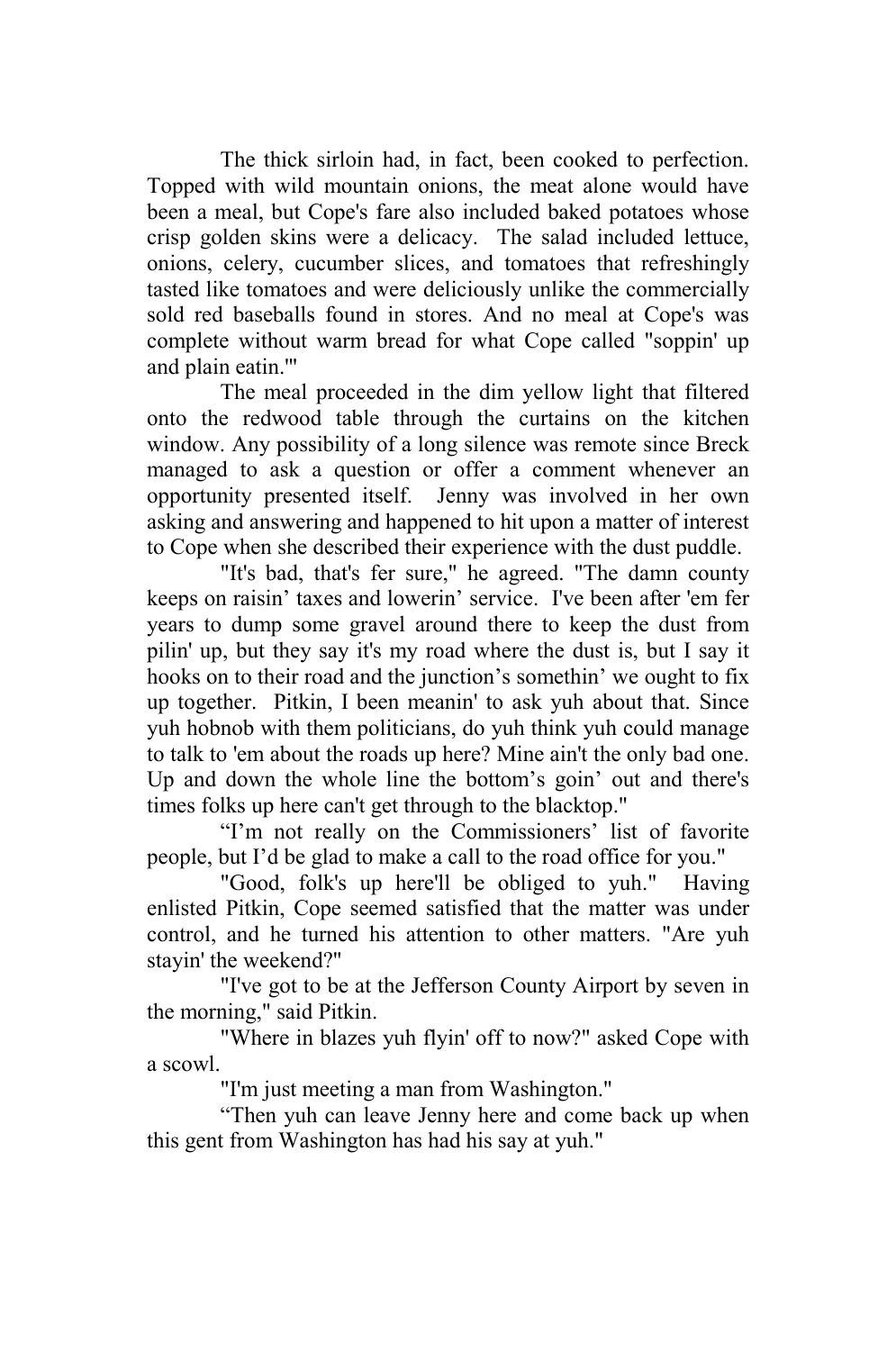The thick sirloin had, in fact, been cooked to perfection. Topped with wild mountain onions, the meat alone would have been a meal, but Cope's fare also included baked potatoes whose crisp golden skins were a delicacy. The salad included lettuce, onions, celery, cucumber slices, and tomatoes that refreshingly tasted like tomatoes and were deliciously unlike the commercially sold red baseballs found in stores. And no meal at Cope's was complete without warm bread for what Cope called "soppin' up and plain eatin.'"

The meal proceeded in the dim yellow light that filtered onto the redwood table through the curtains on the kitchen window. Any possibility of a long silence was remote since Breck managed to ask a question or offer a comment whenever an opportunity presented itself. Jenny was involved in her own asking and answering and happened to hit upon a matter of interest to Cope when she described their experience with the dust puddle.

"It's bad, that's fer sure," he agreed. "The damn county keeps on raisin' taxes and lowerin' service. I've been after 'em fer years to dump some gravel around there to keep the dust from pilin' up, but they say it's my road where the dust is, but I say it hooks on to their road and the junction's somethin' we ought to fix up together. Pitkin, I been meanin' to ask yuh about that. Since yuh hobnob with them politicians, do yuh think yuh could manage to talk to 'em about the roads up here? Mine ain't the only bad one. Up and down the whole line the bottom's goin' out and there's times folks up here can't get through to the blacktop."

"I'm not really on the Commissioners' list of favorite people, but I'd be glad to make a call to the road office for you."

"Good, folk's up here'll be obliged to yuh." Having enlisted Pitkin, Cope seemed satisfied that the matter was under control, and he turned his attention to other matters. "Are yuh stayin' the weekend?"

"I've got to be at the Jefferson County Airport by seven in the morning," said Pitkin.

"Where in blazes yuh flyin' off to now?" asked Cope with a scowl.

"I'm just meeting a man from Washington."

"Then yuh can leave Jenny here and come back up when this gent from Washington has had his say at yuh."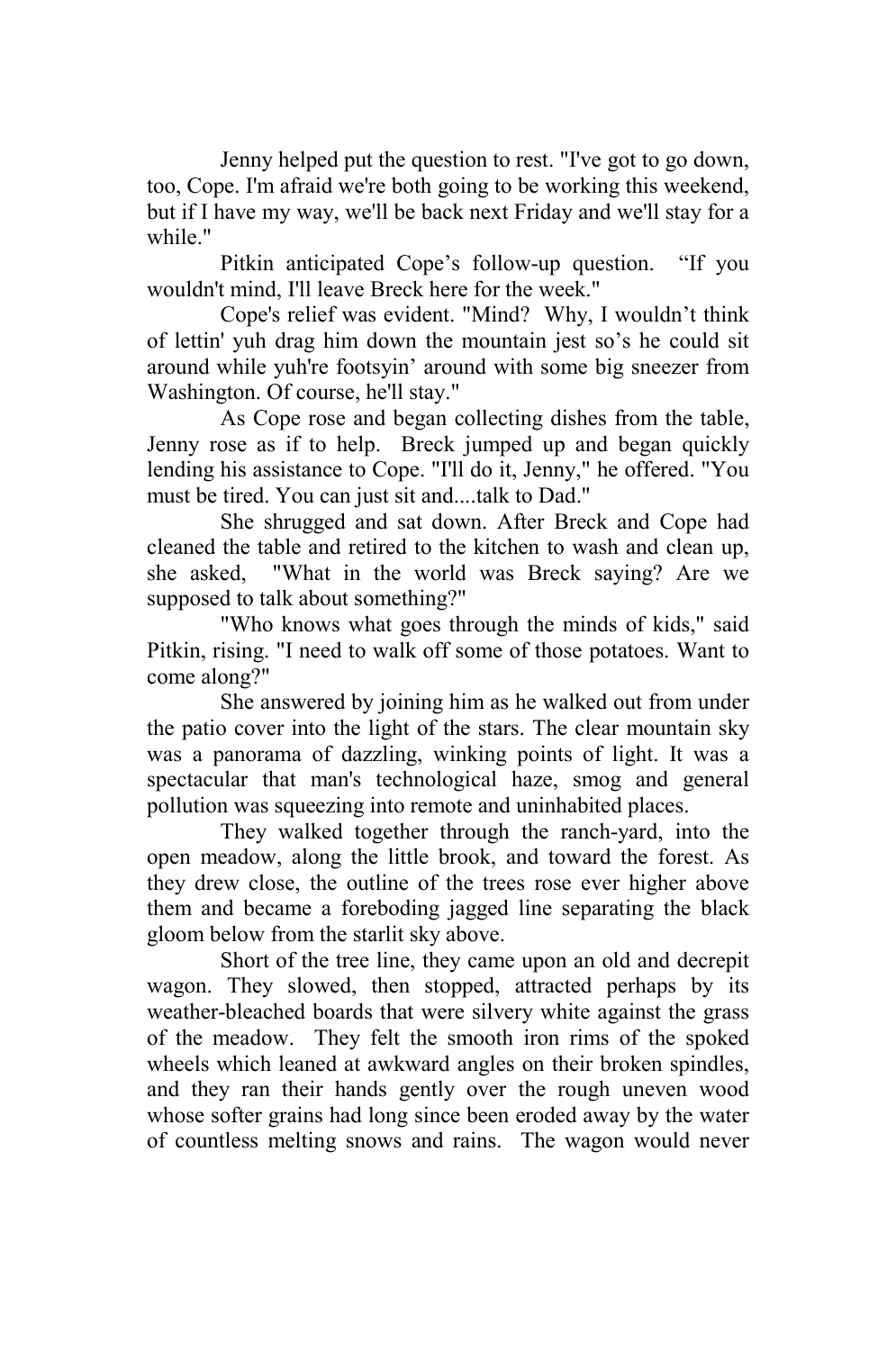Jenny helped put the question to rest. "I've got to go down, too, Cope. I'm afraid we're both going to be working this weekend, but if I have my way, we'll be back next Friday and we'll stay for a while."

Pitkin anticipated Cope's follow-up question. "If you wouldn't mind, I'll leave Breck here for the week."

Cope's relief was evident. "Mind? Why, I wouldn't think of lettin' yuh drag him down the mountain jest so's he could sit around while yuh're footsyin' around with some big sneezer from Washington. Of course, he'll stay."

As Cope rose and began collecting dishes from the table, Jenny rose as if to help. Breck jumped up and began quickly lending his assistance to Cope. "I'll do it, Jenny," he offered. "You must be tired. You can just sit and....talk to Dad."

She shrugged and sat down. After Breck and Cope had cleaned the table and retired to the kitchen to wash and clean up, she asked, "What in the world was Breck saying? Are we supposed to talk about something?"

"Who knows what goes through the minds of kids," said Pitkin, rising. "I need to walk off some of those potatoes. Want to come along?"

She answered by joining him as he walked out from under the patio cover into the light of the stars. The clear mountain sky was a panorama of dazzling, winking points of light. It was a spectacular that man's technological haze, smog and general pollution was squeezing into remote and uninhabited places.

They walked together through the ranch-yard, into the open meadow, along the little brook, and toward the forest. As they drew close, the outline of the trees rose ever higher above them and became a foreboding jagged line separating the black gloom below from the starlit sky above.

Short of the tree line, they came upon an old and decrepit wagon. They slowed, then stopped, attracted perhaps by its weather-bleached boards that were silvery white against the grass of the meadow. They felt the smooth iron rims of the spoked wheels which leaned at awkward angles on their broken spindles, and they ran their hands gently over the rough uneven wood whose softer grains had long since been eroded away by the water of countless melting snows and rains. The wagon would never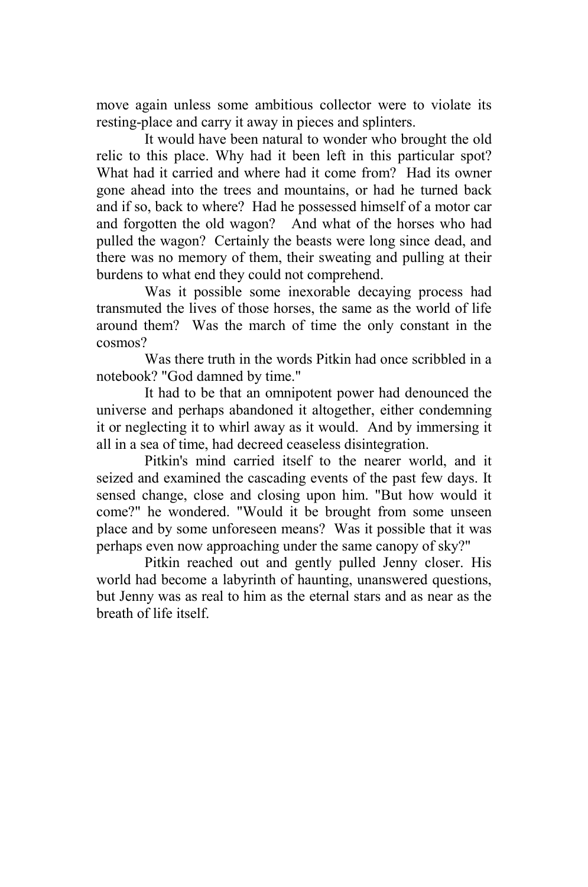move again unless some ambitious collector were to violate its resting-place and carry it away in pieces and splinters.

It would have been natural to wonder who brought the old relic to this place. Why had it been left in this particular spot? What had it carried and where had it come from? Had its owner gone ahead into the trees and mountains, or had he turned back and if so, back to where? Had he possessed himself of a motor car and forgotten the old wagon? And what of the horses who had pulled the wagon? Certainly the beasts were long since dead, and there was no memory of them, their sweating and pulling at their burdens to what end they could not comprehend.

Was it possible some inexorable decaying process had transmuted the lives of those horses, the same as the world of life around them? Was the march of time the only constant in the cosmos?

Was there truth in the words Pitkin had once scribbled in a notebook? "God damned by time."

It had to be that an omnipotent power had denounced the universe and perhaps abandoned it altogether, either condemning it or neglecting it to whirl away as it would. And by immersing it all in a sea of time, had decreed ceaseless disintegration.

Pitkin's mind carried itself to the nearer world, and it seized and examined the cascading events of the past few days. It sensed change, close and closing upon him. "But how would it come?" he wondered. "Would it be brought from some unseen place and by some unforeseen means? Was it possible that it was perhaps even now approaching under the same canopy of sky?"

Pitkin reached out and gently pulled Jenny closer. His world had become a labyrinth of haunting, unanswered questions, but Jenny was as real to him as the eternal stars and as near as the breath of life itself.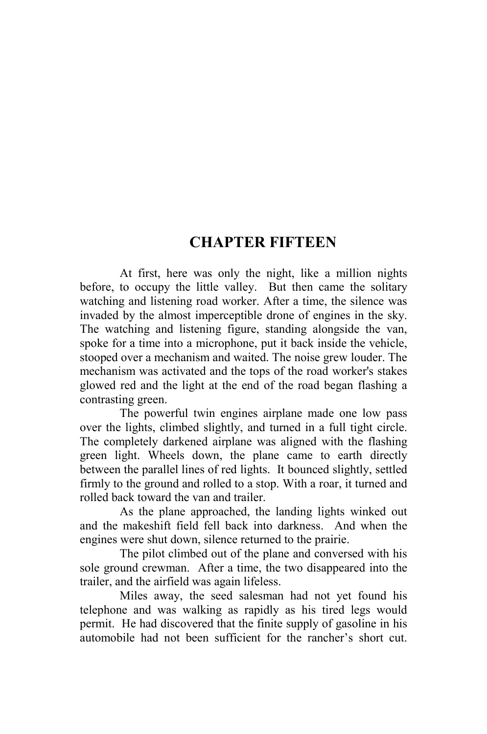# CHAPTER FIFTEEN

At first, here was only the night, like a million nights before, to occupy the little valley. But then came the solitary watching and listening road worker. After a time, the silence was invaded by the almost imperceptible drone of engines in the sky. The watching and listening figure, standing alongside the van, spoke for a time into a microphone, put it back inside the vehicle, stooped over a mechanism and waited. The noise grew louder. The mechanism was activated and the tops of the road worker's stakes glowed red and the light at the end of the road began flashing a contrasting green.

The powerful twin engines airplane made one low pass over the lights, climbed slightly, and turned in a full tight circle. The completely darkened airplane was aligned with the flashing green light. Wheels down, the plane came to earth directly between the parallel lines of red lights. It bounced slightly, settled firmly to the ground and rolled to a stop. With a roar, it turned and rolled back toward the van and trailer.

As the plane approached, the landing lights winked out and the makeshift field fell back into darkness. And when the engines were shut down, silence returned to the prairie.

The pilot climbed out of the plane and conversed with his sole ground crewman. After a time, the two disappeared into the trailer, and the airfield was again lifeless.

Miles away, the seed salesman had not yet found his telephone and was walking as rapidly as his tired legs would permit. He had discovered that the finite supply of gasoline in his automobile had not been sufficient for the rancher's short cut.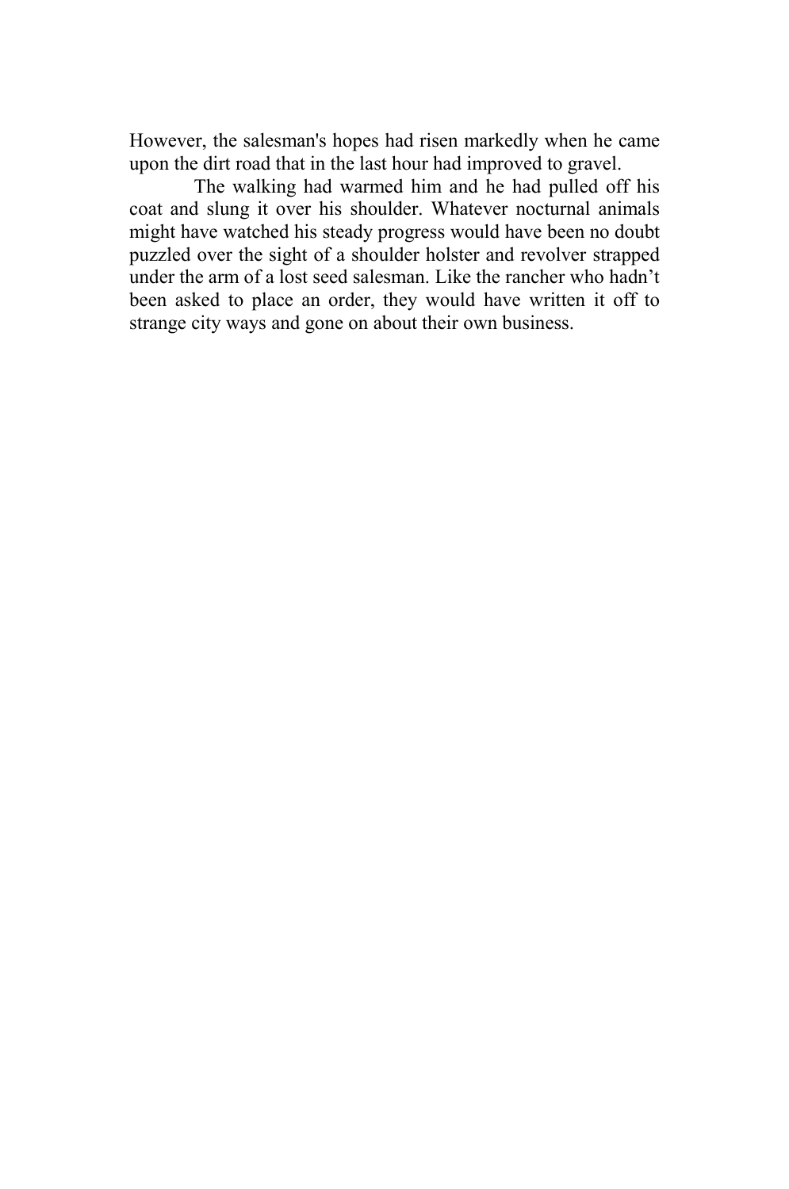However, the salesman's hopes had risen markedly when he came upon the dirt road that in the last hour had improved to gravel.

The walking had warmed him and he had pulled off his coat and slung it over his shoulder. Whatever nocturnal animals might have watched his steady progress would have been no doubt puzzled over the sight of a shoulder holster and revolver strapped under the arm of a lost seed salesman. Like the rancher who hadn't been asked to place an order, they would have written it off to strange city ways and gone on about their own business.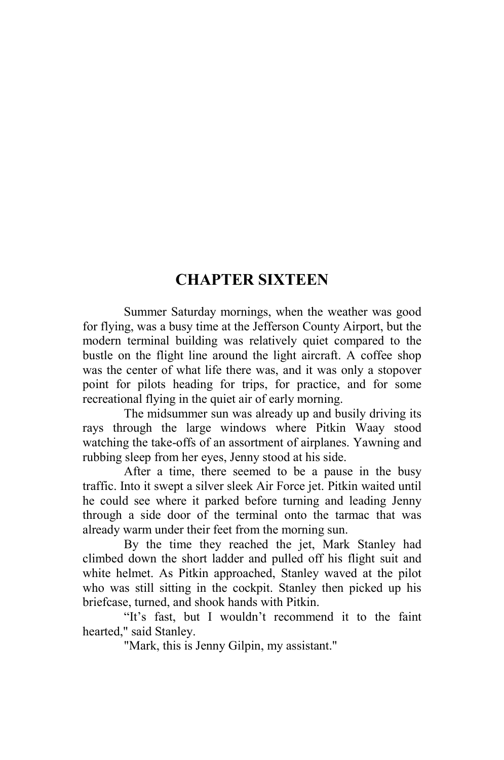# CHAPTER SIXTEEN

Summer Saturday mornings, when the weather was good for flying, was a busy time at the Jefferson County Airport, but the modern terminal building was relatively quiet compared to the bustle on the flight line around the light aircraft. A coffee shop was the center of what life there was, and it was only a stopover point for pilots heading for trips, for practice, and for some recreational flying in the quiet air of early morning.

The midsummer sun was already up and busily driving its rays through the large windows where Pitkin Waay stood watching the take-offs of an assortment of airplanes. Yawning and rubbing sleep from her eyes, Jenny stood at his side.

After a time, there seemed to be a pause in the busy traffic. Into it swept a silver sleek Air Force jet. Pitkin waited until he could see where it parked before turning and leading Jenny through a side door of the terminal onto the tarmac that was already warm under their feet from the morning sun.

By the time they reached the jet, Mark Stanley had climbed down the short ladder and pulled off his flight suit and white helmet. As Pitkin approached, Stanley waved at the pilot who was still sitting in the cockpit. Stanley then picked up his briefcase, turned, and shook hands with Pitkin.

“It’s fast, but I wouldn’t recommend it to the faint hearted," said Stanley.

"Mark, this is Jenny Gilpin, my assistant."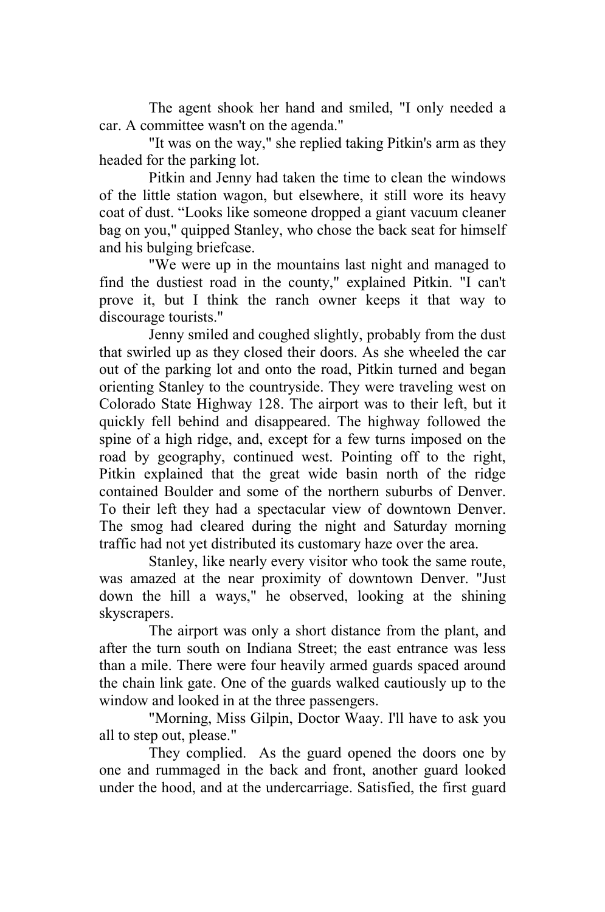The agent shook her hand and smiled, "I only needed a car. A committee wasn't on the agenda."

"It was on the way," she replied taking Pitkin's arm as they headed for the parking lot.

Pitkin and Jenny had taken the time to clean the windows of the little station wagon, but elsewhere, it still wore its heavy coat of dust. "Looks like someone dropped a giant vacuum cleaner bag on you," quipped Stanley, who chose the back seat for himself and his bulging briefcase.

"We were up in the mountains last night and managed to find the dustiest road in the county," explained Pitkin. "I can't prove it, but I think the ranch owner keeps it that way to discourage tourists."

Jenny smiled and coughed slightly, probably from the dust that swirled up as they closed their doors. As she wheeled the car out of the parking lot and onto the road, Pitkin turned and began orienting Stanley to the countryside. They were traveling west on Colorado State Highway 128. The airport was to their left, but it quickly fell behind and disappeared. The highway followed the spine of a high ridge, and, except for a few turns imposed on the road by geography, continued west. Pointing off to the right, Pitkin explained that the great wide basin north of the ridge contained Boulder and some of the northern suburbs of Denver. To their left they had a spectacular view of downtown Denver. The smog had cleared during the night and Saturday morning traffic had not yet distributed its customary haze over the area.

Stanley, like nearly every visitor who took the same route, was amazed at the near proximity of downtown Denver. "Just down the hill a ways," he observed, looking at the shining skyscrapers.

The airport was only a short distance from the plant, and after the turn south on Indiana Street; the east entrance was less than a mile. There were four heavily armed guards spaced around the chain link gate. One of the guards walked cautiously up to the window and looked in at the three passengers.

"Morning, Miss Gilpin, Doctor Waay. I'll have to ask you all to step out, please."

They complied. As the guard opened the doors one by one and rummaged in the back and front, another guard looked under the hood, and at the undercarriage. Satisfied, the first guard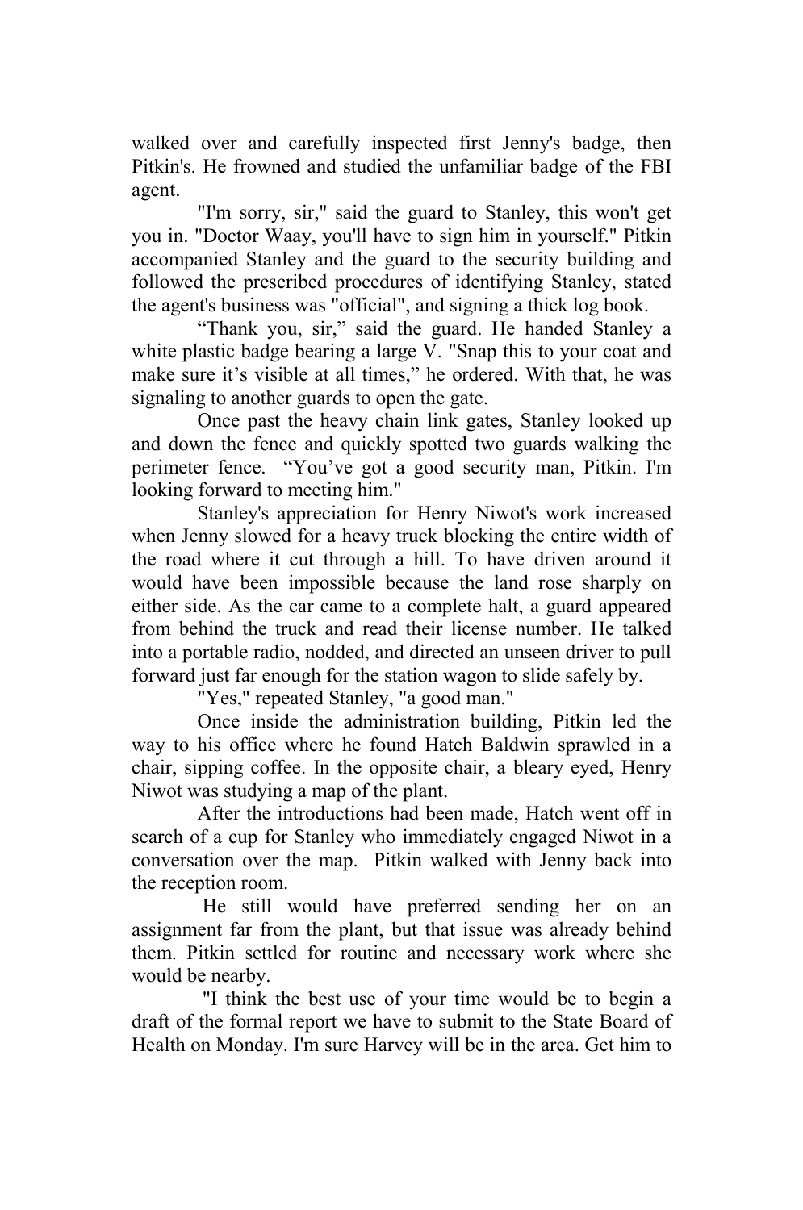walked over and carefully inspected first Jenny's badge, then Pitkin's. He frowned and studied the unfamiliar badge of the FBI agent.

"I'm sorry, sir," said the guard to Stanley, this won't get you in. "Doctor Waay, you'll have to sign him in yourself." Pitkin accompanied Stanley and the guard to the security building and followed the prescribed procedures of identifying Stanley, stated the agent's business was "official", and signing a thick log book.

"Thank you, sir," said the guard. He handed Stanley a white plastic badge bearing a large V. "Snap this to your coat and make sure it's visible at all times," he ordered. With that, he was signaling to another guards to open the gate.

Once past the heavy chain link gates, Stanley looked up and down the fence and quickly spotted two guards walking the perimeter fence. "You've got a good security man, Pitkin. I'm looking forward to meeting him."

Stanley's appreciation for Henry Niwot's work increased when Jenny slowed for a heavy truck blocking the entire width of the road where it cut through a hill. To have driven around it would have been impossible because the land rose sharply on either side. As the car came to a complete halt, a guard appeared from behind the truck and read their license number. He talked into a portable radio, nodded, and directed an unseen driver to pull forward just far enough for the station wagon to slide safely by.

"Yes," repeated Stanley, "a good man."

Once inside the administration building, Pitkin led the way to his office where he found Hatch Baldwin sprawled in a chair, sipping coffee. In the opposite chair, a bleary eyed, Henry Niwot was studying a map of the plant.

After the introductions had been made, Hatch went off in search of a cup for Stanley who immediately engaged Niwot in a conversation over the map. Pitkin walked with Jenny back into the reception room.

He still would have preferred sending her on an assignment far from the plant, but that issue was already behind them. Pitkin settled for routine and necessary work where she would be nearby.

"I think the best use of your time would be to begin a draft of the formal report we have to submit to the State Board of Health on Monday. I'm sure Harvey will be in the area. Get him to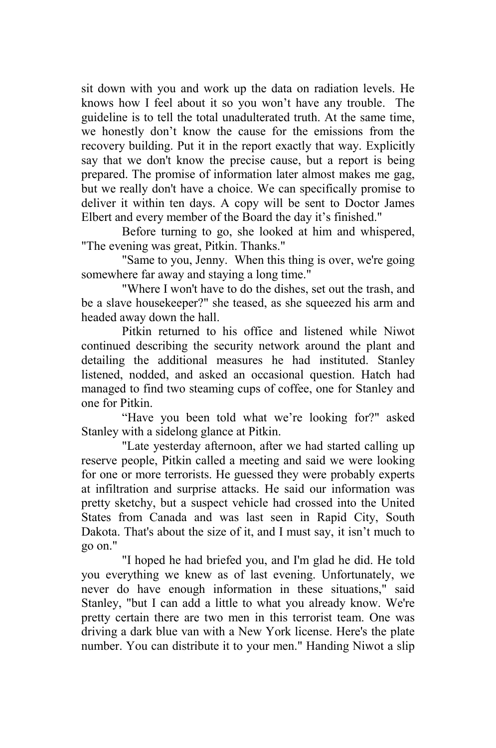sit down with you and work up the data on radiation levels. He knows how I feel about it so you won't have any trouble. The guideline is to tell the total unadulterated truth. At the same time, we honestly don't know the cause for the emissions from the recovery building. Put it in the report exactly that way. Explicitly say that we don't know the precise cause, but a report is being prepared. The promise of information later almost makes me gag, but we really don't have a choice. We can specifically promise to deliver it within ten days. A copy will be sent to Doctor James Elbert and every member of the Board the day it's finished."

Before turning to go, she looked at him and whispered, "The evening was great, Pitkin. Thanks."

"Same to you, Jenny. When this thing is over, we're going somewhere far away and staying a long time."

"Where I won't have to do the dishes, set out the trash, and be a slave housekeeper?" she teased, as she squeezed his arm and headed away down the hall.

Pitkin returned to his office and listened while Niwot continued describing the security network around the plant and detailing the additional measures he had instituted. Stanley listened, nodded, and asked an occasional question. Hatch had managed to find two steaming cups of coffee, one for Stanley and one for Pitkin.

"Have you been told what we're looking for?" asked Stanley with a sidelong glance at Pitkin.

"Late yesterday afternoon, after we had started calling up reserve people, Pitkin called a meeting and said we were looking for one or more terrorists. He guessed they were probably experts at infiltration and surprise attacks. He said our information was pretty sketchy, but a suspect vehicle had crossed into the United States from Canada and was last seen in Rapid City, South Dakota. That's about the size of it, and I must say, it isn't much to go on."

"I hoped he had briefed you, and I'm glad he did. He told you everything we knew as of last evening. Unfortunately, we never do have enough information in these situations," said Stanley, "but I can add a little to what you already know. We're pretty certain there are two men in this terrorist team. One was driving a dark blue van with a New York license. Here's the plate number. You can distribute it to your men." Handing Niwot a slip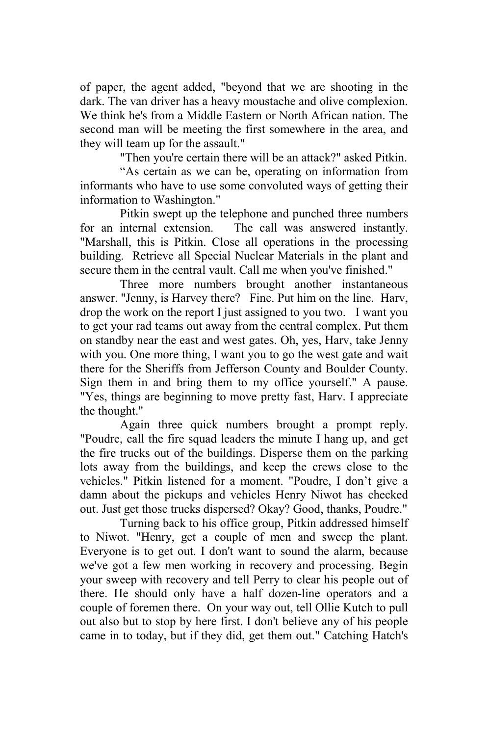of paper, the agent added, "beyond that we are shooting in the dark. The van driver has a heavy moustache and olive complexion. We think he's from a Middle Eastern or North African nation. The second man will be meeting the first somewhere in the area, and they will team up for the assault."

"Then you're certain there will be an attack?" asked Pitkin.

"As certain as we can be, operating on information from informants who have to use some convoluted ways of getting their information to Washington."

Pitkin swept up the telephone and punched three numbers for an internal extension. The call was answered instantly. "Marshall, this is Pitkin. Close all operations in the processing building. Retrieve all Special Nuclear Materials in the plant and secure them in the central vault. Call me when you've finished."

Three more numbers brought another instantaneous answer. "Jenny, is Harvey there? Fine. Put him on the line. Harv, drop the work on the report I just assigned to you two. I want you to get your rad teams out away from the central complex. Put them on standby near the east and west gates. Oh, yes, Harv, take Jenny with you. One more thing, I want you to go the west gate and wait there for the Sheriffs from Jefferson County and Boulder County. Sign them in and bring them to my office yourself." A pause. "Yes, things are beginning to move pretty fast, Harv. I appreciate the thought."

Again three quick numbers brought a prompt reply. "Poudre, call the fire squad leaders the minute I hang up, and get the fire trucks out of the buildings. Disperse them on the parking lots away from the buildings, and keep the crews close to the vehicles." Pitkin listened for a moment. "Poudre, I don't give a damn about the pickups and vehicles Henry Niwot has checked out. Just get those trucks dispersed? Okay? Good, thanks, Poudre."

Turning back to his office group, Pitkin addressed himself to Niwot. "Henry, get a couple of men and sweep the plant. Everyone is to get out. I don't want to sound the alarm, because we've got a few men working in recovery and processing. Begin your sweep with recovery and tell Perry to clear his people out of there. He should only have a half dozen-line operators and a couple of foremen there. On your way out, tell Ollie Kutch to pull out also but to stop by here first. I don't believe any of his people came in to today, but if they did, get them out." Catching Hatch's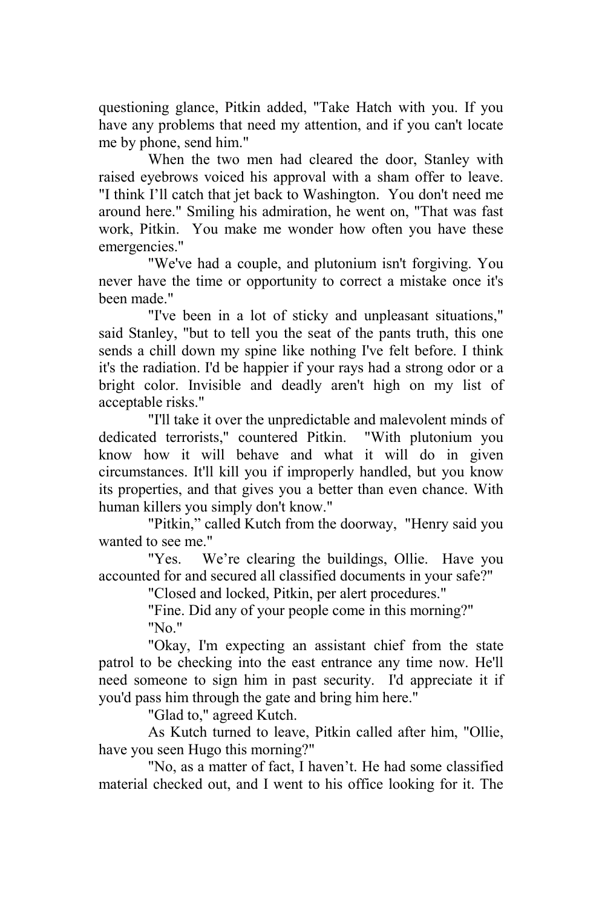questioning glance, Pitkin added, "Take Hatch with you. If you have any problems that need my attention, and if you can't locate me by phone, send him."

When the two men had cleared the door, Stanley with raised eyebrows voiced his approval with a sham offer to leave. "I think I'll catch that jet back to Washington. You don't need me around here." Smiling his admiration, he went on, "That was fast work, Pitkin. You make me wonder how often you have these emergencies."

"We've had a couple, and plutonium isn't forgiving. You never have the time or opportunity to correct a mistake once it's been made."

"I've been in a lot of sticky and unpleasant situations," said Stanley, "but to tell you the seat of the pants truth, this one sends a chill down my spine like nothing I've felt before. I think it's the radiation. I'd be happier if your rays had a strong odor or a bright color. Invisible and deadly aren't high on my list of acceptable risks."

"I'll take it over the unpredictable and malevolent minds of dedicated terrorists," countered Pitkin. "With plutonium you know how it will behave and what it will do in given circumstances. It'll kill you if improperly handled, but you know its properties, and that gives you a better than even chance. With human killers you simply don't know."

"Pitkin," called Kutch from the doorway, "Henry said you wanted to see me."

"Yes. We're clearing the buildings, Ollie. Have you accounted for and secured all classified documents in your safe?"

"Closed and locked, Pitkin, per alert procedures."

"Fine. Did any of your people come in this morning?"

"No."

"Okay, I'm expecting an assistant chief from the state patrol to be checking into the east entrance any time now. He'll need someone to sign him in past security. I'd appreciate it if you'd pass him through the gate and bring him here."

"Glad to," agreed Kutch.

As Kutch turned to leave, Pitkin called after him, "Ollie, have you seen Hugo this morning?"

"No, as a matter of fact, I haven't. He had some classified material checked out, and I went to his office looking for it. The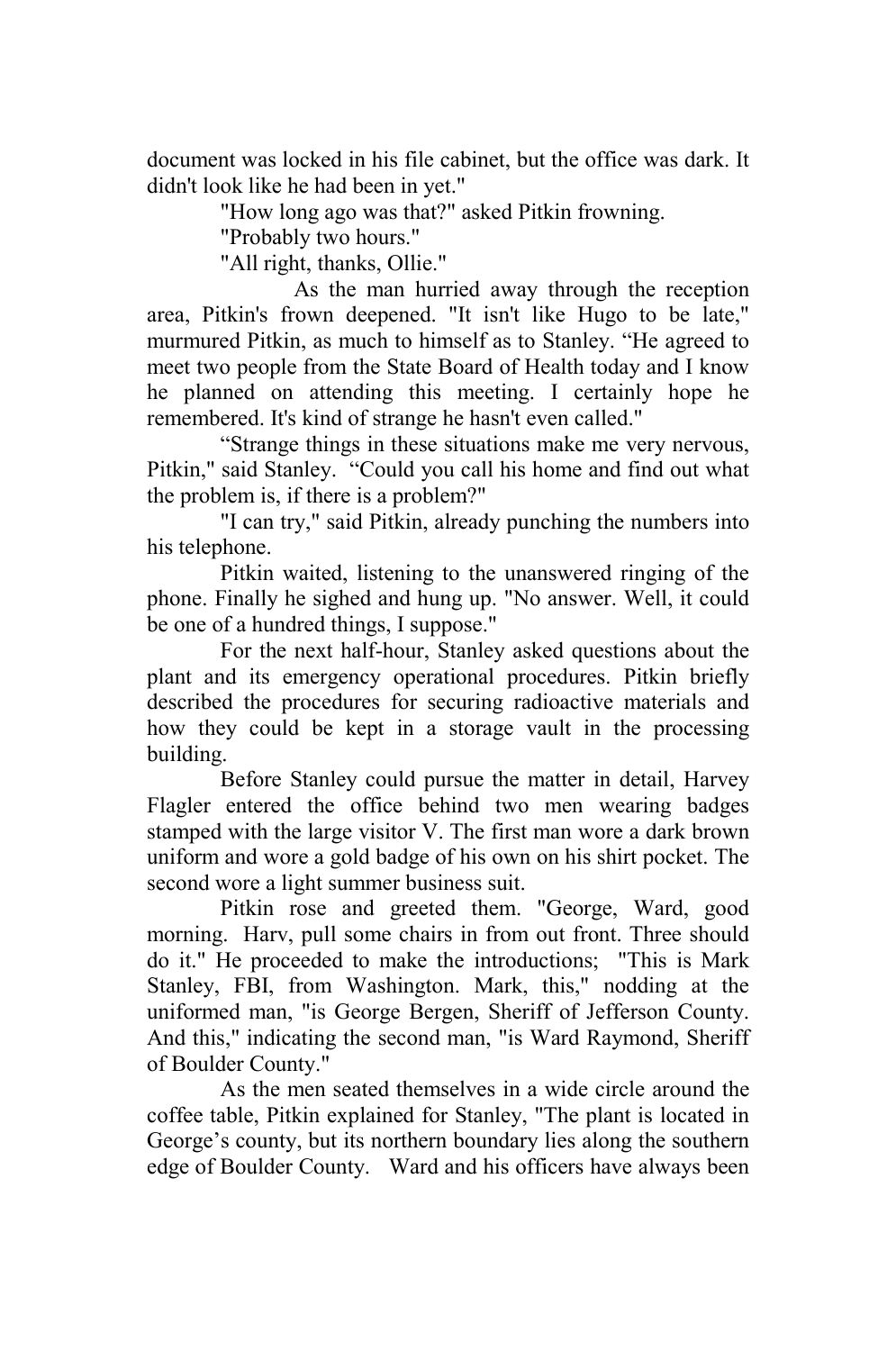document was locked in his file cabinet, but the office was dark. It didn't look like he had been in yet."

"How long ago was that?" asked Pitkin frowning.

"Probably two hours."

"All right, thanks, Ollie."

As the man hurried away through the reception area, Pitkin's frown deepened. "It isn't like Hugo to be late," murmured Pitkin, as much to himself as to Stanley. "He agreed to meet two people from the State Board of Health today and I know he planned on attending this meeting. I certainly hope he remembered. It's kind of strange he hasn't even called."

"Strange things in these situations make me very nervous, Pitkin," said Stanley. "Could you call his home and find out what the problem is, if there is a problem?"

"I can try," said Pitkin, already punching the numbers into his telephone.

Pitkin waited, listening to the unanswered ringing of the phone. Finally he sighed and hung up. "No answer. Well, it could be one of a hundred things, I suppose."

For the next half-hour, Stanley asked questions about the plant and its emergency operational procedures. Pitkin briefly described the procedures for securing radioactive materials and how they could be kept in a storage vault in the processing building.

Before Stanley could pursue the matter in detail, Harvey Flagler entered the office behind two men wearing badges stamped with the large visitor V. The first man wore a dark brown uniform and wore a gold badge of his own on his shirt pocket. The second wore a light summer business suit.

Pitkin rose and greeted them. "George, Ward, good morning. Harv, pull some chairs in from out front. Three should do it." He proceeded to make the introductions; "This is Mark Stanley, FBI, from Washington. Mark, this," nodding at the uniformed man, "is George Bergen, Sheriff of Jefferson County. And this," indicating the second man, "is Ward Raymond, Sheriff of Boulder County."

As the men seated themselves in a wide circle around the coffee table, Pitkin explained for Stanley, "The plant is located in George's county, but its northern boundary lies along the southern edge of Boulder County. Ward and his officers have always been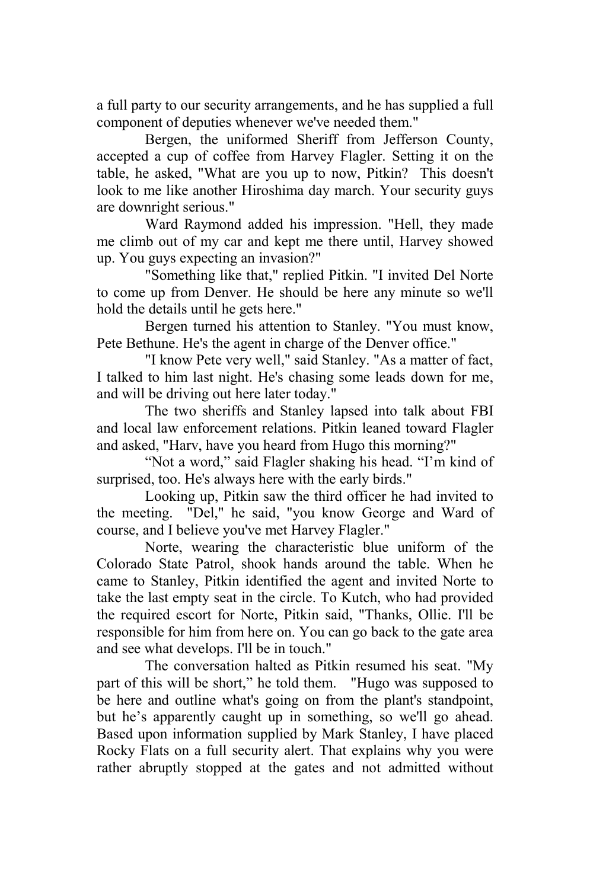a full party to our security arrangements, and he has supplied a full component of deputies whenever we've needed them."

Bergen, the uniformed Sheriff from Jefferson County, accepted a cup of coffee from Harvey Flagler. Setting it on the table, he asked, "What are you up to now, Pitkin? This doesn't look to me like another Hiroshima day march. Your security guys are downright serious."

Ward Raymond added his impression. "Hell, they made me climb out of my car and kept me there until, Harvey showed up. You guys expecting an invasion?"

"Something like that," replied Pitkin. "I invited Del Norte to come up from Denver. He should be here any minute so we'll hold the details until he gets here."

Bergen turned his attention to Stanley. "You must know, Pete Bethune. He's the agent in charge of the Denver office."

"I know Pete very well," said Stanley. "As a matter of fact, I talked to him last night. He's chasing some leads down for me, and will be driving out here later today."

The two sheriffs and Stanley lapsed into talk about FBI and local law enforcement relations. Pitkin leaned toward Flagler and asked, "Harv, have you heard from Hugo this morning?"

“Not a word,” said Flagler shaking his head. “I’m kind of surprised, too. He's always here with the early birds."

Looking up, Pitkin saw the third officer he had invited to the meeting. "Del," he said, "you know George and Ward of course, and I believe you've met Harvey Flagler."

Norte, wearing the characteristic blue uniform of the Colorado State Patrol, shook hands around the table. When he came to Stanley, Pitkin identified the agent and invited Norte to take the last empty seat in the circle. To Kutch, who had provided the required escort for Norte, Pitkin said, "Thanks, Ollie. I'll be responsible for him from here on. You can go back to the gate area and see what develops. I'll be in touch."

The conversation halted as Pitkin resumed his seat. "My part of this will be short,” he told them. "Hugo was supposed to be here and outline what's going on from the plant's standpoint, but he’s apparently caught up in something, so we'll go ahead. Based upon information supplied by Mark Stanley, I have placed Rocky Flats on a full security alert. That explains why you were rather abruptly stopped at the gates and not admitted without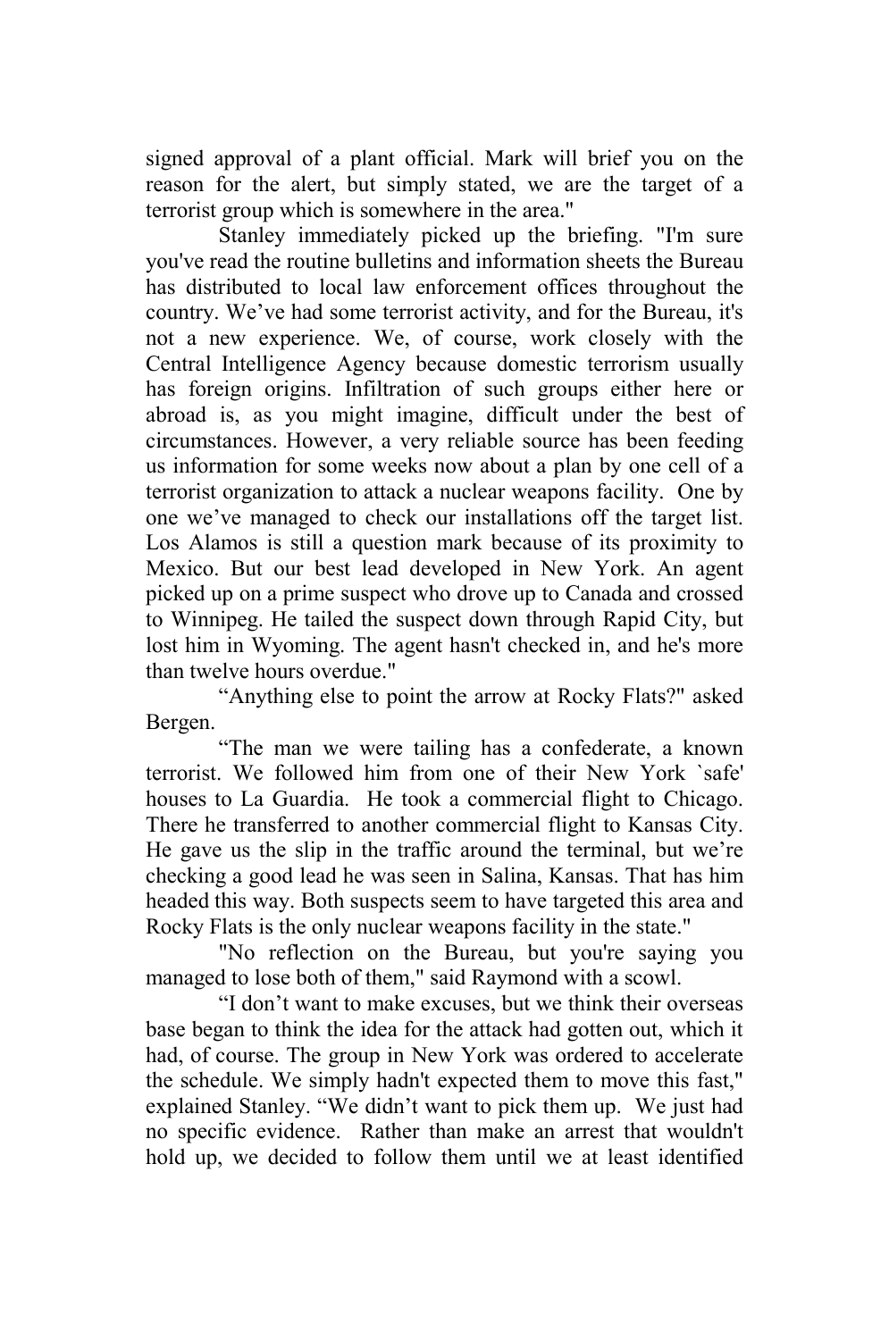signed approval of a plant official. Mark will brief you on the reason for the alert, but simply stated, we are the target of a terrorist group which is somewhere in the area."

Stanley immediately picked up the briefing. "I'm sure you've read the routine bulletins and information sheets the Bureau has distributed to local law enforcement offices throughout the country. We've had some terrorist activity, and for the Bureau, it's not a new experience. We, of course, work closely with the Central Intelligence Agency because domestic terrorism usually has foreign origins. Infiltration of such groups either here or abroad is, as you might imagine, difficult under the best of circumstances. However, a very reliable source has been feeding us information for some weeks now about a plan by one cell of a terrorist organization to attack a nuclear weapons facility. One by one we've managed to check our installations off the target list. Los Alamos is still a question mark because of its proximity to Mexico. But our best lead developed in New York. An agent picked up on a prime suspect who drove up to Canada and crossed to Winnipeg. He tailed the suspect down through Rapid City, but lost him in Wyoming. The agent hasn't checked in, and he's more than twelve hours overdue."

"Anything else to point the arrow at Rocky Flats?" asked Bergen.

"The man we were tailing has a confederate, a known terrorist. We followed him from one of their New York `safe' houses to La Guardia. He took a commercial flight to Chicago. There he transferred to another commercial flight to Kansas City. He gave us the slip in the traffic around the terminal, but we're checking a good lead he was seen in Salina, Kansas. That has him headed this way. Both suspects seem to have targeted this area and Rocky Flats is the only nuclear weapons facility in the state."

"No reflection on the Bureau, but you're saying you managed to lose both of them," said Raymond with a scowl.

"I don't want to make excuses, but we think their overseas base began to think the idea for the attack had gotten out, which it had, of course. The group in New York was ordered to accelerate the schedule. We simply hadn't expected them to move this fast," explained Stanley. "We didn't want to pick them up. We just had no specific evidence. Rather than make an arrest that wouldn't hold up, we decided to follow them until we at least identified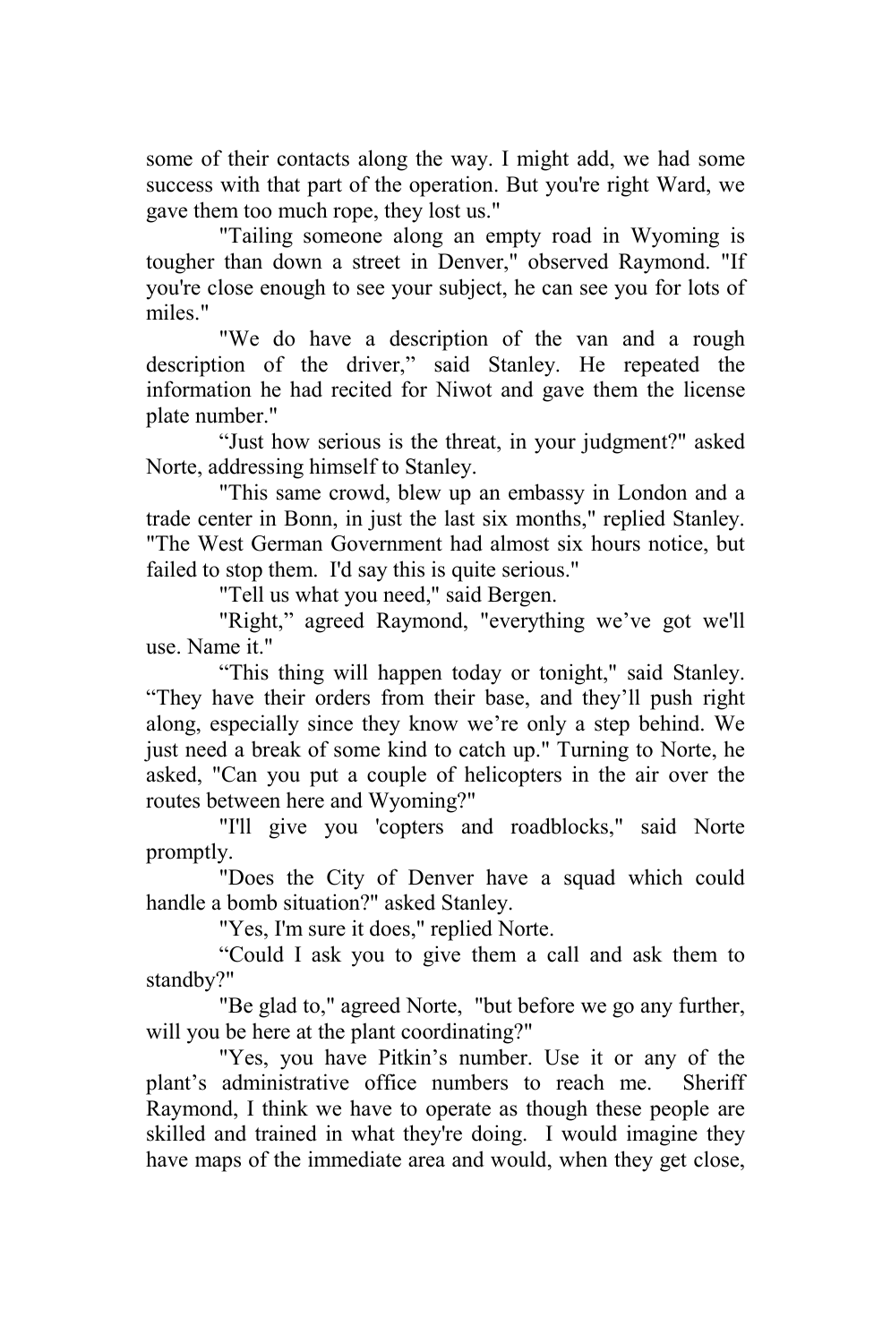some of their contacts along the way. I might add, we had some success with that part of the operation. But you're right Ward, we gave them too much rope, they lost us."

"Tailing someone along an empty road in Wyoming is tougher than down a street in Denver," observed Raymond. "If you're close enough to see your subject, he can see you for lots of miles."

"We do have a description of the van and a rough description of the driver," said Stanley. He repeated the information he had recited for Niwot and gave them the license plate number."

"Just how serious is the threat, in your judgment?" asked Norte, addressing himself to Stanley.

"This same crowd, blew up an embassy in London and a trade center in Bonn, in just the last six months," replied Stanley. "The West German Government had almost six hours notice, but failed to stop them. I'd say this is quite serious."

"Tell us what you need," said Bergen.

"Right," agreed Raymond, "everything we've got we'll use. Name it."

"This thing will happen today or tonight," said Stanley. "They have their orders from their base, and they'll push right along, especially since they know we're only a step behind. We just need a break of some kind to catch up." Turning to Norte, he asked, "Can you put a couple of helicopters in the air over the routes between here and Wyoming?"

"I'll give you 'copters and roadblocks," said Norte promptly.

"Does the City of Denver have a squad which could handle a bomb situation?" asked Stanley.

"Yes, I'm sure it does," replied Norte.

"Could I ask you to give them a call and ask them to standby?"

"Be glad to," agreed Norte, "but before we go any further, will you be here at the plant coordinating?"

"Yes, you have Pitkin's number. Use it or any of the plant's administrative office numbers to reach me. Sheriff Raymond, I think we have to operate as though these people are skilled and trained in what they're doing. I would imagine they have maps of the immediate area and would, when they get close,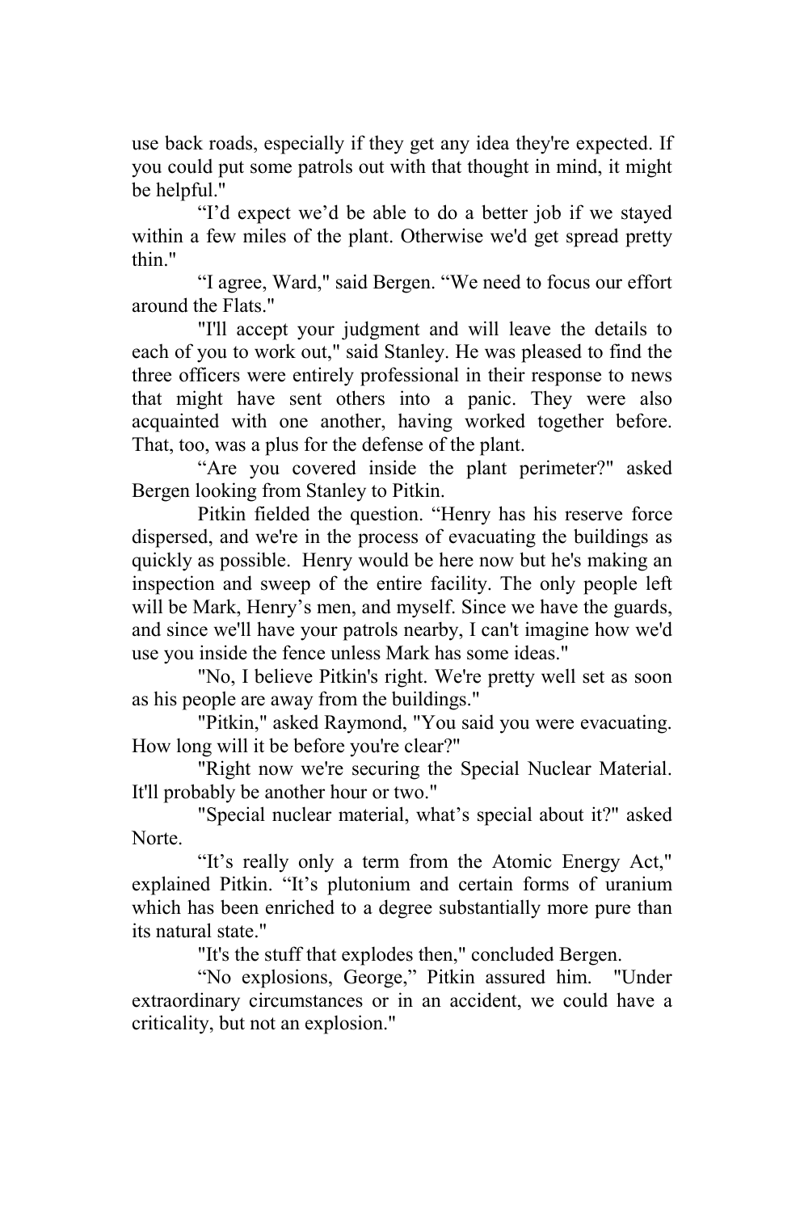use back roads, especially if they get any idea they're expected. If you could put some patrols out with that thought in mind, it might be helpful."

"I'd expect we'd be able to do a better job if we stayed within a few miles of the plant. Otherwise we'd get spread pretty thin."

"I agree, Ward," said Bergen. "We need to focus our effort around the Flats."

"I'll accept your judgment and will leave the details to each of you to work out," said Stanley. He was pleased to find the three officers were entirely professional in their response to news that might have sent others into a panic. They were also acquainted with one another, having worked together before. That, too, was a plus for the defense of the plant.

"Are you covered inside the plant perimeter?" asked Bergen looking from Stanley to Pitkin.

Pitkin fielded the question. "Henry has his reserve force dispersed, and we're in the process of evacuating the buildings as quickly as possible. Henry would be here now but he's making an inspection and sweep of the entire facility. The only people left will be Mark, Henry's men, and myself. Since we have the guards, and since we'll have your patrols nearby, I can't imagine how we'd use you inside the fence unless Mark has some ideas."

"No, I believe Pitkin's right. We're pretty well set as soon as his people are away from the buildings."

"Pitkin," asked Raymond, "You said you were evacuating. How long will it be before you're clear?"

"Right now we're securing the Special Nuclear Material. It'll probably be another hour or two."

"Special nuclear material, what's special about it?" asked Norte.

"It's really only a term from the Atomic Energy Act," explained Pitkin. "It's plutonium and certain forms of uranium which has been enriched to a degree substantially more pure than its natural state."

"It's the stuff that explodes then," concluded Bergen.

"No explosions, George," Pitkin assured him. "Under extraordinary circumstances or in an accident, we could have a criticality, but not an explosion."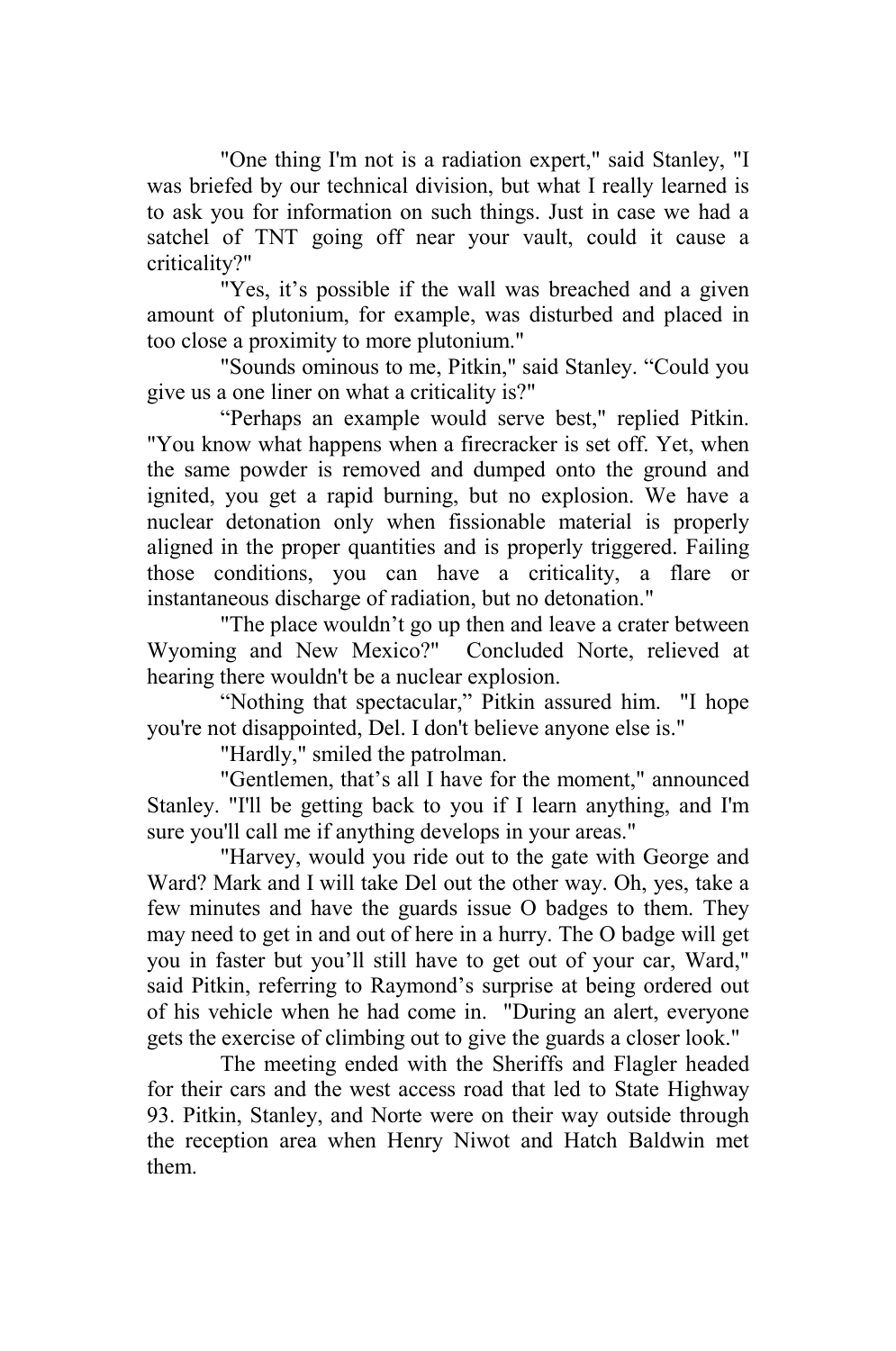"One thing I'm not is a radiation expert," said Stanley, "I was briefed by our technical division, but what I really learned is to ask you for information on such things. Just in case we had a satchel of TNT going off near your vault, could it cause a criticality?"

"Yes, it's possible if the wall was breached and a given amount of plutonium, for example, was disturbed and placed in too close a proximity to more plutonium."

"Sounds ominous to me, Pitkin," said Stanley. "Could you give us a one liner on what a criticality is?"

"Perhaps an example would serve best," replied Pitkin. "You know what happens when a firecracker is set off. Yet, when the same powder is removed and dumped onto the ground and ignited, you get a rapid burning, but no explosion. We have a nuclear detonation only when fissionable material is properly aligned in the proper quantities and is properly triggered. Failing those conditions, you can have a criticality, a flare or instantaneous discharge of radiation, but no detonation."

"The place wouldn't go up then and leave a crater between Wyoming and New Mexico?" Concluded Norte, relieved at hearing there wouldn't be a nuclear explosion.

"Nothing that spectacular," Pitkin assured him. "I hope you're not disappointed, Del. I don't believe anyone else is."

"Hardly," smiled the patrolman.

"Gentlemen, that's all I have for the moment," announced Stanley. "I'll be getting back to you if I learn anything, and I'm sure you'll call me if anything develops in your areas."

"Harvey, would you ride out to the gate with George and Ward? Mark and I will take Del out the other way. Oh, yes, take a few minutes and have the guards issue O badges to them. They may need to get in and out of here in a hurry. The O badge will get you in faster but you'll still have to get out of your car, Ward," said Pitkin, referring to Raymond's surprise at being ordered out of his vehicle when he had come in. "During an alert, everyone gets the exercise of climbing out to give the guards a closer look."

The meeting ended with the Sheriffs and Flagler headed for their cars and the west access road that led to State Highway 93. Pitkin, Stanley, and Norte were on their way outside through the reception area when Henry Niwot and Hatch Baldwin met them.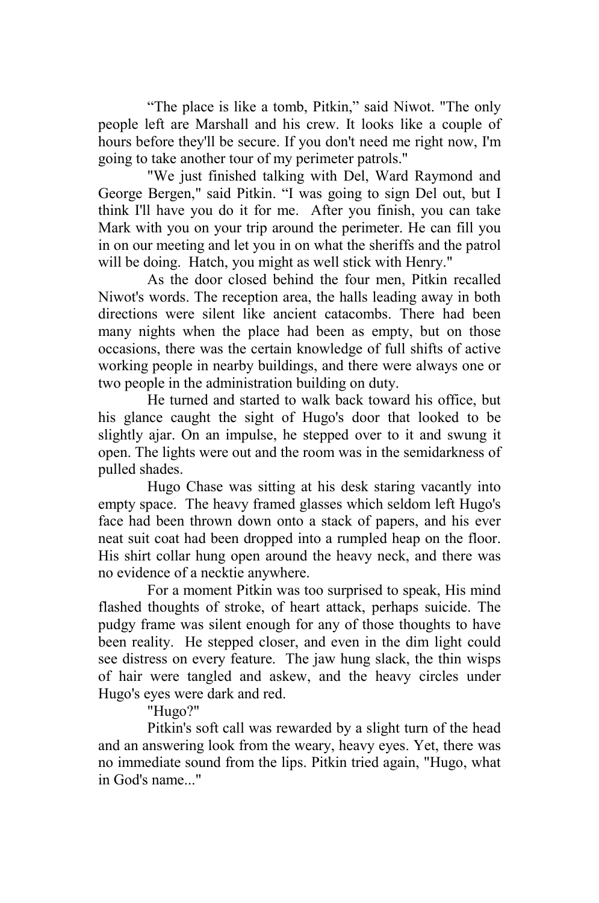“The place is like a tomb, Pitkin,” said Niwot. "The only people left are Marshall and his crew. It looks like a couple of hours before they'll be secure. If you don't need me right now, I'm going to take another tour of my perimeter patrols."

"We just finished talking with Del, Ward Raymond and George Bergen," said Pitkin. “I was going to sign Del out, but I think I'll have you do it for me. After you finish, you can take Mark with you on your trip around the perimeter. He can fill you in on our meeting and let you in on what the sheriffs and the patrol will be doing. Hatch, you might as well stick with Henry."

As the door closed behind the four men, Pitkin recalled Niwot's words. The reception area, the halls leading away in both directions were silent like ancient catacombs. There had been many nights when the place had been as empty, but on those occasions, there was the certain knowledge of full shifts of active working people in nearby buildings, and there were always one or two people in the administration building on duty.

He turned and started to walk back toward his office, but his glance caught the sight of Hugo's door that looked to be slightly ajar. On an impulse, he stepped over to it and swung it open. The lights were out and the room was in the semidarkness of pulled shades.

Hugo Chase was sitting at his desk staring vacantly into empty space. The heavy framed glasses which seldom left Hugo's face had been thrown down onto a stack of papers, and his ever neat suit coat had been dropped into a rumpled heap on the floor. His shirt collar hung open around the heavy neck, and there was no evidence of a necktie anywhere.

For a moment Pitkin was too surprised to speak, His mind flashed thoughts of stroke, of heart attack, perhaps suicide. The pudgy frame was silent enough for any of those thoughts to have been reality. He stepped closer, and even in the dim light could see distress on every feature. The jaw hung slack, the thin wisps of hair were tangled and askew, and the heavy circles under Hugo's eyes were dark and red.

"Hugo?"

Pitkin's soft call was rewarded by a slight turn of the head and an answering look from the weary, heavy eyes. Yet, there was no immediate sound from the lips. Pitkin tried again, "Hugo, what in God's name..."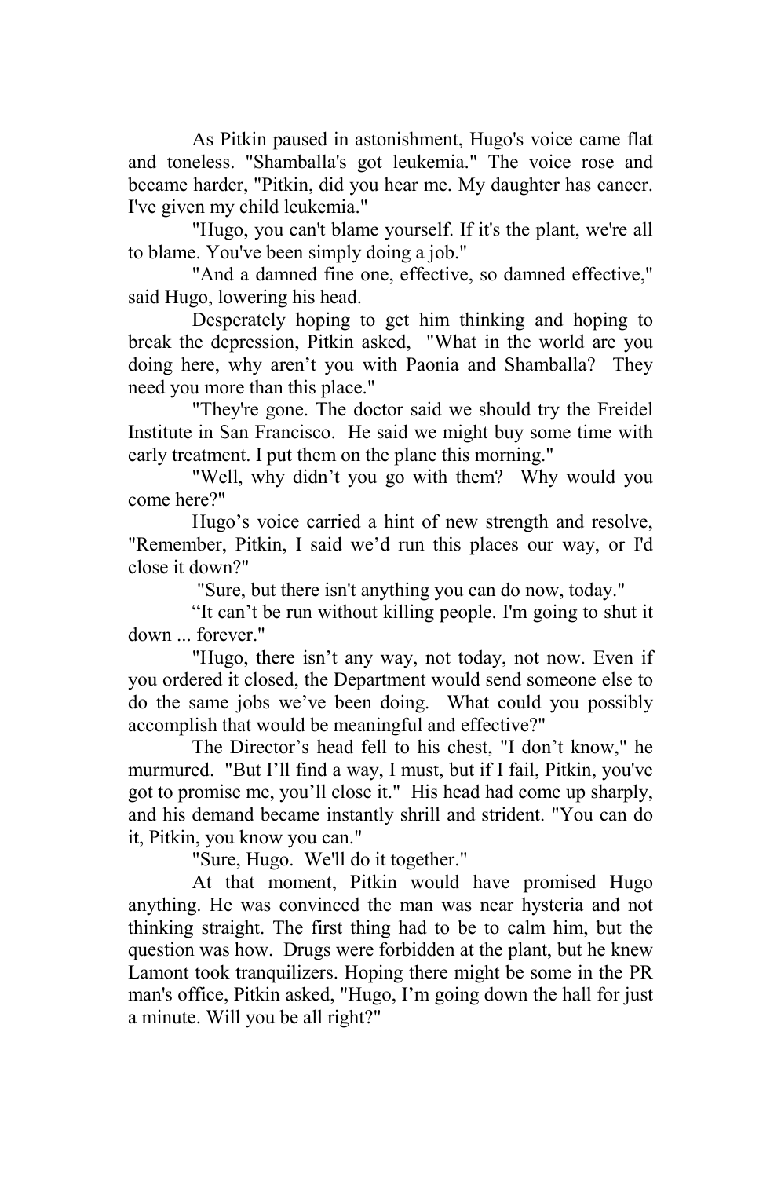As Pitkin paused in astonishment, Hugo's voice came flat and toneless. "Shamballa's got leukemia." The voice rose and became harder, "Pitkin, did you hear me. My daughter has cancer. I've given my child leukemia."

"Hugo, you can't blame yourself. If it's the plant, we're all to blame. You've been simply doing a job."

"And a damned fine one, effective, so damned effective," said Hugo, lowering his head.

Desperately hoping to get him thinking and hoping to break the depression, Pitkin asked, "What in the world are you doing here, why aren't you with Paonia and Shamballa? They need you more than this place."

"They're gone. The doctor said we should try the Freidel Institute in San Francisco. He said we might buy some time with early treatment. I put them on the plane this morning."

"Well, why didn't you go with them? Why would you come here?"

Hugo's voice carried a hint of new strength and resolve, "Remember, Pitkin, I said we'd run this places our way, or I'd close it down?"

"Sure, but there isn't anything you can do now, today."

"It can't be run without killing people. I'm going to shut it down ... forever."

"Hugo, there isn't any way, not today, not now. Even if you ordered it closed, the Department would send someone else to do the same jobs we've been doing. What could you possibly accomplish that would be meaningful and effective?"

The Director's head fell to his chest, "I don't know," he murmured. "But I'll find a way, I must, but if I fail, Pitkin, you've got to promise me, you'll close it." His head had come up sharply, and his demand became instantly shrill and strident. "You can do it, Pitkin, you know you can."

"Sure, Hugo. We'll do it together."

At that moment, Pitkin would have promised Hugo anything. He was convinced the man was near hysteria and not thinking straight. The first thing had to be to calm him, but the question was how. Drugs were forbidden at the plant, but he knew Lamont took tranquilizers. Hoping there might be some in the PR man's office, Pitkin asked, "Hugo, I'm going down the hall for just a minute. Will you be all right?"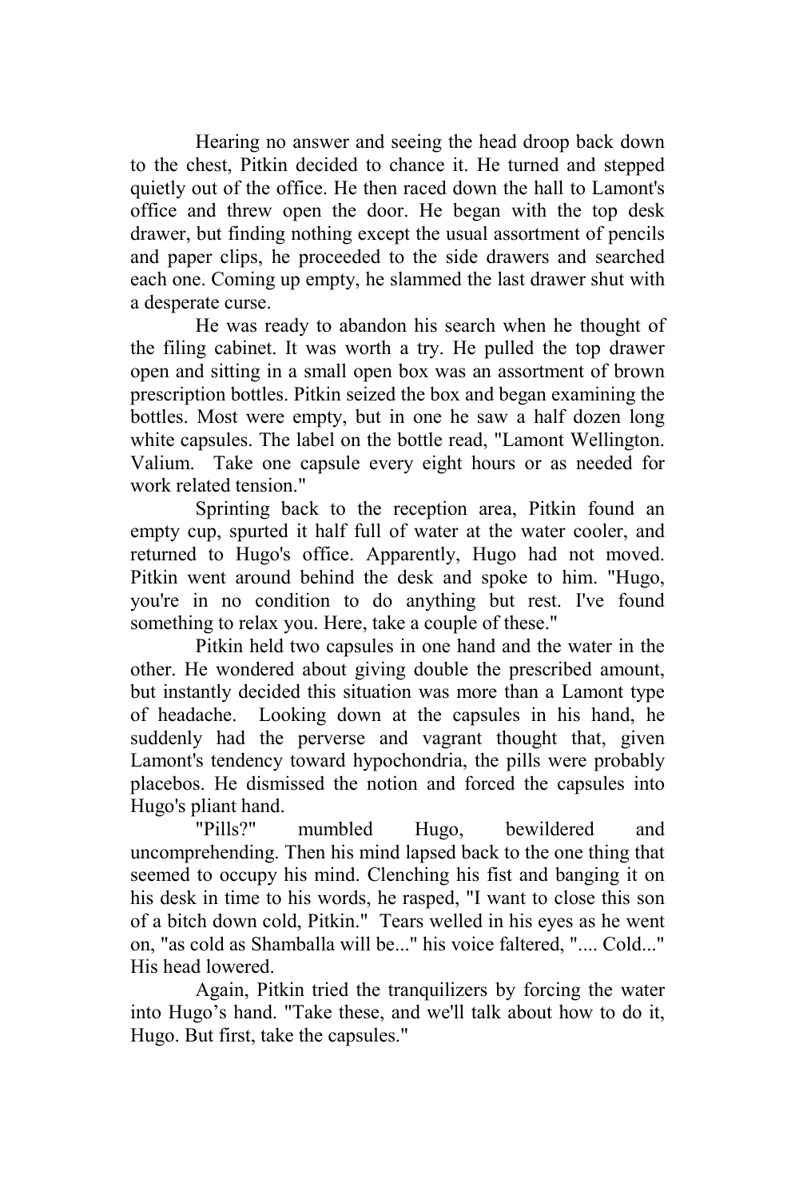Hearing no answer and seeing the head droop back down to the chest, Pitkin decided to chance it. He turned and stepped quietly out of the office. He then raced down the hall to Lamont's office and threw open the door. He began with the top desk drawer, but finding nothing except the usual assortment of pencils and paper clips, he proceeded to the side drawers and searched each one. Coming up empty, he slammed the last drawer shut with a desperate curse.

He was ready to abandon his search when he thought of the filing cabinet. It was worth a try. He pulled the top drawer open and sitting in a small open box was an assortment of brown prescription bottles. Pitkin seized the box and began examining the bottles. Most were empty, but in one he saw a half dozen long white capsules. The label on the bottle read, "Lamont Wellington. Valium. Take one capsule every eight hours or as needed for work related tension."

Sprinting back to the reception area, Pitkin found an empty cup, spurted it half full of water at the water cooler, and returned to Hugo's office. Apparently, Hugo had not moved. Pitkin went around behind the desk and spoke to him. "Hugo, you're in no condition to do anything but rest. I've found something to relax you. Here, take a couple of these."

Pitkin held two capsules in one hand and the water in the other. He wondered about giving double the prescribed amount, but instantly decided this situation was more than a Lamont type of headache. Looking down at the capsules in his hand, he suddenly had the perverse and vagrant thought that, given Lamont's tendency toward hypochondria, the pills were probably placebos. He dismissed the notion and forced the capsules into Hugo's pliant hand.

"Pills?" mumbled Hugo, bewildered and uncomprehending. Then his mind lapsed back to the one thing that seemed to occupy his mind. Clenching his fist and banging it on his desk in time to his words, he rasped, "I want to close this son of a bitch down cold, Pitkin." Tears welled in his eyes as he went on, "as cold as Shamballa will be..." his voice faltered, ".... Cold..." His head lowered.

Again, Pitkin tried the tranquilizers by forcing the water into Hugo's hand. "Take these, and we'll talk about how to do it, Hugo. But first, take the capsules."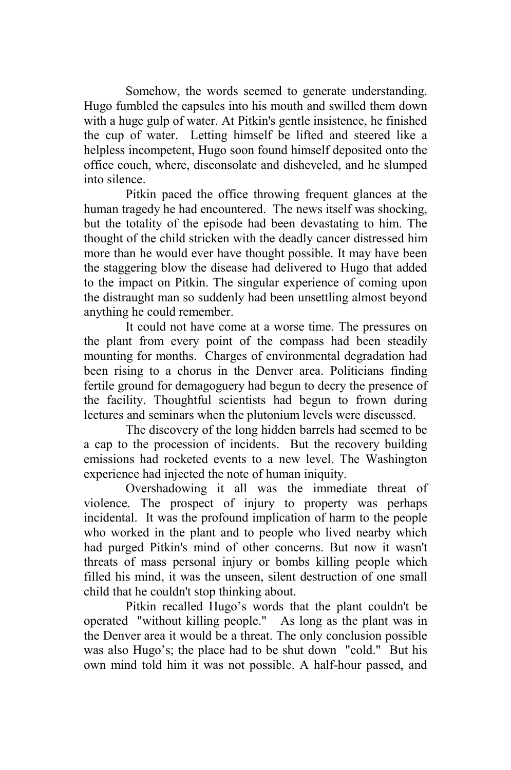Somehow, the words seemed to generate understanding. Hugo fumbled the capsules into his mouth and swilled them down with a huge gulp of water. At Pitkin's gentle insistence, he finished the cup of water. Letting himself be lifted and steered like a helpless incompetent, Hugo soon found himself deposited onto the office couch, where, disconsolate and disheveled, and he slumped into silence.

Pitkin paced the office throwing frequent glances at the human tragedy he had encountered. The news itself was shocking, but the totality of the episode had been devastating to him. The thought of the child stricken with the deadly cancer distressed him more than he would ever have thought possible. It may have been the staggering blow the disease had delivered to Hugo that added to the impact on Pitkin. The singular experience of coming upon the distraught man so suddenly had been unsettling almost beyond anything he could remember.

It could not have come at a worse time. The pressures on the plant from every point of the compass had been steadily mounting for months. Charges of environmental degradation had been rising to a chorus in the Denver area. Politicians finding fertile ground for demagoguery had begun to decry the presence of the facility. Thoughtful scientists had begun to frown during lectures and seminars when the plutonium levels were discussed.

The discovery of the long hidden barrels had seemed to be a cap to the procession of incidents. But the recovery building emissions had rocketed events to a new level. The Washington experience had injected the note of human iniquity.

Overshadowing it all was the immediate threat of violence. The prospect of injury to property was perhaps incidental. It was the profound implication of harm to the people who worked in the plant and to people who lived nearby which had purged Pitkin's mind of other concerns. But now it wasn't threats of mass personal injury or bombs killing people which filled his mind, it was the unseen, silent destruction of one small child that he couldn't stop thinking about.

Pitkin recalled Hugo's words that the plant couldn't be operated "without killing people." As long as the plant was in the Denver area it would be a threat. The only conclusion possible was also Hugo's; the place had to be shut down "cold." But his own mind told him it was not possible. A half-hour passed, and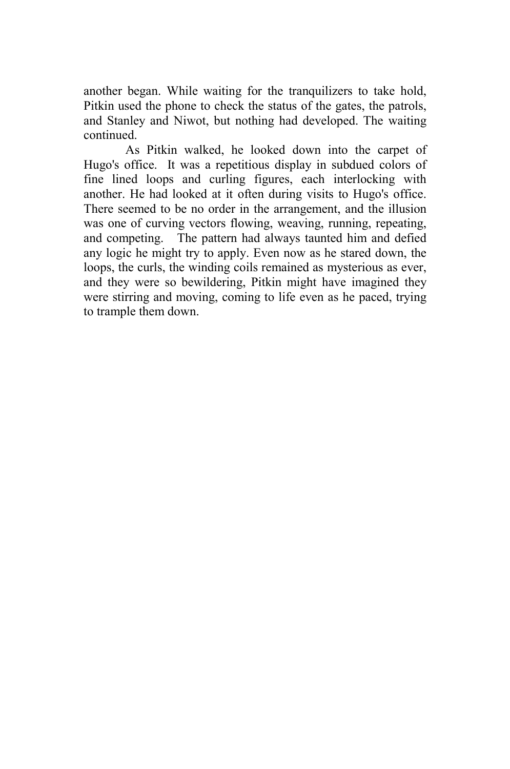another began. While waiting for the tranquilizers to take hold, Pitkin used the phone to check the status of the gates, the patrols, and Stanley and Niwot, but nothing had developed. The waiting continued.

As Pitkin walked, he looked down into the carpet of Hugo's office. It was a repetitious display in subdued colors of fine lined loops and curling figures, each interlocking with another. He had looked at it often during visits to Hugo's office. There seemed to be no order in the arrangement, and the illusion was one of curving vectors flowing, weaving, running, repeating, and competing. The pattern had always taunted him and defied any logic he might try to apply. Even now as he stared down, the loops, the curls, the winding coils remained as mysterious as ever, and they were so bewildering, Pitkin might have imagined they were stirring and moving, coming to life even as he paced, trying to trample them down.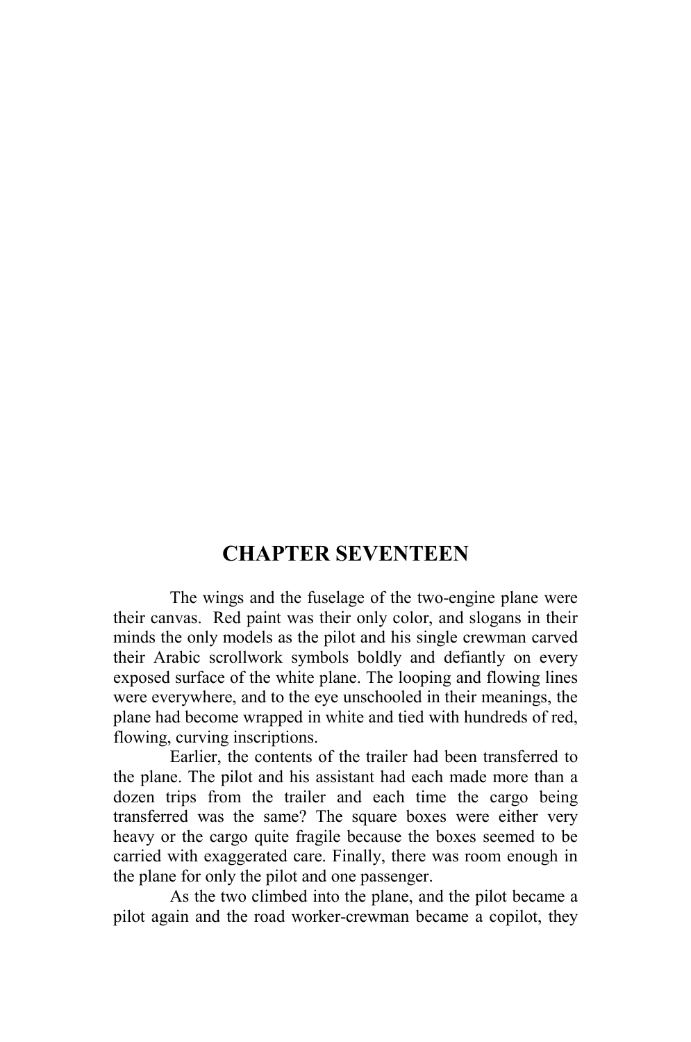# CHAPTER SEVENTEEN

The wings and the fuselage of the two-engine plane were their canvas. Red paint was their only color, and slogans in their minds the only models as the pilot and his single crewman carved their Arabic scrollwork symbols boldly and defiantly on every exposed surface of the white plane. The looping and flowing lines were everywhere, and to the eye unschooled in their meanings, the plane had become wrapped in white and tied with hundreds of red, flowing, curving inscriptions.

Earlier, the contents of the trailer had been transferred to the plane. The pilot and his assistant had each made more than a dozen trips from the trailer and each time the cargo being transferred was the same? The square boxes were either very heavy or the cargo quite fragile because the boxes seemed to be carried with exaggerated care. Finally, there was room enough in the plane for only the pilot and one passenger.

As the two climbed into the plane, and the pilot became a pilot again and the road worker-crewman became a copilot, they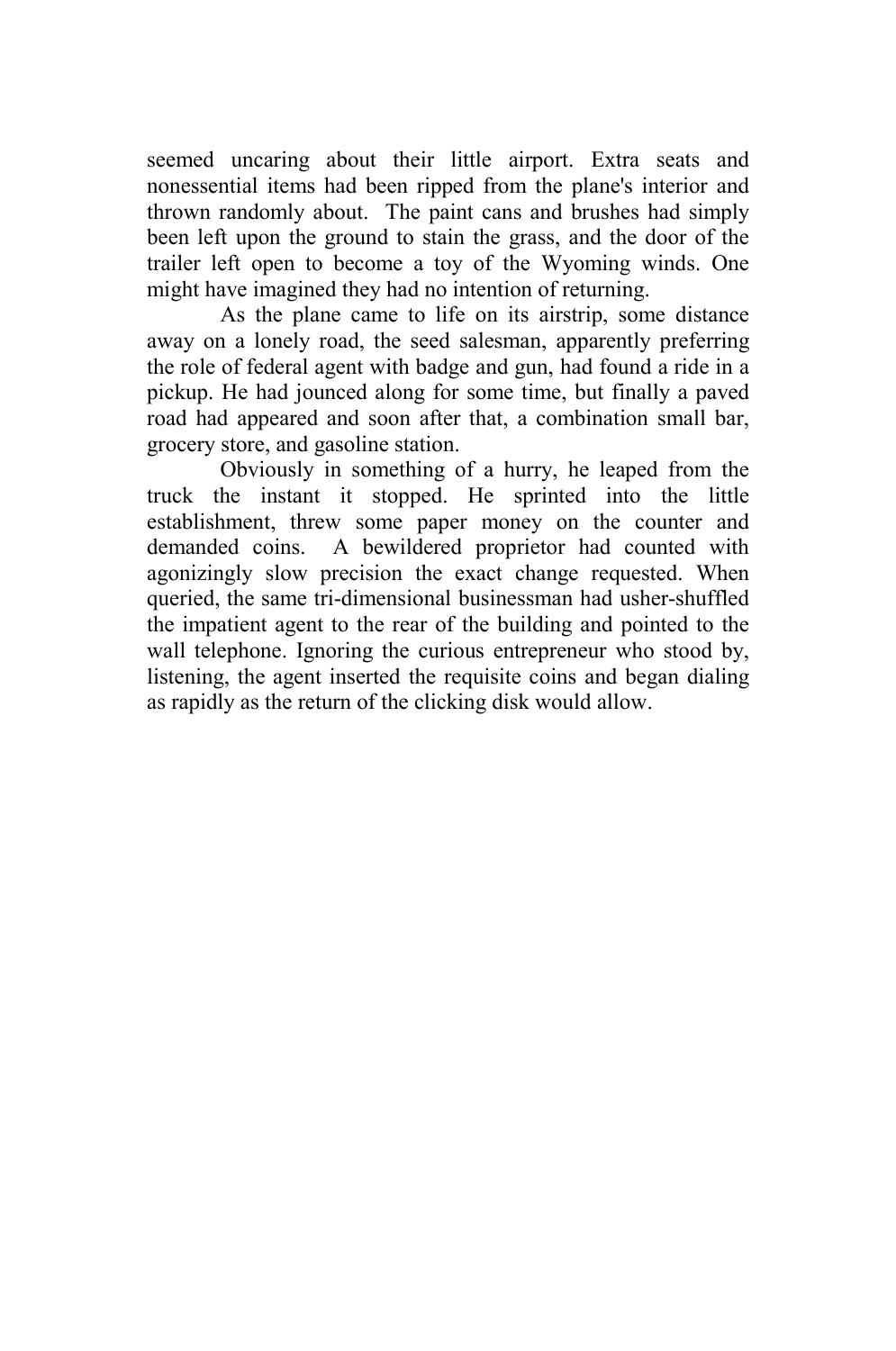seemed uncaring about their little airport. Extra seats and nonessential items had been ripped from the plane's interior and thrown randomly about. The paint cans and brushes had simply been left upon the ground to stain the grass, and the door of the trailer left open to become a toy of the Wyoming winds. One might have imagined they had no intention of returning.

As the plane came to life on its airstrip, some distance away on a lonely road, the seed salesman, apparently preferring the role of federal agent with badge and gun, had found a ride in a pickup. He had jounced along for some time, but finally a paved road had appeared and soon after that, a combination small bar, grocery store, and gasoline station.

Obviously in something of a hurry, he leaped from the truck the instant it stopped. He sprinted into the little establishment, threw some paper money on the counter and demanded coins. A bewildered proprietor had counted with agonizingly slow precision the exact change requested. When queried, the same tri-dimensional businessman had usher-shuffled the impatient agent to the rear of the building and pointed to the wall telephone. Ignoring the curious entrepreneur who stood by, listening, the agent inserted the requisite coins and began dialing as rapidly as the return of the clicking disk would allow.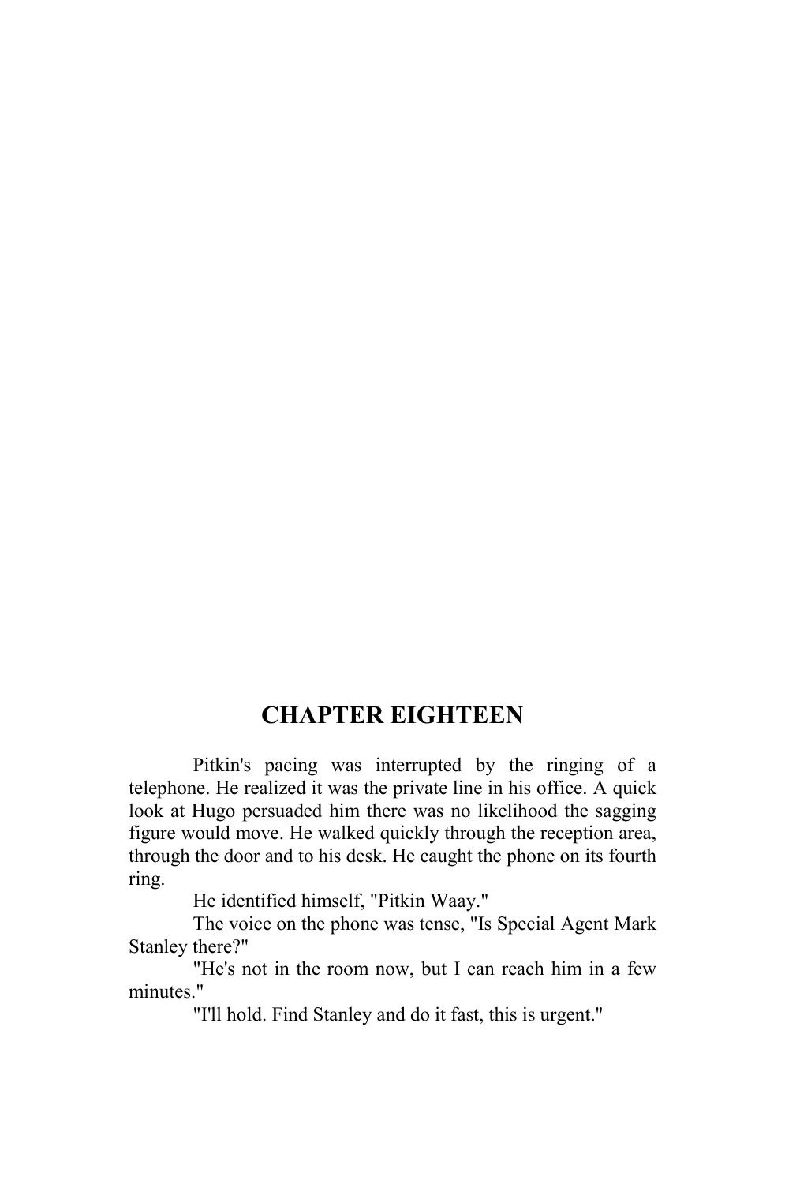# CHAPTER EIGHTEEN

Pitkin's pacing was interrupted by the ringing of a telephone. He realized it was the private line in his office. A quick look at Hugo persuaded him there was no likelihood the sagging figure would move. He walked quickly through the reception area, through the door and to his desk. He caught the phone on its fourth ring.

He identified himself, "Pitkin Waay."

The voice on the phone was tense, "Is Special Agent Mark Stanley there?"

"He's not in the room now, but I can reach him in a few minutes."

"I'll hold. Find Stanley and do it fast, this is urgent."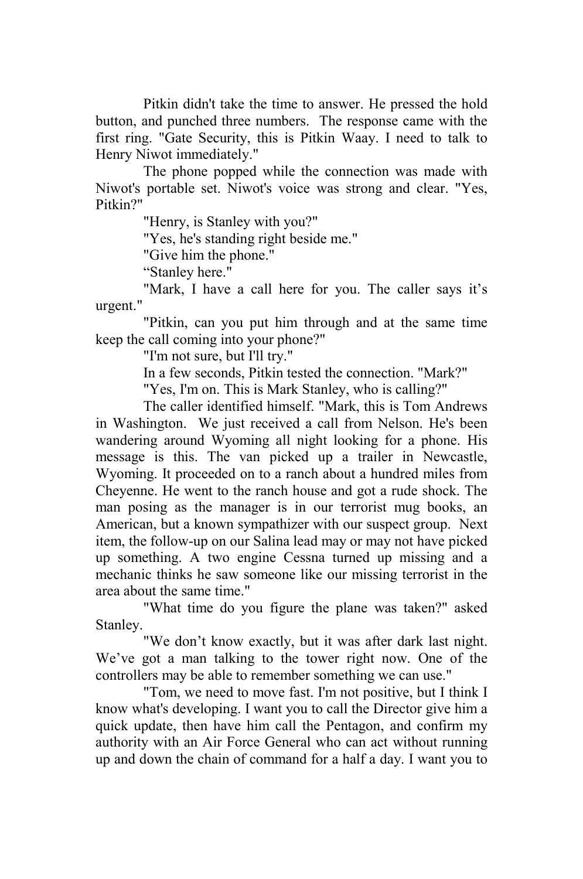Pitkin didn't take the time to answer. He pressed the hold button, and punched three numbers. The response came with the first ring. "Gate Security, this is Pitkin Waay. I need to talk to Henry Niwot immediately."

The phone popped while the connection was made with Niwot's portable set. Niwot's voice was strong and clear. "Yes, Pitkin?"

"Henry, is Stanley with you?"

"Yes, he's standing right beside me."

"Give him the phone."

"Stanley here."

"Mark, I have a call here for you. The caller says it's urgent."

"Pitkin, can you put him through and at the same time keep the call coming into your phone?"

"I'm not sure, but I'll try."

In a few seconds, Pitkin tested the connection. "Mark?"

"Yes, I'm on. This is Mark Stanley, who is calling?"

The caller identified himself. "Mark, this is Tom Andrews in Washington. We just received a call from Nelson. He's been wandering around Wyoming all night looking for a phone. His message is this. The van picked up a trailer in Newcastle, Wyoming. It proceeded on to a ranch about a hundred miles from Cheyenne. He went to the ranch house and got a rude shock. The man posing as the manager is in our terrorist mug books, an American, but a known sympathizer with our suspect group. Next item, the follow-up on our Salina lead may or may not have picked up something. A two engine Cessna turned up missing and a mechanic thinks he saw someone like our missing terrorist in the area about the same time."

"What time do you figure the plane was taken?" asked Stanley.

"We don't know exactly, but it was after dark last night. We've got a man talking to the tower right now. One of the controllers may be able to remember something we can use."

"Tom, we need to move fast. I'm not positive, but I think I know what's developing. I want you to call the Director give him a quick update, then have him call the Pentagon, and confirm my authority with an Air Force General who can act without running up and down the chain of command for a half a day. I want you to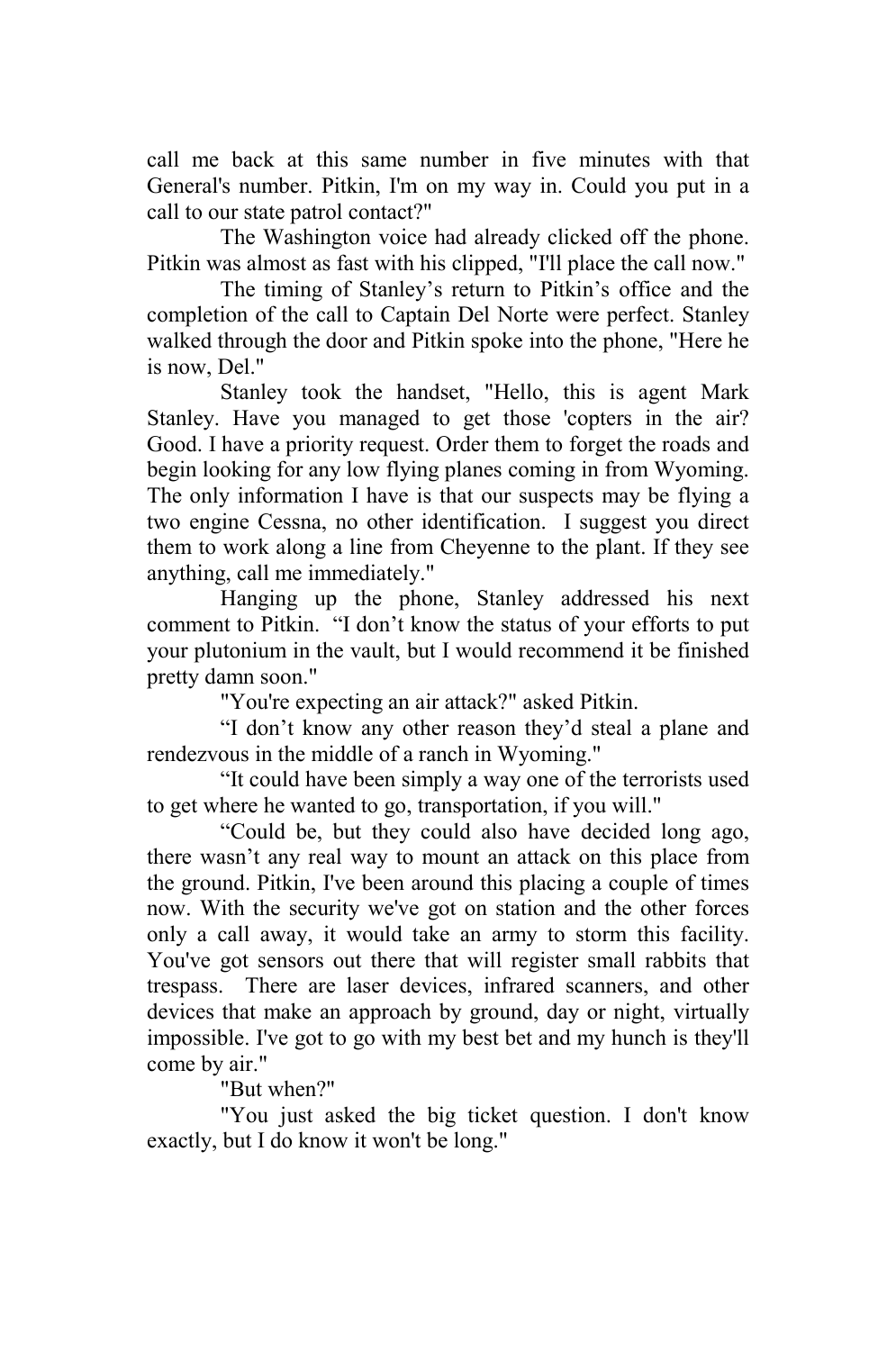call me back at this same number in five minutes with that General's number. Pitkin, I'm on my way in. Could you put in a call to our state patrol contact?"

The Washington voice had already clicked off the phone. Pitkin was almost as fast with his clipped, "I'll place the call now."

The timing of Stanley's return to Pitkin's office and the completion of the call to Captain Del Norte were perfect. Stanley walked through the door and Pitkin spoke into the phone, "Here he is now, Del."

Stanley took the handset, "Hello, this is agent Mark Stanley. Have you managed to get those 'copters in the air? Good. I have a priority request. Order them to forget the roads and begin looking for any low flying planes coming in from Wyoming. The only information I have is that our suspects may be flying a two engine Cessna, no other identification. I suggest you direct them to work along a line from Cheyenne to the plant. If they see anything, call me immediately."

Hanging up the phone, Stanley addressed his next comment to Pitkin. "I don't know the status of your efforts to put your plutonium in the vault, but I would recommend it be finished pretty damn soon."

"You're expecting an air attack?" asked Pitkin.

"I don't know any other reason they'd steal a plane and rendezvous in the middle of a ranch in Wyoming."

"It could have been simply a way one of the terrorists used to get where he wanted to go, transportation, if you will."

"Could be, but they could also have decided long ago, there wasn't any real way to mount an attack on this place from the ground. Pitkin, I've been around this placing a couple of times now. With the security we've got on station and the other forces only a call away, it would take an army to storm this facility. You've got sensors out there that will register small rabbits that trespass. There are laser devices, infrared scanners, and other devices that make an approach by ground, day or night, virtually impossible. I've got to go with my best bet and my hunch is they'll come by air."

"But when?"

"You just asked the big ticket question. I don't know exactly, but I do know it won't be long."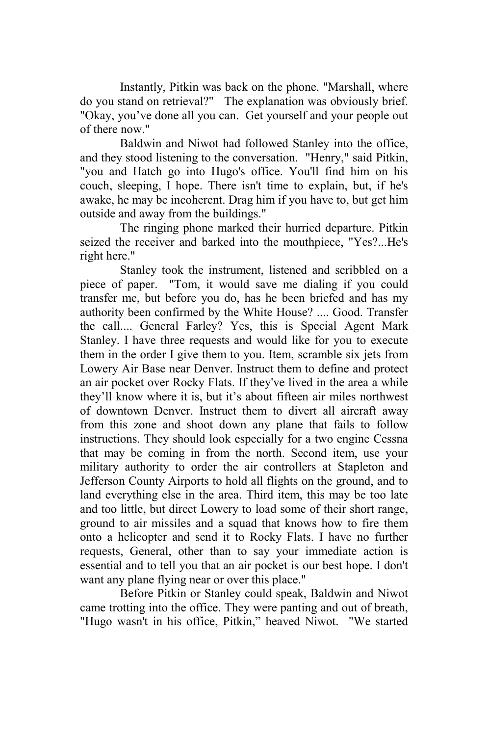Instantly, Pitkin was back on the phone. "Marshall, where do you stand on retrieval?" The explanation was obviously brief. "Okay, you've done all you can. Get yourself and your people out of there now."

Baldwin and Niwot had followed Stanley into the office, and they stood listening to the conversation. "Henry," said Pitkin, "you and Hatch go into Hugo's office. You'll find him on his couch, sleeping, I hope. There isn't time to explain, but, if he's awake, he may be incoherent. Drag him if you have to, but get him outside and away from the buildings."

The ringing phone marked their hurried departure. Pitkin seized the receiver and barked into the mouthpiece, "Yes?...He's right here."

Stanley took the instrument, listened and scribbled on a piece of paper. "Tom, it would save me dialing if you could transfer me, but before you do, has he been briefed and has my authority been confirmed by the White House? .... Good. Transfer the call.... General Farley? Yes, this is Special Agent Mark Stanley. I have three requests and would like for you to execute them in the order I give them to you. Item, scramble six jets from Lowery Air Base near Denver. Instruct them to define and protect an air pocket over Rocky Flats. If they've lived in the area a while they'll know where it is, but it's about fifteen air miles northwest of downtown Denver. Instruct them to divert all aircraft away from this zone and shoot down any plane that fails to follow instructions. They should look especially for a two engine Cessna that may be coming in from the north. Second item, use your military authority to order the air controllers at Stapleton and Jefferson County Airports to hold all flights on the ground, and to land everything else in the area. Third item, this may be too late and too little, but direct Lowery to load some of their short range, ground to air missiles and a squad that knows how to fire them onto a helicopter and send it to Rocky Flats. I have no further requests, General, other than to say your immediate action is essential and to tell you that an air pocket is our best hope. I don't want any plane flying near or over this place."

Before Pitkin or Stanley could speak, Baldwin and Niwot came trotting into the office. They were panting and out of breath, "Hugo wasn't in his office, Pitkin," heaved Niwot. "We started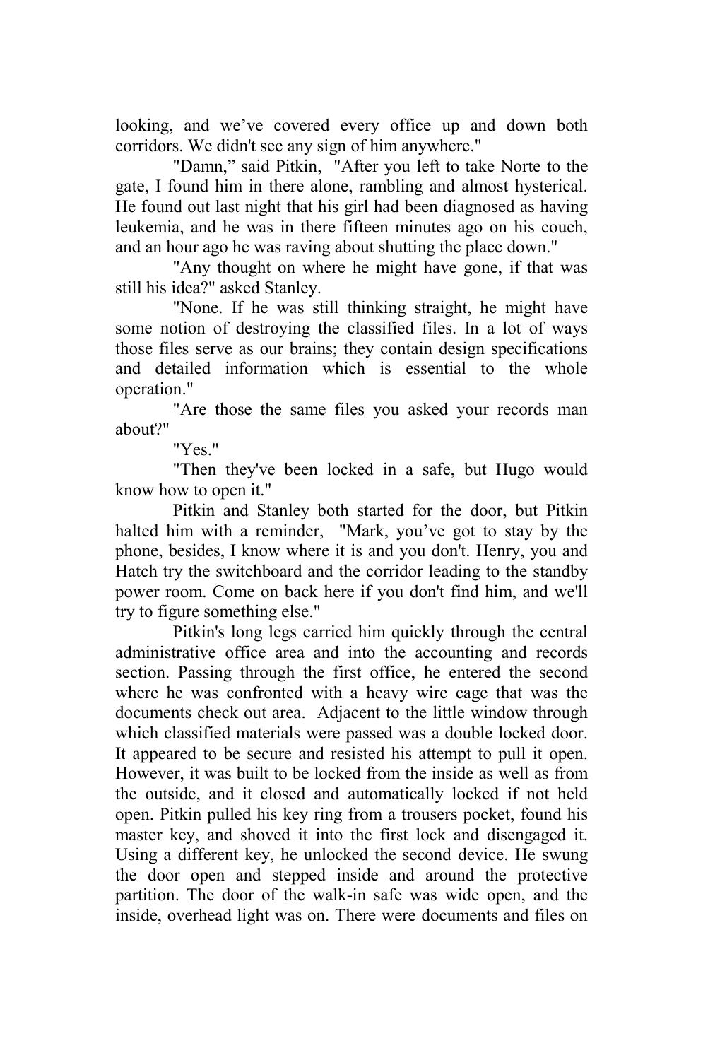looking, and we’ve covered every office up and down both corridors. We didn't see any sign of him anywhere."

"Damn,” said Pitkin, "After you left to take Norte to the gate, I found him in there alone, rambling and almost hysterical. He found out last night that his girl had been diagnosed as having leukemia, and he was in there fifteen minutes ago on his couch, and an hour ago he was raving about shutting the place down."

"Any thought on where he might have gone, if that was still his idea?" asked Stanley.

"None. If he was still thinking straight, he might have some notion of destroying the classified files. In a lot of ways those files serve as our brains; they contain design specifications and detailed information which is essential to the whole operation."

"Are those the same files you asked your records man about?"

"Yes."

"Then they've been locked in a safe, but Hugo would know how to open it."

Pitkin and Stanley both started for the door, but Pitkin halted him with a reminder, "Mark, you’ve got to stay by the phone, besides, I know where it is and you don't. Henry, you and Hatch try the switchboard and the corridor leading to the standby power room. Come on back here if you don't find him, and we'll try to figure something else."

Pitkin's long legs carried him quickly through the central administrative office area and into the accounting and records section. Passing through the first office, he entered the second where he was confronted with a heavy wire cage that was the documents check out area. Adjacent to the little window through which classified materials were passed was a double locked door. It appeared to be secure and resisted his attempt to pull it open. However, it was built to be locked from the inside as well as from the outside, and it closed and automatically locked if not held open. Pitkin pulled his key ring from a trousers pocket, found his master key, and shoved it into the first lock and disengaged it. Using a different key, he unlocked the second device. He swung the door open and stepped inside and around the protective partition. The door of the walk-in safe was wide open, and the inside, overhead light was on. There were documents and files on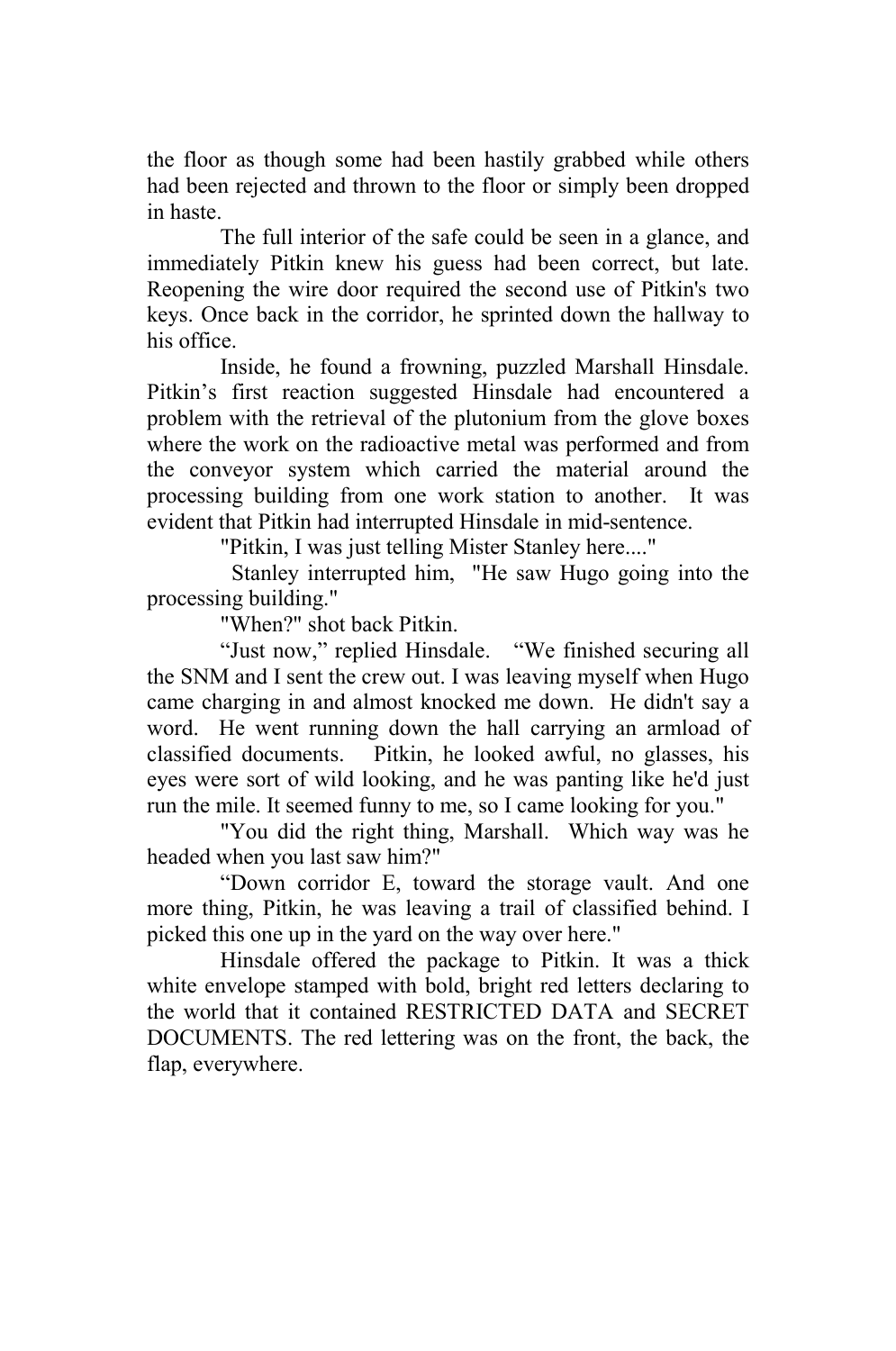the floor as though some had been hastily grabbed while others had been rejected and thrown to the floor or simply been dropped in haste.

The full interior of the safe could be seen in a glance, and immediately Pitkin knew his guess had been correct, but late. Reopening the wire door required the second use of Pitkin's two keys. Once back in the corridor, he sprinted down the hallway to his office.

Inside, he found a frowning, puzzled Marshall Hinsdale. Pitkin's first reaction suggested Hinsdale had encountered a problem with the retrieval of the plutonium from the glove boxes where the work on the radioactive metal was performed and from the conveyor system which carried the material around the processing building from one work station to another. It was evident that Pitkin had interrupted Hinsdale in mid-sentence.

"Pitkin, I was just telling Mister Stanley here...."

Stanley interrupted him, "He saw Hugo going into the processing building."

"When?" shot back Pitkin.

"Just now," replied Hinsdale. "We finished securing all the SNM and I sent the crew out. I was leaving myself when Hugo came charging in and almost knocked me down. He didn't say a word. He went running down the hall carrying an armload of classified documents. Pitkin, he looked awful, no glasses, his eyes were sort of wild looking, and he was panting like he'd just run the mile. It seemed funny to me, so I came looking for you."

"You did the right thing, Marshall. Which way was he headed when you last saw him?"

"Down corridor E, toward the storage vault. And one more thing, Pitkin, he was leaving a trail of classified behind. I picked this one up in the yard on the way over here."

Hinsdale offered the package to Pitkin. It was a thick white envelope stamped with bold, bright red letters declaring to the world that it contained RESTRICTED DATA and SECRET DOCUMENTS. The red lettering was on the front, the back, the flap, everywhere.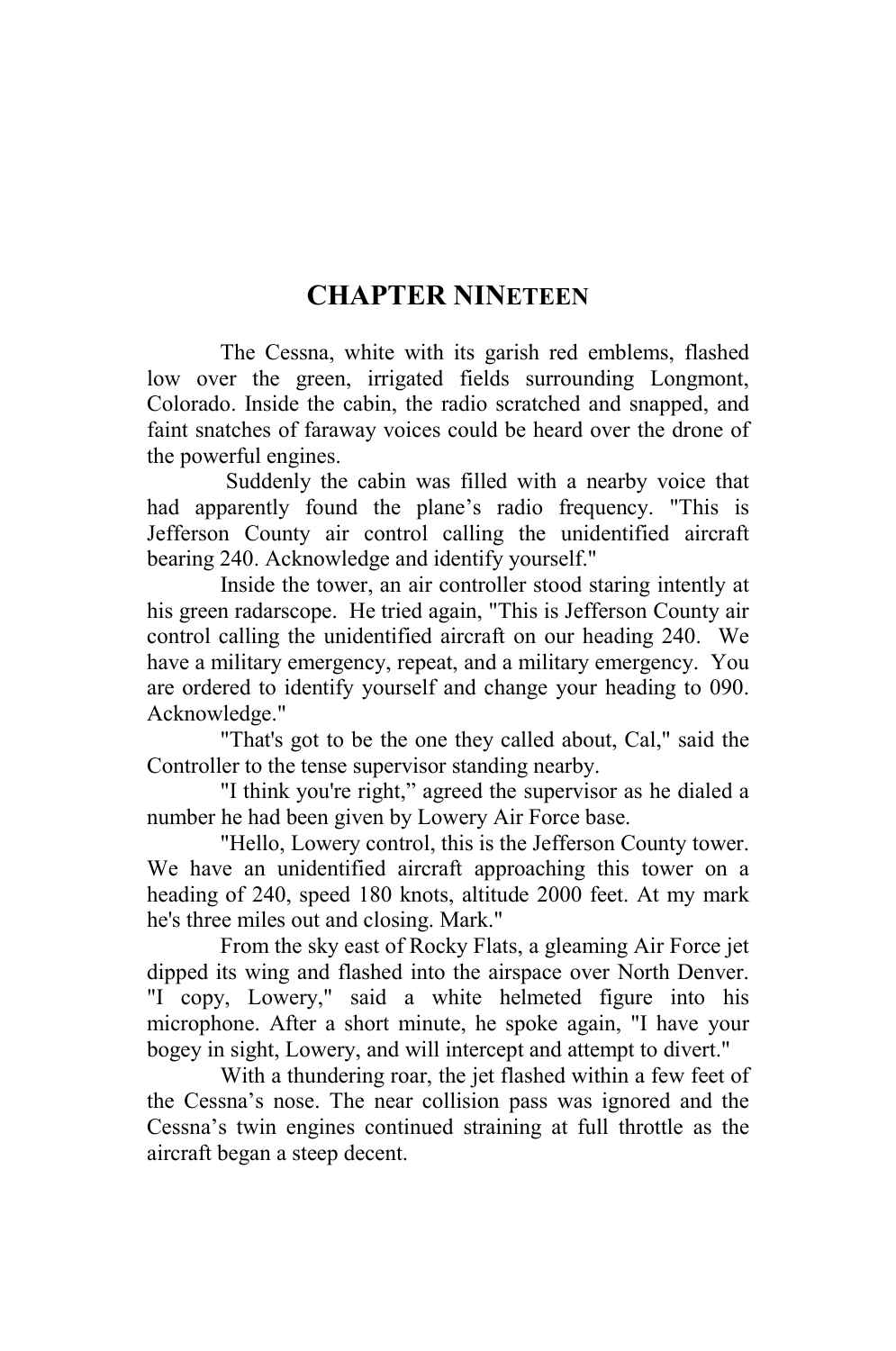# CHAPTER NINETEEN

The Cessna, white with its garish red emblems, flashed low over the green, irrigated fields surrounding Longmont, Colorado. Inside the cabin, the radio scratched and snapped, and faint snatches of faraway voices could be heard over the drone of the powerful engines.

Suddenly the cabin was filled with a nearby voice that had apparently found the plane's radio frequency. "This is Jefferson County air control calling the unidentified aircraft bearing 240. Acknowledge and identify yourself."

Inside the tower, an air controller stood staring intently at his green radarscope. He tried again, "This is Jefferson County air control calling the unidentified aircraft on our heading 240. We have a military emergency, repeat, and a military emergency. You are ordered to identify yourself and change your heading to 090. Acknowledge."

"That's got to be the one they called about, Cal," said the Controller to the tense supervisor standing nearby.

"I think you're right," agreed the supervisor as he dialed a number he had been given by Lowery Air Force base.

"Hello, Lowery control, this is the Jefferson County tower. We have an unidentified aircraft approaching this tower on a heading of 240, speed 180 knots, altitude 2000 feet. At my mark he's three miles out and closing. Mark."

From the sky east of Rocky Flats, a gleaming Air Force jet dipped its wing and flashed into the airspace over North Denver. "I copy, Lowery," said a white helmeted figure into his microphone. After a short minute, he spoke again, "I have your bogey in sight, Lowery, and will intercept and attempt to divert."

With a thundering roar, the jet flashed within a few feet of the Cessna's nose. The near collision pass was ignored and the Cessna's twin engines continued straining at full throttle as the aircraft began a steep decent.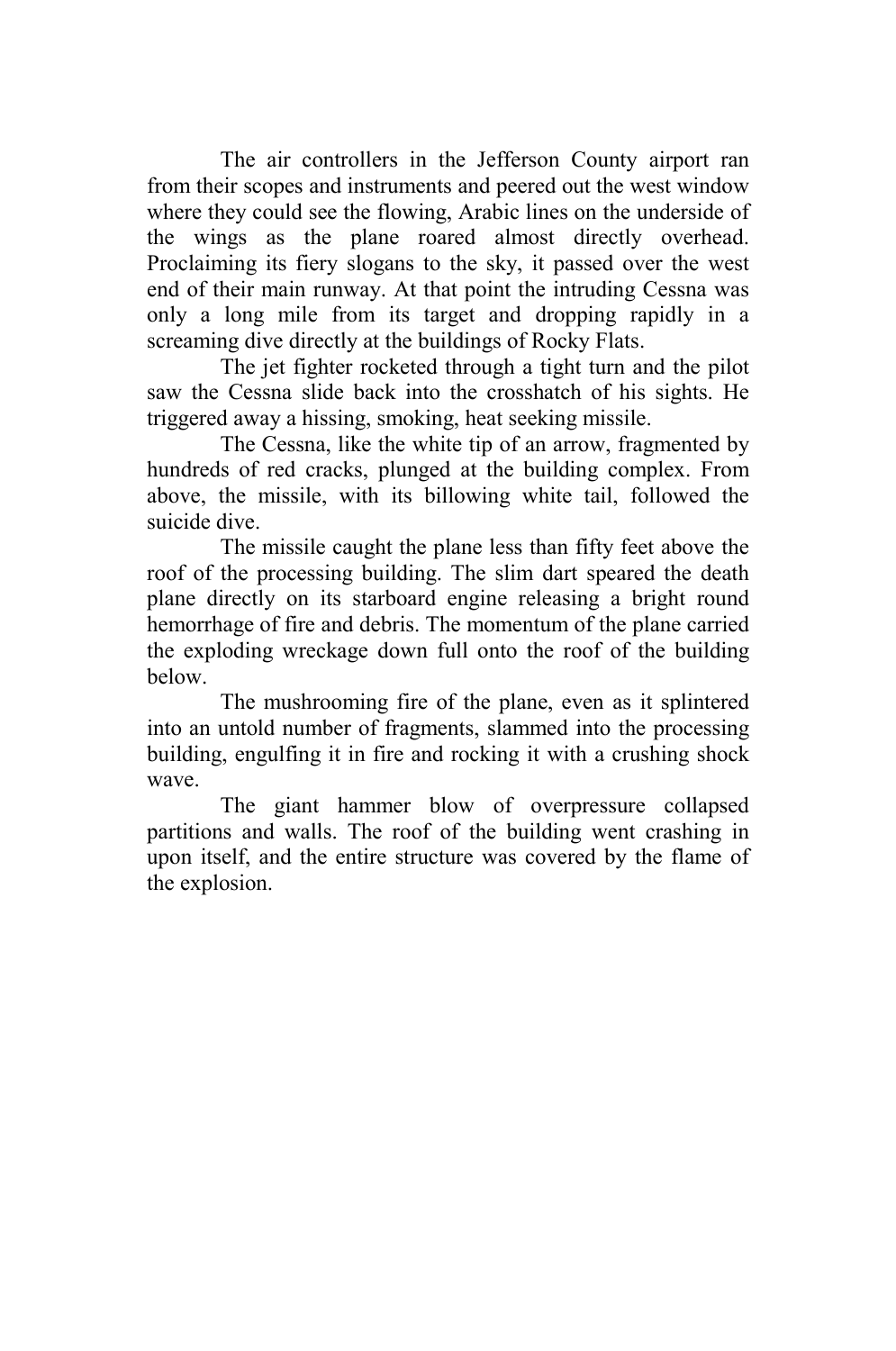The air controllers in the Jefferson County airport ran from their scopes and instruments and peered out the west window where they could see the flowing, Arabic lines on the underside of the wings as the plane roared almost directly overhead. Proclaiming its fiery slogans to the sky, it passed over the west end of their main runway. At that point the intruding Cessna was only a long mile from its target and dropping rapidly in a screaming dive directly at the buildings of Rocky Flats.

The jet fighter rocketed through a tight turn and the pilot saw the Cessna slide back into the crosshatch of his sights. He triggered away a hissing, smoking, heat seeking missile.

The Cessna, like the white tip of an arrow, fragmented by hundreds of red cracks, plunged at the building complex. From above, the missile, with its billowing white tail, followed the suicide dive.

The missile caught the plane less than fifty feet above the roof of the processing building. The slim dart speared the death plane directly on its starboard engine releasing a bright round hemorrhage of fire and debris. The momentum of the plane carried the exploding wreckage down full onto the roof of the building below.

The mushrooming fire of the plane, even as it splintered into an untold number of fragments, slammed into the processing building, engulfing it in fire and rocking it with a crushing shock wave.

The giant hammer blow of overpressure collapsed partitions and walls. The roof of the building went crashing in upon itself, and the entire structure was covered by the flame of the explosion.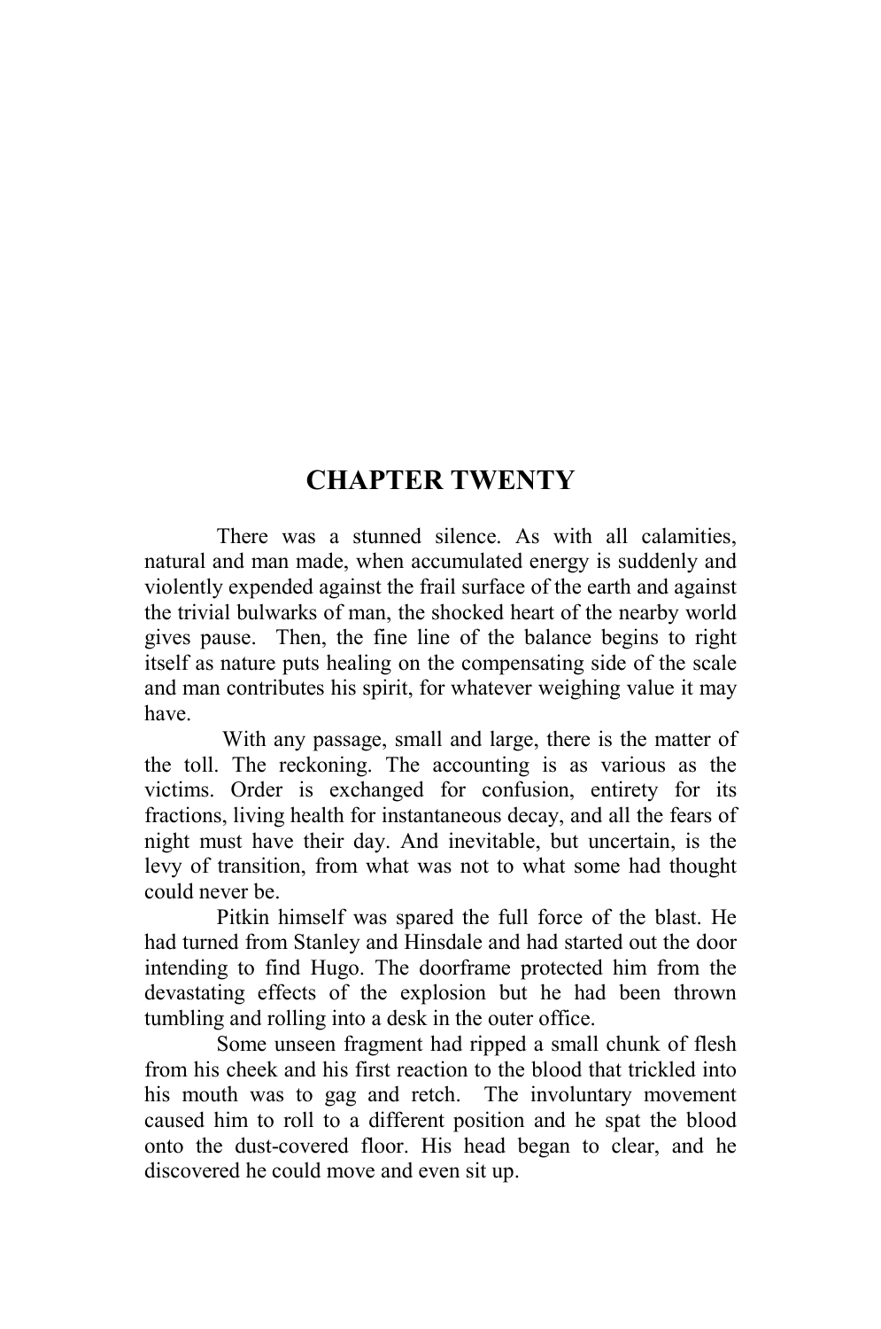# CHAPTER TWENTY

There was a stunned silence. As with all calamities, natural and man made, when accumulated energy is suddenly and violently expended against the frail surface of the earth and against the trivial bulwarks of man, the shocked heart of the nearby world gives pause. Then, the fine line of the balance begins to right itself as nature puts healing on the compensating side of the scale and man contributes his spirit, for whatever weighing value it may have.

With any passage, small and large, there is the matter of the toll. The reckoning. The accounting is as various as the victims. Order is exchanged for confusion, entirety for its fractions, living health for instantaneous decay, and all the fears of night must have their day. And inevitable, but uncertain, is the levy of transition, from what was not to what some had thought could never be.

Pitkin himself was spared the full force of the blast. He had turned from Stanley and Hinsdale and had started out the door intending to find Hugo. The doorframe protected him from the devastating effects of the explosion but he had been thrown tumbling and rolling into a desk in the outer office.

Some unseen fragment had ripped a small chunk of flesh from his cheek and his first reaction to the blood that trickled into his mouth was to gag and retch. The involuntary movement caused him to roll to a different position and he spat the blood onto the dust-covered floor. His head began to clear, and he discovered he could move and even sit up.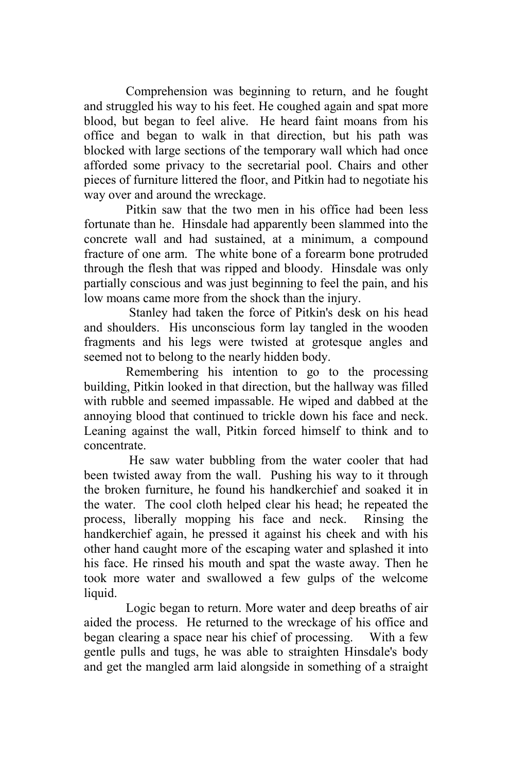Comprehension was beginning to return, and he fought and struggled his way to his feet. He coughed again and spat more blood, but began to feel alive. He heard faint moans from his office and began to walk in that direction, but his path was blocked with large sections of the temporary wall which had once afforded some privacy to the secretarial pool. Chairs and other pieces of furniture littered the floor, and Pitkin had to negotiate his way over and around the wreckage.

Pitkin saw that the two men in his office had been less fortunate than he. Hinsdale had apparently been slammed into the concrete wall and had sustained, at a minimum, a compound fracture of one arm. The white bone of a forearm bone protruded through the flesh that was ripped and bloody. Hinsdale was only partially conscious and was just beginning to feel the pain, and his low moans came more from the shock than the injury.

Stanley had taken the force of Pitkin's desk on his head and shoulders. His unconscious form lay tangled in the wooden fragments and his legs were twisted at grotesque angles and seemed not to belong to the nearly hidden body.

Remembering his intention to go to the processing building, Pitkin looked in that direction, but the hallway was filled with rubble and seemed impassable. He wiped and dabbed at the annoying blood that continued to trickle down his face and neck. Leaning against the wall, Pitkin forced himself to think and to concentrate.

He saw water bubbling from the water cooler that had been twisted away from the wall. Pushing his way to it through the broken furniture, he found his handkerchief and soaked it in the water. The cool cloth helped clear his head; he repeated the process, liberally mopping his face and neck. Rinsing the handkerchief again, he pressed it against his cheek and with his other hand caught more of the escaping water and splashed it into his face. He rinsed his mouth and spat the waste away. Then he took more water and swallowed a few gulps of the welcome liquid.

Logic began to return. More water and deep breaths of air aided the process. He returned to the wreckage of his office and began clearing a space near his chief of processing. With a few gentle pulls and tugs, he was able to straighten Hinsdale's body and get the mangled arm laid alongside in something of a straight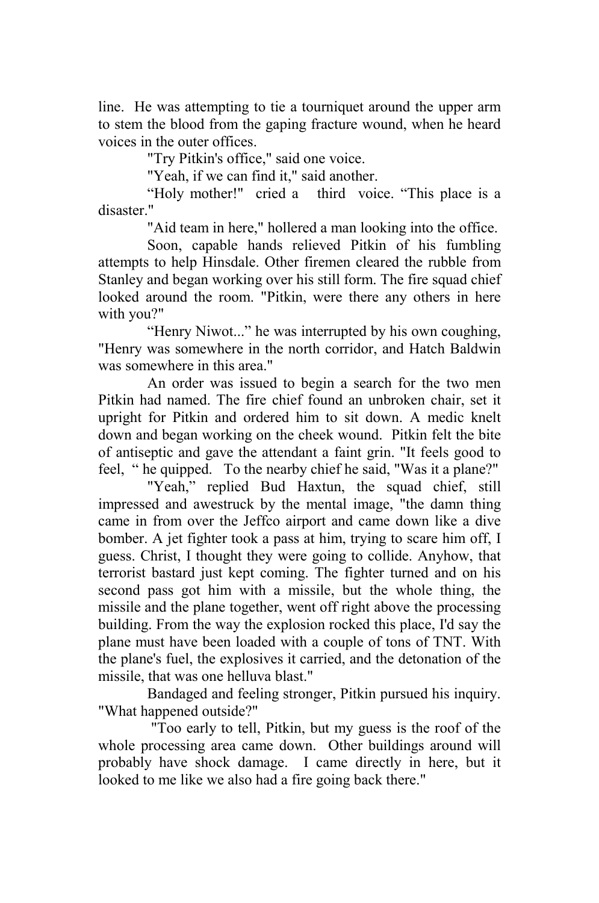line. He was attempting to tie a tourniquet around the upper arm to stem the blood from the gaping fracture wound, when he heard voices in the outer offices.

"Try Pitkin's office," said one voice.

"Yeah, if we can find it," said another.

"Holy mother!" cried a third voice. "This place is a disaster."

"Aid team in here," hollered a man looking into the office.

Soon, capable hands relieved Pitkin of his fumbling attempts to help Hinsdale. Other firemen cleared the rubble from Stanley and began working over his still form. The fire squad chief looked around the room. "Pitkin, were there any others in here with you?"

"Henry Niwot..." he was interrupted by his own coughing, "Henry was somewhere in the north corridor, and Hatch Baldwin was somewhere in this area."

An order was issued to begin a search for the two men Pitkin had named. The fire chief found an unbroken chair, set it upright for Pitkin and ordered him to sit down. A medic knelt down and began working on the cheek wound. Pitkin felt the bite of antiseptic and gave the attendant a faint grin. "It feels good to feel, " he quipped. To the nearby chief he said, "Was it a plane?"

"Yeah," replied Bud Haxtun, the squad chief, still impressed and awestruck by the mental image, "the damn thing came in from over the Jeffco airport and came down like a dive bomber. A jet fighter took a pass at him, trying to scare him off, I guess. Christ, I thought they were going to collide. Anyhow, that terrorist bastard just kept coming. The fighter turned and on his second pass got him with a missile, but the whole thing, the missile and the plane together, went off right above the processing building. From the way the explosion rocked this place, I'd say the plane must have been loaded with a couple of tons of TNT. With the plane's fuel, the explosives it carried, and the detonation of the missile, that was one helluva blast."

Bandaged and feeling stronger, Pitkin pursued his inquiry. "What happened outside?"

"Too early to tell, Pitkin, but my guess is the roof of the whole processing area came down. Other buildings around will probably have shock damage. I came directly in here, but it looked to me like we also had a fire going back there."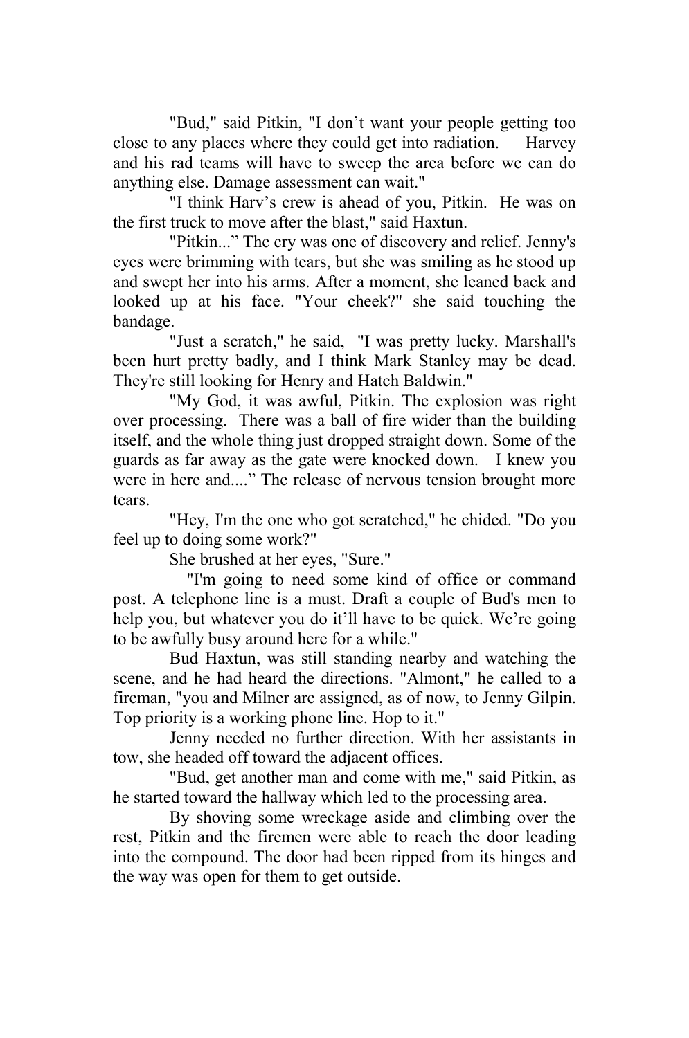"Bud," said Pitkin, "I don't want your people getting too close to any places where they could get into radiation. Harvey and his rad teams will have to sweep the area before we can do anything else. Damage assessment can wait."

"I think Harv's crew is ahead of you, Pitkin. He was on the first truck to move after the blast," said Haxtun.

"Pitkin..." The cry was one of discovery and relief. Jenny's eyes were brimming with tears, but she was smiling as he stood up and swept her into his arms. After a moment, she leaned back and looked up at his face. "Your cheek?" she said touching the bandage.

"Just a scratch," he said, "I was pretty lucky. Marshall's been hurt pretty badly, and I think Mark Stanley may be dead. They're still looking for Henry and Hatch Baldwin."

"My God, it was awful, Pitkin. The explosion was right over processing. There was a ball of fire wider than the building itself, and the whole thing just dropped straight down. Some of the guards as far away as the gate were knocked down. I knew you were in here and...." The release of nervous tension brought more tears.

"Hey, I'm the one who got scratched," he chided. "Do you feel up to doing some work?"

She brushed at her eyes, "Sure."

"I'm going to need some kind of office or command post. A telephone line is a must. Draft a couple of Bud's men to help you, but whatever you do it'll have to be quick. We're going to be awfully busy around here for a while."

Bud Haxtun, was still standing nearby and watching the scene, and he had heard the directions. "Almont," he called to a fireman, "you and Milner are assigned, as of now, to Jenny Gilpin. Top priority is a working phone line. Hop to it."

Jenny needed no further direction. With her assistants in tow, she headed off toward the adjacent offices.

"Bud, get another man and come with me," said Pitkin, as he started toward the hallway which led to the processing area.

By shoving some wreckage aside and climbing over the rest, Pitkin and the firemen were able to reach the door leading into the compound. The door had been ripped from its hinges and the way was open for them to get outside.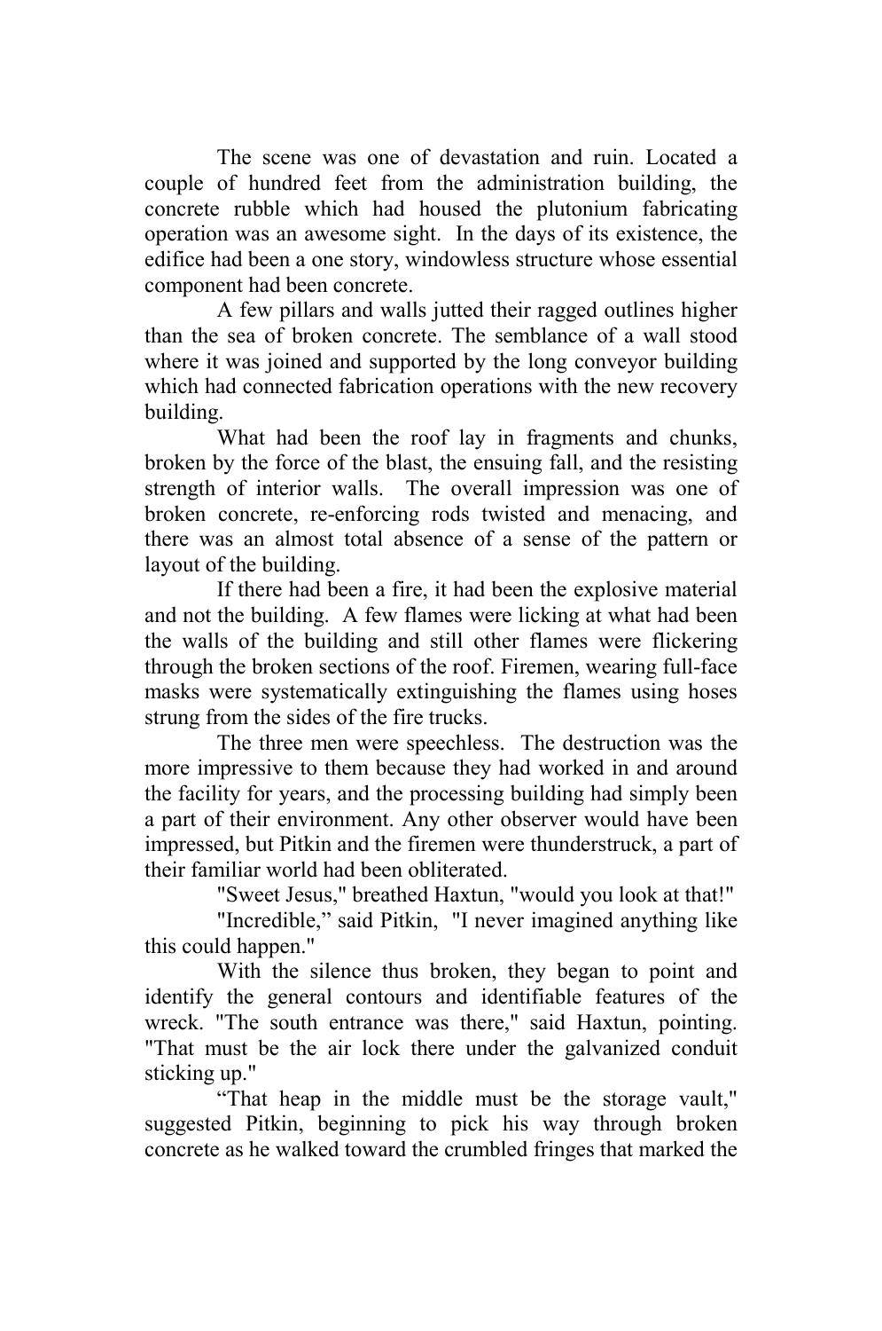The scene was one of devastation and ruin. Located a couple of hundred feet from the administration building, the concrete rubble which had housed the plutonium fabricating operation was an awesome sight. In the days of its existence, the edifice had been a one story, windowless structure whose essential component had been concrete.

A few pillars and walls jutted their ragged outlines higher than the sea of broken concrete. The semblance of a wall stood where it was joined and supported by the long conveyor building which had connected fabrication operations with the new recovery building.

What had been the roof lay in fragments and chunks, broken by the force of the blast, the ensuing fall, and the resisting strength of interior walls. The overall impression was one of broken concrete, re-enforcing rods twisted and menacing, and there was an almost total absence of a sense of the pattern or layout of the building.

If there had been a fire, it had been the explosive material and not the building. A few flames were licking at what had been the walls of the building and still other flames were flickering through the broken sections of the roof. Firemen, wearing full-face masks were systematically extinguishing the flames using hoses strung from the sides of the fire trucks.

The three men were speechless. The destruction was the more impressive to them because they had worked in and around the facility for years, and the processing building had simply been a part of their environment. Any other observer would have been impressed, but Pitkin and the firemen were thunderstruck, a part of their familiar world had been obliterated.

"Sweet Jesus," breathed Haxtun, "would you look at that!"

"Incredible," said Pitkin, "I never imagined anything like this could happen."

With the silence thus broken, they began to point and identify the general contours and identifiable features of the wreck. "The south entrance was there," said Haxtun, pointing. "That must be the air lock there under the galvanized conduit sticking up."

"That heap in the middle must be the storage vault," suggested Pitkin, beginning to pick his way through broken concrete as he walked toward the crumbled fringes that marked the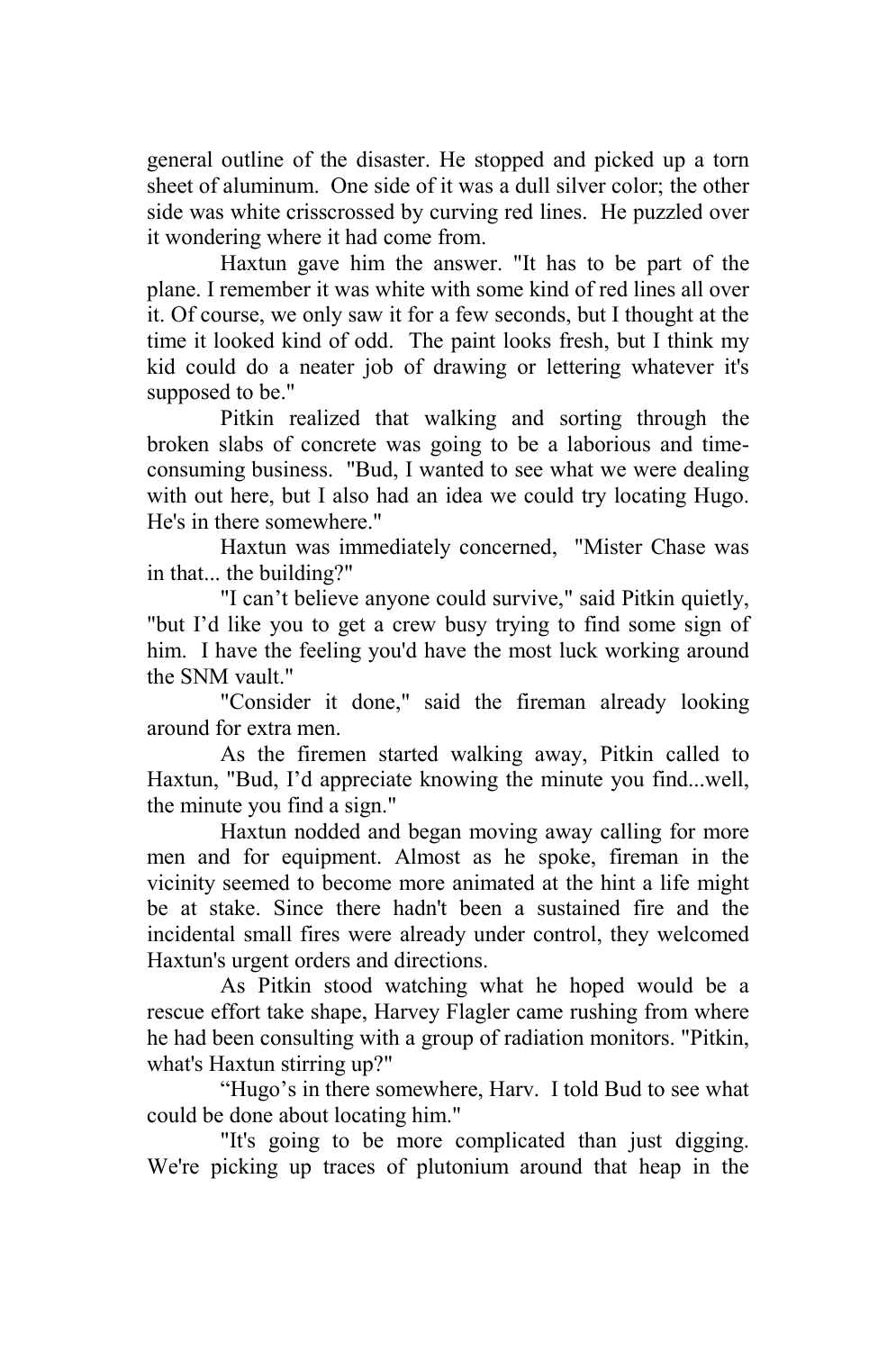general outline of the disaster. He stopped and picked up a torn sheet of aluminum. One side of it was a dull silver color; the other side was white crisscrossed by curving red lines. He puzzled over it wondering where it had come from.

Haxtun gave him the answer. "It has to be part of the plane. I remember it was white with some kind of red lines all over it. Of course, we only saw it for a few seconds, but I thought at the time it looked kind of odd. The paint looks fresh, but I think my kid could do a neater job of drawing or lettering whatever it's supposed to be."

Pitkin realized that walking and sorting through the broken slabs of concrete was going to be a laborious and time-consuming business. "Bud, I wanted to see what we were dealing with out here, but I also had an idea we could try locating Hugo. He's in there somewhere."

Haxtun was immediately concerned, "Mister Chase was in that... the building?"

"I can't believe anyone could survive," said Pitkin quietly, "but I'd like you to get a crew busy trying to find some sign of him. I have the feeling you'd have the most luck working around the SNM vault."

"Consider it done," said the fireman already looking around for extra men.

As the firemen started walking away, Pitkin called to Haxtun, "Bud, I'd appreciate knowing the minute you find...well, the minute you find a sign."

Haxtun nodded and began moving away calling for more men and for equipment. Almost as he spoke, fireman in the vicinity seemed to become more animated at the hint a life might be at stake. Since there hadn't been a sustained fire and the incidental small fires were already under control, they welcomed Haxtun's urgent orders and directions.

As Pitkin stood watching what he hoped would be a rescue effort take shape, Harvey Flagler came rushing from where he had been consulting with a group of radiation monitors. "Pitkin, what's Haxtun stirring up?"

"Hugo's in there somewhere, Harv. I told Bud to see what could be done about locating him."

"It's going to be more complicated than just digging. We're picking up traces of plutonium around that heap in the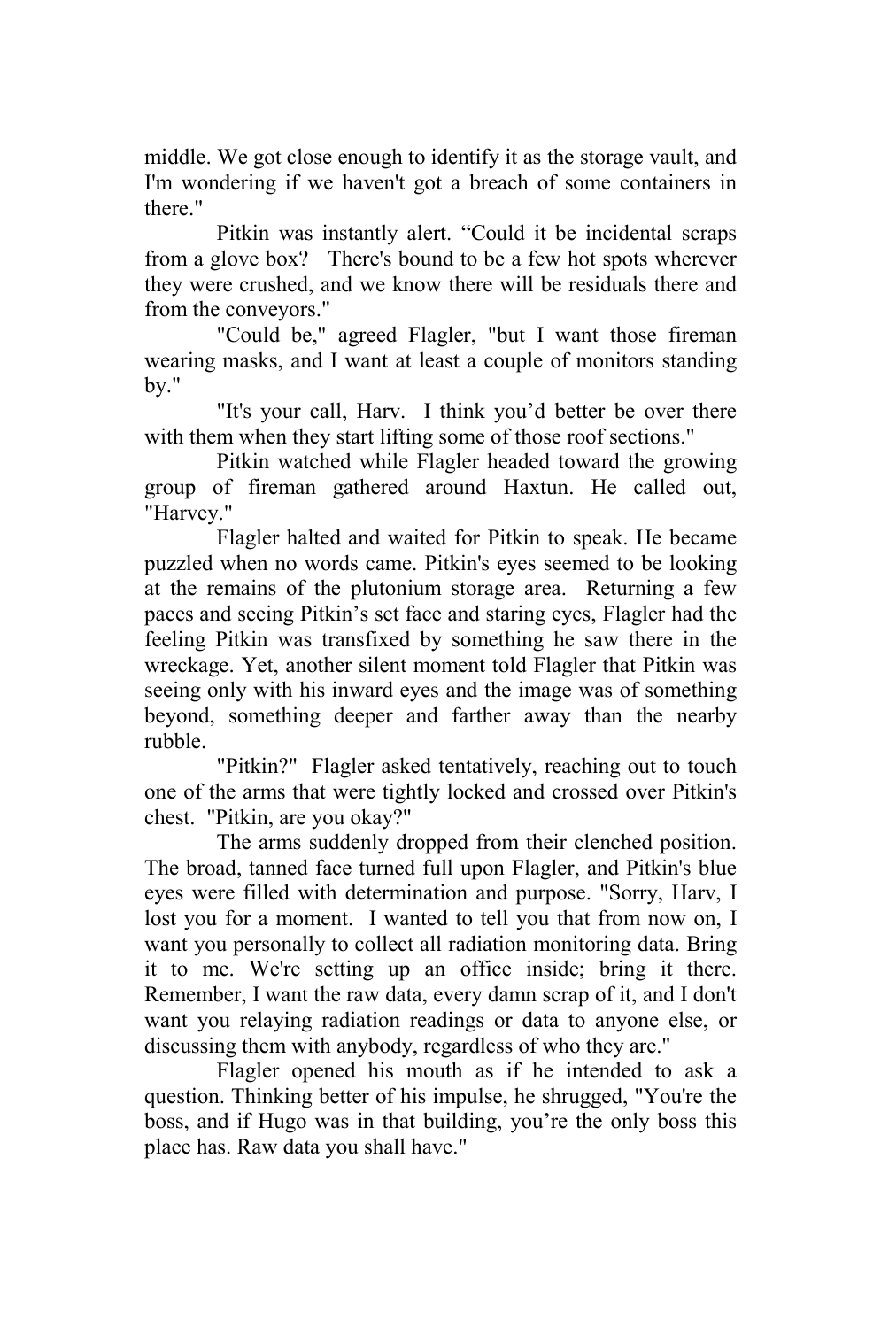middle. We got close enough to identify it as the storage vault, and I'm wondering if we haven't got a breach of some containers in there."

Pitkin was instantly alert. "Could it be incidental scraps from a glove box? There's bound to be a few hot spots wherever they were crushed, and we know there will be residuals there and from the conveyors."

"Could be," agreed Flagler, "but I want those fireman wearing masks, and I want at least a couple of monitors standing by."

"It's your call, Harv. I think you'd better be over there with them when they start lifting some of those roof sections."

Pitkin watched while Flagler headed toward the growing group of fireman gathered around Haxtun. He called out, "Harvey."

Flagler halted and waited for Pitkin to speak. He became puzzled when no words came. Pitkin's eyes seemed to be looking at the remains of the plutonium storage area. Returning a few paces and seeing Pitkin's set face and staring eyes, Flagler had the feeling Pitkin was transfixed by something he saw there in the wreckage. Yet, another silent moment told Flagler that Pitkin was seeing only with his inward eyes and the image was of something beyond, something deeper and farther away than the nearby rubble.

"Pitkin?" Flagler asked tentatively, reaching out to touch one of the arms that were tightly locked and crossed over Pitkin's chest. "Pitkin, are you okay?"

The arms suddenly dropped from their clenched position. The broad, tanned face turned full upon Flagler, and Pitkin's blue eyes were filled with determination and purpose. "Sorry, Harv, I lost you for a moment. I wanted to tell you that from now on, I want you personally to collect all radiation monitoring data. Bring it to me. We're setting up an office inside; bring it there. Remember, I want the raw data, every damn scrap of it, and I don't want you relaying radiation readings or data to anyone else, or discussing them with anybody, regardless of who they are."

Flagler opened his mouth as if he intended to ask a question. Thinking better of his impulse, he shrugged, "You're the boss, and if Hugo was in that building, you're the only boss this place has. Raw data you shall have."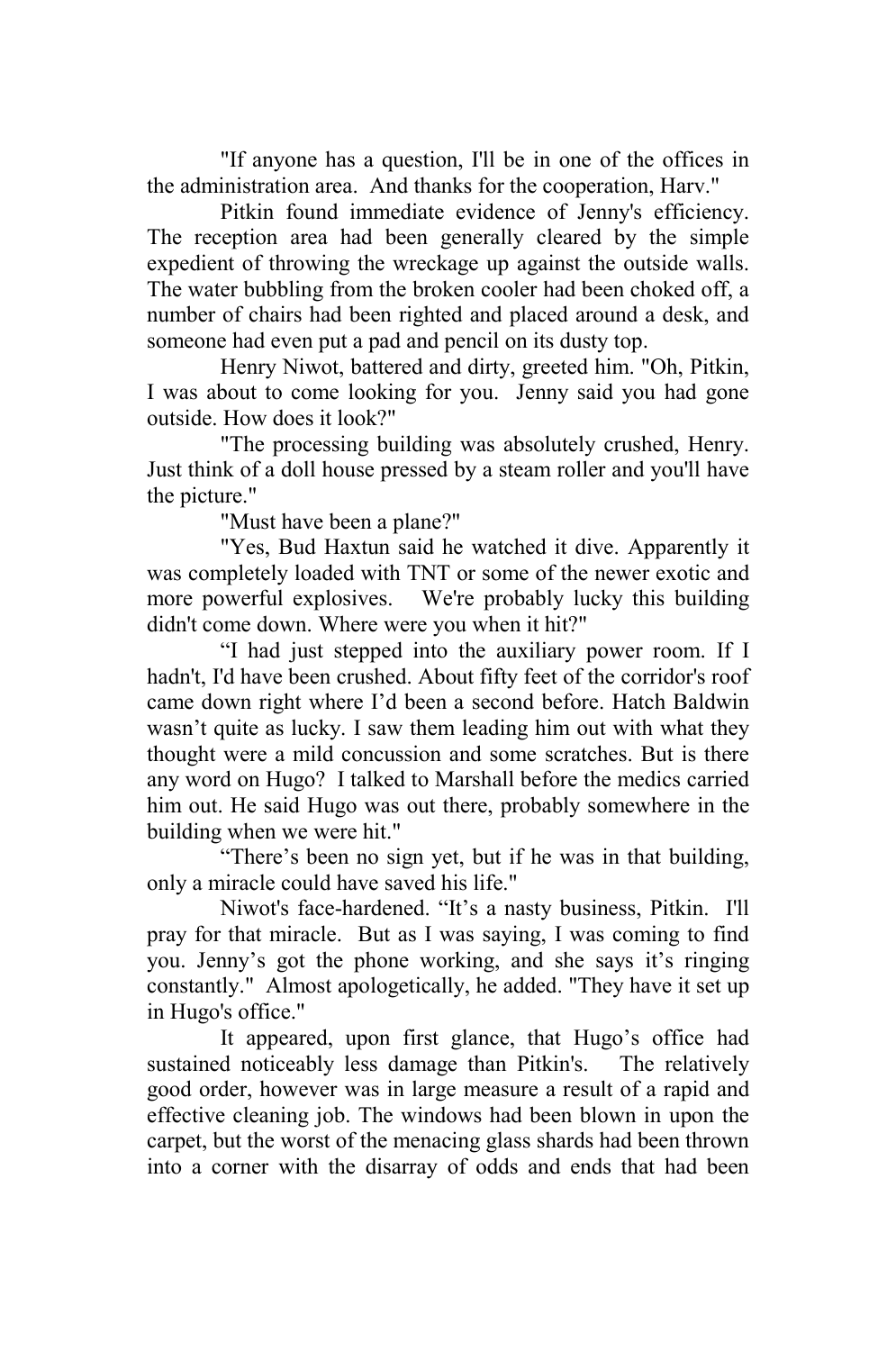"If anyone has a question, I'll be in one of the offices in the administration area. And thanks for the cooperation, Harv."

Pitkin found immediate evidence of Jenny's efficiency. The reception area had been generally cleared by the simple expedient of throwing the wreckage up against the outside walls. The water bubbling from the broken cooler had been choked off, a number of chairs had been righted and placed around a desk, and someone had even put a pad and pencil on its dusty top.

Henry Niwot, battered and dirty, greeted him. "Oh, Pitkin, I was about to come looking for you. Jenny said you had gone outside. How does it look?"

"The processing building was absolutely crushed, Henry. Just think of a doll house pressed by a steam roller and you'll have the picture."

"Must have been a plane?"

"Yes, Bud Haxtun said he watched it dive. Apparently it was completely loaded with TNT or some of the newer exotic and more powerful explosives. We're probably lucky this building didn't come down. Where were you when it hit?"

"I had just stepped into the auxiliary power room. If I hadn't, I'd have been crushed. About fifty feet of the corridor's roof came down right where I'd been a second before. Hatch Baldwin wasn't quite as lucky. I saw them leading him out with what they thought were a mild concussion and some scratches. But is there any word on Hugo? I talked to Marshall before the medics carried him out. He said Hugo was out there, probably somewhere in the building when we were hit."

"There's been no sign yet, but if he was in that building, only a miracle could have saved his life."

Niwot's face-hardened. "It's a nasty business, Pitkin. I'll pray for that miracle. But as I was saying, I was coming to find you. Jenny's got the phone working, and she says it's ringing constantly." Almost apologetically, he added. "They have it set up in Hugo's office."

It appeared, upon first glance, that Hugo's office had sustained noticeably less damage than Pitkin's. The relatively good order, however was in large measure a result of a rapid and effective cleaning job. The windows had been blown in upon the carpet, but the worst of the menacing glass shards had been thrown into a corner with the disarray of odds and ends that had been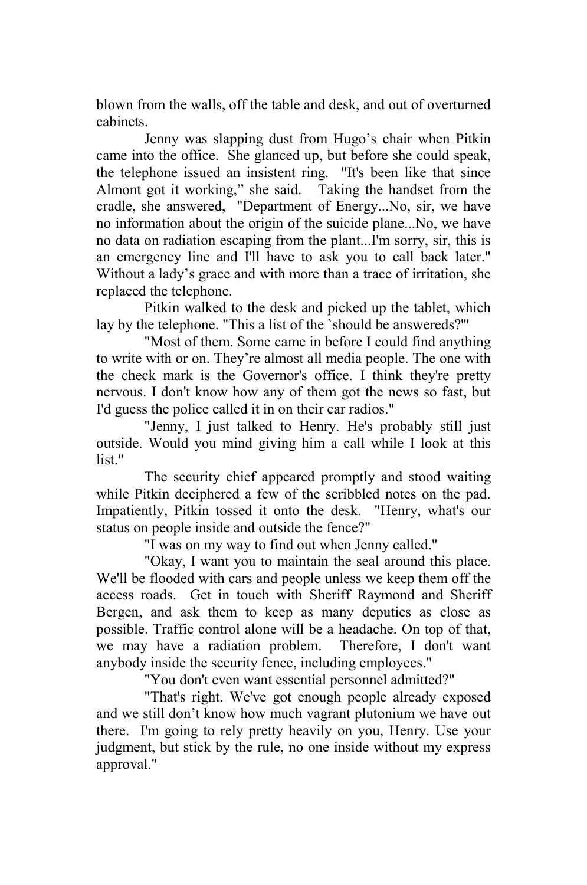blown from the walls, off the table and desk, and out of overturned cabinets.

Jenny was slapping dust from Hugo's chair when Pitkin came into the office. She glanced up, but before she could speak, the telephone issued an insistent ring. "It's been like that since Almont got it working," she said. Taking the handset from the cradle, she answered, "Department of Energy...No, sir, we have no information about the origin of the suicide plane...No, we have no data on radiation escaping from the plant...I'm sorry, sir, this is an emergency line and I'll have to ask you to call back later." Without a lady's grace and with more than a trace of irritation, she replaced the telephone.

Pitkin walked to the desk and picked up the tablet, which lay by the telephone. "This a list of the `should be answereds?'"

"Most of them. Some came in before I could find anything to write with or on. They're almost all media people. The one with the check mark is the Governor's office. I think they're pretty nervous. I don't know how any of them got the news so fast, but I'd guess the police called it in on their car radios."

"Jenny, I just talked to Henry. He's probably still just outside. Would you mind giving him a call while I look at this list."

The security chief appeared promptly and stood waiting while Pitkin deciphered a few of the scribbled notes on the pad. Impatiently, Pitkin tossed it onto the desk. "Henry, what's our status on people inside and outside the fence?"

"I was on my way to find out when Jenny called."

"Okay, I want you to maintain the seal around this place. We'll be flooded with cars and people unless we keep them off the access roads. Get in touch with Sheriff Raymond and Sheriff Bergen, and ask them to keep as many deputies as close as possible. Traffic control alone will be a headache. On top of that, we may have a radiation problem. Therefore, I don't want anybody inside the security fence, including employees."

"You don't even want essential personnel admitted?"

"That's right. We've got enough people already exposed and we still don't know how much vagrant plutonium we have out there. I'm going to rely pretty heavily on you, Henry. Use your judgment, but stick by the rule, no one inside without my express approval."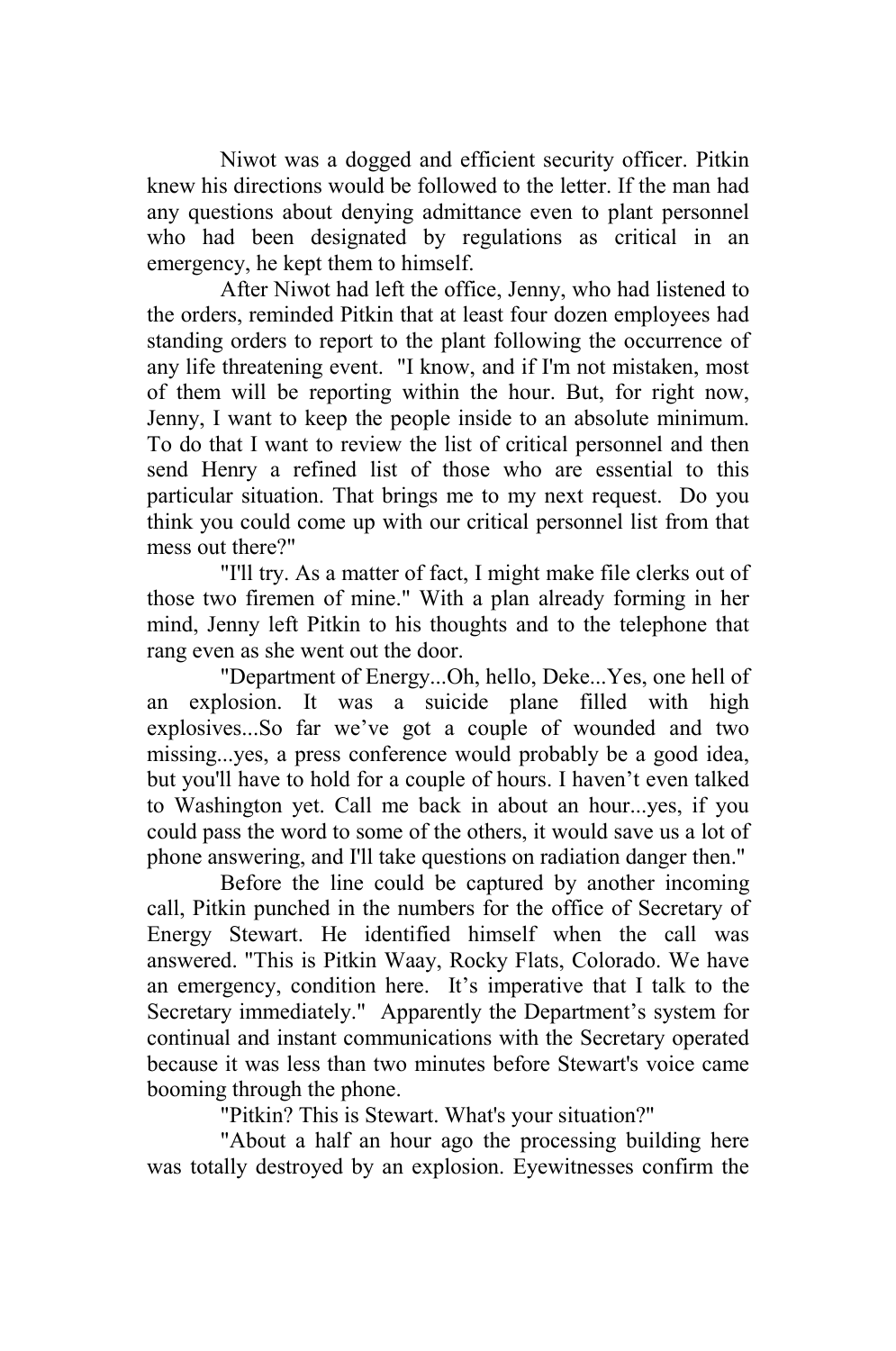Niwot was a dogged and efficient security officer. Pitkin knew his directions would be followed to the letter. If the man had any questions about denying admittance even to plant personnel who had been designated by regulations as critical in an emergency, he kept them to himself.

After Niwot had left the office, Jenny, who had listened to the orders, reminded Pitkin that at least four dozen employees had standing orders to report to the plant following the occurrence of any life threatening event. "I know, and if I'm not mistaken, most of them will be reporting within the hour. But, for right now, Jenny, I want to keep the people inside to an absolute minimum. To do that I want to review the list of critical personnel and then send Henry a refined list of those who are essential to this particular situation. That brings me to my next request. Do you think you could come up with our critical personnel list from that mess out there?"

"I'll try. As a matter of fact, I might make file clerks out of those two firemen of mine." With a plan already forming in her mind, Jenny left Pitkin to his thoughts and to the telephone that rang even as she went out the door.

"Department of Energy...Oh, hello, Deke...Yes, one hell of an explosion. It was a suicide plane filled with high explosives...So far we've got a couple of wounded and two missing...yes, a press conference would probably be a good idea, but you'll have to hold for a couple of hours. I haven't even talked to Washington yet. Call me back in about an hour...yes, if you could pass the word to some of the others, it would save us a lot of phone answering, and I'll take questions on radiation danger then."

Before the line could be captured by another incoming call, Pitkin punched in the numbers for the office of Secretary of Energy Stewart. He identified himself when the call was answered. "This is Pitkin Waay, Rocky Flats, Colorado. We have an emergency, condition here. It's imperative that I talk to the Secretary immediately." Apparently the Department's system for continual and instant communications with the Secretary operated because it was less than two minutes before Stewart's voice came booming through the phone.

"Pitkin? This is Stewart. What's your situation?"

"About a half an hour ago the processing building here was totally destroyed by an explosion. Eyewitnesses confirm the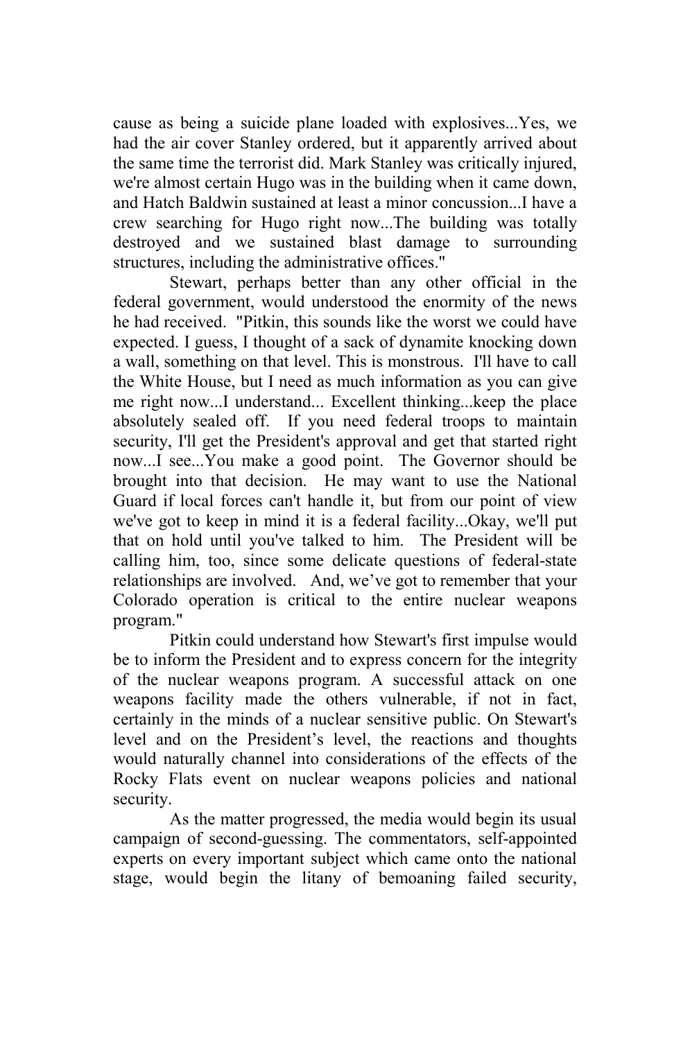cause as being a suicide plane loaded with explosives...Yes, we had the air cover Stanley ordered, but it apparently arrived about the same time the terrorist did. Mark Stanley was critically injured, we're almost certain Hugo was in the building when it came down, and Hatch Baldwin sustained at least a minor concussion...I have a crew searching for Hugo right now...The building was totally destroyed and we sustained blast damage to surrounding structures, including the administrative offices."

Stewart, perhaps better than any other official in the federal government, would understood the enormity of the news he had received. "Pitkin, this sounds like the worst we could have expected. I guess, I thought of a sack of dynamite knocking down a wall, something on that level. This is monstrous. I'll have to call the White House, but I need as much information as you can give me right now...I understand... Excellent thinking...keep the place absolutely sealed off. If you need federal troops to maintain security, I'll get the President's approval and get that started right now...I see...You make a good point. The Governor should be brought into that decision. He may want to use the National Guard if local forces can't handle it, but from our point of view we've got to keep in mind it is a federal facility...Okay, we'll put that on hold until you've talked to him. The President will be calling him, too, since some delicate questions of federal-state relationships are involved. And, we've got to remember that your Colorado operation is critical to the entire nuclear weapons program."

Pitkin could understand how Stewart's first impulse would be to inform the President and to express concern for the integrity of the nuclear weapons program. A successful attack on one weapons facility made the others vulnerable, if not in fact, certainly in the minds of a nuclear sensitive public. On Stewart's level and on the President's level, the reactions and thoughts would naturally channel into considerations of the effects of the Rocky Flats event on nuclear weapons policies and national security.

As the matter progressed, the media would begin its usual campaign of second-guessing. The commentators, self-appointed experts on every important subject which came onto the national stage, would begin the litany of bemoaning failed security,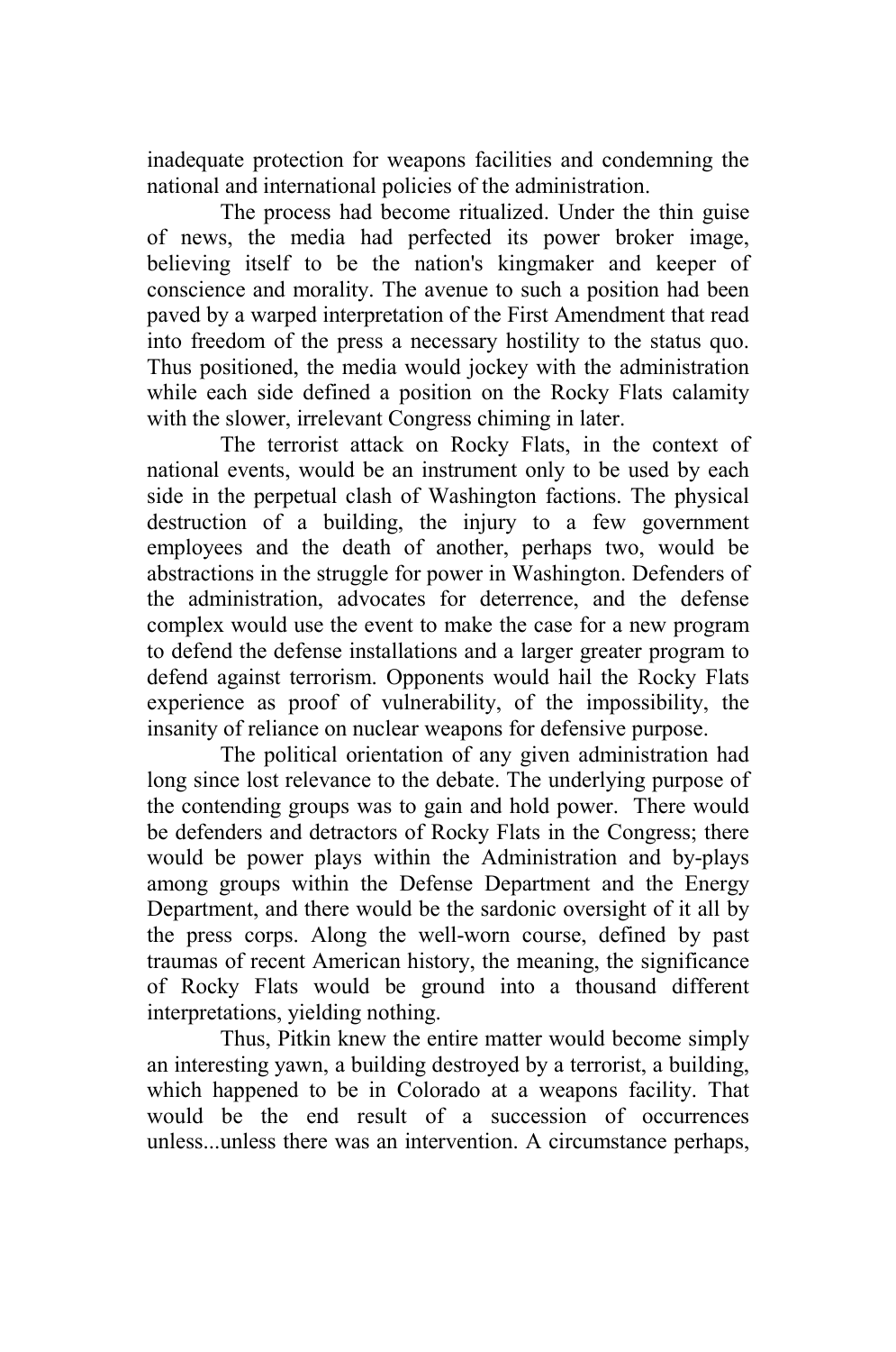inadequate protection for weapons facilities and condemning the national and international policies of the administration.

The process had become ritualized. Under the thin guise of news, the media had perfected its power broker image, believing itself to be the nation's kingmaker and keeper of conscience and morality. The avenue to such a position had been paved by a warped interpretation of the First Amendment that read into freedom of the press a necessary hostility to the status quo. Thus positioned, the media would jockey with the administration while each side defined a position on the Rocky Flats calamity with the slower, irrelevant Congress chiming in later.

The terrorist attack on Rocky Flats, in the context of national events, would be an instrument only to be used by each side in the perpetual clash of Washington factions. The physical destruction of a building, the injury to a few government employees and the death of another, perhaps two, would be abstractions in the struggle for power in Washington. Defenders of the administration, advocates for deterrence, and the defense complex would use the event to make the case for a new program to defend the defense installations and a larger greater program to defend against terrorism. Opponents would hail the Rocky Flats experience as proof of vulnerability, of the impossibility, the insanity of reliance on nuclear weapons for defensive purpose.

The political orientation of any given administration had long since lost relevance to the debate. The underlying purpose of the contending groups was to gain and hold power. There would be defenders and detractors of Rocky Flats in the Congress; there would be power plays within the Administration and by-plays among groups within the Defense Department and the Energy Department, and there would be the sardonic oversight of it all by the press corps. Along the well-worn course, defined by past traumas of recent American history, the meaning, the significance of Rocky Flats would be ground into a thousand different interpretations, yielding nothing.

Thus, Pitkin knew the entire matter would become simply an interesting yawn, a building destroyed by a terrorist, a building, which happened to be in Colorado at a weapons facility. That would be the end result of a succession of occurrences unless...unless there was an intervention. A circumstance perhaps,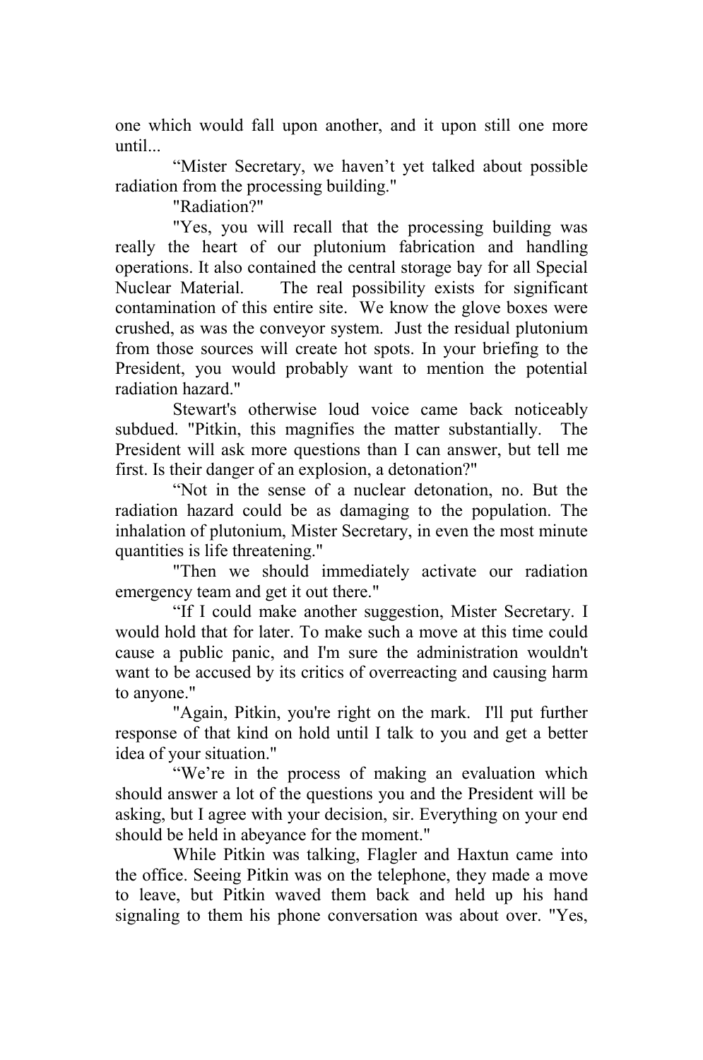one which would fall upon another, and it upon still one more until...

“Mister Secretary, we haven’t yet talked about possible radiation from the processing building."

"Radiation?"

"Yes, you will recall that the processing building was really the heart of our plutonium fabrication and handling operations. It also contained the central storage bay for all Special Nuclear Material. The real possibility exists for significant contamination of this entire site. We know the glove boxes were crushed, as was the conveyor system. Just the residual plutonium from those sources will create hot spots. In your briefing to the President, you would probably want to mention the potential radiation hazard."

Stewart's otherwise loud voice came back noticeably subdued. "Pitkin, this magnifies the matter substantially. The President will ask more questions than I can answer, but tell me first. Is their danger of an explosion, a detonation?"

“Not in the sense of a nuclear detonation, no. But the radiation hazard could be as damaging to the population. The inhalation of plutonium, Mister Secretary, in even the most minute quantities is life threatening."

"Then we should immediately activate our radiation emergency team and get it out there."

“If I could make another suggestion, Mister Secretary. I would hold that for later. To make such a move at this time could cause a public panic, and I'm sure the administration wouldn't want to be accused by its critics of overreacting and causing harm to anyone."

"Again, Pitkin, you're right on the mark. I'll put further response of that kind on hold until I talk to you and get a better idea of your situation."

“We’re in the process of making an evaluation which should answer a lot of the questions you and the President will be asking, but I agree with your decision, sir. Everything on your end should be held in abeyance for the moment."

While Pitkin was talking, Flagler and Haxtun came into the office. Seeing Pitkin was on the telephone, they made a move to leave, but Pitkin waved them back and held up his hand signaling to them his phone conversation was about over. "Yes,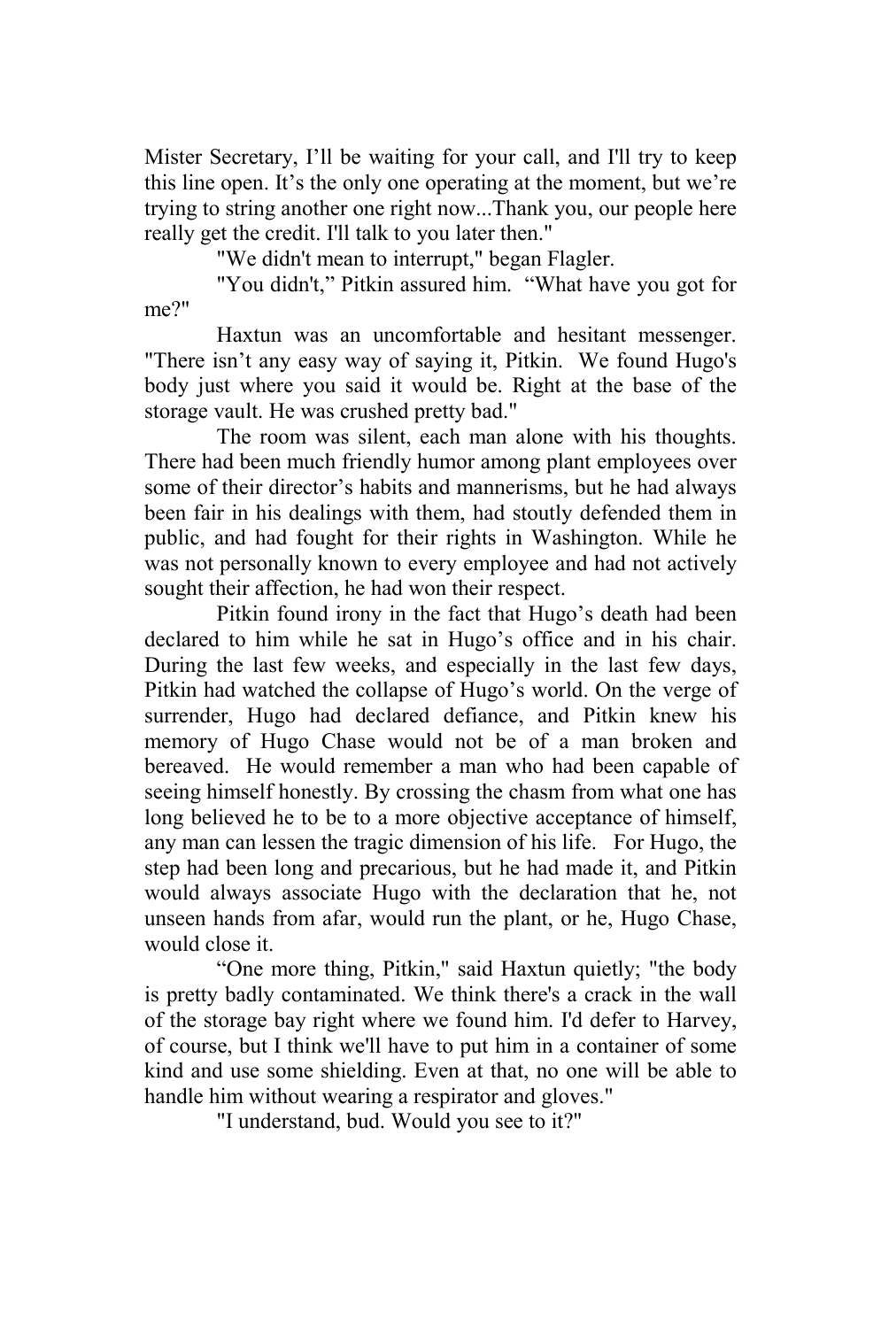Mister Secretary, I'll be waiting for your call, and I'll try to keep this line open. It's the only one operating at the moment, but we're trying to string another one right now...Thank you, our people here really get the credit. I'll talk to you later then."

"We didn't mean to interrupt," began Flagler.

"You didn't," Pitkin assured him. "What have you got for me?"

Haxtun was an uncomfortable and hesitant messenger. "There isn't any easy way of saying it, Pitkin. We found Hugo's body just where you said it would be. Right at the base of the storage vault. He was crushed pretty bad."

The room was silent, each man alone with his thoughts. There had been much friendly humor among plant employees over some of their director's habits and mannerisms, but he had always been fair in his dealings with them, had stoutly defended them in public, and had fought for their rights in Washington. While he was not personally known to every employee and had not actively sought their affection, he had won their respect.

Pitkin found irony in the fact that Hugo's death had been declared to him while he sat in Hugo's office and in his chair. During the last few weeks, and especially in the last few days, Pitkin had watched the collapse of Hugo's world. On the verge of surrender, Hugo had declared defiance, and Pitkin knew his memory of Hugo Chase would not be of a man broken and bereaved. He would remember a man who had been capable of seeing himself honestly. By crossing the chasm from what one has long believed he to be to a more objective acceptance of himself, any man can lessen the tragic dimension of his life. For Hugo, the step had been long and precarious, but he had made it, and Pitkin would always associate Hugo with the declaration that he, not unseen hands from afar, would run the plant, or he, Hugo Chase, would close it.

"One more thing, Pitkin," said Haxtun quietly; "the body is pretty badly contaminated. We think there's a crack in the wall of the storage bay right where we found him. I'd defer to Harvey, of course, but I think we'll have to put him in a container of some kind and use some shielding. Even at that, no one will be able to handle him without wearing a respirator and gloves."

"I understand, bud. Would you see to it?"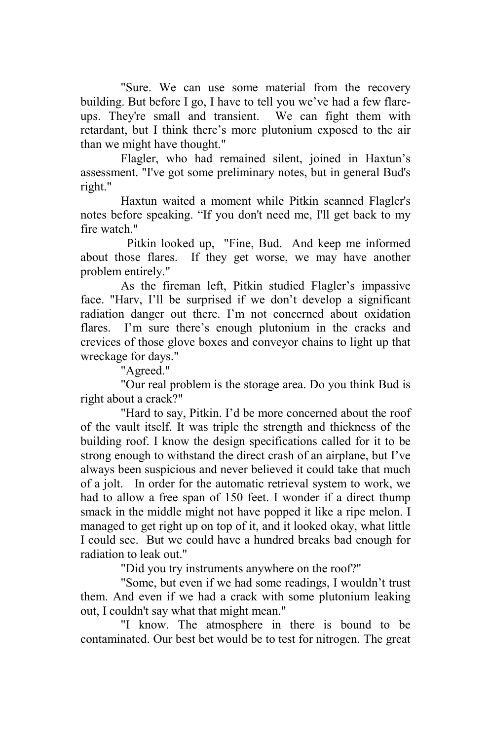"Sure. We can use some material from the recovery building. But before I go, I have to tell you we've had a few flare-ups. They're small and transient. We can fight them with retardant, but I think there's more plutonium exposed to the air than we might have thought."

Flagler, who had remained silent, joined in Haxtun's assessment. "I've got some preliminary notes, but in general Bud's right."

Haxtun waited a moment while Pitkin scanned Flagler's notes before speaking. "If you don't need me, I'll get back to my fire watch."

Pitkin looked up, "Fine, Bud. And keep me informed about those flares. If they get worse, we may have another problem entirely."

As the fireman left, Pitkin studied Flagler's impassive face. "Harv, I'll be surprised if we don't develop a significant radiation danger out there. I'm not concerned about oxidation flares. I'm sure there's enough plutonium in the cracks and crevices of those glove boxes and conveyor chains to light up that wreckage for days."

"Agreed."

"Our real problem is the storage area. Do you think Bud is right about a crack?"

"Hard to say, Pitkin. I'd be more concerned about the roof of the vault itself. It was triple the strength and thickness of the building roof. I know the design specifications called for it to be strong enough to withstand the direct crash of an airplane, but I've always been suspicious and never believed it could take that much of a jolt. In order for the automatic retrieval system to work, we had to allow a free span of 150 feet. I wonder if a direct thump smack in the middle might not have popped it like a ripe melon. I managed to get right up on top of it, and it looked okay, what little I could see. But we could have a hundred breaks bad enough for radiation to leak out."

"Did you try instruments anywhere on the roof?"

"Some, but even if we had some readings, I wouldn't trust them. And even if we had a crack with some plutonium leaking out, I couldn't say what that might mean."

"I know. The atmosphere in there is bound to be contaminated. Our best bet would be to test for nitrogen. The great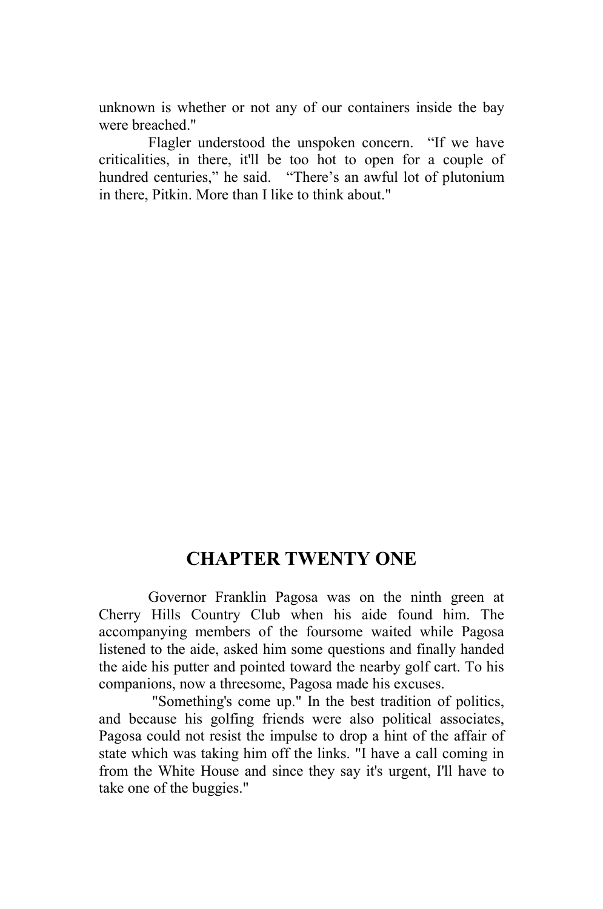unknown is whether or not any of our containers inside the bay were breached."

Flagler understood the unspoken concern. "If we have criticalities, in there, it'll be too hot to open for a couple of hundred centuries," he said. "There's an awful lot of plutonium in there, Pitkin. More than I like to think about."

## CHAPTER TWENTY ONE

Governor Franklin Pagosa was on the ninth green at Cherry Hills Country Club when his aide found him. The accompanying members of the foursome waited while Pagosa listened to the aide, asked him some questions and finally handed the aide his putter and pointed toward the nearby golf cart. To his companions, now a threesome, Pagosa made his excuses.

"Something's come up." In the best tradition of politics, and because his golfing friends were also political associates, Pagosa could not resist the impulse to drop a hint of the affair of state which was taking him off the links. "I have a call coming in from the White House and since they say it's urgent, I'll have to take one of the buggies."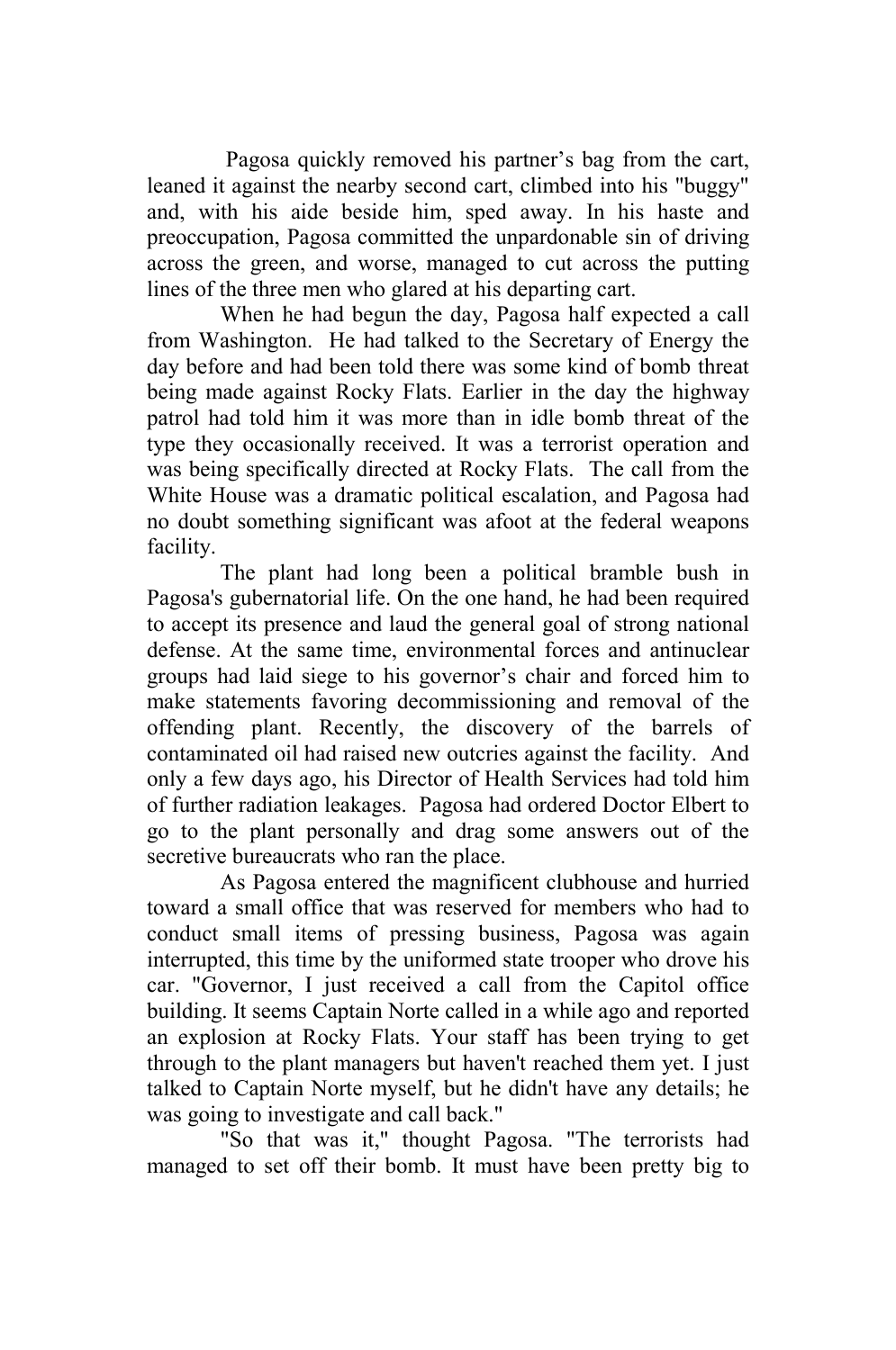Pagosa quickly removed his partner's bag from the cart, leaned it against the nearby second cart, climbed into his "buggy" and, with his aide beside him, sped away. In his haste and preoccupation, Pagosa committed the unpardonable sin of driving across the green, and worse, managed to cut across the putting lines of the three men who glared at his departing cart.

When he had begun the day, Pagosa half expected a call from Washington. He had talked to the Secretary of Energy the day before and had been told there was some kind of bomb threat being made against Rocky Flats. Earlier in the day the highway patrol had told him it was more than in idle bomb threat of the type they occasionally received. It was a terrorist operation and was being specifically directed at Rocky Flats. The call from the White House was a dramatic political escalation, and Pagosa had no doubt something significant was afoot at the federal weapons facility.

The plant had long been a political bramble bush in Pagosa's gubernatorial life. On the one hand, he had been required to accept its presence and laud the general goal of strong national defense. At the same time, environmental forces and antinuclear groups had laid siege to his governor's chair and forced him to make statements favoring decommissioning and removal of the offending plant. Recently, the discovery of the barrels of contaminated oil had raised new outcries against the facility. And only a few days ago, his Director of Health Services had told him of further radiation leakages. Pagosa had ordered Doctor Elbert to go to the plant personally and drag some answers out of the secretive bureaucrats who ran the place.

As Pagosa entered the magnificent clubhouse and hurried toward a small office that was reserved for members who had to conduct small items of pressing business, Pagosa was again interrupted, this time by the uniformed state trooper who drove his car. "Governor, I just received a call from the Capitol office building. It seems Captain Norte called in a while ago and reported an explosion at Rocky Flats. Your staff has been trying to get through to the plant managers but haven't reached them yet. I just talked to Captain Norte myself, but he didn't have any details; he was going to investigate and call back."

"So that was it," thought Pagosa. "The terrorists had managed to set off their bomb. It must have been pretty big to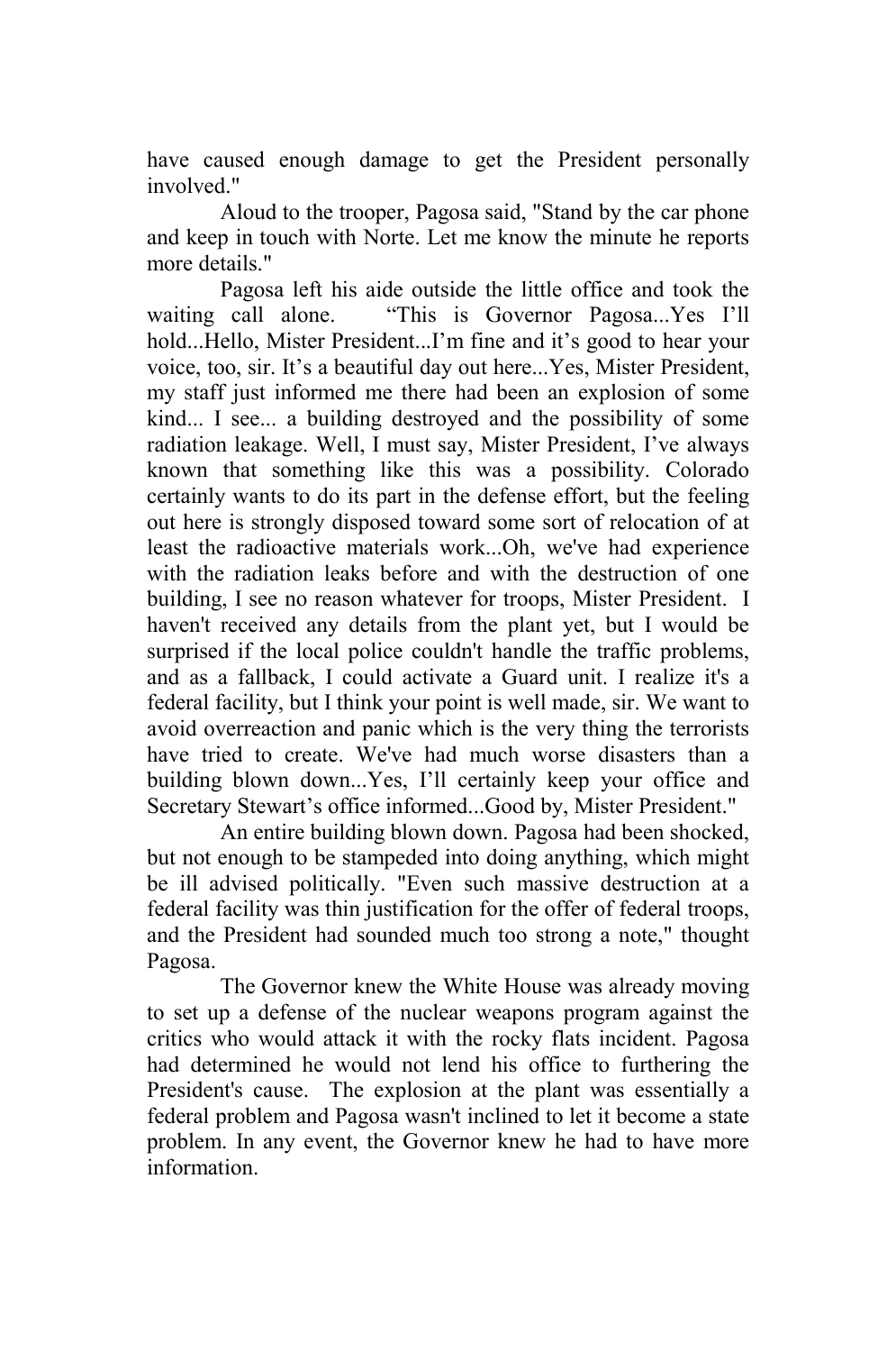have caused enough damage to get the President personally involved."

Aloud to the trooper, Pagosa said, "Stand by the car phone and keep in touch with Norte. Let me know the minute he reports more details."

Pagosa left his aide outside the little office and took the waiting call alone. "This is Governor Pagosa...Yes I'll hold...Hello, Mister President...I'm fine and it's good to hear your voice, too, sir. It's a beautiful day out here...Yes, Mister President, my staff just informed me there had been an explosion of some kind... I see... a building destroyed and the possibility of some radiation leakage. Well, I must say, Mister President, I've always known that something like this was a possibility. Colorado certainly wants to do its part in the defense effort, but the feeling out here is strongly disposed toward some sort of relocation of at least the radioactive materials work...Oh, we've had experience with the radiation leaks before and with the destruction of one building, I see no reason whatever for troops, Mister President. I haven't received any details from the plant yet, but I would be surprised if the local police couldn't handle the traffic problems, and as a fallback, I could activate a Guard unit. I realize it's a federal facility, but I think your point is well made, sir. We want to avoid overreaction and panic which is the very thing the terrorists have tried to create. We've had much worse disasters than a building blown down...Yes, I'll certainly keep your office and Secretary Stewart's office informed...Good by, Mister President."

An entire building blown down. Pagosa had been shocked, but not enough to be stampeded into doing anything, which might be ill advised politically. "Even such massive destruction at a federal facility was thin justification for the offer of federal troops, and the President had sounded much too strong a note," thought Pagosa.

The Governor knew the White House was already moving to set up a defense of the nuclear weapons program against the critics who would attack it with the rocky flats incident. Pagosa had determined he would not lend his office to furthering the President's cause. The explosion at the plant was essentially a federal problem and Pagosa wasn't inclined to let it become a state problem. In any event, the Governor knew he had to have more information.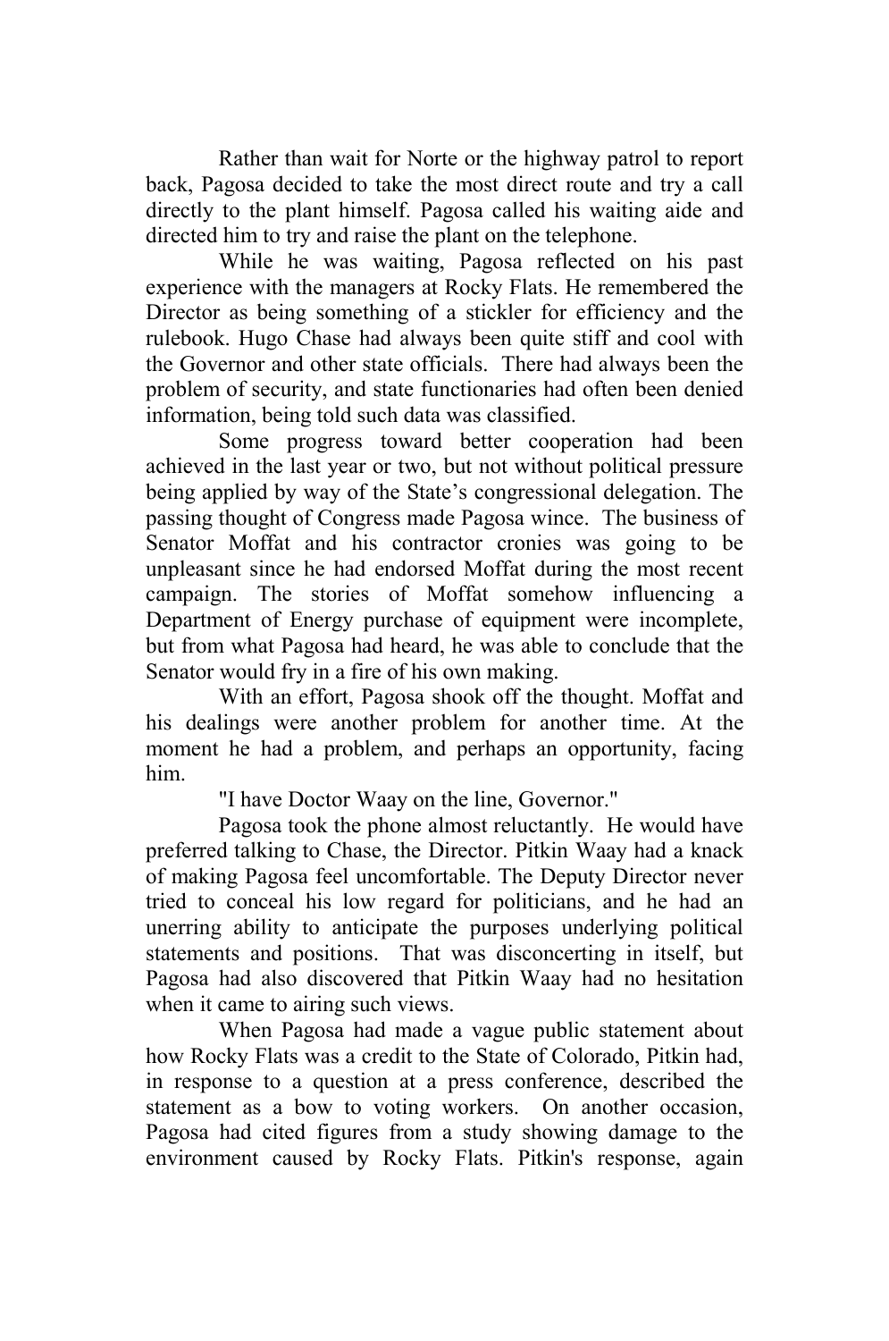Rather than wait for Norte or the highway patrol to report back, Pagosa decided to take the most direct route and try a call directly to the plant himself. Pagosa called his waiting aide and directed him to try and raise the plant on the telephone.

While he was waiting, Pagosa reflected on his past experience with the managers at Rocky Flats. He remembered the Director as being something of a stickler for efficiency and the rulebook. Hugo Chase had always been quite stiff and cool with the Governor and other state officials. There had always been the problem of security, and state functionaries had often been denied information, being told such data was classified.

Some progress toward better cooperation had been achieved in the last year or two, but not without political pressure being applied by way of the State's congressional delegation. The passing thought of Congress made Pagosa wince. The business of Senator Moffat and his contractor cronies was going to be unpleasant since he had endorsed Moffat during the most recent campaign. The stories of Moffat somehow influencing a Department of Energy purchase of equipment were incomplete, but from what Pagosa had heard, he was able to conclude that the Senator would fry in a fire of his own making.

With an effort, Pagosa shook off the thought. Moffat and his dealings were another problem for another time. At the moment he had a problem, and perhaps an opportunity, facing him.

"I have Doctor Waay on the line, Governor."

Pagosa took the phone almost reluctantly. He would have preferred talking to Chase, the Director. Pitkin Waay had a knack of making Pagosa feel uncomfortable. The Deputy Director never tried to conceal his low regard for politicians, and he had an unerring ability to anticipate the purposes underlying political statements and positions. That was disconcerting in itself, but Pagosa had also discovered that Pitkin Waay had no hesitation when it came to airing such views.

When Pagosa had made a vague public statement about how Rocky Flats was a credit to the State of Colorado, Pitkin had, in response to a question at a press conference, described the statement as a bow to voting workers. On another occasion, Pagosa had cited figures from a study showing damage to the environment caused by Rocky Flats. Pitkin's response, again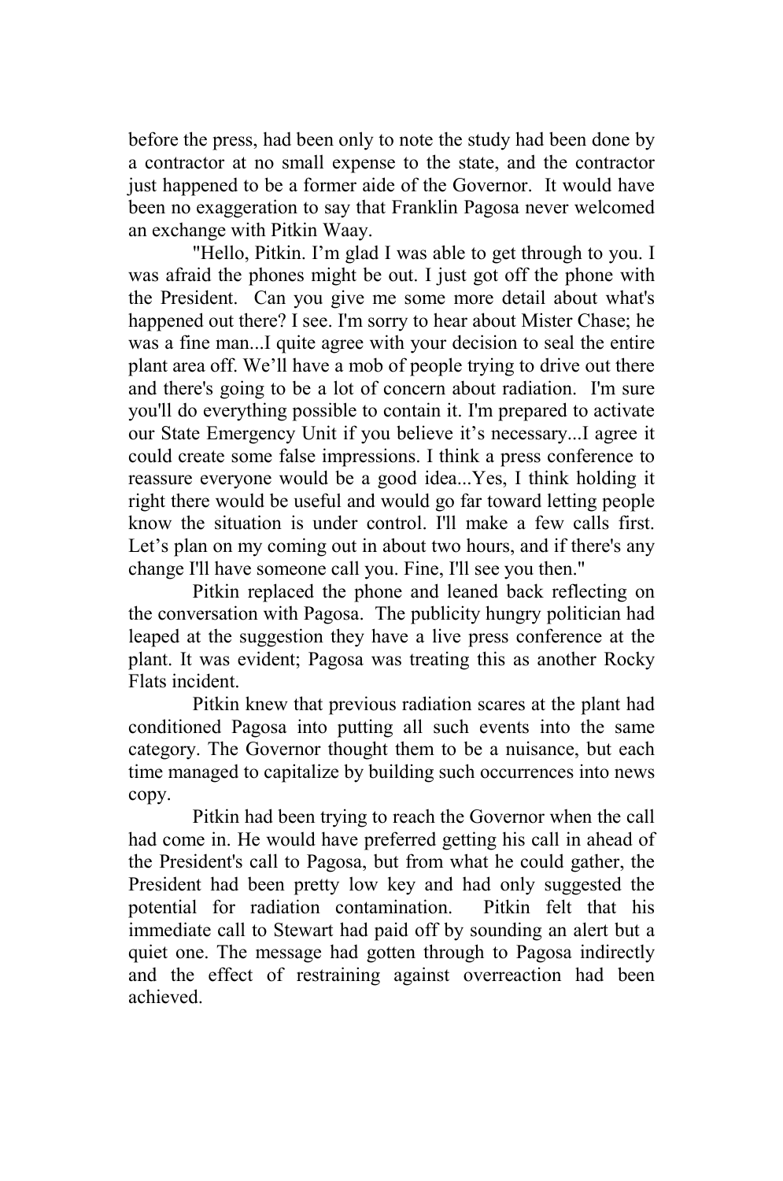before the press, had been only to note the study had been done by a contractor at no small expense to the state, and the contractor just happened to be a former aide of the Governor. It would have been no exaggeration to say that Franklin Pagosa never welcomed an exchange with Pitkin Waay.

"Hello, Pitkin. I'm glad I was able to get through to you. I was afraid the phones might be out. I just got off the phone with the President. Can you give me some more detail about what's happened out there? I see. I'm sorry to hear about Mister Chase; he was a fine man...I quite agree with your decision to seal the entire plant area off. We'll have a mob of people trying to drive out there and there's going to be a lot of concern about radiation. I'm sure you'll do everything possible to contain it. I'm prepared to activate our State Emergency Unit if you believe it's necessary...I agree it could create some false impressions. I think a press conference to reassure everyone would be a good idea...Yes, I think holding it right there would be useful and would go far toward letting people know the situation is under control. I'll make a few calls first. Let's plan on my coming out in about two hours, and if there's any change I'll have someone call you. Fine, I'll see you then."

Pitkin replaced the phone and leaned back reflecting on the conversation with Pagosa. The publicity hungry politician had leaped at the suggestion they have a live press conference at the plant. It was evident; Pagosa was treating this as another Rocky Flats incident.

Pitkin knew that previous radiation scares at the plant had conditioned Pagosa into putting all such events into the same category. The Governor thought them to be a nuisance, but each time managed to capitalize by building such occurrences into news copy.

Pitkin had been trying to reach the Governor when the call had come in. He would have preferred getting his call in ahead of the President's call to Pagosa, but from what he could gather, the President had been pretty low key and had only suggested the potential for radiation contamination. Pitkin felt that his immediate call to Stewart had paid off by sounding an alert but a quiet one. The message had gotten through to Pagosa indirectly and the effect of restraining against overreaction had been achieved.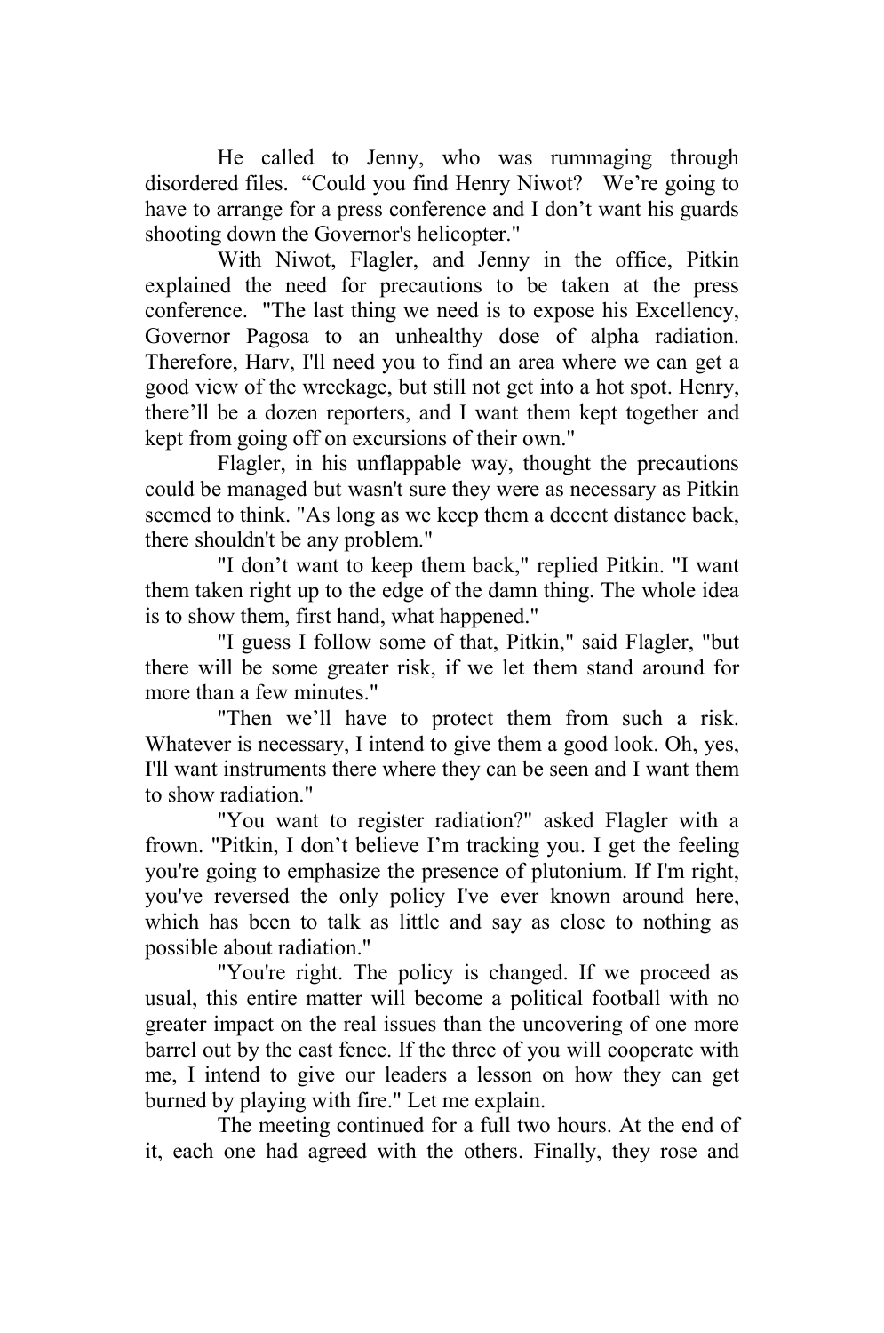He called to Jenny, who was rummaging through disordered files. “Could you find Henry Niwot? We’re going to have to arrange for a press conference and I don’t want his guards shooting down the Governor's helicopter."

With Niwot, Flagler, and Jenny in the office, Pitkin explained the need for precautions to be taken at the press conference. "The last thing we need is to expose his Excellency, Governor Pagosa to an unhealthy dose of alpha radiation. Therefore, Harv, I'll need you to find an area where we can get a good view of the wreckage, but still not get into a hot spot. Henry, there’ll be a dozen reporters, and I want them kept together and kept from going off on excursions of their own."

Flagler, in his unflappable way, thought the precautions could be managed but wasn't sure they were as necessary as Pitkin seemed to think. "As long as we keep them a decent distance back, there shouldn't be any problem."

"I don’t want to keep them back," replied Pitkin. "I want them taken right up to the edge of the damn thing. The whole idea is to show them, first hand, what happened."

"I guess I follow some of that, Pitkin," said Flagler, "but there will be some greater risk, if we let them stand around for more than a few minutes."

"Then we’ll have to protect them from such a risk. Whatever is necessary, I intend to give them a good look. Oh, yes, I'll want instruments there where they can be seen and I want them to show radiation."

"You want to register radiation?" asked Flagler with a frown. "Pitkin, I don’t believe I’m tracking you. I get the feeling you're going to emphasize the presence of plutonium. If I'm right, you've reversed the only policy I've ever known around here, which has been to talk as little and say as close to nothing as possible about radiation."

"You're right. The policy is changed. If we proceed as usual, this entire matter will become a political football with no greater impact on the real issues than the uncovering of one more barrel out by the east fence. If the three of you will cooperate with me, I intend to give our leaders a lesson on how they can get burned by playing with fire." Let me explain.

The meeting continued for a full two hours. At the end of it, each one had agreed with the others. Finally, they rose and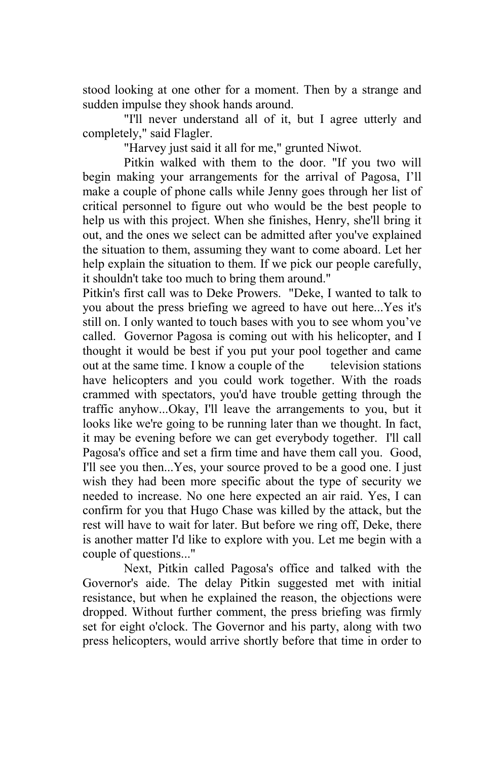stood looking at one other for a moment. Then by a strange and sudden impulse they shook hands around.

"I'll never understand all of it, but I agree utterly and completely," said Flagler.

"Harvey just said it all for me," grunted Niwot.

Pitkin walked with them to the door. "If you two will begin making your arrangements for the arrival of Pagosa, I'll make a couple of phone calls while Jenny goes through her list of critical personnel to figure out who would be the best people to help us with this project. When she finishes, Henry, she'll bring it out, and the ones we select can be admitted after you've explained the situation to them, assuming they want to come aboard. Let her help explain the situation to them. If we pick our people carefully, it shouldn't take too much to bring them around."

Pitkin's first call was to Deke Prowers. "Deke, I wanted to talk to you about the press briefing we agreed to have out here...Yes it's still on. I only wanted to touch bases with you to see whom you've called. Governor Pagosa is coming out with his helicopter, and I thought it would be best if you put your pool together and came out at the same time. I know a couple of the television stations have helicopters and you could work together. With the roads crammed with spectators, you'd have trouble getting through the traffic anyhow...Okay, I'll leave the arrangements to you, but it looks like we're going to be running later than we thought. In fact, it may be evening before we can get everybody together. I'll call Pagosa's office and set a firm time and have them call you. Good, I'll see you then...Yes, your source proved to be a good one. I just wish they had been more specific about the type of security we needed to increase. No one here expected an air raid. Yes, I can confirm for you that Hugo Chase was killed by the attack, but the rest will have to wait for later. But before we ring off, Deke, there is another matter I'd like to explore with you. Let me begin with a couple of questions..."

Next, Pitkin called Pagosa's office and talked with the Governor's aide. The delay Pitkin suggested met with initial resistance, but when he explained the reason, the objections were dropped. Without further comment, the press briefing was firmly set for eight o'clock. The Governor and his party, along with two press helicopters, would arrive shortly before that time in order to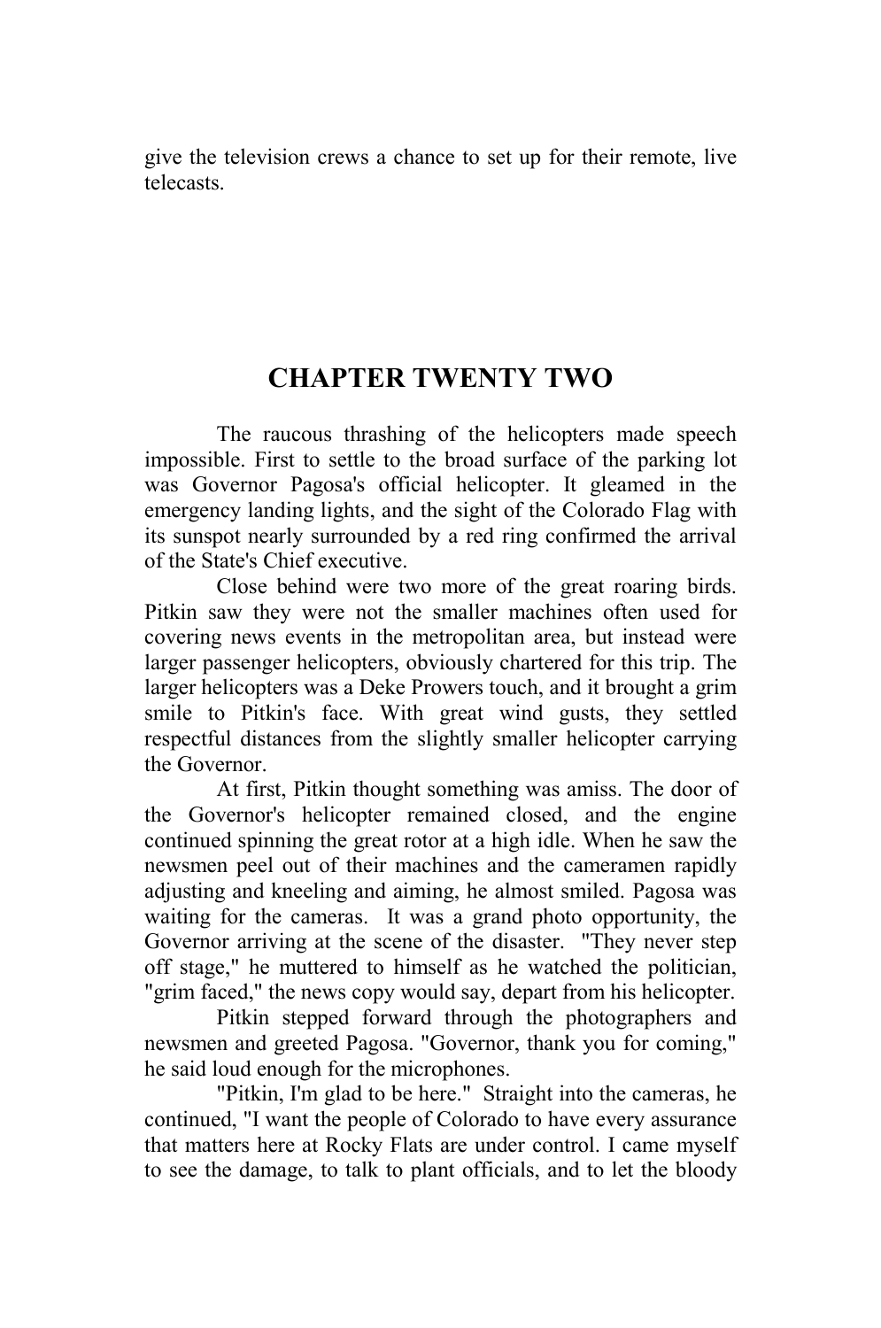give the television crews a chance to set up for their remote, live telecasts.

## CHAPTER TWENTY TWO

The raucous thrashing of the helicopters made speech impossible. First to settle to the broad surface of the parking lot was Governor Pagosa's official helicopter. It gleamed in the emergency landing lights, and the sight of the Colorado Flag with its sunspot nearly surrounded by a red ring confirmed the arrival of the State's Chief executive.

Close behind were two more of the great roaring birds. Pitkin saw they were not the smaller machines often used for covering news events in the metropolitan area, but instead were larger passenger helicopters, obviously chartered for this trip. The larger helicopters was a Deke Prowers touch, and it brought a grim smile to Pitkin's face. With great wind gusts, they settled respectful distances from the slightly smaller helicopter carrying the Governor.

At first, Pitkin thought something was amiss. The door of the Governor's helicopter remained closed, and the engine continued spinning the great rotor at a high idle. When he saw the newsmen peel out of their machines and the cameramen rapidly adjusting and kneeling and aiming, he almost smiled. Pagosa was waiting for the cameras. It was a grand photo opportunity, the Governor arriving at the scene of the disaster. "They never step off stage," he muttered to himself as he watched the politician, "grim faced," the news copy would say, depart from his helicopter.

Pitkin stepped forward through the photographers and newsmen and greeted Pagosa. "Governor, thank you for coming," he said loud enough for the microphones.

"Pitkin, I'm glad to be here." Straight into the cameras, he continued, "I want the people of Colorado to have every assurance that matters here at Rocky Flats are under control. I came myself to see the damage, to talk to plant officials, and to let the bloody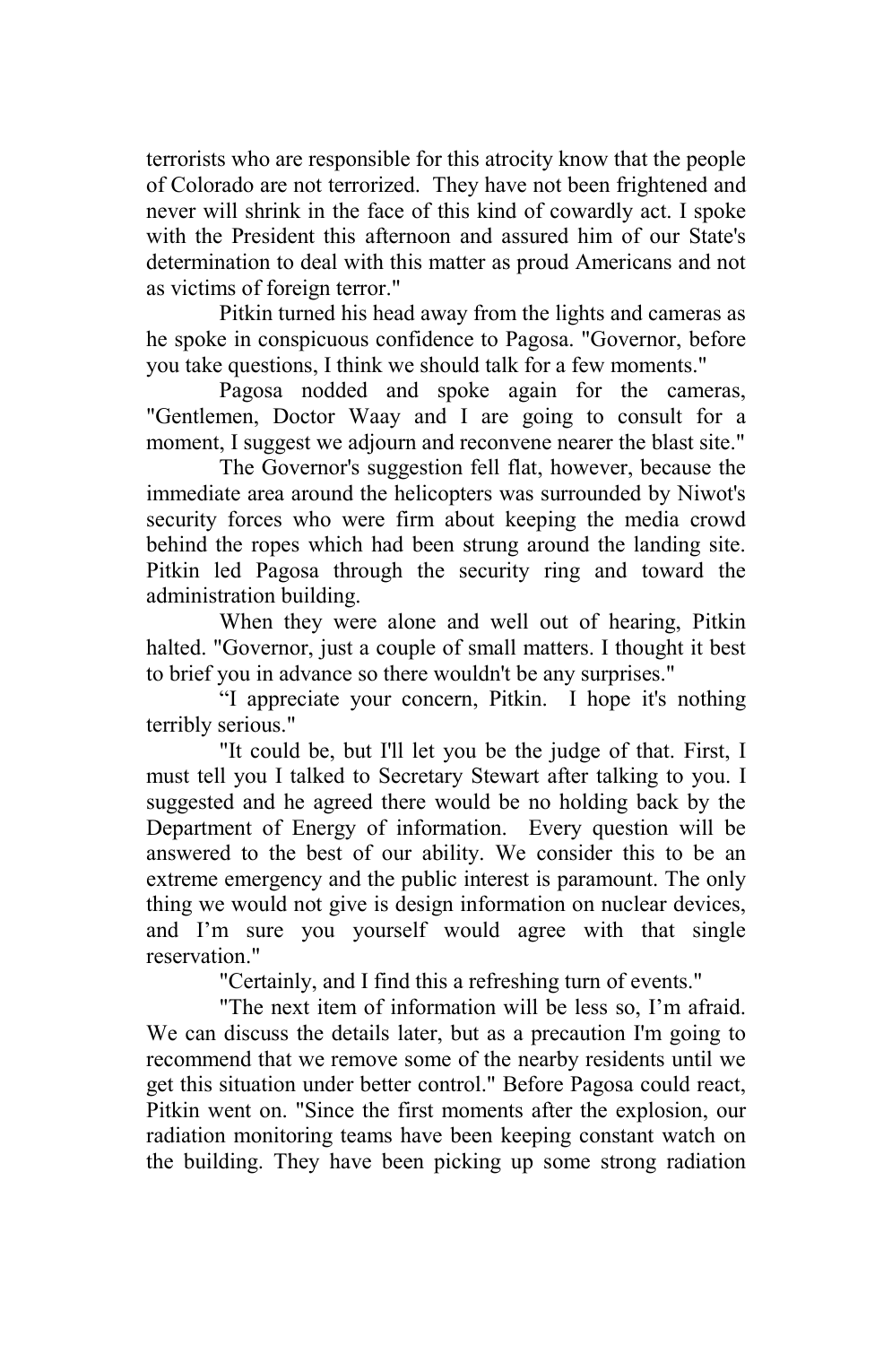terrorists who are responsible for this atrocity know that the people of Colorado are not terrorized. They have not been frightened and never will shrink in the face of this kind of cowardly act. I spoke with the President this afternoon and assured him of our State's determination to deal with this matter as proud Americans and not as victims of foreign terror."

Pitkin turned his head away from the lights and cameras as he spoke in conspicuous confidence to Pagosa. "Governor, before you take questions, I think we should talk for a few moments."

Pagosa nodded and spoke again for the cameras, "Gentlemen, Doctor Waay and I are going to consult for a moment, I suggest we adjourn and reconvene nearer the blast site."

The Governor's suggestion fell flat, however, because the immediate area around the helicopters was surrounded by Niwot's security forces who were firm about keeping the media crowd behind the ropes which had been strung around the landing site. Pitkin led Pagosa through the security ring and toward the administration building.

When they were alone and well out of hearing, Pitkin halted. "Governor, just a couple of small matters. I thought it best to brief you in advance so there wouldn't be any surprises."

“I appreciate your concern, Pitkin. I hope it's nothing terribly serious."

"It could be, but I'll let you be the judge of that. First, I must tell you I talked to Secretary Stewart after talking to you. I suggested and he agreed there would be no holding back by the Department of Energy of information. Every question will be answered to the best of our ability. We consider this to be an extreme emergency and the public interest is paramount. The only thing we would not give is design information on nuclear devices, and I’m sure you yourself would agree with that single reservation."

"Certainly, and I find this a refreshing turn of events."

"The next item of information will be less so, I’m afraid. We can discuss the details later, but as a precaution I'm going to recommend that we remove some of the nearby residents until we get this situation under better control." Before Pagosa could react, Pitkin went on. "Since the first moments after the explosion, our radiation monitoring teams have been keeping constant watch on the building. They have been picking up some strong radiation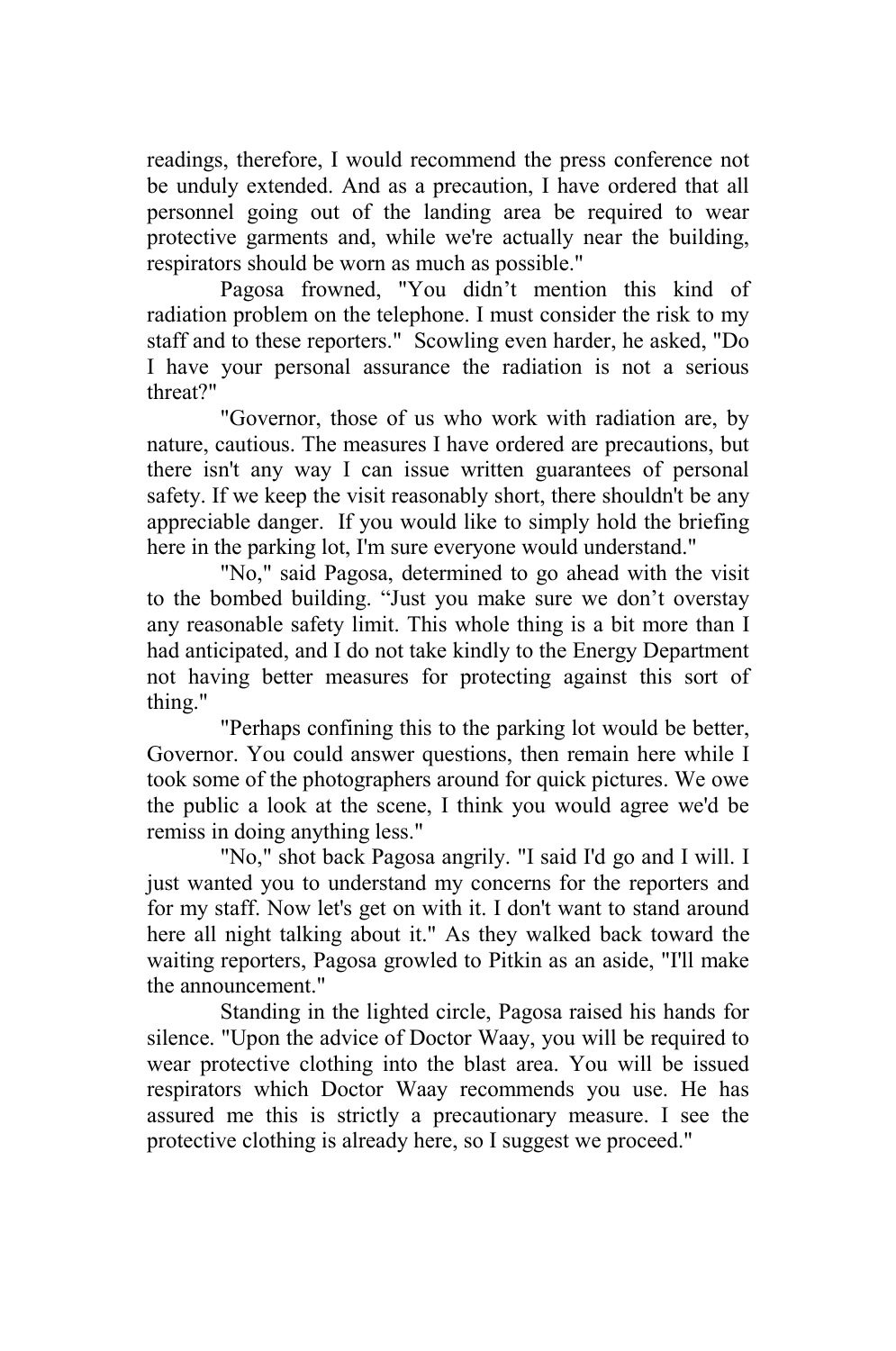readings, therefore, I would recommend the press conference not be unduly extended. And as a precaution, I have ordered that all personnel going out of the landing area be required to wear protective garments and, while we're actually near the building, respirators should be worn as much as possible."

Pagosa frowned, "You didn't mention this kind of radiation problem on the telephone. I must consider the risk to my staff and to these reporters." Scowling even harder, he asked, "Do I have your personal assurance the radiation is not a serious threat?"

"Governor, those of us who work with radiation are, by nature, cautious. The measures I have ordered are precautions, but there isn't any way I can issue written guarantees of personal safety. If we keep the visit reasonably short, there shouldn't be any appreciable danger. If you would like to simply hold the briefing here in the parking lot, I'm sure everyone would understand."

"No," said Pagosa, determined to go ahead with the visit to the bombed building. "Just you make sure we don't overstay any reasonable safety limit. This whole thing is a bit more than I had anticipated, and I do not take kindly to the Energy Department not having better measures for protecting against this sort of thing."

"Perhaps confining this to the parking lot would be better, Governor. You could answer questions, then remain here while I took some of the photographers around for quick pictures. We owe the public a look at the scene, I think you would agree we'd be remiss in doing anything less."

"No," shot back Pagosa angrily. "I said I'd go and I will. I just wanted you to understand my concerns for the reporters and for my staff. Now let's get on with it. I don't want to stand around here all night talking about it." As they walked back toward the waiting reporters, Pagosa growled to Pitkin as an aside, "I'll make the announcement."

Standing in the lighted circle, Pagosa raised his hands for silence. "Upon the advice of Doctor Waay, you will be required to wear protective clothing into the blast area. You will be issued respirators which Doctor Waay recommends you use. He has assured me this is strictly a precautionary measure. I see the protective clothing is already here, so I suggest we proceed."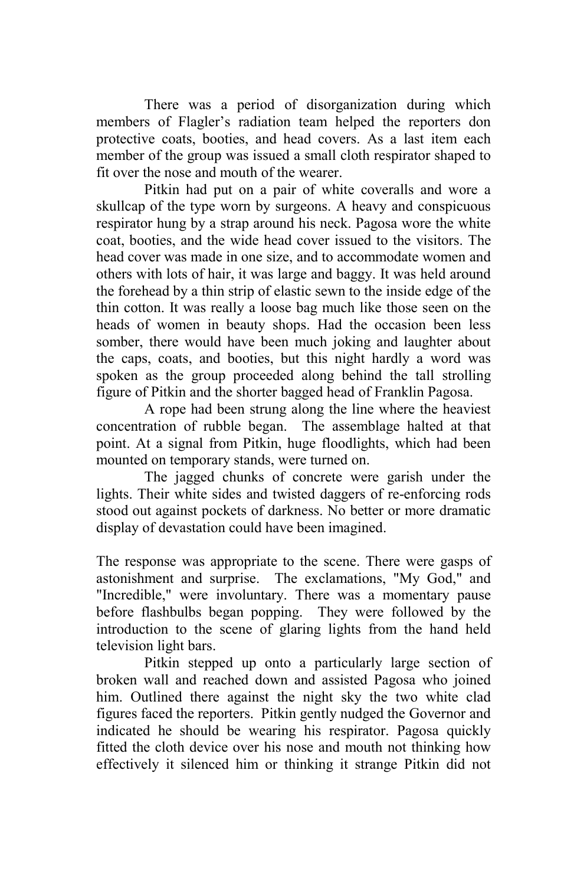There was a period of disorganization during which members of Flagler's radiation team helped the reporters don protective coats, booties, and head covers. As a last item each member of the group was issued a small cloth respirator shaped to fit over the nose and mouth of the wearer.

Pitkin had put on a pair of white coveralls and wore a skullcap of the type worn by surgeons. A heavy and conspicuous respirator hung by a strap around his neck. Pagosa wore the white coat, booties, and the wide head cover issued to the visitors. The head cover was made in one size, and to accommodate women and others with lots of hair, it was large and baggy. It was held around the forehead by a thin strip of elastic sewn to the inside edge of the thin cotton. It was really a loose bag much like those seen on the heads of women in beauty shops. Had the occasion been less somber, there would have been much joking and laughter about the caps, coats, and booties, but this night hardly a word was spoken as the group proceeded along behind the tall strolling figure of Pitkin and the shorter bagged head of Franklin Pagosa.

A rope had been strung along the line where the heaviest concentration of rubble began. The assemblage halted at that point. At a signal from Pitkin, huge floodlights, which had been mounted on temporary stands, were turned on.

The jagged chunks of concrete were garish under the lights. Their white sides and twisted daggers of re-enforcing rods stood out against pockets of darkness. No better or more dramatic display of devastation could have been imagined.

The response was appropriate to the scene. There were gasps of astonishment and surprise. The exclamations, "My God," and "Incredible," were involuntary. There was a momentary pause before flashbulbs began popping. They were followed by the introduction to the scene of glaring lights from the hand held television light bars.

Pitkin stepped up onto a particularly large section of broken wall and reached down and assisted Pagosa who joined him. Outlined there against the night sky the two white clad figures faced the reporters. Pitkin gently nudged the Governor and indicated he should be wearing his respirator. Pagosa quickly fitted the cloth device over his nose and mouth not thinking how effectively it silenced him or thinking it strange Pitkin did not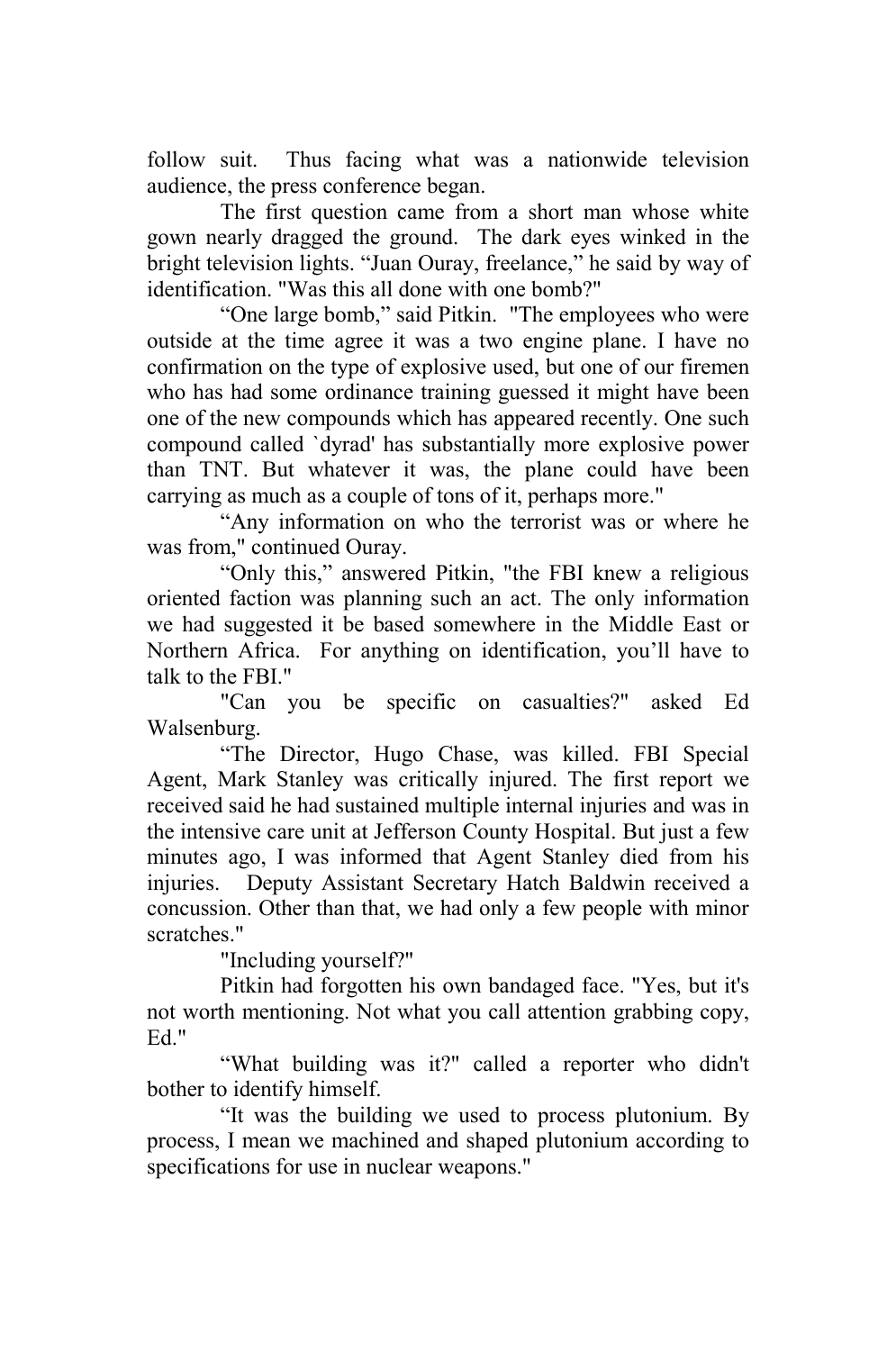follow suit. Thus facing what was a nationwide television audience, the press conference began.

The first question came from a short man whose white gown nearly dragged the ground. The dark eyes winked in the bright television lights. "Juan Ouray, freelance," he said by way of identification. "Was this all done with one bomb?"

"One large bomb," said Pitkin. "The employees who were outside at the time agree it was a two engine plane. I have no confirmation on the type of explosive used, but one of our firemen who has had some ordinance training guessed it might have been one of the new compounds which has appeared recently. One such compound called `dyrad' has substantially more explosive power than TNT. But whatever it was, the plane could have been carrying as much as a couple of tons of it, perhaps more."

"Any information on who the terrorist was or where he was from," continued Ouray.

"Only this," answered Pitkin, "the FBI knew a religious oriented faction was planning such an act. The only information we had suggested it be based somewhere in the Middle East or Northern Africa. For anything on identification, you'll have to talk to the FBI."

"Can you be specific on casualties?" asked Ed Walsenburg.

"The Director, Hugo Chase, was killed. FBI Special Agent, Mark Stanley was critically injured. The first report we received said he had sustained multiple internal injuries and was in the intensive care unit at Jefferson County Hospital. But just a few minutes ago, I was informed that Agent Stanley died from his injuries. Deputy Assistant Secretary Hatch Baldwin received a concussion. Other than that, we had only a few people with minor scratches."

"Including yourself?"

Pitkin had forgotten his own bandaged face. "Yes, but it's not worth mentioning. Not what you call attention grabbing copy, Ed."

"What building was it?" called a reporter who didn't bother to identify himself.

"It was the building we used to process plutonium. By process, I mean we machined and shaped plutonium according to specifications for use in nuclear weapons."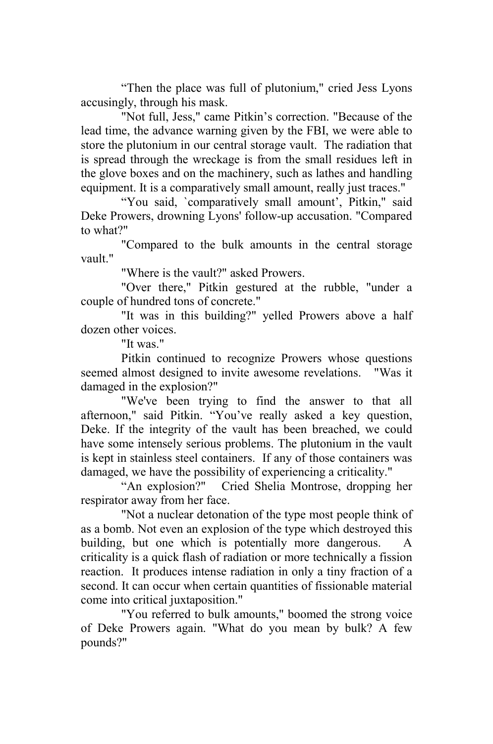“Then the place was full of plutonium," cried Jess Lyons accusingly, through his mask.

"Not full, Jess," came Pitkin’s correction. "Because of the lead time, the advance warning given by the FBI, we were able to store the plutonium in our central storage vault. The radiation that is spread through the wreckage is from the small residues left in the glove boxes and on the machinery, such as lathes and handling equipment. It is a comparatively small amount, really just traces."

“You said, `comparatively small amount’, Pitkin," said Deke Prowers, drowning Lyons' follow-up accusation. "Compared to what?"

"Compared to the bulk amounts in the central storage vault."

"Where is the vault?" asked Prowers.

"Over there," Pitkin gestured at the rubble, "under a couple of hundred tons of concrete."

"It was in this building?" yelled Prowers above a half dozen other voices.

"It was."

Pitkin continued to recognize Prowers whose questions seemed almost designed to invite awesome revelations. "Was it damaged in the explosion?"

"We've been trying to find the answer to that all afternoon," said Pitkin. “You’ve really asked a key question, Deke. If the integrity of the vault has been breached, we could have some intensely serious problems. The plutonium in the vault is kept in stainless steel containers. If any of those containers was damaged, we have the possibility of experiencing a criticality."

“An explosion?" Cried Shelia Montrose, dropping her respirator away from her face.

"Not a nuclear detonation of the type most people think of as a bomb. Not even an explosion of the type which destroyed this building, but one which is potentially more dangerous. A criticality is a quick flash of radiation or more technically a fission reaction. It produces intense radiation in only a tiny fraction of a second. It can occur when certain quantities of fissionable material come into critical juxtaposition."

"You referred to bulk amounts," boomed the strong voice of Deke Prowers again. "What do you mean by bulk? A few pounds?"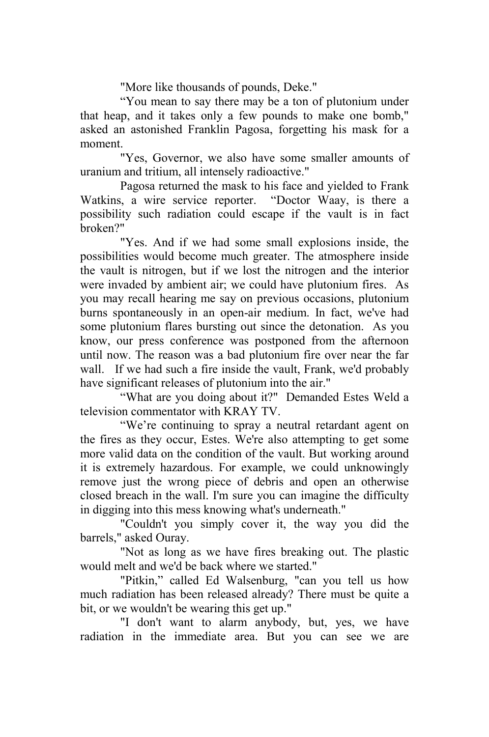"More like thousands of pounds, Deke."

“You mean to say there may be a ton of plutonium under that heap, and it takes only a few pounds to make one bomb," asked an astonished Franklin Pagosa, forgetting his mask for a moment.

"Yes, Governor, we also have some smaller amounts of uranium and tritium, all intensely radioactive."

Pagosa returned the mask to his face and yielded to Frank Watkins, a wire service reporter. “Doctor Waay, is there a possibility such radiation could escape if the vault is in fact broken?"

"Yes. And if we had some small explosions inside, the possibilities would become much greater. The atmosphere inside the vault is nitrogen, but if we lost the nitrogen and the interior were invaded by ambient air; we could have plutonium fires. As you may recall hearing me say on previous occasions, plutonium burns spontaneously in an open-air medium. In fact, we've had some plutonium flares bursting out since the detonation. As you know, our press conference was postponed from the afternoon until now. The reason was a bad plutonium fire over near the far wall. If we had such a fire inside the vault, Frank, we'd probably have significant releases of plutonium into the air."

“What are you doing about it?" Demanded Estes Weld a television commentator with KRAY TV.

“We’re continuing to spray a neutral retardant agent on the fires as they occur, Estes. We're also attempting to get some more valid data on the condition of the vault. But working around it is extremely hazardous. For example, we could unknowingly remove just the wrong piece of debris and open an otherwise closed breach in the wall. I'm sure you can imagine the difficulty in digging into this mess knowing what's underneath."

"Couldn't you simply cover it, the way you did the barrels," asked Ouray.

"Not as long as we have fires breaking out. The plastic would melt and we'd be back where we started."

"Pitkin,” called Ed Walsenburg, "can you tell us how much radiation has been released already? There must be quite a bit, or we wouldn't be wearing this get up."

"I don't want to alarm anybody, but, yes, we have radiation in the immediate area. But you can see we are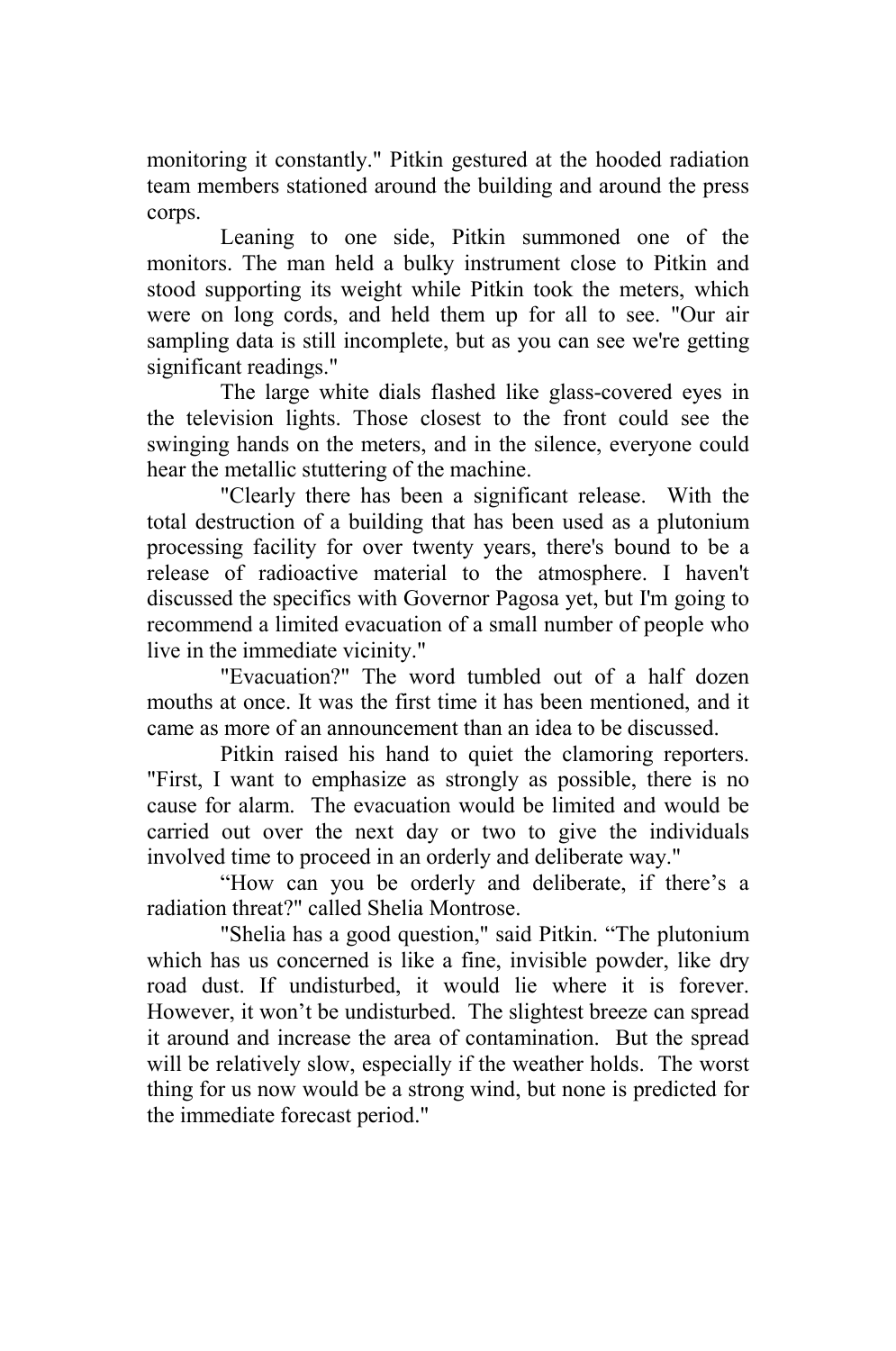monitoring it constantly." Pitkin gestured at the hooded radiation team members stationed around the building and around the press corps.

Leaning to one side, Pitkin summoned one of the monitors. The man held a bulky instrument close to Pitkin and stood supporting its weight while Pitkin took the meters, which were on long cords, and held them up for all to see. "Our air sampling data is still incomplete, but as you can see we're getting significant readings."

The large white dials flashed like glass-covered eyes in the television lights. Those closest to the front could see the swinging hands on the meters, and in the silence, everyone could hear the metallic stuttering of the machine.

"Clearly there has been a significant release. With the total destruction of a building that has been used as a plutonium processing facility for over twenty years, there's bound to be a release of radioactive material to the atmosphere. I haven't discussed the specifics with Governor Pagosa yet, but I'm going to recommend a limited evacuation of a small number of people who live in the immediate vicinity."

"Evacuation?" The word tumbled out of a half dozen mouths at once. It was the first time it has been mentioned, and it came as more of an announcement than an idea to be discussed.

Pitkin raised his hand to quiet the clamoring reporters. "First, I want to emphasize as strongly as possible, there is no cause for alarm. The evacuation would be limited and would be carried out over the next day or two to give the individuals involved time to proceed in an orderly and deliberate way."

"How can you be orderly and deliberate, if there's a radiation threat?" called Shelia Montrose.

"Shelia has a good question," said Pitkin. "The plutonium which has us concerned is like a fine, invisible powder, like dry road dust. If undisturbed, it would lie where it is forever. However, it won't be undisturbed. The slightest breeze can spread it around and increase the area of contamination. But the spread will be relatively slow, especially if the weather holds. The worst thing for us now would be a strong wind, but none is predicted for the immediate forecast period."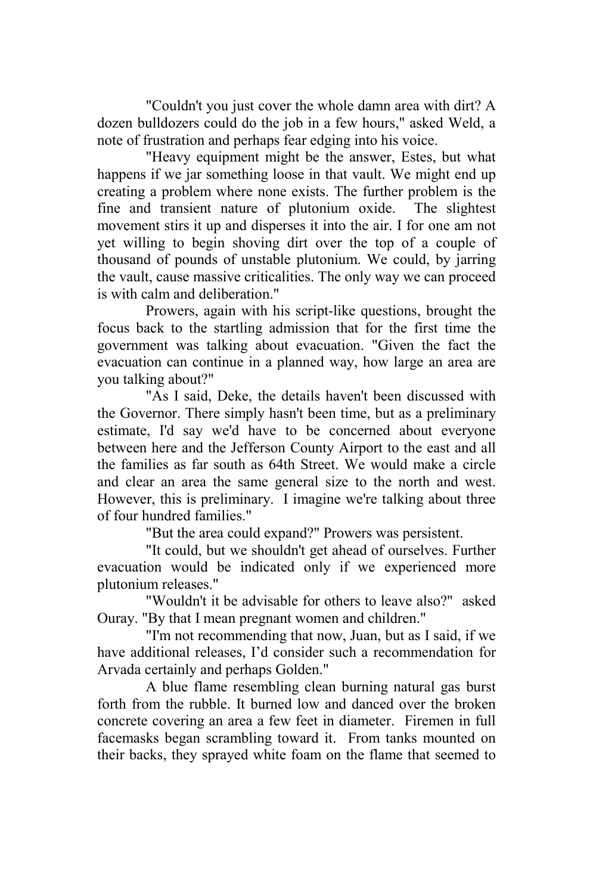"Couldn't you just cover the whole damn area with dirt? A dozen bulldozers could do the job in a few hours," asked Weld, a note of frustration and perhaps fear edging into his voice.

"Heavy equipment might be the answer, Estes, but what happens if we jar something loose in that vault. We might end up creating a problem where none exists. The further problem is the fine and transient nature of plutonium oxide. The slightest movement stirs it up and disperses it into the air. I for one am not yet willing to begin shoving dirt over the top of a couple of thousand of pounds of unstable plutonium. We could, by jarring the vault, cause massive criticalities. The only way we can proceed is with calm and deliberation."

Prowers, again with his script-like questions, brought the focus back to the startling admission that for the first time the government was talking about evacuation. "Given the fact the evacuation can continue in a planned way, how large an area are you talking about?"

"As I said, Deke, the details haven't been discussed with the Governor. There simply hasn't been time, but as a preliminary estimate, I'd say we'd have to be concerned about everyone between here and the Jefferson County Airport to the east and all the families as far south as 64th Street. We would make a circle and clear an area the same general size to the north and west. However, this is preliminary. I imagine we're talking about three of four hundred families."

"But the area could expand?" Prowers was persistent.

"It could, but we shouldn't get ahead of ourselves. Further evacuation would be indicated only if we experienced more plutonium releases."

"Wouldn't it be advisable for others to leave also?" asked Ouray. "By that I mean pregnant women and children."

"I'm not recommending that now, Juan, but as I said, if we have additional releases, I'd consider such a recommendation for Arvada certainly and perhaps Golden."

A blue flame resembling clean burning natural gas burst forth from the rubble. It burned low and danced over the broken concrete covering an area a few feet in diameter. Firemen in full facemasks began scrambling toward it. From tanks mounted on their backs, they sprayed white foam on the flame that seemed to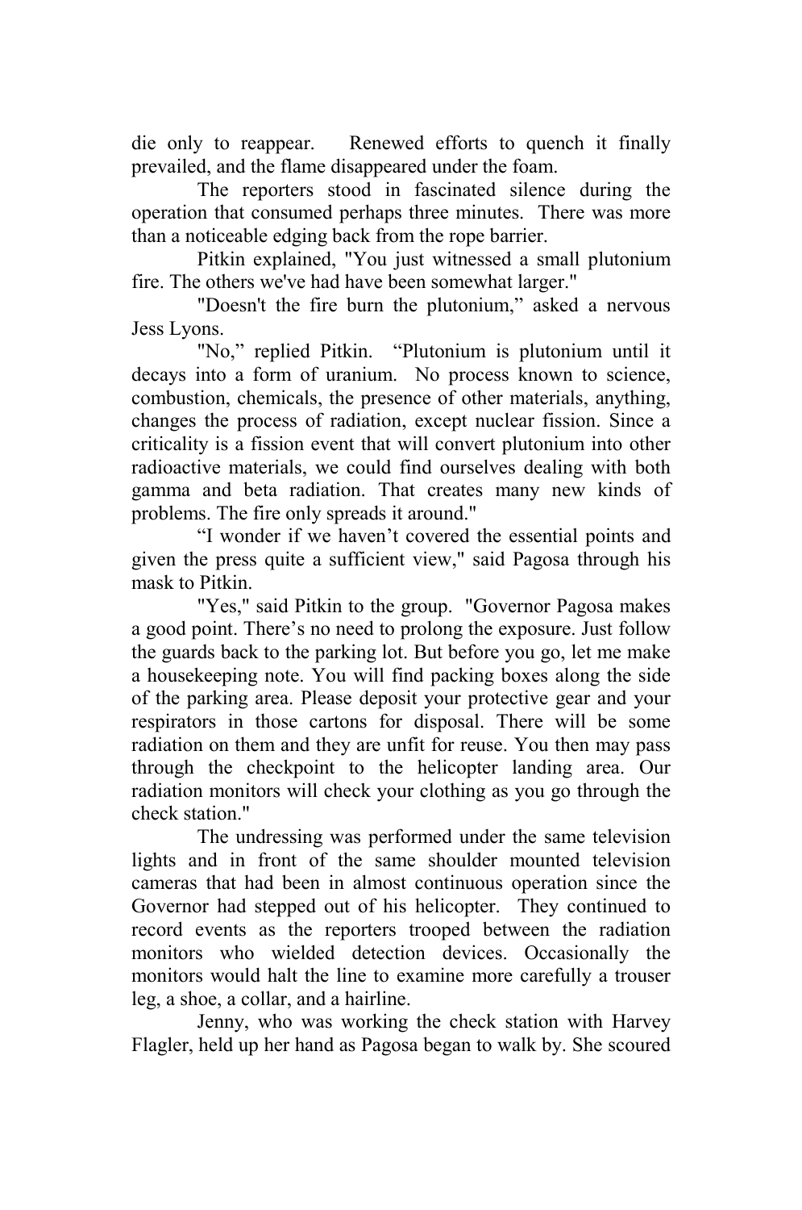die only to reappear. Renewed efforts to quench it finally prevailed, and the flame disappeared under the foam.

The reporters stood in fascinated silence during the operation that consumed perhaps three minutes. There was more than a noticeable edging back from the rope barrier.

Pitkin explained, "You just witnessed a small plutonium fire. The others we've had have been somewhat larger."

"Doesn't the fire burn the plutonium," asked a nervous Jess Lyons.

"No," replied Pitkin. "Plutonium is plutonium until it decays into a form of uranium. No process known to science, combustion, chemicals, the presence of other materials, anything, changes the process of radiation, except nuclear fission. Since a criticality is a fission event that will convert plutonium into other radioactive materials, we could find ourselves dealing with both gamma and beta radiation. That creates many new kinds of problems. The fire only spreads it around."

"I wonder if we haven't covered the essential points and given the press quite a sufficient view," said Pagosa through his mask to Pitkin.

"Yes," said Pitkin to the group. "Governor Pagosa makes a good point. There's no need to prolong the exposure. Just follow the guards back to the parking lot. But before you go, let me make a housekeeping note. You will find packing boxes along the side of the parking area. Please deposit your protective gear and your respirators in those cartons for disposal. There will be some radiation on them and they are unfit for reuse. You then may pass through the checkpoint to the helicopter landing area. Our radiation monitors will check your clothing as you go through the check station."

The undressing was performed under the same television lights and in front of the same shoulder mounted television cameras that had been in almost continuous operation since the Governor had stepped out of his helicopter. They continued to record events as the reporters trooped between the radiation monitors who wielded detection devices. Occasionally the monitors would halt the line to examine more carefully a trouser leg, a shoe, a collar, and a hairline.

Jenny, who was working the check station with Harvey Flagler, held up her hand as Pagosa began to walk by. She scoured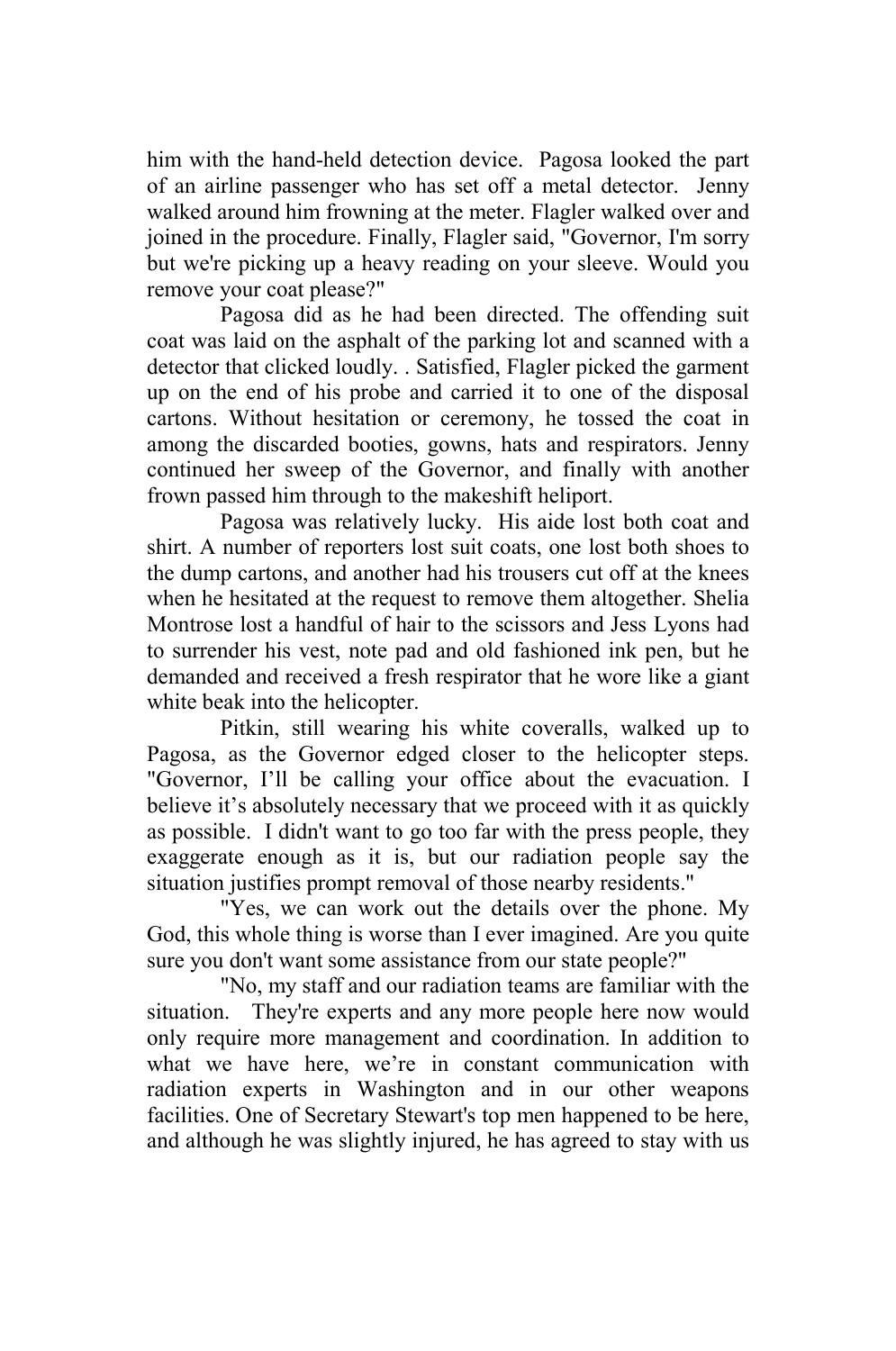him with the hand-held detection device. Pagosa looked the part of an airline passenger who has set off a metal detector. Jenny walked around him frowning at the meter. Flagler walked over and joined in the procedure. Finally, Flagler said, "Governor, I'm sorry but we're picking up a heavy reading on your sleeve. Would you remove your coat please?"

Pagosa did as he had been directed. The offending suit coat was laid on the asphalt of the parking lot and scanned with a detector that clicked loudly. . Satisfied, Flagler picked the garment up on the end of his probe and carried it to one of the disposal cartons. Without hesitation or ceremony, he tossed the coat in among the discarded booties, gowns, hats and respirators. Jenny continued her sweep of the Governor, and finally with another frown passed him through to the makeshift heliport.

Pagosa was relatively lucky. His aide lost both coat and shirt. A number of reporters lost suit coats, one lost both shoes to the dump cartons, and another had his trousers cut off at the knees when he hesitated at the request to remove them altogether. Shelia Montrose lost a handful of hair to the scissors and Jess Lyons had to surrender his vest, note pad and old fashioned ink pen, but he demanded and received a fresh respirator that he wore like a giant white beak into the helicopter.

Pitkin, still wearing his white coveralls, walked up to Pagosa, as the Governor edged closer to the helicopter steps. "Governor, I'll be calling your office about the evacuation. I believe it's absolutely necessary that we proceed with it as quickly as possible. I didn't want to go too far with the press people, they exaggerate enough as it is, but our radiation people say the situation justifies prompt removal of those nearby residents."

"Yes, we can work out the details over the phone. My God, this whole thing is worse than I ever imagined. Are you quite sure you don't want some assistance from our state people?"

"No, my staff and our radiation teams are familiar with the situation. They're experts and any more people here now would only require more management and coordination. In addition to what we have here, we're in constant communication with radiation experts in Washington and in our other weapons facilities. One of Secretary Stewart's top men happened to be here, and although he was slightly injured, he has agreed to stay with us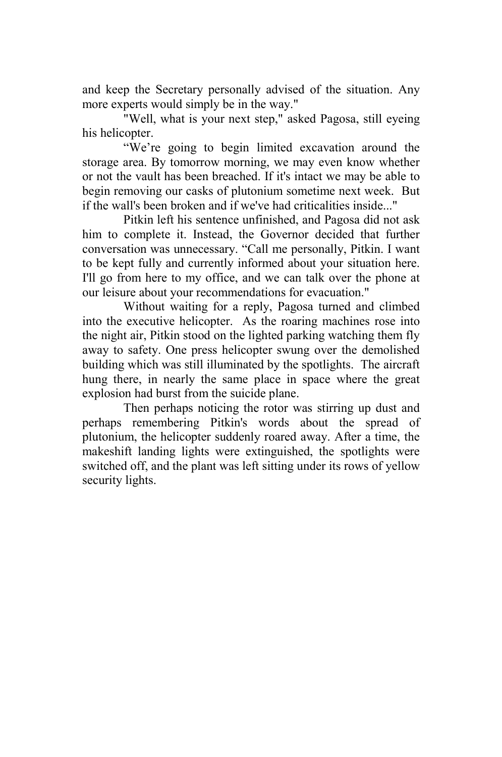and keep the Secretary personally advised of the situation. Any more experts would simply be in the way."

"Well, what is your next step," asked Pagosa, still eyeing his helicopter.

"We're going to begin limited excavation around the storage area. By tomorrow morning, we may even know whether or not the vault has been breached. If it's intact we may be able to begin removing our casks of plutonium sometime next week. But if the wall's been broken and if we've had criticalities inside..."

Pitkin left his sentence unfinished, and Pagosa did not ask him to complete it. Instead, the Governor decided that further conversation was unnecessary. "Call me personally, Pitkin. I want to be kept fully and currently informed about your situation here. I'll go from here to my office, and we can talk over the phone at our leisure about your recommendations for evacuation."

Without waiting for a reply, Pagosa turned and climbed into the executive helicopter. As the roaring machines rose into the night air, Pitkin stood on the lighted parking watching them fly away to safety. One press helicopter swung over the demolished building which was still illuminated by the spotlights. The aircraft hung there, in nearly the same place in space where the great explosion had burst from the suicide plane.

Then perhaps noticing the rotor was stirring up dust and perhaps remembering Pitkin's words about the spread of plutonium, the helicopter suddenly roared away. After a time, the makeshift landing lights were extinguished, the spotlights were switched off, and the plant was left sitting under its rows of yellow security lights.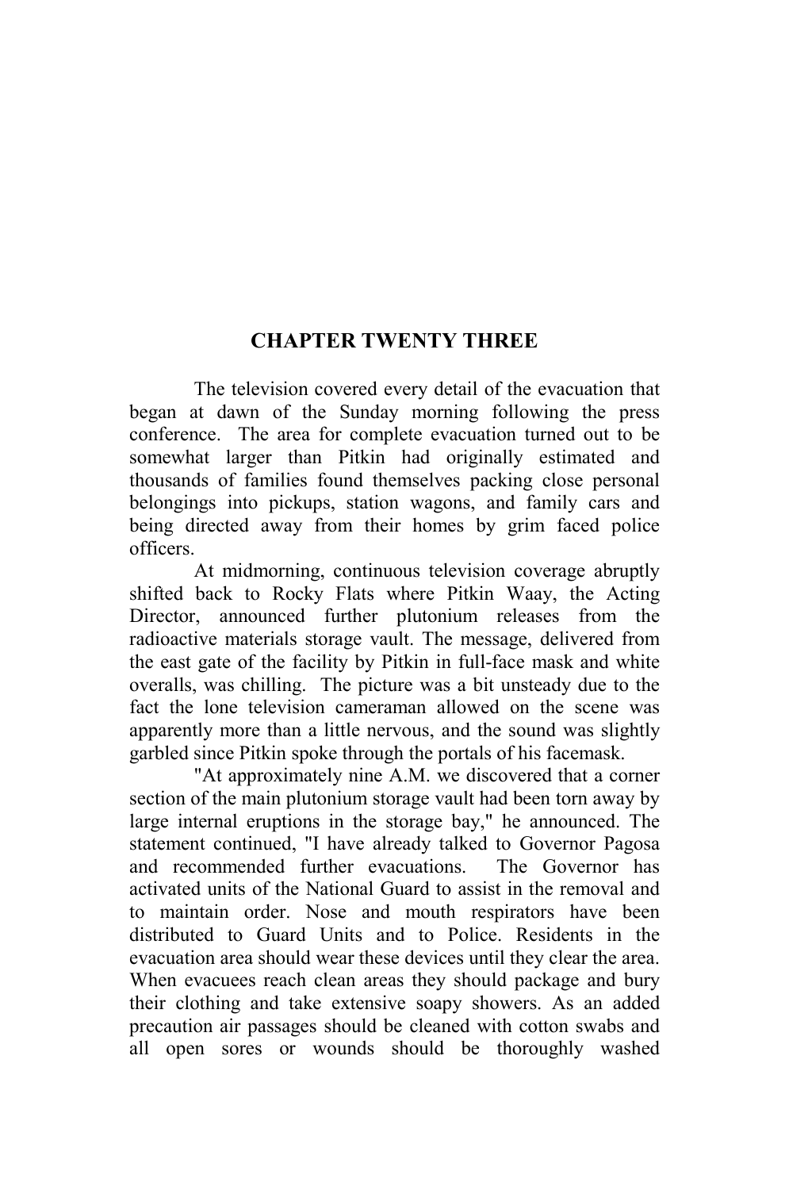# CHAPTER TWENTY THREE

The television covered every detail of the evacuation that began at dawn of the Sunday morning following the press conference. The area for complete evacuation turned out to be somewhat larger than Pitkin had originally estimated and thousands of families found themselves packing close personal belongings into pickups, station wagons, and family cars and being directed away from their homes by grim faced police officers.

At midmorning, continuous television coverage abruptly shifted back to Rocky Flats where Pitkin Waay, the Acting Director, announced further plutonium releases from the radioactive materials storage vault. The message, delivered from the east gate of the facility by Pitkin in full-face mask and white overalls, was chilling. The picture was a bit unsteady due to the fact the lone television cameraman allowed on the scene was apparently more than a little nervous, and the sound was slightly garbled since Pitkin spoke through the portals of his facemask.

"At approximately nine A.M. we discovered that a corner section of the main plutonium storage vault had been torn away by large internal eruptions in the storage bay," he announced. The statement continued, "I have already talked to Governor Pagosa and recommended further evacuations. The Governor has activated units of the National Guard to assist in the removal and to maintain order. Nose and mouth respirators have been distributed to Guard Units and to Police. Residents in the evacuation area should wear these devices until they clear the area. When evacuees reach clean areas they should package and bury their clothing and take extensive soapy showers. As an added precaution air passages should be cleaned with cotton swabs and all open sores or wounds should be thoroughly washed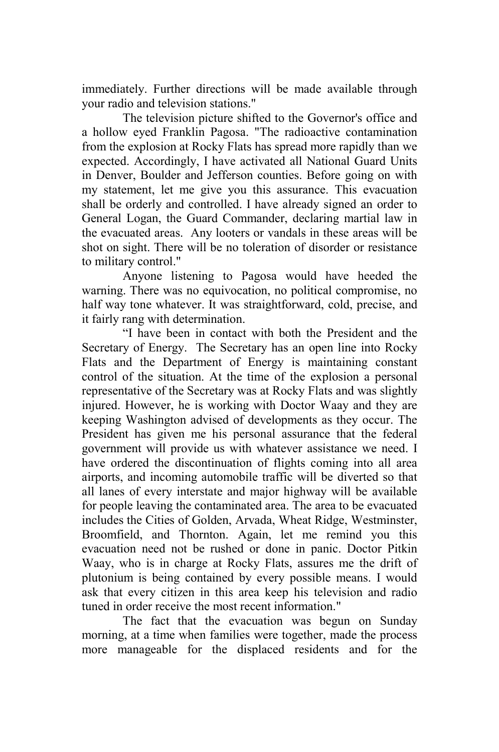immediately. Further directions will be made available through your radio and television stations."

The television picture shifted to the Governor's office and a hollow eyed Franklin Pagosa. "The radioactive contamination from the explosion at Rocky Flats has spread more rapidly than we expected. Accordingly, I have activated all National Guard Units in Denver, Boulder and Jefferson counties. Before going on with my statement, let me give you this assurance. This evacuation shall be orderly and controlled. I have already signed an order to General Logan, the Guard Commander, declaring martial law in the evacuated areas. Any looters or vandals in these areas will be shot on sight. There will be no toleration of disorder or resistance to military control."

Anyone listening to Pagosa would have heeded the warning. There was no equivocation, no political compromise, no half way tone whatever. It was straightforward, cold, precise, and it fairly rang with determination.

"I have been in contact with both the President and the Secretary of Energy. The Secretary has an open line into Rocky Flats and the Department of Energy is maintaining constant control of the situation. At the time of the explosion a personal representative of the Secretary was at Rocky Flats and was slightly injured. However, he is working with Doctor Waay and they are keeping Washington advised of developments as they occur. The President has given me his personal assurance that the federal government will provide us with whatever assistance we need. I have ordered the discontinuation of flights coming into all area airports, and incoming automobile traffic will be diverted so that all lanes of every interstate and major highway will be available for people leaving the contaminated area. The area to be evacuated includes the Cities of Golden, Arvada, Wheat Ridge, Westminster, Broomfield, and Thornton. Again, let me remind you this evacuation need not be rushed or done in panic. Doctor Pitkin Waay, who is in charge at Rocky Flats, assures me the drift of plutonium is being contained by every possible means. I would ask that every citizen in this area keep his television and radio tuned in order receive the most recent information."

The fact that the evacuation was begun on Sunday morning, at a time when families were together, made the process more manageable for the displaced residents and for the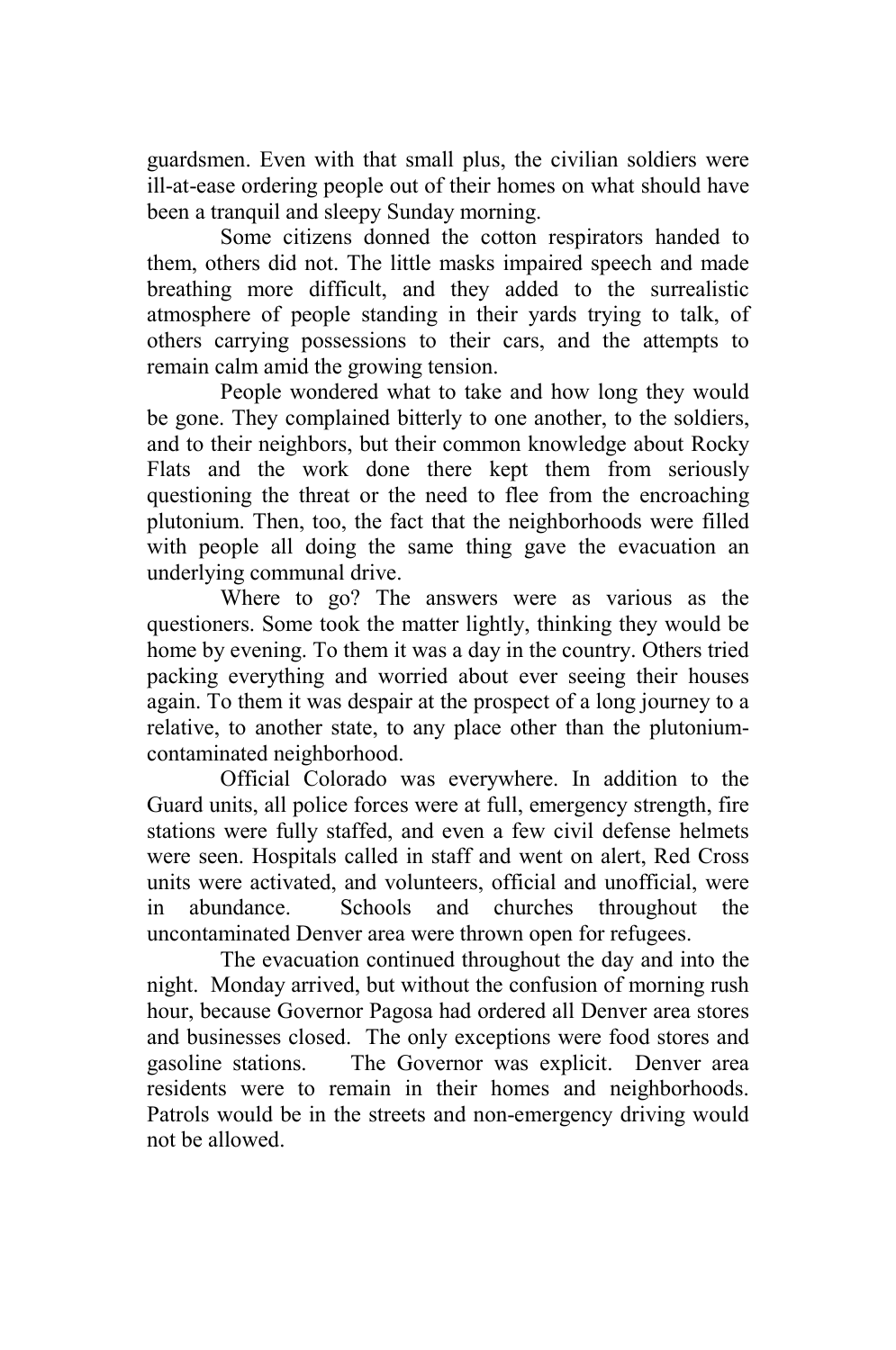guardsmen. Even with that small plus, the civilian soldiers were ill-at-ease ordering people out of their homes on what should have been a tranquil and sleepy Sunday morning.

Some citizens donned the cotton respirators handed to them, others did not. The little masks impaired speech and made breathing more difficult, and they added to the surrealistic atmosphere of people standing in their yards trying to talk, of others carrying possessions to their cars, and the attempts to remain calm amid the growing tension.

People wondered what to take and how long they would be gone. They complained bitterly to one another, to the soldiers, and to their neighbors, but their common knowledge about Rocky Flats and the work done there kept them from seriously questioning the threat or the need to flee from the encroaching plutonium. Then, too, the fact that the neighborhoods were filled with people all doing the same thing gave the evacuation an underlying communal drive.

Where to go? The answers were as various as the questioners. Some took the matter lightly, thinking they would be home by evening. To them it was a day in the country. Others tried packing everything and worried about ever seeing their houses again. To them it was despair at the prospect of a long journey to a relative, to another state, to any place other than the plutonium-contaminated neighborhood.

Official Colorado was everywhere. In addition to the Guard units, all police forces were at full, emergency strength, fire stations were fully staffed, and even a few civil defense helmets were seen. Hospitals called in staff and went on alert, Red Cross units were activated, and volunteers, official and unofficial, were in abundance. Schools and churches throughout the uncontaminated Denver area were thrown open for refugees.

The evacuation continued throughout the day and into the night. Monday arrived, but without the confusion of morning rush hour, because Governor Pagosa had ordered all Denver area stores and businesses closed. The only exceptions were food stores and gasoline stations. The Governor was explicit. Denver area residents were to remain in their homes and neighborhoods. Patrols would be in the streets and non-emergency driving would not be allowed.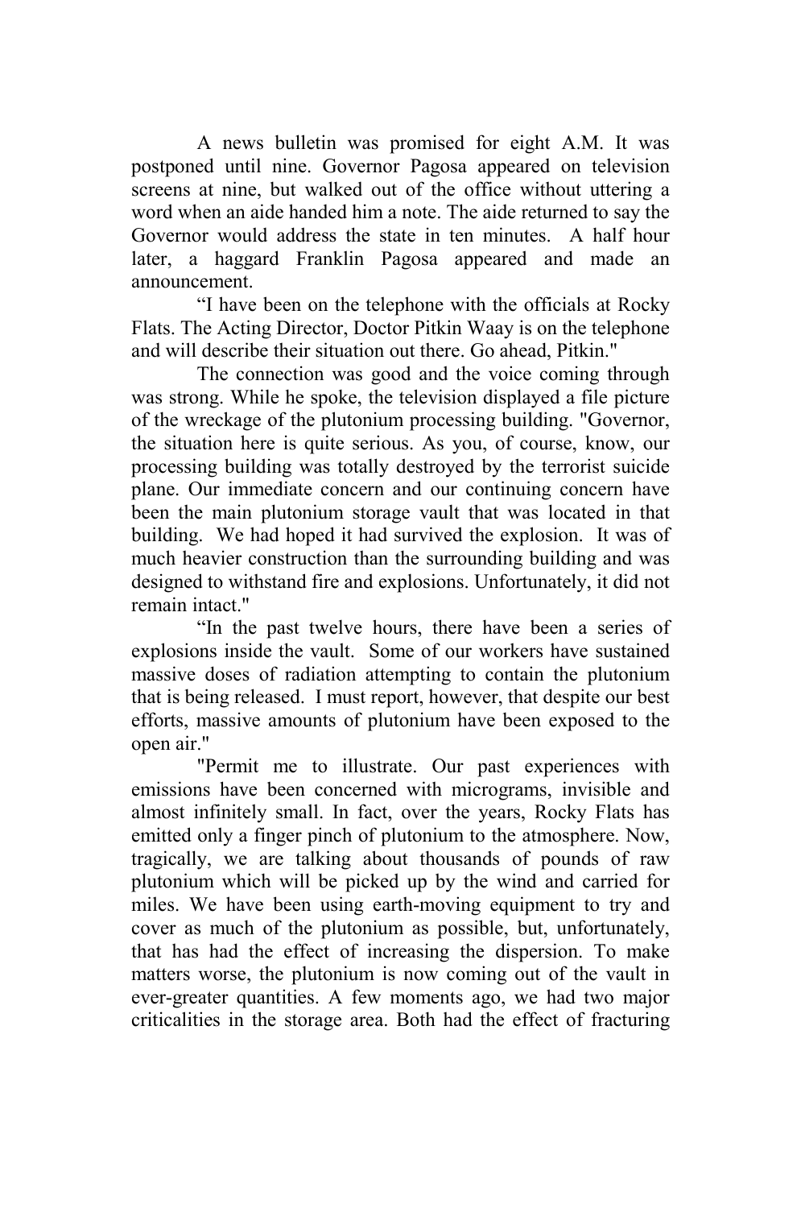A news bulletin was promised for eight A.M. It was postponed until nine. Governor Pagosa appeared on television screens at nine, but walked out of the office without uttering a word when an aide handed him a note. The aide returned to say the Governor would address the state in ten minutes. A half hour later, a haggard Franklin Pagosa appeared and made an announcement.

"I have been on the telephone with the officials at Rocky Flats. The Acting Director, Doctor Pitkin Waay is on the telephone and will describe their situation out there. Go ahead, Pitkin."

The connection was good and the voice coming through was strong. While he spoke, the television displayed a file picture of the wreckage of the plutonium processing building. "Governor, the situation here is quite serious. As you, of course, know, our processing building was totally destroyed by the terrorist suicide plane. Our immediate concern and our continuing concern have been the main plutonium storage vault that was located in that building. We had hoped it had survived the explosion. It was of much heavier construction than the surrounding building and was designed to withstand fire and explosions. Unfortunately, it did not remain intact."

"In the past twelve hours, there have been a series of explosions inside the vault. Some of our workers have sustained massive doses of radiation attempting to contain the plutonium that is being released. I must report, however, that despite our best efforts, massive amounts of plutonium have been exposed to the open air."

"Permit me to illustrate. Our past experiences with emissions have been concerned with micrograms, invisible and almost infinitely small. In fact, over the years, Rocky Flats has emitted only a finger pinch of plutonium to the atmosphere. Now, tragically, we are talking about thousands of pounds of raw plutonium which will be picked up by the wind and carried for miles. We have been using earth-moving equipment to try and cover as much of the plutonium as possible, but, unfortunately, that has had the effect of increasing the dispersion. To make matters worse, the plutonium is now coming out of the vault in ever-greater quantities. A few moments ago, we had two major criticalities in the storage area. Both had the effect of fracturing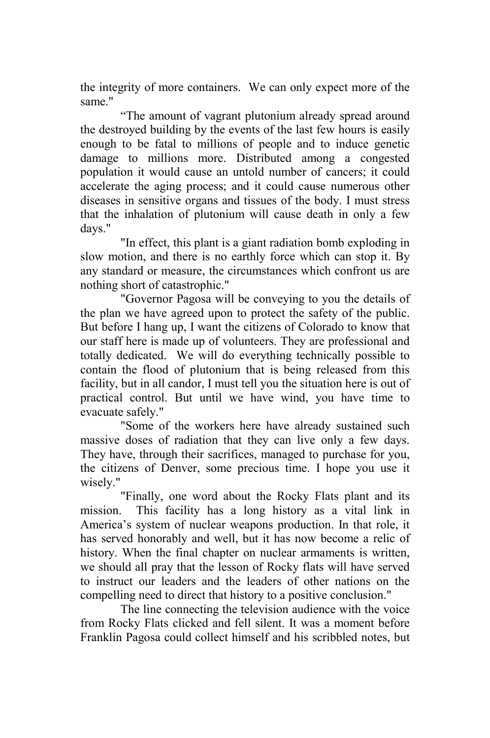the integrity of more containers. We can only expect more of the same."

"The amount of vagrant plutonium already spread around the destroyed building by the events of the last few hours is easily enough to be fatal to millions of people and to induce genetic damage to millions more. Distributed among a congested population it would cause an untold number of cancers; it could accelerate the aging process; and it could cause numerous other diseases in sensitive organs and tissues of the body. I must stress that the inhalation of plutonium will cause death in only a few days."

"In effect, this plant is a giant radiation bomb exploding in slow motion, and there is no earthly force which can stop it. By any standard or measure, the circumstances which confront us are nothing short of catastrophic."

"Governor Pagosa will be conveying to you the details of the plan we have agreed upon to protect the safety of the public. But before I hang up, I want the citizens of Colorado to know that our staff here is made up of volunteers. They are professional and totally dedicated. We will do everything technically possible to contain the flood of plutonium that is being released from this facility, but in all candor, I must tell you the situation here is out of practical control. But until we have wind, you have time to evacuate safely."

"Some of the workers here have already sustained such massive doses of radiation that they can live only a few days. They have, through their sacrifices, managed to purchase for you, the citizens of Denver, some precious time. I hope you use it wisely."

"Finally, one word about the Rocky Flats plant and its mission. This facility has a long history as a vital link in America's system of nuclear weapons production. In that role, it has served honorably and well, but it has now become a relic of history. When the final chapter on nuclear armaments is written, we should all pray that the lesson of Rocky flats will have served to instruct our leaders and the leaders of other nations on the compelling need to direct that history to a positive conclusion."

The line connecting the television audience with the voice from Rocky Flats clicked and fell silent. It was a moment before Franklin Pagosa could collect himself and his scribbled notes, but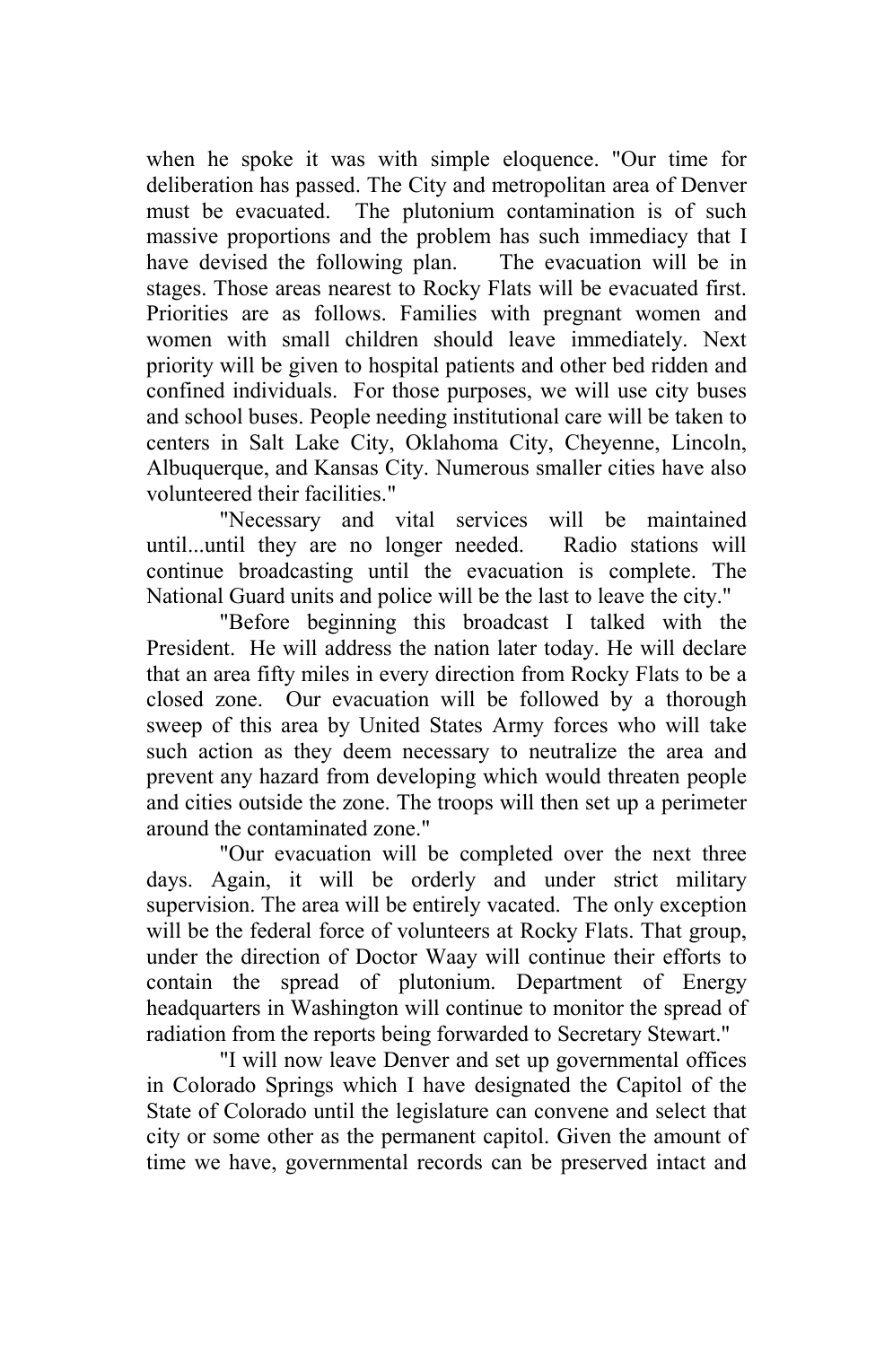when he spoke it was with simple eloquence. "Our time for deliberation has passed. The City and metropolitan area of Denver must be evacuated. The plutonium contamination is of such massive proportions and the problem has such immediacy that I have devised the following plan. The evacuation will be in stages. Those areas nearest to Rocky Flats will be evacuated first. Priorities are as follows. Families with pregnant women and women with small children should leave immediately. Next priority will be given to hospital patients and other bed ridden and confined individuals. For those purposes, we will use city buses and school buses. People needing institutional care will be taken to centers in Salt Lake City, Oklahoma City, Cheyenne, Lincoln, Albuquerque, and Kansas City. Numerous smaller cities have also volunteered their facilities."

"Necessary and vital services will be maintained until...until they are no longer needed. Radio stations will continue broadcasting until the evacuation is complete. The National Guard units and police will be the last to leave the city."

"Before beginning this broadcast I talked with the President. He will address the nation later today. He will declare that an area fifty miles in every direction from Rocky Flats to be a closed zone. Our evacuation will be followed by a thorough sweep of this area by United States Army forces who will take such action as they deem necessary to neutralize the area and prevent any hazard from developing which would threaten people and cities outside the zone. The troops will then set up a perimeter around the contaminated zone."

"Our evacuation will be completed over the next three days. Again, it will be orderly and under strict military supervision. The area will be entirely vacated. The only exception will be the federal force of volunteers at Rocky Flats. That group, under the direction of Doctor Waay will continue their efforts to contain the spread of plutonium. Department of Energy headquarters in Washington will continue to monitor the spread of radiation from the reports being forwarded to Secretary Stewart."

"I will now leave Denver and set up governmental offices in Colorado Springs which I have designated the Capitol of the State of Colorado until the legislature can convene and select that city or some other as the permanent capitol. Given the amount of time we have, governmental records can be preserved intact and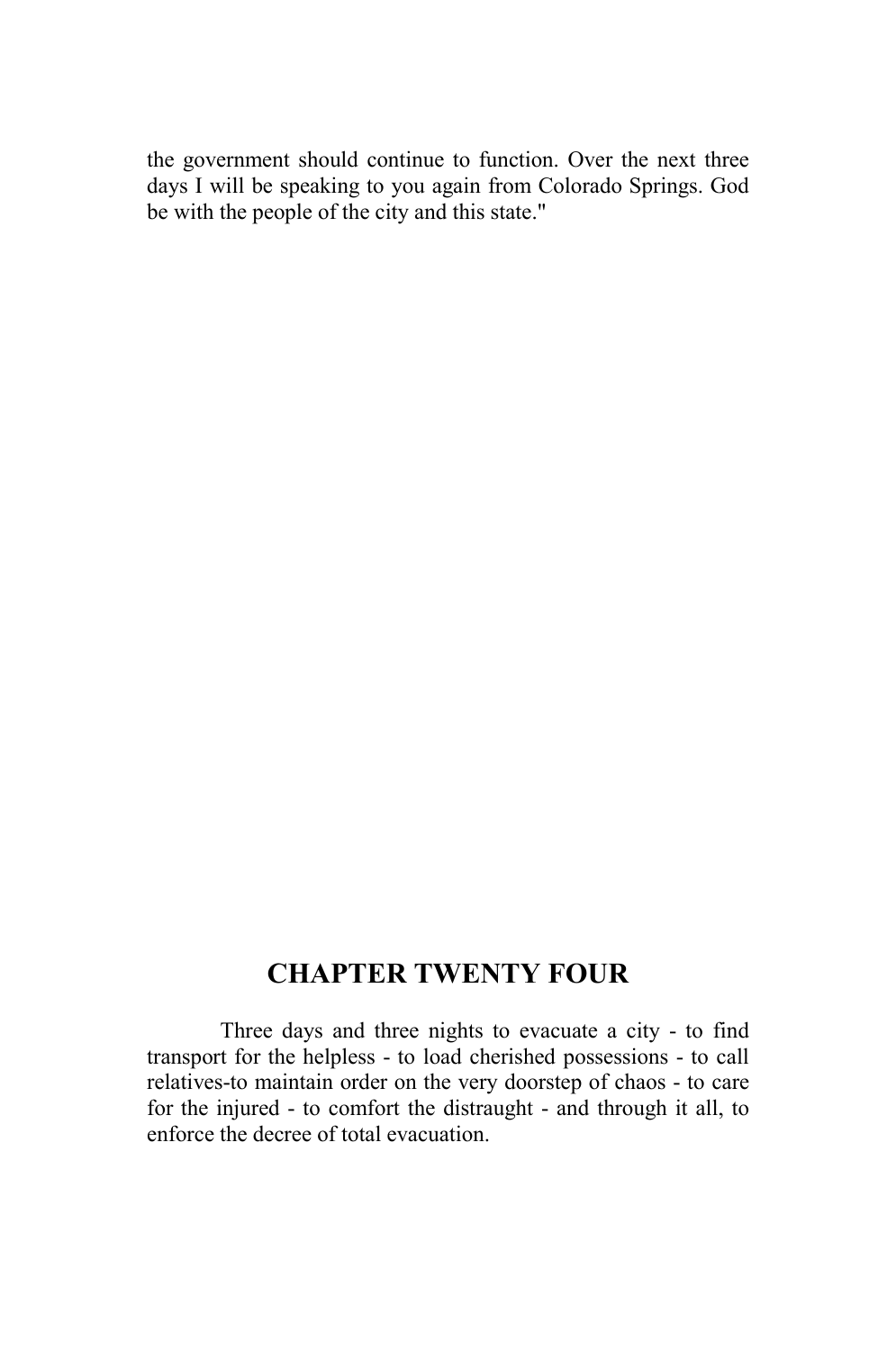the government should continue to function. Over the next three days I will be speaking to you again from Colorado Springs. God be with the people of the city and this state."

## CHAPTER TWENTY FOUR

Three days and three nights to evacuate a city - to find transport for the helpless - to load cherished possessions - to call relatives-to maintain order on the very doorstep of chaos - to care for the injured - to comfort the distraught - and through it all, to enforce the decree of total evacuation.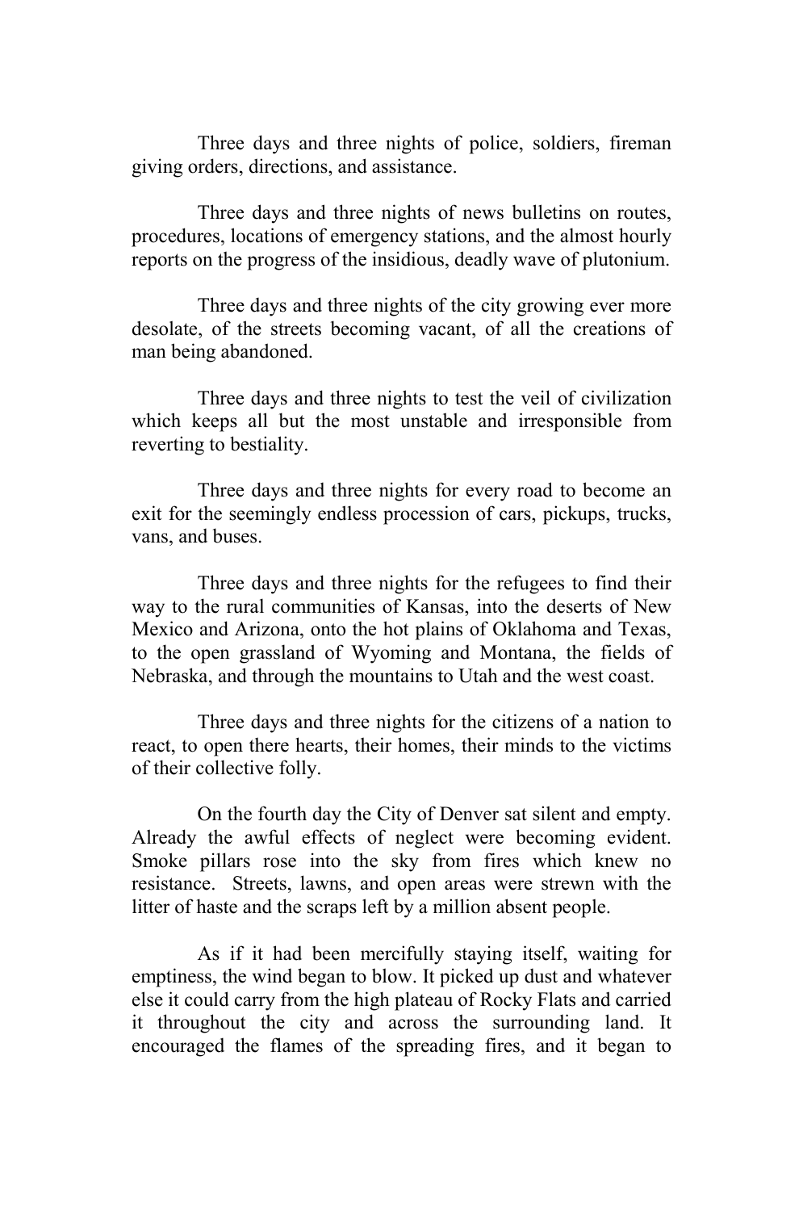Three days and three nights of police, soldiers, fireman giving orders, directions, and assistance.

Three days and three nights of news bulletins on routes, procedures, locations of emergency stations, and the almost hourly reports on the progress of the insidious, deadly wave of plutonium.

Three days and three nights of the city growing ever more desolate, of the streets becoming vacant, of all the creations of man being abandoned.

Three days and three nights to test the veil of civilization which keeps all but the most unstable and irresponsible from reverting to bestiality.

Three days and three nights for every road to become an exit for the seemingly endless procession of cars, pickups, trucks, vans, and buses.

Three days and three nights for the refugees to find their way to the rural communities of Kansas, into the deserts of New Mexico and Arizona, onto the hot plains of Oklahoma and Texas, to the open grassland of Wyoming and Montana, the fields of Nebraska, and through the mountains to Utah and the west coast.

Three days and three nights for the citizens of a nation to react, to open there hearts, their homes, their minds to the victims of their collective folly.

On the fourth day the City of Denver sat silent and empty. Already the awful effects of neglect were becoming evident. Smoke pillars rose into the sky from fires which knew no resistance. Streets, lawns, and open areas were strewn with the litter of haste and the scraps left by a million absent people.

As if it had been mercifully staying itself, waiting for emptiness, the wind began to blow. It picked up dust and whatever else it could carry from the high plateau of Rocky Flats and carried it throughout the city and across the surrounding land. It encouraged the flames of the spreading fires, and it began to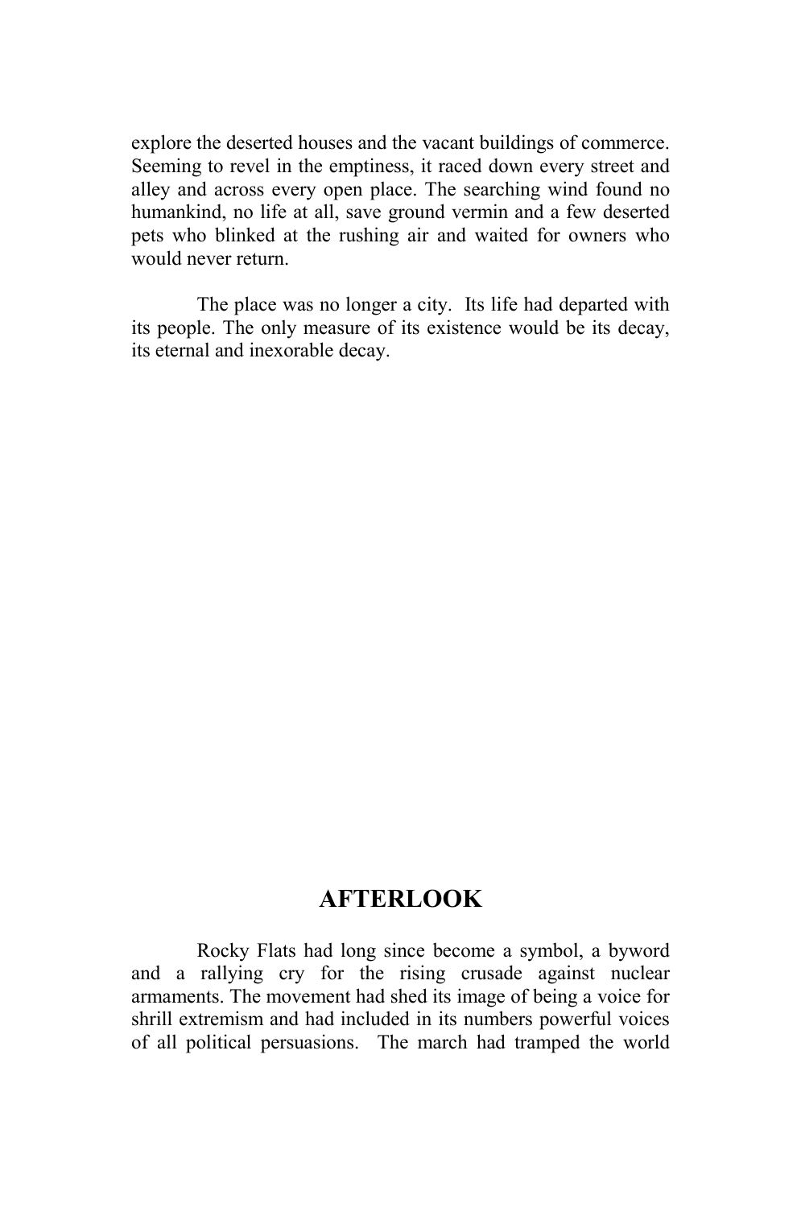explore the deserted houses and the vacant buildings of commerce. Seeming to revel in the emptiness, it raced down every street and alley and across every open place. The searching wind found no humankind, no life at all, save ground vermin and a few deserted pets who blinked at the rushing air and waited for owners who would never return.

The place was no longer a city. Its life had departed with its people. The only measure of its existence would be its decay, its eternal and inexorable decay.

## AFTERLOOK

Rocky Flats had long since become a symbol, a byword and a rallying cry for the rising crusade against nuclear armaments. The movement had shed its image of being a voice for shrill extremism and had included in its numbers powerful voices of all political persuasions. The march had tramped the world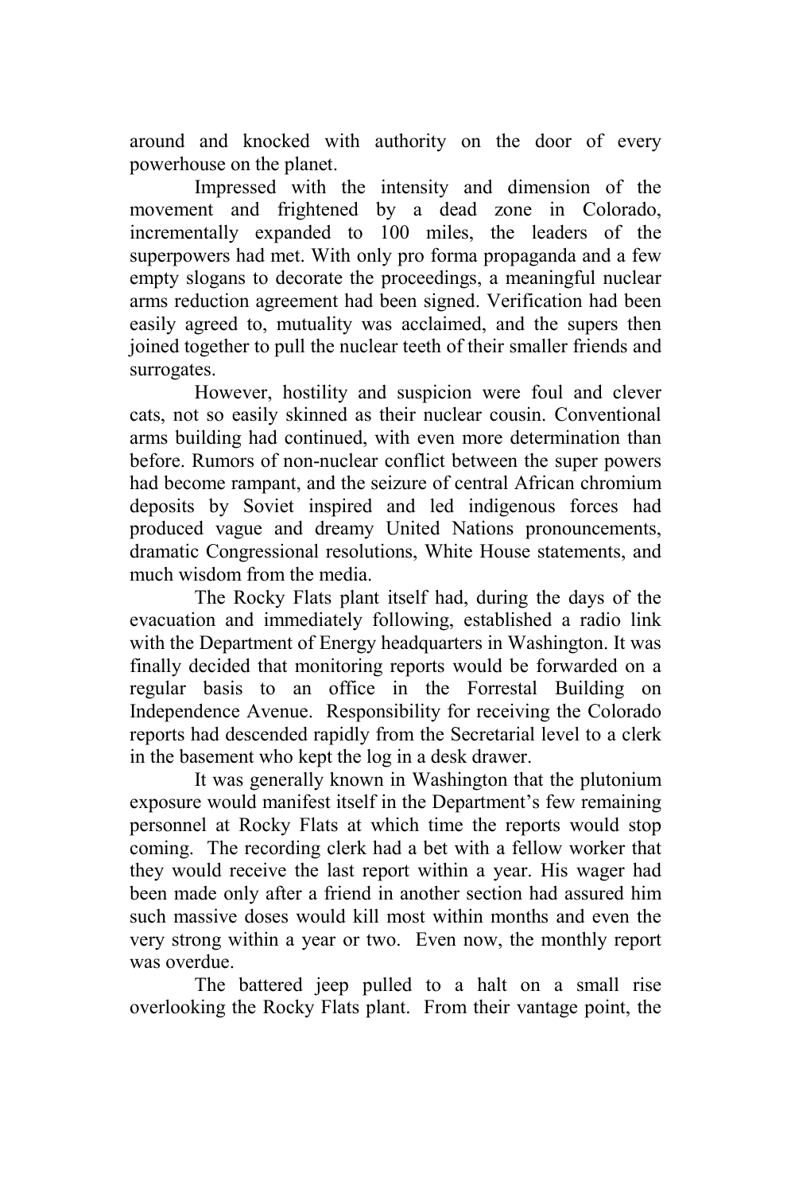around and knocked with authority on the door of every powerhouse on the planet.

Impressed with the intensity and dimension of the movement and frightened by a dead zone in Colorado, incrementally expanded to 100 miles, the leaders of the superpowers had met. With only pro forma propaganda and a few empty slogans to decorate the proceedings, a meaningful nuclear arms reduction agreement had been signed. Verification had been easily agreed to, mutuality was acclaimed, and the supers then joined together to pull the nuclear teeth of their smaller friends and surrogates.

However, hostility and suspicion were foul and clever cats, not so easily skinned as their nuclear cousin. Conventional arms building had continued, with even more determination than before. Rumors of non-nuclear conflict between the super powers had become rampant, and the seizure of central African chromium deposits by Soviet inspired and led indigenous forces had produced vague and dreamy United Nations pronouncements, dramatic Congressional resolutions, White House statements, and much wisdom from the media.

The Rocky Flats plant itself had, during the days of the evacuation and immediately following, established a radio link with the Department of Energy headquarters in Washington. It was finally decided that monitoring reports would be forwarded on a regular basis to an office in the Forrestal Building on Independence Avenue. Responsibility for receiving the Colorado reports had descended rapidly from the Secretarial level to a clerk in the basement who kept the log in a desk drawer.

It was generally known in Washington that the plutonium exposure would manifest itself in the Department's few remaining personnel at Rocky Flats at which time the reports would stop coming. The recording clerk had a bet with a fellow worker that they would receive the last report within a year. His wager had been made only after a friend in another section had assured him such massive doses would kill most within months and even the very strong within a year or two. Even now, the monthly report was overdue.

The battered jeep pulled to a halt on a small rise overlooking the Rocky Flats plant. From their vantage point, the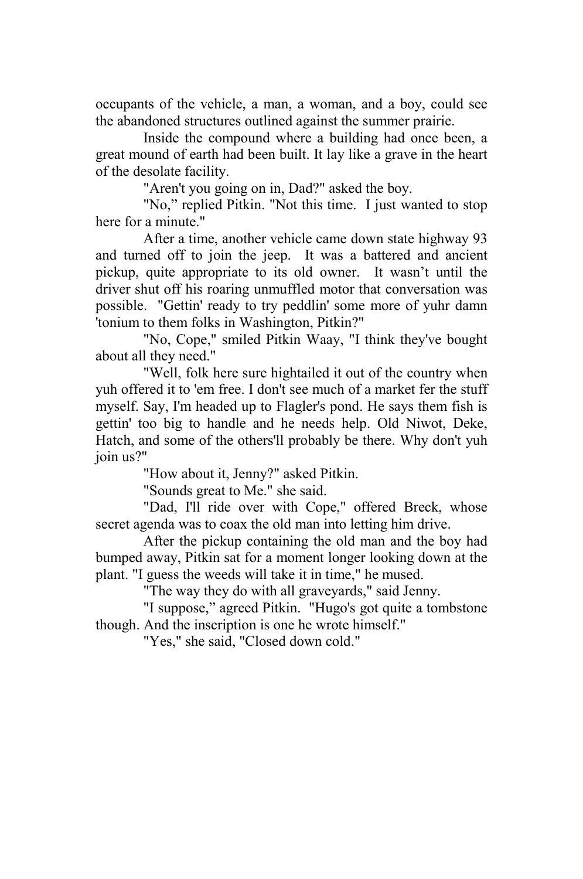occupants of the vehicle, a man, a woman, and a boy, could see the abandoned structures outlined against the summer prairie.

Inside the compound where a building had once been, a great mound of earth had been built. It lay like a grave in the heart of the desolate facility.

"Aren't you going on in, Dad?" asked the boy.

"No," replied Pitkin. "Not this time. I just wanted to stop here for a minute."

After a time, another vehicle came down state highway 93 and turned off to join the jeep. It was a battered and ancient pickup, quite appropriate to its old owner. It wasn't until the driver shut off his roaring unmuffled motor that conversation was possible. "Gettin' ready to try peddlin' some more of yuhr damn 'tonium to them folks in Washington, Pitkin?"

"No, Cope," smiled Pitkin Waay, "I think they've bought about all they need."

"Well, folk here sure hightailed it out of the country when yuh offered it to 'em free. I don't see much of a market fer the stuff myself. Say, I'm headed up to Flagler's pond. He says them fish is gettin' too big to handle and he needs help. Old Niwot, Deke, Hatch, and some of the others'll probably be there. Why don't yuh join us?"

"How about it, Jenny?" asked Pitkin.

"Sounds great to Me." she said.

"Dad, I'll ride over with Cope," offered Breck, whose secret agenda was to coax the old man into letting him drive.

After the pickup containing the old man and the boy had bumped away, Pitkin sat for a moment longer looking down at the plant. "I guess the weeds will take it in time," he mused.

"The way they do with all graveyards," said Jenny.

"I suppose," agreed Pitkin. "Hugo's got quite a tombstone though. And the inscription is one he wrote himself."

"Yes," she said, "Closed down cold."